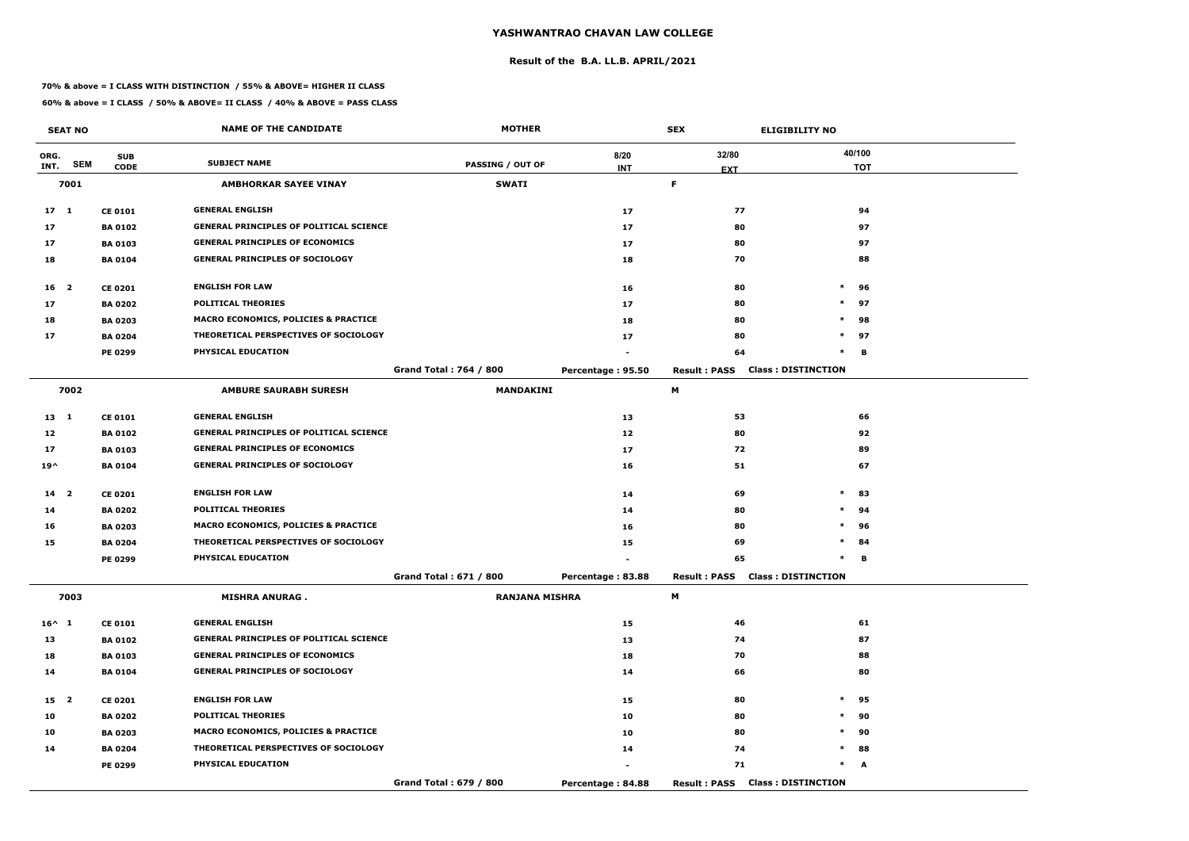# YASHWANTRAO CHAVAN LAW COLLEGE

## Result of the B.A. LL.B. APRIL/2021

**70% & above = I CLASS WITH DISTINCTION / 55% & ABOVE= HIGHER II CLASS**

**60% & above = I CLASS / 50% & ABOVE= II CLASS / 40% & ABOVE = PASS CLASS**

| SEAT NO | | | NAME OF THE CANDIDATE | MOTHER | | SEX | ELIGIBILITY NO |
|---|---|---|---|---|---|---|---|
| ORG. INT. | SEM | SUB CODE | SUBJECT NAME | PASSING / OUT OF | 8/20 INT | 32/80 EXT | 40/100 TOT |
| 7001 | | | AMBHORKAR SAYEE VINAY | SWATI | | F | |
| 17 | 1 | CE 0101 | GENERAL ENGLISH | | 17 | 77 | 94 |
| 17 | | BA 0102 | GENERAL PRINCIPLES OF POLITICAL SCIENCE | | 17 | 80 | 97 |
| 17 | | BA 0103 | GENERAL PRINCIPLES OF ECONOMICS | | 17 | 80 | 97 |
| 18 | | BA 0104 | GENERAL PRINCIPLES OF SOCIOLOGY | | 18 | 70 | 88 |
| 16 | 2 | CE 0201 | ENGLISH FOR LAW | | 16 | 80 | * 96 |
| 17 | | BA 0202 | POLITICAL THEORIES | | 17 | 80 | * 97 |
| 18 | | BA 0203 | MACRO ECONOMICS, POLICIES & PRACTICE | | 18 | 80 | * 98 |
| 17 | | BA 0204 | THEORETICAL PERSPECTIVES OF SOCIOLOGY | | 17 | 80 | * 97 |
| | | PE 0299 | PHYSICAL EDUCATION | | - | 64 | * B |
| | | | | Grand Total : 764 / 800 | Percentage : 95.50 | Result : PASS | Class : DISTINCTION |
| 7002 | | | AMBURE SAURABH SURESH | MANDAKINI | | M | |
| 13 | 1 | CE 0101 | GENERAL ENGLISH | | 13 | 53 | 66 |
| 12 | | BA 0102 | GENERAL PRINCIPLES OF POLITICAL SCIENCE | | 12 | 80 | 92 |
| 17 | | BA 0103 | GENERAL PRINCIPLES OF ECONOMICS | | 17 | 72 | 89 |
| 19^ | | BA 0104 | GENERAL PRINCIPLES OF SOCIOLOGY | | 16 | 51 | 67 |
| 14 | 2 | CE 0201 | ENGLISH FOR LAW | | 14 | 69 | * 83 |
| 14 | | BA 0202 | POLITICAL THEORIES | | 14 | 80 | * 94 |
| 16 | | BA 0203 | MACRO ECONOMICS, POLICIES & PRACTICE | | 16 | 80 | * 96 |
| 15 | | BA 0204 | THEORETICAL PERSPECTIVES OF SOCIOLOGY | | 15 | 69 | * 84 |
| | | PE 0299 | PHYSICAL EDUCATION | | - | 65 | * B |
| | | | | Grand Total : 671 / 800 | Percentage : 83.88 | Result : PASS | Class : DISTINCTION |
| 7003 | | | MISHRA ANURAG . | RANJANA MISHRA | | M | |
| 16^ | 1 | CE 0101 | GENERAL ENGLISH | | 15 | 46 | 61 |
| 13 | | BA 0102 | GENERAL PRINCIPLES OF POLITICAL SCIENCE | | 13 | 74 | 87 |
| 18 | | BA 0103 | GENERAL PRINCIPLES OF ECONOMICS | | 18 | 70 | 88 |
| 14 | | BA 0104 | GENERAL PRINCIPLES OF SOCIOLOGY | | 14 | 66 | 80 |
| 15 | 2 | CE 0201 | ENGLISH FOR LAW | | 15 | 80 | * 95 |
| 10 | | BA 0202 | POLITICAL THEORIES | | 10 | 80 | * 90 |
| 10 | | BA 0203 | MACRO ECONOMICS, POLICIES & PRACTICE | | 10 | 80 | * 90 |
| 14 | | BA 0204 | THEORETICAL PERSPECTIVES OF SOCIOLOGY | | 14 | 74 | * 88 |
| | | PE 0299 | PHYSICAL EDUCATION | | - | 71 | * A |
| | | | | Grand Total : 679 / 800 | Percentage : 84.88 | Result : PASS | Class : DISTINCTION |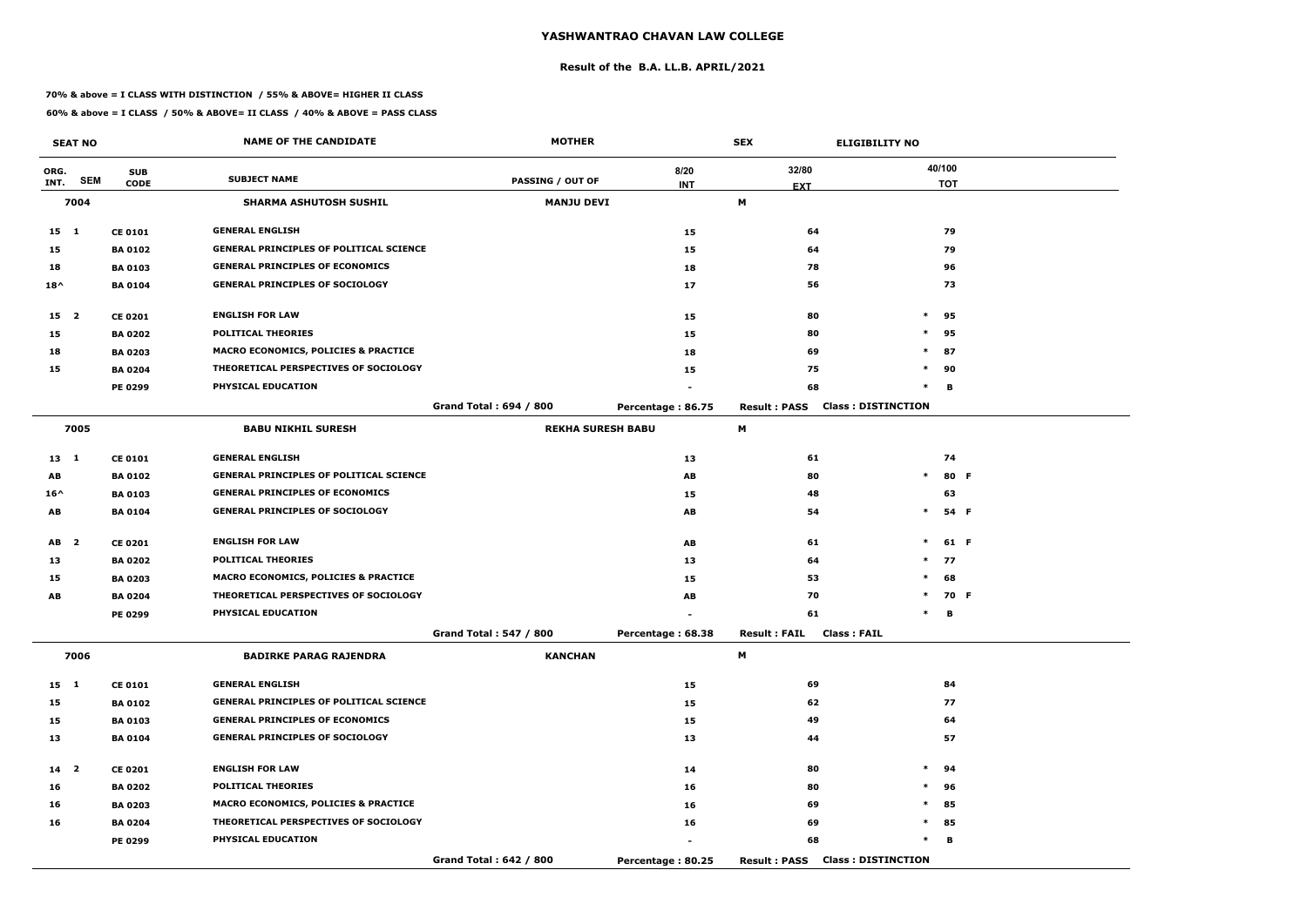# YASHWANTRAO CHAVAN LAW COLLEGE

## Result of the B.A. LL.B. APRIL/2021

**70% & above = I CLASS WITH DISTINCTION / 55% & ABOVE= HIGHER II CLASS**

**60% & above = I CLASS / 50% & ABOVE= II CLASS / 40% & ABOVE = PASS CLASS**

| SEAT NO | | | NAME OF THE CANDIDATE | MOTHER | | SEX | ELIGIBILITY NO | |
|---|---|---|---|---|---|---|---|---|
| ORG. INT. | SEM | SUB CODE | SUBJECT NAME | PASSING / OUT OF | 8/20 INT | 32/80 EXT | | 40/100 TOT |
| 7004 | | | SHARMA ASHUTOSH SUSHIL | MANJU DEVI | | M | | |
| 15 | 1 | CE 0101 | GENERAL ENGLISH | | 15 | 64 | | 79 |
| 15 | | BA 0102 | GENERAL PRINCIPLES OF POLITICAL SCIENCE | | 15 | 64 | | 79 |
| 18 | | BA 0103 | GENERAL PRINCIPLES OF ECONOMICS | | 18 | 78 | | 96 |
| 18^ | | BA 0104 | GENERAL PRINCIPLES OF SOCIOLOGY | | 17 | 56 | | 73 |
| 15 | 2 | CE 0201 | ENGLISH FOR LAW | | 15 | 80 | * | 95 |
| 15 | | BA 0202 | POLITICAL THEORIES | | 15 | 80 | * | 95 |
| 18 | | BA 0203 | MACRO ECONOMICS, POLICIES & PRACTICE | | 18 | 69 | * | 87 |
| 15 | | BA 0204 | THEORETICAL PERSPECTIVES OF SOCIOLOGY | | 15 | 75 | * | 90 |
| | | PE 0299 | PHYSICAL EDUCATION | | - | 68 | * | B |
| | | | | Grand Total : 694 / 800 | Percentage : 86.75 | Result : PASS | Class : DISTINCTION | |
| 7005 | | | BABU NIKHIL SURESH | REKHA SURESH BABU | | M | | |
| 13 | 1 | CE 0101 | GENERAL ENGLISH | | 13 | 61 | | 74 |
| AB | | BA 0102 | GENERAL PRINCIPLES OF POLITICAL SCIENCE | | AB | 80 | * | 80 F |
| 16^ | | BA 0103 | GENERAL PRINCIPLES OF ECONOMICS | | 15 | 48 | | 63 |
| AB | | BA 0104 | GENERAL PRINCIPLES OF SOCIOLOGY | | AB | 54 | * | 54 F |
| AB | 2 | CE 0201 | ENGLISH FOR LAW | | AB | 61 | * | 61 F |
| 13 | | BA 0202 | POLITICAL THEORIES | | 13 | 64 | * | 77 |
| 15 | | BA 0203 | MACRO ECONOMICS, POLICIES & PRACTICE | | 15 | 53 | * | 68 |
| AB | | BA 0204 | THEORETICAL PERSPECTIVES OF SOCIOLOGY | | AB | 70 | * | 70 F |
| | | PE 0299 | PHYSICAL EDUCATION | | - | 61 | * | B |
| | | | | Grand Total : 547 / 800 | Percentage : 68.38 | Result : FAIL | Class : FAIL | |
| 7006 | | | BADIRKE PARAG RAJENDRA | KANCHAN | | M | | |
| 15 | 1 | CE 0101 | GENERAL ENGLISH | | 15 | 69 | | 84 |
| 15 | | BA 0102 | GENERAL PRINCIPLES OF POLITICAL SCIENCE | | 15 | 62 | | 77 |
| 15 | | BA 0103 | GENERAL PRINCIPLES OF ECONOMICS | | 15 | 49 | | 64 |
| 13 | | BA 0104 | GENERAL PRINCIPLES OF SOCIOLOGY | | 13 | 44 | | 57 |
| 14 | 2 | CE 0201 | ENGLISH FOR LAW | | 14 | 80 | * | 94 |
| 16 | | BA 0202 | POLITICAL THEORIES | | 16 | 80 | * | 96 |
| 16 | | BA 0203 | MACRO ECONOMICS, POLICIES & PRACTICE | | 16 | 69 | * | 85 |
| 16 | | BA 0204 | THEORETICAL PERSPECTIVES OF SOCIOLOGY | | 16 | 69 | * | 85 |
| | | PE 0299 | PHYSICAL EDUCATION | | - | 68 | * | B |
| | | | | Grand Total : 642 / 800 | Percentage : 80.25 | Result : PASS | Class : DISTINCTION | |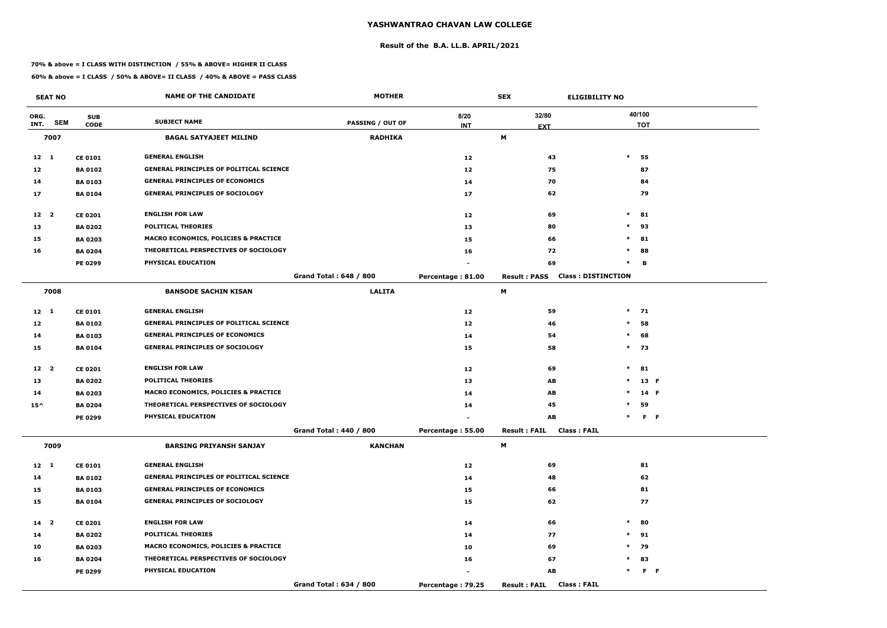# YASHWANTRAO CHAVAN LAW COLLEGE

## Result of the B.A. LL.B. APRIL/2021

**70% & above = I CLASS WITH DISTINCTION / 55% & ABOVE= HIGHER II CLASS**

**60% & above = I CLASS / 50% & ABOVE= II CLASS / 40% & ABOVE = PASS CLASS**

| SEAT NO | | | NAME OF THE CANDIDATE | MOTHER | | SEX | ELIGIBILITY NO |
|---|---|---|---|---|---|---|---|
| ORG. INT. | SEM | SUB CODE | SUBJECT NAME | PASSING / OUT OF | 8/20 INT | 32/80 EXT | 40/100 TOT |
| **7007** | | | **BAGAL SATYAJEET MILIND** | **RADHIKA** | | **M** | |
| 12 | 1 | CE 0101 | GENERAL ENGLISH | | 12 | 43 | * 55 |
| 12 | | BA 0102 | GENERAL PRINCIPLES OF POLITICAL SCIENCE | | 12 | 75 | 87 |
| 14 | | BA 0103 | GENERAL PRINCIPLES OF ECONOMICS | | 14 | 70 | 84 |
| 17 | | BA 0104 | GENERAL PRINCIPLES OF SOCIOLOGY | | 17 | 62 | 79 |
| 12 | 2 | CE 0201 | ENGLISH FOR LAW | | 12 | 69 | * 81 |
| 13 | | BA 0202 | POLITICAL THEORIES | | 13 | 80 | * 93 |
| 15 | | BA 0203 | MACRO ECONOMICS, POLICIES & PRACTICE | | 15 | 66 | * 81 |
| 16 | | BA 0204 | THEORETICAL PERSPECTIVES OF SOCIOLOGY | | 16 | 72 | * 88 |
| | | PE 0299 | PHYSICAL EDUCATION | | - | 69 | * B |
| | | | | Grand Total : 648 / 800 | Percentage : 81.00 | Result : PASS | Class : DISTINCTION |
| **7008** | | | **BANSODE SACHIN KISAN** | **LALITA** | | **M** | |
| 12 | 1 | CE 0101 | GENERAL ENGLISH | | 12 | 59 | * 71 |
| 12 | | BA 0102 | GENERAL PRINCIPLES OF POLITICAL SCIENCE | | 12 | 46 | * 58 |
| 14 | | BA 0103 | GENERAL PRINCIPLES OF ECONOMICS | | 14 | 54 | * 68 |
| 15 | | BA 0104 | GENERAL PRINCIPLES OF SOCIOLOGY | | 15 | 58 | * 73 |
| 12 | 2 | CE 0201 | ENGLISH FOR LAW | | 12 | 69 | * 81 |
| 13 | | BA 0202 | POLITICAL THEORIES | | 13 | AB | * 13 F |
| 14 | | BA 0203 | MACRO ECONOMICS, POLICIES & PRACTICE | | 14 | AB | * 14 F |
| 15^ | | BA 0204 | THEORETICAL PERSPECTIVES OF SOCIOLOGY | | 14 | 45 | * 59 |
| | | PE 0299 | PHYSICAL EDUCATION | | - | AB | * F F |
| | | | | Grand Total : 440 / 800 | Percentage : 55.00 | Result : FAIL | Class : FAIL |
| **7009** | | | **BARSING PRIYANSH SANJAY** | **KANCHAN** | | **M** | |
| 12 | 1 | CE 0101 | GENERAL ENGLISH | | 12 | 69 | 81 |
| 14 | | BA 0102 | GENERAL PRINCIPLES OF POLITICAL SCIENCE | | 14 | 48 | 62 |
| 15 | | BA 0103 | GENERAL PRINCIPLES OF ECONOMICS | | 15 | 66 | 81 |
| 15 | | BA 0104 | GENERAL PRINCIPLES OF SOCIOLOGY | | 15 | 62 | 77 |
| 14 | 2 | CE 0201 | ENGLISH FOR LAW | | 14 | 66 | * 80 |
| 14 | | BA 0202 | POLITICAL THEORIES | | 14 | 77 | * 91 |
| 10 | | BA 0203 | MACRO ECONOMICS, POLICIES & PRACTICE | | 10 | 69 | * 79 |
| 16 | | BA 0204 | THEORETICAL PERSPECTIVES OF SOCIOLOGY | | 16 | 67 | * 83 |
| | | PE 0299 | PHYSICAL EDUCATION | | - | AB | * F F |
| | | | | Grand Total : 634 / 800 | Percentage : 79.25 | Result : FAIL | Class : FAIL |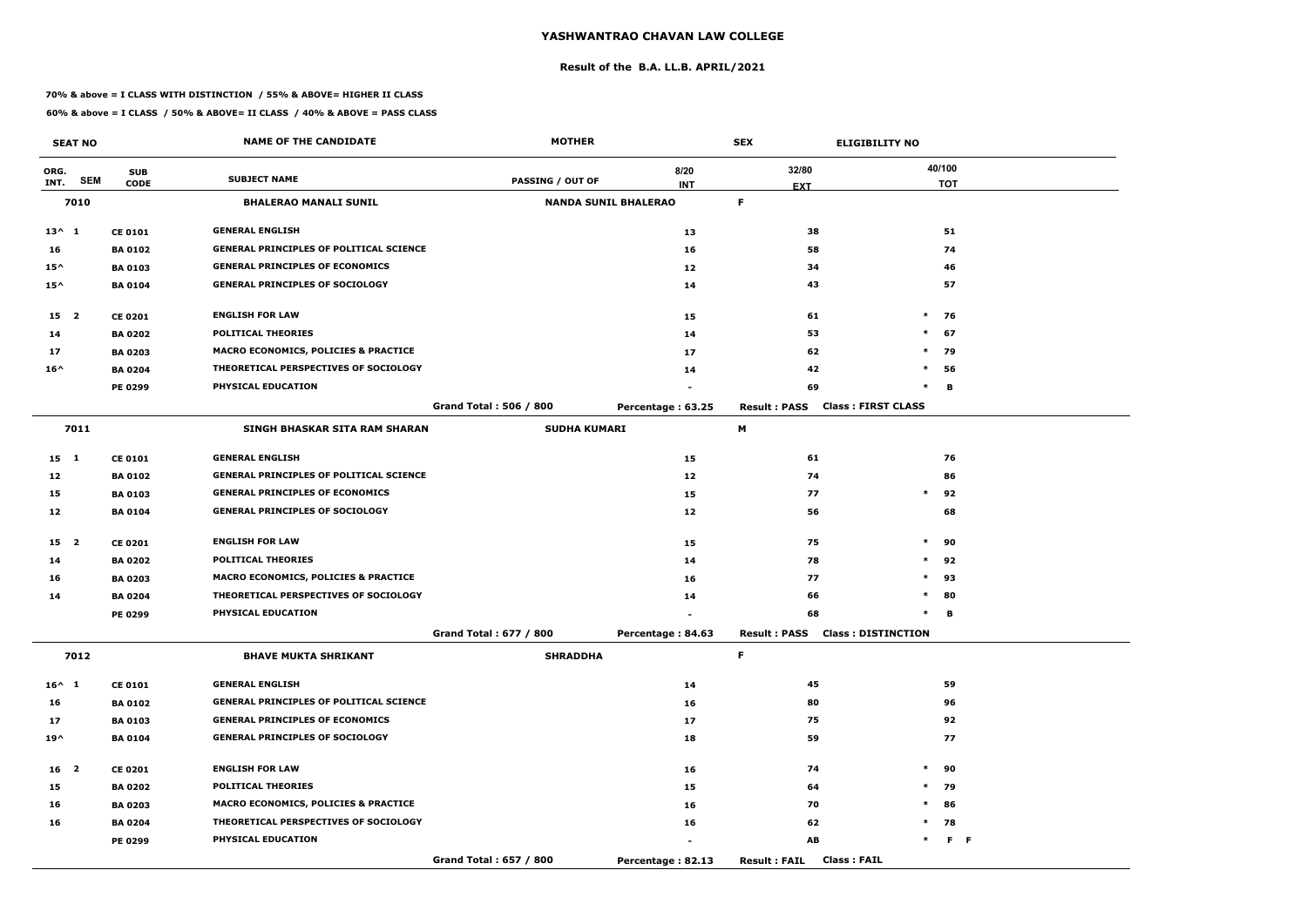# YASHWANTRAO CHAVAN LAW COLLEGE

## Result of the B.A. LL.B. APRIL/2021

**70% & above = I CLASS WITH DISTINCTION / 55% & ABOVE= HIGHER II CLASS**

**60% & above = I CLASS / 50% & ABOVE= II CLASS / 40% & ABOVE = PASS CLASS**

| SEAT NO | | | NAME OF THE CANDIDATE | MOTHER | | SEX | ELIGIBILITY NO | |
|---|---|---|---|---|---|---|---|---|
| ORG. INT. | SEM | SUB CODE | SUBJECT NAME | PASSING / OUT OF | 8/20 INT | 32/80 EXT | | 40/100 TOT |
| **7010** | | | **BHALERAO MANALI SUNIL** | **NANDA SUNIL BHALERAO** | | **F** | | |
| 13^ | 1 | CE 0101 | GENERAL ENGLISH | | 13 | 38 | | 51 |
| 16 | | BA 0102 | GENERAL PRINCIPLES OF POLITICAL SCIENCE | | 16 | 58 | | 74 |
| 15^ | | BA 0103 | GENERAL PRINCIPLES OF ECONOMICS | | 12 | 34 | | 46 |
| 15^ | | BA 0104 | GENERAL PRINCIPLES OF SOCIOLOGY | | 14 | 43 | | 57 |
| 15 | 2 | CE 0201 | ENGLISH FOR LAW | | 15 | 61 | * | 76 |
| 14 | | BA 0202 | POLITICAL THEORIES | | 14 | 53 | * | 67 |
| 17 | | BA 0203 | MACRO ECONOMICS, POLICIES & PRACTICE | | 17 | 62 | * | 79 |
| 16^ | | BA 0204 | THEORETICAL PERSPECTIVES OF SOCIOLOGY | | 14 | 42 | * | 56 |
| | | PE 0299 | PHYSICAL EDUCATION | | - | 69 | * | B |
| | | | | Grand Total : 506 / 800 | Percentage : 63.25 | Result : PASS | Class : FIRST CLASS | |
| **7011** | | | **SINGH BHASKAR SITA RAM SHARAN** | **SUDHA KUMARI** | | **M** | | |
| 15 | 1 | CE 0101 | GENERAL ENGLISH | | 15 | 61 | | 76 |
| 12 | | BA 0102 | GENERAL PRINCIPLES OF POLITICAL SCIENCE | | 12 | 74 | | 86 |
| 15 | | BA 0103 | GENERAL PRINCIPLES OF ECONOMICS | | 15 | 77 | * | 92 |
| 12 | | BA 0104 | GENERAL PRINCIPLES OF SOCIOLOGY | | 12 | 56 | | 68 |
| 15 | 2 | CE 0201 | ENGLISH FOR LAW | | 15 | 75 | * | 90 |
| 14 | | BA 0202 | POLITICAL THEORIES | | 14 | 78 | * | 92 |
| 16 | | BA 0203 | MACRO ECONOMICS, POLICIES & PRACTICE | | 16 | 77 | * | 93 |
| 14 | | BA 0204 | THEORETICAL PERSPECTIVES OF SOCIOLOGY | | 14 | 66 | * | 80 |
| | | PE 0299 | PHYSICAL EDUCATION | | - | 68 | * | B |
| | | | | Grand Total : 677 / 800 | Percentage : 84.63 | Result : PASS | Class : DISTINCTION | |
| **7012** | | | **BHAVE MUKTA SHRIKANT** | **SHRADDHA** | | **F** | | |
| 16^ | 1 | CE 0101 | GENERAL ENGLISH | | 14 | 45 | | 59 |
| 16 | | BA 0102 | GENERAL PRINCIPLES OF POLITICAL SCIENCE | | 16 | 80 | | 96 |
| 17 | | BA 0103 | GENERAL PRINCIPLES OF ECONOMICS | | 17 | 75 | | 92 |
| 19^ | | BA 0104 | GENERAL PRINCIPLES OF SOCIOLOGY | | 18 | 59 | | 77 |
| 16 | 2 | CE 0201 | ENGLISH FOR LAW | | 16 | 74 | * | 90 |
| 15 | | BA 0202 | POLITICAL THEORIES | | 15 | 64 | * | 79 |
| 16 | | BA 0203 | MACRO ECONOMICS, POLICIES & PRACTICE | | 16 | 70 | * | 86 |
| 16 | | BA 0204 | THEORETICAL PERSPECTIVES OF SOCIOLOGY | | 16 | 62 | * | 78 |
| | | PE 0299 | PHYSICAL EDUCATION | | - | AB | * | F F |
| | | | | Grand Total : 657 / 800 | Percentage : 82.13 | Result : FAIL | Class : FAIL | |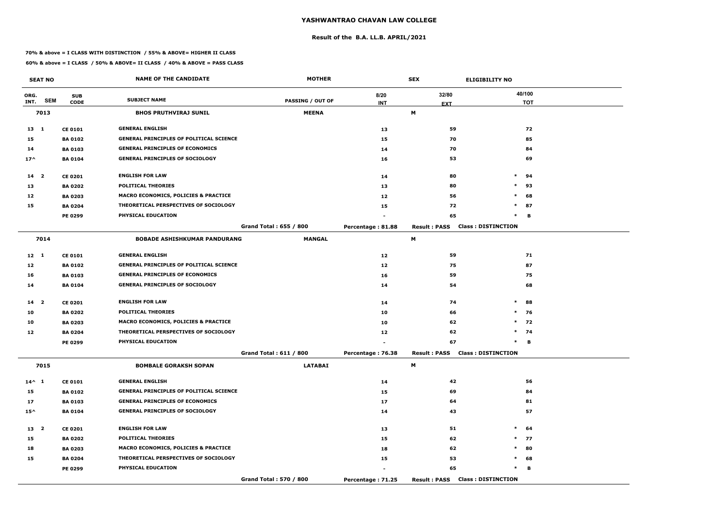# YASHWANTRAO CHAVAN LAW COLLEGE

## Result of the B.A. LL.B. APRIL/2021

**70% & above = I CLASS WITH DISTINCTION / 55% & ABOVE= HIGHER II CLASS**

**60% & above = I CLASS / 50% & ABOVE= II CLASS / 40% & ABOVE = PASS CLASS**

| SEAT NO | | | NAME OF THE CANDIDATE | MOTHER | | SEX | ELIGIBILITY NO |
|---|---|---|---|---|---|---|---|
| ORG. INT. | SEM | SUB CODE | SUBJECT NAME | PASSING / OUT OF | 8/20 INT | 32/80 EXT | 40/100 TOT |
| **7013** | | | **BHOS PRUTHVIRAJ SUNIL** | **MEENA** | | **M** | |
| 13 | 1 | CE 0101 | GENERAL ENGLISH | | 13 | 59 | 72 |
| 15 | | BA 0102 | GENERAL PRINCIPLES OF POLITICAL SCIENCE | | 15 | 70 | 85 |
| 14 | | BA 0103 | GENERAL PRINCIPLES OF ECONOMICS | | 14 | 70 | 84 |
| 17^ | | BA 0104 | GENERAL PRINCIPLES OF SOCIOLOGY | | 16 | 53 | 69 |
| 14 | 2 | CE 0201 | ENGLISH FOR LAW | | 14 | 80 | * 94 |
| 13 | | BA 0202 | POLITICAL THEORIES | | 13 | 80 | * 93 |
| 12 | | BA 0203 | MACRO ECONOMICS, POLICIES & PRACTICE | | 12 | 56 | * 68 |
| 15 | | BA 0204 | THEORETICAL PERSPECTIVES OF SOCIOLOGY | | 15 | 72 | * 87 |
| | | PE 0299 | PHYSICAL EDUCATION | | - | 65 | * B |
| | | | | Grand Total : 655 / 800 | Percentage : 81.88 | Result : PASS | Class : DISTINCTION |
| **7014** | | | **BOBADE ASHISHKUMAR PANDURANG** | **MANGAL** | | **M** | |
| 12 | 1 | CE 0101 | GENERAL ENGLISH | | 12 | 59 | 71 |
| 12 | | BA 0102 | GENERAL PRINCIPLES OF POLITICAL SCIENCE | | 12 | 75 | 87 |
| 16 | | BA 0103 | GENERAL PRINCIPLES OF ECONOMICS | | 16 | 59 | 75 |
| 14 | | BA 0104 | GENERAL PRINCIPLES OF SOCIOLOGY | | 14 | 54 | 68 |
| 14 | 2 | CE 0201 | ENGLISH FOR LAW | | 14 | 74 | * 88 |
| 10 | | BA 0202 | POLITICAL THEORIES | | 10 | 66 | * 76 |
| 10 | | BA 0203 | MACRO ECONOMICS, POLICIES & PRACTICE | | 10 | 62 | * 72 |
| 12 | | BA 0204 | THEORETICAL PERSPECTIVES OF SOCIOLOGY | | 12 | 62 | * 74 |
| | | PE 0299 | PHYSICAL EDUCATION | | - | 67 | * B |
| | | | | Grand Total : 611 / 800 | Percentage : 76.38 | Result : PASS | Class : DISTINCTION |
| **7015** | | | **BOMBALE GORAKSH SOPAN** | **LATABAI** | | **M** | |
| 14^ | 1 | CE 0101 | GENERAL ENGLISH | | 14 | 42 | 56 |
| 15 | | BA 0102 | GENERAL PRINCIPLES OF POLITICAL SCIENCE | | 15 | 69 | 84 |
| 17 | | BA 0103 | GENERAL PRINCIPLES OF ECONOMICS | | 17 | 64 | 81 |
| 15^ | | BA 0104 | GENERAL PRINCIPLES OF SOCIOLOGY | | 14 | 43 | 57 |
| 13 | 2 | CE 0201 | ENGLISH FOR LAW | | 13 | 51 | * 64 |
| 15 | | BA 0202 | POLITICAL THEORIES | | 15 | 62 | * 77 |
| 18 | | BA 0203 | MACRO ECONOMICS, POLICIES & PRACTICE | | 18 | 62 | * 80 |
| 15 | | BA 0204 | THEORETICAL PERSPECTIVES OF SOCIOLOGY | | 15 | 53 | * 68 |
| | | PE 0299 | PHYSICAL EDUCATION | | - | 65 | * B |
| | | | | Grand Total : 570 / 800 | Percentage : 71.25 | Result : PASS | Class : DISTINCTION |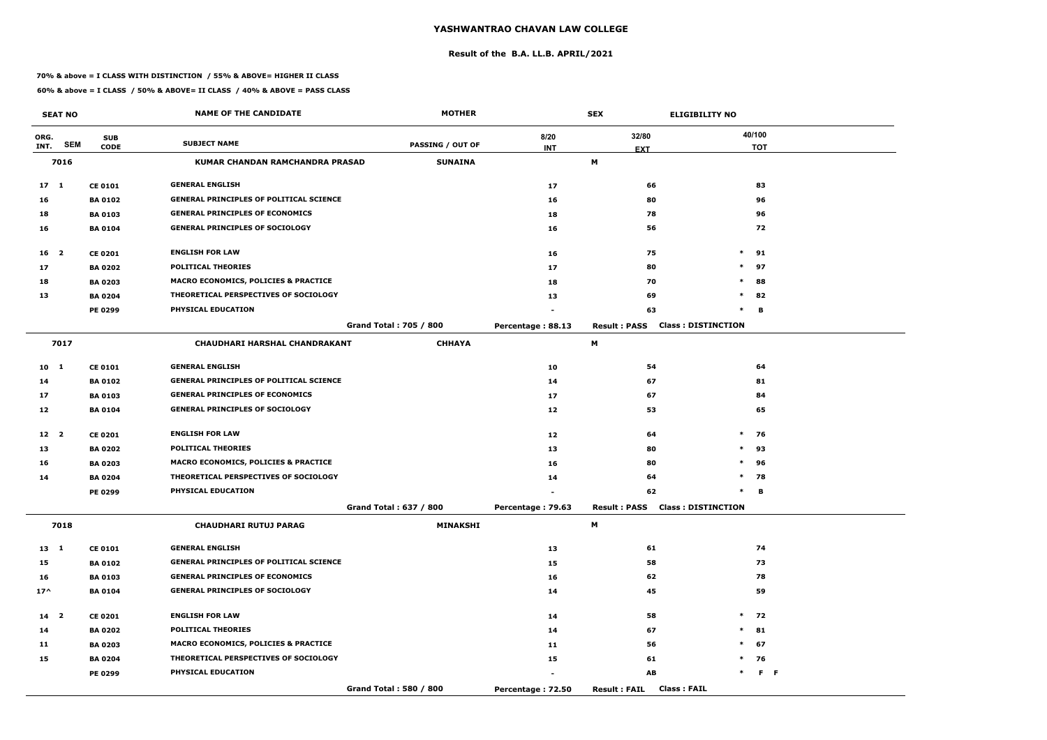# YASHWANTRAO CHAVAN LAW COLLEGE

## Result of the B.A. LL.B. APRIL/2021

**70% & above = I CLASS WITH DISTINCTION / 55% & ABOVE= HIGHER II CLASS**

**60% & above = I CLASS / 50% & ABOVE= II CLASS / 40% & ABOVE = PASS CLASS**

| SEAT NO | | | NAME OF THE CANDIDATE | MOTHER | | SEX | ELIGIBILITY NO | |
|---|---|---|---|---|---|---|---|---|
| ORG. INT. | SEM | SUB CODE | SUBJECT NAME | PASSING / OUT OF | 8/20 INT | 32/80 EXT | | 40/100 TOT |
| 7016 | | | KUMAR CHANDAN RAMCHANDRA PRASAD | SUNAINA | | M | | |
| 17 | 1 | CE 0101 | GENERAL ENGLISH | | 17 | 66 | | 83 |
| 16 | | BA 0102 | GENERAL PRINCIPLES OF POLITICAL SCIENCE | | 16 | 80 | | 96 |
| 18 | | BA 0103 | GENERAL PRINCIPLES OF ECONOMICS | | 18 | 78 | | 96 |
| 16 | | BA 0104 | GENERAL PRINCIPLES OF SOCIOLOGY | | 16 | 56 | | 72 |
| 16 | 2 | CE 0201 | ENGLISH FOR LAW | | 16 | 75 | * | 91 |
| 17 | | BA 0202 | POLITICAL THEORIES | | 17 | 80 | * | 97 |
| 18 | | BA 0203 | MACRO ECONOMICS, POLICIES & PRACTICE | | 18 | 70 | * | 88 |
| 13 | | BA 0204 | THEORETICAL PERSPECTIVES OF SOCIOLOGY | | 13 | 69 | * | 82 |
| | | PE 0299 | PHYSICAL EDUCATION | | - | 63 | * | B |
| | | | | Grand Total : 705 / 800 | Percentage : 88.13 | Result : PASS | Class : DISTINCTION | |
| 7017 | | | CHAUDHARI HARSHAL CHANDRAKANT | CHHAYA | | M | | |
| 10 | 1 | CE 0101 | GENERAL ENGLISH | | 10 | 54 | | 64 |
| 14 | | BA 0102 | GENERAL PRINCIPLES OF POLITICAL SCIENCE | | 14 | 67 | | 81 |
| 17 | | BA 0103 | GENERAL PRINCIPLES OF ECONOMICS | | 17 | 67 | | 84 |
| 12 | | BA 0104 | GENERAL PRINCIPLES OF SOCIOLOGY | | 12 | 53 | | 65 |
| 12 | 2 | CE 0201 | ENGLISH FOR LAW | | 12 | 64 | * | 76 |
| 13 | | BA 0202 | POLITICAL THEORIES | | 13 | 80 | * | 93 |
| 16 | | BA 0203 | MACRO ECONOMICS, POLICIES & PRACTICE | | 16 | 80 | * | 96 |
| 14 | | BA 0204 | THEORETICAL PERSPECTIVES OF SOCIOLOGY | | 14 | 64 | * | 78 |
| | | PE 0299 | PHYSICAL EDUCATION | | - | 62 | * | B |
| | | | | Grand Total : 637 / 800 | Percentage : 79.63 | Result : PASS | Class : DISTINCTION | |
| 7018 | | | CHAUDHARI RUTUJ PARAG | MINAKSHI | | M | | |
| 13 | 1 | CE 0101 | GENERAL ENGLISH | | 13 | 61 | | 74 |
| 15 | | BA 0102 | GENERAL PRINCIPLES OF POLITICAL SCIENCE | | 15 | 58 | | 73 |
| 16 | | BA 0103 | GENERAL PRINCIPLES OF ECONOMICS | | 16 | 62 | | 78 |
| 17^ | | BA 0104 | GENERAL PRINCIPLES OF SOCIOLOGY | | 14 | 45 | | 59 |
| 14 | 2 | CE 0201 | ENGLISH FOR LAW | | 14 | 58 | * | 72 |
| 14 | | BA 0202 | POLITICAL THEORIES | | 14 | 67 | * | 81 |
| 11 | | BA 0203 | MACRO ECONOMICS, POLICIES & PRACTICE | | 11 | 56 | * | 67 |
| 15 | | BA 0204 | THEORETICAL PERSPECTIVES OF SOCIOLOGY | | 15 | 61 | * | 76 |
| | | PE 0299 | PHYSICAL EDUCATION | | - | AB | * | F F |
| | | | | Grand Total : 580 / 800 | Percentage : 72.50 | Result : FAIL | Class : FAIL | |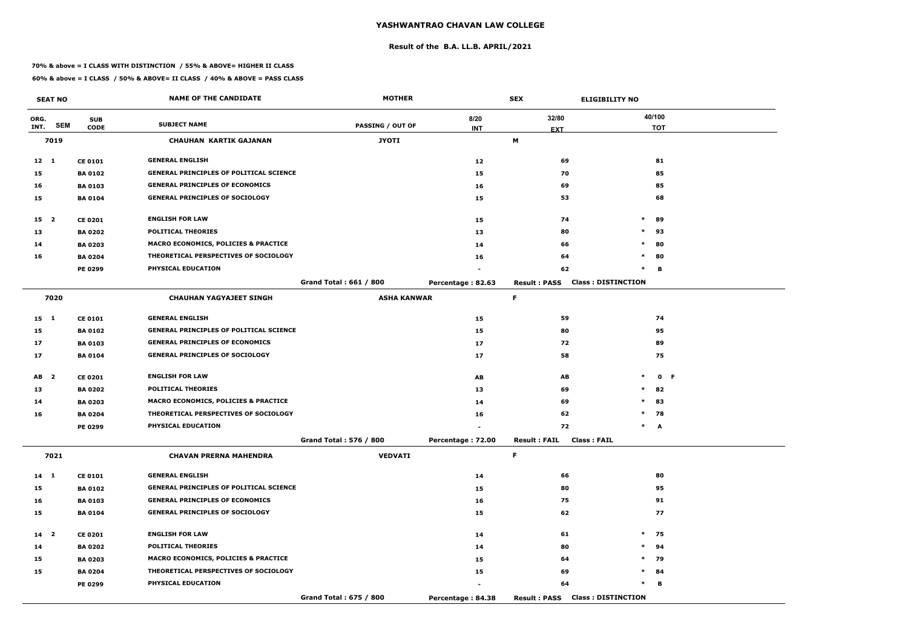# YASHWANTRAO CHAVAN LAW COLLEGE

## Result of the B.A. LL.B. APRIL/2021

**70% & above = I CLASS WITH DISTINCTION / 55% & ABOVE= HIGHER II CLASS**

**60% & above = I CLASS / 50% & ABOVE= II CLASS / 40% & ABOVE = PASS CLASS**

| SEAT NO | | | NAME OF THE CANDIDATE | MOTHER | SEX | | ELIGIBILITY NO |
|---|---|---|---|---|---|---|---|
| ORG. INT. | SEM | SUB CODE | SUBJECT NAME | PASSING / OUT OF | 8/20 INT | 32/80 EXT | 40/100 TOT |
| **7019** | | | **CHAUHAN KARTIK GAJANAN** | **JYOTI** | | **M** | |
| 12 | 1 | CE 0101 | GENERAL ENGLISH | | 12 | 69 | 81 |
| 15 | | BA 0102 | GENERAL PRINCIPLES OF POLITICAL SCIENCE | | 15 | 70 | 85 |
| 16 | | BA 0103 | GENERAL PRINCIPLES OF ECONOMICS | | 16 | 69 | 85 |
| 15 | | BA 0104 | GENERAL PRINCIPLES OF SOCIOLOGY | | 15 | 53 | 68 |
| 15 | 2 | CE 0201 | ENGLISH FOR LAW | | 15 | 74 | * 89 |
| 13 | | BA 0202 | POLITICAL THEORIES | | 13 | 80 | * 93 |
| 14 | | BA 0203 | MACRO ECONOMICS, POLICIES & PRACTICE | | 14 | 66 | * 80 |
| 16 | | BA 0204 | THEORETICAL PERSPECTIVES OF SOCIOLOGY | | 16 | 64 | * 80 |
| | | PE 0299 | PHYSICAL EDUCATION | | - | 62 | * B |
| | | | | Grand Total : 661 / 800 | Percentage : 82.63 | Result : PASS | Class : DISTINCTION |
| **7020** | | | **CHAUHAN YAGYAJEET SINGH** | **ASHA KANWAR** | | **F** | |
| 15 | 1 | CE 0101 | GENERAL ENGLISH | | 15 | 59 | 74 |
| 15 | | BA 0102 | GENERAL PRINCIPLES OF POLITICAL SCIENCE | | 15 | 80 | 95 |
| 17 | | BA 0103 | GENERAL PRINCIPLES OF ECONOMICS | | 17 | 72 | 89 |
| 17 | | BA 0104 | GENERAL PRINCIPLES OF SOCIOLOGY | | 17 | 58 | 75 |
| AB | 2 | CE 0201 | ENGLISH FOR LAW | | AB | AB | * 0 F |
| 13 | | BA 0202 | POLITICAL THEORIES | | 13 | 69 | * 82 |
| 14 | | BA 0203 | MACRO ECONOMICS, POLICIES & PRACTICE | | 14 | 69 | * 83 |
| 16 | | BA 0204 | THEORETICAL PERSPECTIVES OF SOCIOLOGY | | 16 | 62 | * 78 |
| | | PE 0299 | PHYSICAL EDUCATION | | - | 72 | * A |
| | | | | Grand Total : 576 / 800 | Percentage : 72.00 | Result : FAIL | Class : FAIL |
| **7021** | | | **CHAVAN PRERNA MAHENDRA** | **VEDVATI** | | **F** | |
| 14 | 1 | CE 0101 | GENERAL ENGLISH | | 14 | 66 | 80 |
| 15 | | BA 0102 | GENERAL PRINCIPLES OF POLITICAL SCIENCE | | 15 | 80 | 95 |
| 16 | | BA 0103 | GENERAL PRINCIPLES OF ECONOMICS | | 16 | 75 | 91 |
| 15 | | BA 0104 | GENERAL PRINCIPLES OF SOCIOLOGY | | 15 | 62 | 77 |
| 14 | 2 | CE 0201 | ENGLISH FOR LAW | | 14 | 61 | * 75 |
| 14 | | BA 0202 | POLITICAL THEORIES | | 14 | 80 | * 94 |
| 15 | | BA 0203 | MACRO ECONOMICS, POLICIES & PRACTICE | | 15 | 64 | * 79 |
| 15 | | BA 0204 | THEORETICAL PERSPECTIVES OF SOCIOLOGY | | 15 | 69 | * 84 |
| | | PE 0299 | PHYSICAL EDUCATION | | - | 64 | * B |
| | | | | Grand Total : 675 / 800 | Percentage : 84.38 | Result : PASS | Class : DISTINCTION |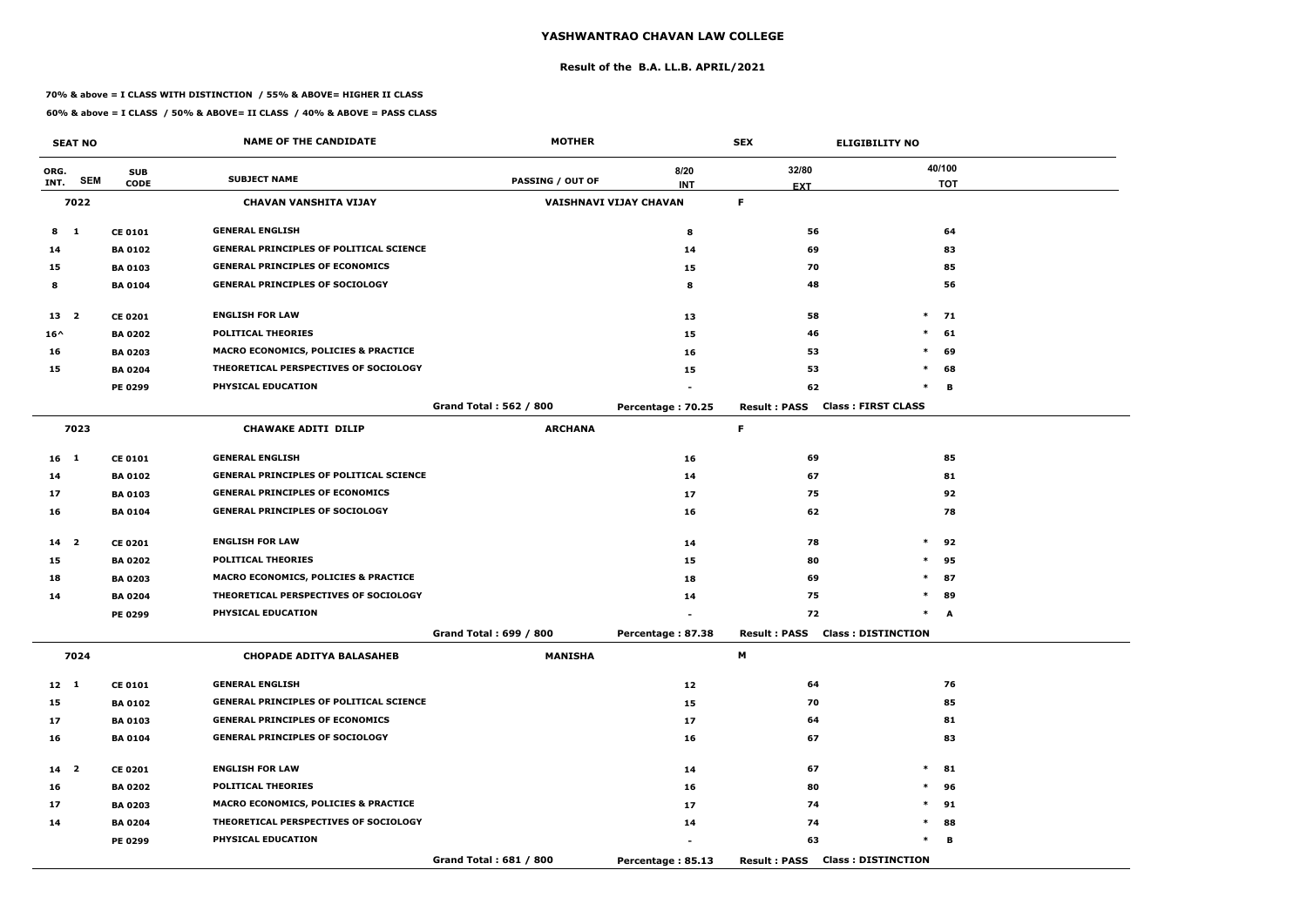# YASHWANTRAO CHAVAN LAW COLLEGE

## Result of the B.A. LL.B. APRIL/2021

**70% & above = I CLASS WITH DISTINCTION / 55% & ABOVE= HIGHER II CLASS**

**60% & above = I CLASS / 50% & ABOVE= II CLASS / 40% & ABOVE = PASS CLASS**

| SEAT NO | | | NAME OF THE CANDIDATE | MOTHER | | SEX | ELIGIBILITY NO | |
|---|---|---|---|---|---|---|---|---|
| ORG. INT. | SEM | SUB CODE | SUBJECT NAME | PASSING / OUT OF | 8/20 INT | 32/80 EXT | | 40/100 TOT |
| 7022 | | | CHAVAN VANSHITA VIJAY | VAISHNAVI VIJAY CHAVAN | | F | | |
| 8 | 1 | CE 0101 | GENERAL ENGLISH | | 8 | 56 | | 64 |
| 14 | | BA 0102 | GENERAL PRINCIPLES OF POLITICAL SCIENCE | | 14 | 69 | | 83 |
| 15 | | BA 0103 | GENERAL PRINCIPLES OF ECONOMICS | | 15 | 70 | | 85 |
| 8 | | BA 0104 | GENERAL PRINCIPLES OF SOCIOLOGY | | 8 | 48 | | 56 |
| 13 | 2 | CE 0201 | ENGLISH FOR LAW | | 13 | 58 | * | 71 |
| 16^ | | BA 0202 | POLITICAL THEORIES | | 15 | 46 | * | 61 |
| 16 | | BA 0203 | MACRO ECONOMICS, POLICIES & PRACTICE | | 16 | 53 | * | 69 |
| 15 | | BA 0204 | THEORETICAL PERSPECTIVES OF SOCIOLOGY | | 15 | 53 | * | 68 |
| | | PE 0299 | PHYSICAL EDUCATION | | - | 62 | * | B |
| | | | | Grand Total : 562 / 800 | Percentage : 70.25 | Result : PASS | Class : FIRST CLASS | |
| 7023 | | | CHAWAKE ADITI DILIP | ARCHANA | | F | | |
| 16 | 1 | CE 0101 | GENERAL ENGLISH | | 16 | 69 | | 85 |
| 14 | | BA 0102 | GENERAL PRINCIPLES OF POLITICAL SCIENCE | | 14 | 67 | | 81 |
| 17 | | BA 0103 | GENERAL PRINCIPLES OF ECONOMICS | | 17 | 75 | | 92 |
| 16 | | BA 0104 | GENERAL PRINCIPLES OF SOCIOLOGY | | 16 | 62 | | 78 |
| 14 | 2 | CE 0201 | ENGLISH FOR LAW | | 14 | 78 | * | 92 |
| 15 | | BA 0202 | POLITICAL THEORIES | | 15 | 80 | * | 95 |
| 18 | | BA 0203 | MACRO ECONOMICS, POLICIES & PRACTICE | | 18 | 69 | * | 87 |
| 14 | | BA 0204 | THEORETICAL PERSPECTIVES OF SOCIOLOGY | | 14 | 75 | * | 89 |
| | | PE 0299 | PHYSICAL EDUCATION | | - | 72 | * | A |
| | | | | Grand Total : 699 / 800 | Percentage : 87.38 | Result : PASS | Class : DISTINCTION | |
| 7024 | | | CHOPADE ADITYA BALASAHEB | MANISHA | | M | | |
| 12 | 1 | CE 0101 | GENERAL ENGLISH | | 12 | 64 | | 76 |
| 15 | | BA 0102 | GENERAL PRINCIPLES OF POLITICAL SCIENCE | | 15 | 70 | | 85 |
| 17 | | BA 0103 | GENERAL PRINCIPLES OF ECONOMICS | | 17 | 64 | | 81 |
| 16 | | BA 0104 | GENERAL PRINCIPLES OF SOCIOLOGY | | 16 | 67 | | 83 |
| 14 | 2 | CE 0201 | ENGLISH FOR LAW | | 14 | 67 | * | 81 |
| 16 | | BA 0202 | POLITICAL THEORIES | | 16 | 80 | * | 96 |
| 17 | | BA 0203 | MACRO ECONOMICS, POLICIES & PRACTICE | | 17 | 74 | * | 91 |
| 14 | | BA 0204 | THEORETICAL PERSPECTIVES OF SOCIOLOGY | | 14 | 74 | * | 88 |
| | | PE 0299 | PHYSICAL EDUCATION | | - | 63 | * | B |
| | | | | Grand Total : 681 / 800 | Percentage : 85.13 | Result : PASS | Class : DISTINCTION | |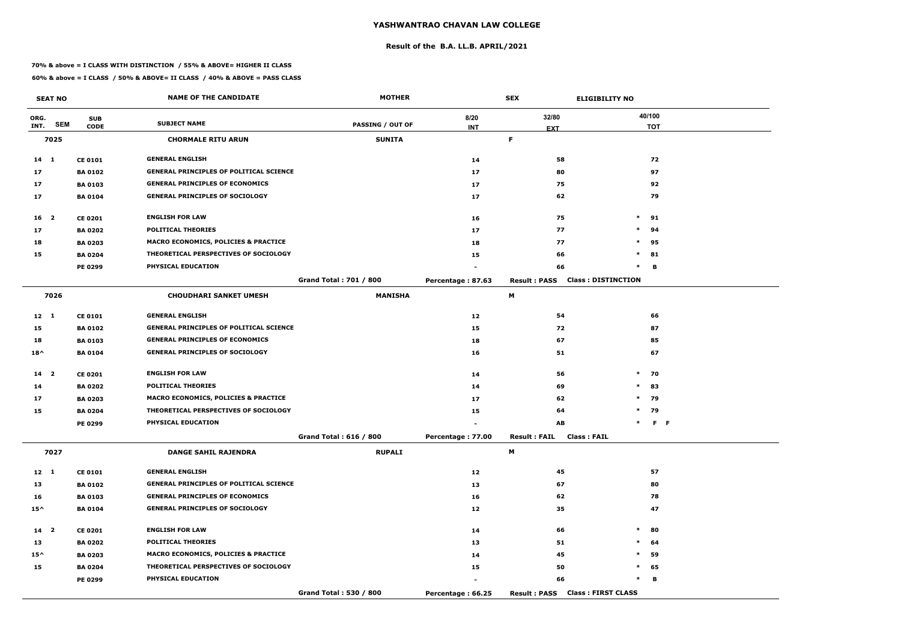# YASHWANTRAO CHAVAN LAW COLLEGE

## Result of the B.A. LL.B. APRIL/2021

**70% & above = I CLASS WITH DISTINCTION / 55% & ABOVE= HIGHER II CLASS**

**60% & above = I CLASS / 50% & ABOVE= II CLASS / 40% & ABOVE = PASS CLASS**

| SEAT NO | | | NAME OF THE CANDIDATE | MOTHER | | SEX | ELIGIBILITY NO |
|---|---|---|---|---|---|---|---|
| ORG. INT. | SEM | SUB CODE | SUBJECT NAME | PASSING / OUT OF | 8/20 INT | 32/80 EXT | 40/100 TOT |
| 7025 | | | CHORMALE RITU ARUN | SUNITA | | F | |
| 14 | 1 | CE 0101 | GENERAL ENGLISH | | 14 | 58 | 72 |
| 17 | | BA 0102 | GENERAL PRINCIPLES OF POLITICAL SCIENCE | | 17 | 80 | 97 |
| 17 | | BA 0103 | GENERAL PRINCIPLES OF ECONOMICS | | 17 | 75 | 92 |
| 17 | | BA 0104 | GENERAL PRINCIPLES OF SOCIOLOGY | | 17 | 62 | 79 |
| 16 | 2 | CE 0201 | ENGLISH FOR LAW | | 16 | 75 | * 91 |
| 17 | | BA 0202 | POLITICAL THEORIES | | 17 | 77 | * 94 |
| 18 | | BA 0203 | MACRO ECONOMICS, POLICIES & PRACTICE | | 18 | 77 | * 95 |
| 15 | | BA 0204 | THEORETICAL PERSPECTIVES OF SOCIOLOGY | | 15 | 66 | * 81 |
| | | PE 0299 | PHYSICAL EDUCATION | | - | 66 | * B |
| | | | | Grand Total : 701 / 800 | Percentage : 87.63 | Result : PASS | Class : DISTINCTION |
| 7026 | | | CHOUDHARI SANKET UMESH | MANISHA | | M | |
| 12 | 1 | CE 0101 | GENERAL ENGLISH | | 12 | 54 | 66 |
| 15 | | BA 0102 | GENERAL PRINCIPLES OF POLITICAL SCIENCE | | 15 | 72 | 87 |
| 18 | | BA 0103 | GENERAL PRINCIPLES OF ECONOMICS | | 18 | 67 | 85 |
| 18^ | | BA 0104 | GENERAL PRINCIPLES OF SOCIOLOGY | | 16 | 51 | 67 |
| 14 | 2 | CE 0201 | ENGLISH FOR LAW | | 14 | 56 | * 70 |
| 14 | | BA 0202 | POLITICAL THEORIES | | 14 | 69 | * 83 |
| 17 | | BA 0203 | MACRO ECONOMICS, POLICIES & PRACTICE | | 17 | 62 | * 79 |
| 15 | | BA 0204 | THEORETICAL PERSPECTIVES OF SOCIOLOGY | | 15 | 64 | * 79 |
| | | PE 0299 | PHYSICAL EDUCATION | | - | AB | * F F |
| | | | | Grand Total : 616 / 800 | Percentage : 77.00 | Result : FAIL | Class : FAIL |
| 7027 | | | DANGE SAHIL RAJENDRA | RUPALI | | M | |
| 12 | 1 | CE 0101 | GENERAL ENGLISH | | 12 | 45 | 57 |
| 13 | | BA 0102 | GENERAL PRINCIPLES OF POLITICAL SCIENCE | | 13 | 67 | 80 |
| 16 | | BA 0103 | GENERAL PRINCIPLES OF ECONOMICS | | 16 | 62 | 78 |
| 15^ | | BA 0104 | GENERAL PRINCIPLES OF SOCIOLOGY | | 12 | 35 | 47 |
| 14 | 2 | CE 0201 | ENGLISH FOR LAW | | 14 | 66 | * 80 |
| 13 | | BA 0202 | POLITICAL THEORIES | | 13 | 51 | * 64 |
| 15^ | | BA 0203 | MACRO ECONOMICS, POLICIES & PRACTICE | | 14 | 45 | * 59 |
| 15 | | BA 0204 | THEORETICAL PERSPECTIVES OF SOCIOLOGY | | 15 | 50 | * 65 |
| | | PE 0299 | PHYSICAL EDUCATION | | - | 66 | * B |
| | | | | Grand Total : 530 / 800 | Percentage : 66.25 | Result : PASS | Class : FIRST CLASS |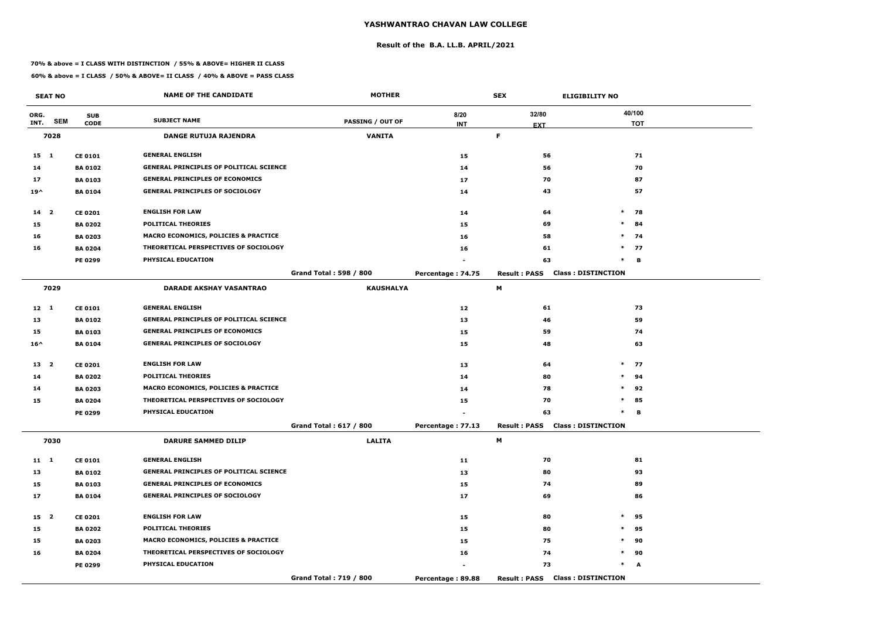# YASHWANTRAO CHAVAN LAW COLLEGE

## Result of the B.A. LL.B. APRIL/2021

**70% & above = I CLASS WITH DISTINCTION / 55% & ABOVE= HIGHER II CLASS**

**60% & above = I CLASS / 50% & ABOVE= II CLASS / 40% & ABOVE = PASS CLASS**

| SEAT NO | | | NAME OF THE CANDIDATE | MOTHER | | SEX | ELIGIBILITY NO |
|---|---|---|---|---|---|---|---|
| ORG. INT. | SEM | SUB CODE | SUBJECT NAME | PASSING / OUT OF | 8/20 INT | 32/80 EXT | 40/100 TOT |
| 7028 | | | DANGE RUTUJA RAJENDRA | VANITA | | F | |
| 15 | 1 | CE 0101 | GENERAL ENGLISH | | 15 | 56 | 71 |
| 14 | | BA 0102 | GENERAL PRINCIPLES OF POLITICAL SCIENCE | | 14 | 56 | 70 |
| 17 | | BA 0103 | GENERAL PRINCIPLES OF ECONOMICS | | 17 | 70 | 87 |
| 19^ | | BA 0104 | GENERAL PRINCIPLES OF SOCIOLOGY | | 14 | 43 | 57 |
| 14 | 2 | CE 0201 | ENGLISH FOR LAW | | 14 | 64 | * 78 |
| 15 | | BA 0202 | POLITICAL THEORIES | | 15 | 69 | * 84 |
| 16 | | BA 0203 | MACRO ECONOMICS, POLICIES & PRACTICE | | 16 | 58 | * 74 |
| 16 | | BA 0204 | THEORETICAL PERSPECTIVES OF SOCIOLOGY | | 16 | 61 | * 77 |
| | | PE 0299 | PHYSICAL EDUCATION | | - | 63 | * B |
| | | | | Grand Total : 598 / 800 | Percentage : 74.75 | Result : PASS | Class : DISTINCTION |
| 7029 | | | DARADE AKSHAY VASANTRAO | KAUSHALYA | | M | |
| 12 | 1 | CE 0101 | GENERAL ENGLISH | | 12 | 61 | 73 |
| 13 | | BA 0102 | GENERAL PRINCIPLES OF POLITICAL SCIENCE | | 13 | 46 | 59 |
| 15 | | BA 0103 | GENERAL PRINCIPLES OF ECONOMICS | | 15 | 59 | 74 |
| 16^ | | BA 0104 | GENERAL PRINCIPLES OF SOCIOLOGY | | 15 | 48 | 63 |
| 13 | 2 | CE 0201 | ENGLISH FOR LAW | | 13 | 64 | * 77 |
| 14 | | BA 0202 | POLITICAL THEORIES | | 14 | 80 | * 94 |
| 14 | | BA 0203 | MACRO ECONOMICS, POLICIES & PRACTICE | | 14 | 78 | * 92 |
| 15 | | BA 0204 | THEORETICAL PERSPECTIVES OF SOCIOLOGY | | 15 | 70 | * 85 |
| | | PE 0299 | PHYSICAL EDUCATION | | - | 63 | * B |
| | | | | Grand Total : 617 / 800 | Percentage : 77.13 | Result : PASS | Class : DISTINCTION |
| 7030 | | | DARURE SAMMED DILIP | LALITA | | M | |
| 11 | 1 | CE 0101 | GENERAL ENGLISH | | 11 | 70 | 81 |
| 13 | | BA 0102 | GENERAL PRINCIPLES OF POLITICAL SCIENCE | | 13 | 80 | 93 |
| 15 | | BA 0103 | GENERAL PRINCIPLES OF ECONOMICS | | 15 | 74 | 89 |
| 17 | | BA 0104 | GENERAL PRINCIPLES OF SOCIOLOGY | | 17 | 69 | 86 |
| 15 | 2 | CE 0201 | ENGLISH FOR LAW | | 15 | 80 | * 95 |
| 15 | | BA 0202 | POLITICAL THEORIES | | 15 | 80 | * 95 |
| 15 | | BA 0203 | MACRO ECONOMICS, POLICIES & PRACTICE | | 15 | 75 | * 90 |
| 16 | | BA 0204 | THEORETICAL PERSPECTIVES OF SOCIOLOGY | | 16 | 74 | * 90 |
| | | PE 0299 | PHYSICAL EDUCATION | | - | 73 | * A |
| | | | | Grand Total : 719 / 800 | Percentage : 89.88 | Result : PASS | Class : DISTINCTION |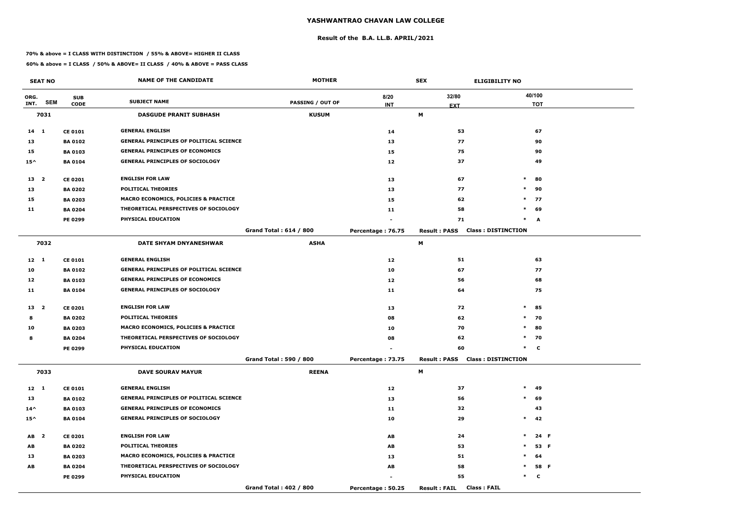# YASHWANTRAO CHAVAN LAW COLLEGE

## Result of the B.A. LL.B. APRIL/2021

**70% & above = I CLASS WITH DISTINCTION / 55% & ABOVE= HIGHER II CLASS**

**60% & above = I CLASS / 50% & ABOVE= II CLASS / 40% & ABOVE = PASS CLASS**

| SEAT NO | | | NAME OF THE CANDIDATE | MOTHER | | SEX | ELIGIBILITY NO | |
|---|---|---|---|---|---|---|---|---|
| ORG. INT. | SEM | SUB CODE | SUBJECT NAME | PASSING / OUT OF | 8/20 INT | 32/80 EXT | | 40/100 TOT |
| **7031** | | | **DASGUDE PRANIT SUBHASH** | **KUSUM** | | **M** | | |
| 14 | 1 | CE 0101 | GENERAL ENGLISH | | 14 | 53 | | 67 |
| 13 | | BA 0102 | GENERAL PRINCIPLES OF POLITICAL SCIENCE | | 13 | 77 | | 90 |
| 15 | | BA 0103 | GENERAL PRINCIPLES OF ECONOMICS | | 15 | 75 | | 90 |
| 15^ | | BA 0104 | GENERAL PRINCIPLES OF SOCIOLOGY | | 12 | 37 | | 49 |
| 13 | 2 | CE 0201 | ENGLISH FOR LAW | | 13 | 67 | * | 80 |
| 13 | | BA 0202 | POLITICAL THEORIES | | 13 | 77 | * | 90 |
| 15 | | BA 0203 | MACRO ECONOMICS, POLICIES & PRACTICE | | 15 | 62 | * | 77 |
| 11 | | BA 0204 | THEORETICAL PERSPECTIVES OF SOCIOLOGY | | 11 | 58 | * | 69 |
| | | PE 0299 | PHYSICAL EDUCATION | | - | 71 | * | A |
| | | | | Grand Total : 614 / 800 | Percentage : 76.75 | Result : PASS | Class : DISTINCTION | |
| **7032** | | | **DATE SHYAM DNYANESHWAR** | **ASHA** | | **M** | | |
| 12 | 1 | CE 0101 | GENERAL ENGLISH | | 12 | 51 | | 63 |
| 10 | | BA 0102 | GENERAL PRINCIPLES OF POLITICAL SCIENCE | | 10 | 67 | | 77 |
| 12 | | BA 0103 | GENERAL PRINCIPLES OF ECONOMICS | | 12 | 56 | | 68 |
| 11 | | BA 0104 | GENERAL PRINCIPLES OF SOCIOLOGY | | 11 | 64 | | 75 |
| 13 | 2 | CE 0201 | ENGLISH FOR LAW | | 13 | 72 | * | 85 |
| 8 | | BA 0202 | POLITICAL THEORIES | | 08 | 62 | * | 70 |
| 10 | | BA 0203 | MACRO ECONOMICS, POLICIES & PRACTICE | | 10 | 70 | * | 80 |
| 8 | | BA 0204 | THEORETICAL PERSPECTIVES OF SOCIOLOGY | | 08 | 62 | * | 70 |
| | | PE 0299 | PHYSICAL EDUCATION | | - | 60 | * | C |
| | | | | Grand Total : 590 / 800 | Percentage : 73.75 | Result : PASS | Class : DISTINCTION | |
| **7033** | | | **DAVE SOURAV MAYUR** | **REENA** | | **M** | | |
| 12 | 1 | CE 0101 | GENERAL ENGLISH | | 12 | 37 | * | 49 |
| 13 | | BA 0102 | GENERAL PRINCIPLES OF POLITICAL SCIENCE | | 13 | 56 | * | 69 |
| 14^ | | BA 0103 | GENERAL PRINCIPLES OF ECONOMICS | | 11 | 32 | | 43 |
| 15^ | | BA 0104 | GENERAL PRINCIPLES OF SOCIOLOGY | | 10 | 29 | * | 42 |
| AB | 2 | CE 0201 | ENGLISH FOR LAW | | AB | 24 | * | 24 F |
| AB | | BA 0202 | POLITICAL THEORIES | | AB | 53 | * | 53 F |
| 13 | | BA 0203 | MACRO ECONOMICS, POLICIES & PRACTICE | | 13 | 51 | * | 64 |
| AB | | BA 0204 | THEORETICAL PERSPECTIVES OF SOCIOLOGY | | AB | 58 | * | 58 F |
| | | PE 0299 | PHYSICAL EDUCATION | | - | 55 | * | C |
| | | | | Grand Total : 402 / 800 | Percentage : 50.25 | Result : FAIL | Class : FAIL | |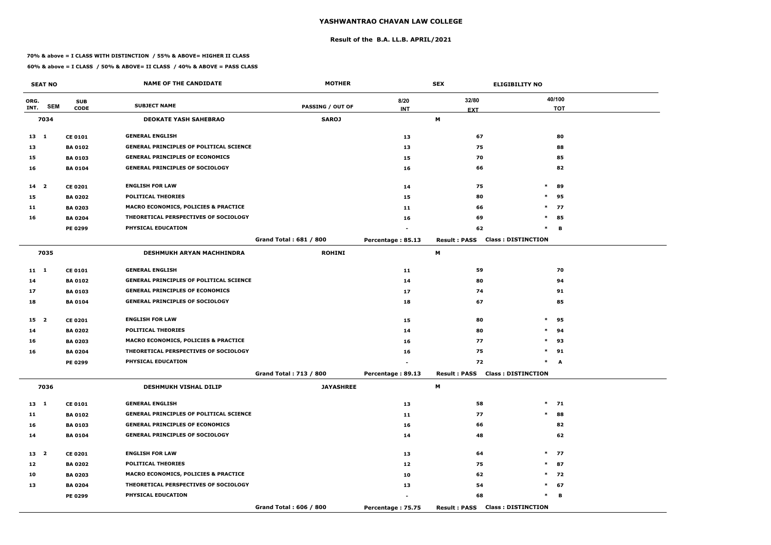# YASHWANTRAO CHAVAN LAW COLLEGE

## Result of the B.A. LL.B. APRIL/2021

**70% & above = I CLASS WITH DISTINCTION / 55% & ABOVE= HIGHER II CLASS**

**60% & above = I CLASS / 50% & ABOVE= II CLASS / 40% & ABOVE = PASS CLASS**

| SEAT NO | | | NAME OF THE CANDIDATE | MOTHER | | SEX | ELIGIBILITY NO |
|---|---|---|---|---|---|---|---|
| ORG. INT. | SEM | SUB CODE | SUBJECT NAME | PASSING / OUT OF | 8/20 INT | 32/80 EXT | 40/100 TOT |
| 7034 | | | DEOKATE YASH SAHEBRAO | SAROJ | | M | |
| 13 | 1 | CE 0101 | GENERAL ENGLISH | | 13 | 67 | 80 |
| 13 | | BA 0102 | GENERAL PRINCIPLES OF POLITICAL SCIENCE | | 13 | 75 | 88 |
| 15 | | BA 0103 | GENERAL PRINCIPLES OF ECONOMICS | | 15 | 70 | 85 |
| 16 | | BA 0104 | GENERAL PRINCIPLES OF SOCIOLOGY | | 16 | 66 | 82 |
| 14 | 2 | CE 0201 | ENGLISH FOR LAW | | 14 | 75 | * 89 |
| 15 | | BA 0202 | POLITICAL THEORIES | | 15 | 80 | * 95 |
| 11 | | BA 0203 | MACRO ECONOMICS, POLICIES & PRACTICE | | 11 | 66 | * 77 |
| 16 | | BA 0204 | THEORETICAL PERSPECTIVES OF SOCIOLOGY | | 16 | 69 | * 85 |
| | | PE 0299 | PHYSICAL EDUCATION | | - | 62 | * B |
| | | | | Grand Total : 681 / 800 | Percentage : 85.13 | Result : PASS | Class : DISTINCTION |
| 7035 | | | DESHMUKH ARYAN MACHHINDRA | ROHINI | | M | |
| 11 | 1 | CE 0101 | GENERAL ENGLISH | | 11 | 59 | 70 |
| 14 | | BA 0102 | GENERAL PRINCIPLES OF POLITICAL SCIENCE | | 14 | 80 | 94 |
| 17 | | BA 0103 | GENERAL PRINCIPLES OF ECONOMICS | | 17 | 74 | 91 |
| 18 | | BA 0104 | GENERAL PRINCIPLES OF SOCIOLOGY | | 18 | 67 | 85 |
| 15 | 2 | CE 0201 | ENGLISH FOR LAW | | 15 | 80 | * 95 |
| 14 | | BA 0202 | POLITICAL THEORIES | | 14 | 80 | * 94 |
| 16 | | BA 0203 | MACRO ECONOMICS, POLICIES & PRACTICE | | 16 | 77 | * 93 |
| 16 | | BA 0204 | THEORETICAL PERSPECTIVES OF SOCIOLOGY | | 16 | 75 | * 91 |
| | | PE 0299 | PHYSICAL EDUCATION | | - | 72 | * A |
| | | | | Grand Total : 713 / 800 | Percentage : 89.13 | Result : PASS | Class : DISTINCTION |
| 7036 | | | DESHMUKH VISHAL DILIP | JAYASHREE | | M | |
| 13 | 1 | CE 0101 | GENERAL ENGLISH | | 13 | 58 | * 71 |
| 11 | | BA 0102 | GENERAL PRINCIPLES OF POLITICAL SCIENCE | | 11 | 77 | * 88 |
| 16 | | BA 0103 | GENERAL PRINCIPLES OF ECONOMICS | | 16 | 66 | 82 |
| 14 | | BA 0104 | GENERAL PRINCIPLES OF SOCIOLOGY | | 14 | 48 | 62 |
| 13 | 2 | CE 0201 | ENGLISH FOR LAW | | 13 | 64 | * 77 |
| 12 | | BA 0202 | POLITICAL THEORIES | | 12 | 75 | * 87 |
| 10 | | BA 0203 | MACRO ECONOMICS, POLICIES & PRACTICE | | 10 | 62 | * 72 |
| 13 | | BA 0204 | THEORETICAL PERSPECTIVES OF SOCIOLOGY | | 13 | 54 | * 67 |
| | | PE 0299 | PHYSICAL EDUCATION | | - | 68 | * B |
| | | | | Grand Total : 606 / 800 | Percentage : 75.75 | Result : PASS | Class : DISTINCTION |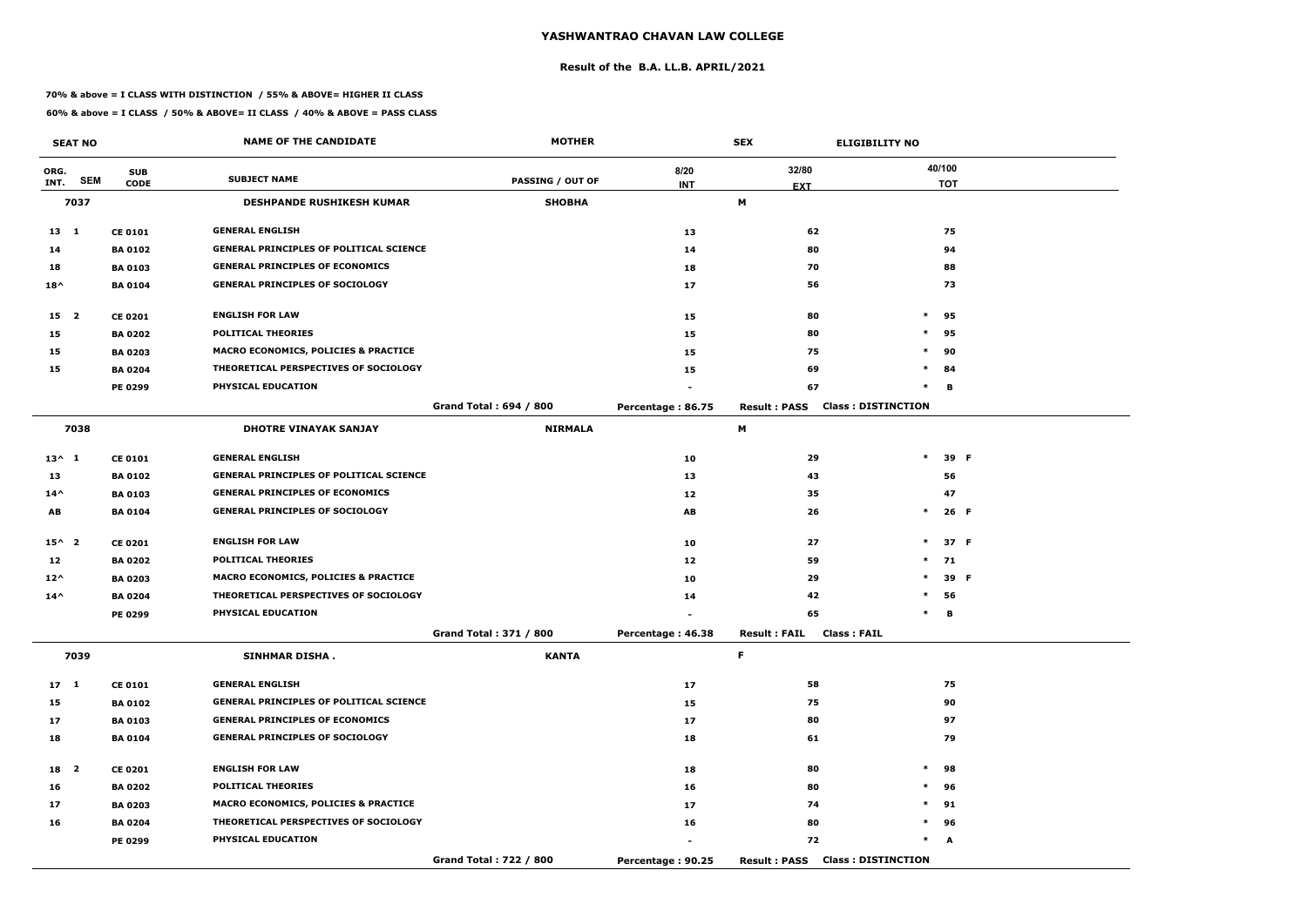# YASHWANTRAO CHAVAN LAW COLLEGE

## Result of the B.A. LL.B. APRIL/2021

**70% & above = I CLASS WITH DISTINCTION / 55% & ABOVE= HIGHER II CLASS**

**60% & above = I CLASS / 50% & ABOVE= II CLASS / 40% & ABOVE = PASS CLASS**

| SEAT NO | | | NAME OF THE CANDIDATE | MOTHER | | SEX | ELIGIBILITY NO |
|---|---|---|---|---|---|---|---|
| ORG. INT. | SEM | SUB CODE | SUBJECT NAME | PASSING / OUT OF | 8/20 INT | 32/80 EXT | 40/100 TOT |
| 7037 | | | DESHPANDE RUSHIKESH KUMAR | SHOBHA | | M | |
| 13 | 1 | CE 0101 | GENERAL ENGLISH | | 13 | 62 | 75 |
| 14 | | BA 0102 | GENERAL PRINCIPLES OF POLITICAL SCIENCE | | 14 | 80 | 94 |
| 18 | | BA 0103 | GENERAL PRINCIPLES OF ECONOMICS | | 18 | 70 | 88 |
| 18^ | | BA 0104 | GENERAL PRINCIPLES OF SOCIOLOGY | | 17 | 56 | 73 |
| 15 | 2 | CE 0201 | ENGLISH FOR LAW | | 15 | 80 | * 95 |
| 15 | | BA 0202 | POLITICAL THEORIES | | 15 | 80 | * 95 |
| 15 | | BA 0203 | MACRO ECONOMICS, POLICIES & PRACTICE | | 15 | 75 | * 90 |
| 15 | | BA 0204 | THEORETICAL PERSPECTIVES OF SOCIOLOGY | | 15 | 69 | * 84 |
| | | PE 0299 | PHYSICAL EDUCATION | | - | 67 | * B |
| | | | | Grand Total : 694 / 800 | Percentage : 86.75 | Result : PASS | Class : DISTINCTION |
| 7038 | | | DHOTRE VINAYAK SANJAY | NIRMALA | | M | |
| 13^ | 1 | CE 0101 | GENERAL ENGLISH | | 10 | 29 | * 39 F |
| 13 | | BA 0102 | GENERAL PRINCIPLES OF POLITICAL SCIENCE | | 13 | 43 | 56 |
| 14^ | | BA 0103 | GENERAL PRINCIPLES OF ECONOMICS | | 12 | 35 | 47 |
| AB | | BA 0104 | GENERAL PRINCIPLES OF SOCIOLOGY | | AB | 26 | * 26 F |
| 15^ | 2 | CE 0201 | ENGLISH FOR LAW | | 10 | 27 | * 37 F |
| 12 | | BA 0202 | POLITICAL THEORIES | | 12 | 59 | * 71 |
| 12^ | | BA 0203 | MACRO ECONOMICS, POLICIES & PRACTICE | | 10 | 29 | * 39 F |
| 14^ | | BA 0204 | THEORETICAL PERSPECTIVES OF SOCIOLOGY | | 14 | 42 | * 56 |
| | | PE 0299 | PHYSICAL EDUCATION | | - | 65 | * B |
| | | | | Grand Total : 371 / 800 | Percentage : 46.38 | Result : FAIL | Class : FAIL |
| 7039 | | | SINHMAR DISHA . | KANTA | | F | |
| 17 | 1 | CE 0101 | GENERAL ENGLISH | | 17 | 58 | 75 |
| 15 | | BA 0102 | GENERAL PRINCIPLES OF POLITICAL SCIENCE | | 15 | 75 | 90 |
| 17 | | BA 0103 | GENERAL PRINCIPLES OF ECONOMICS | | 17 | 80 | 97 |
| 18 | | BA 0104 | GENERAL PRINCIPLES OF SOCIOLOGY | | 18 | 61 | 79 |
| 18 | 2 | CE 0201 | ENGLISH FOR LAW | | 18 | 80 | * 98 |
| 16 | | BA 0202 | POLITICAL THEORIES | | 16 | 80 | * 96 |
| 17 | | BA 0203 | MACRO ECONOMICS, POLICIES & PRACTICE | | 17 | 74 | * 91 |
| 16 | | BA 0204 | THEORETICAL PERSPECTIVES OF SOCIOLOGY | | 16 | 80 | * 96 |
| | | PE 0299 | PHYSICAL EDUCATION | | - | 72 | * A |
| | | | | Grand Total : 722 / 800 | Percentage : 90.25 | Result : PASS | Class : DISTINCTION |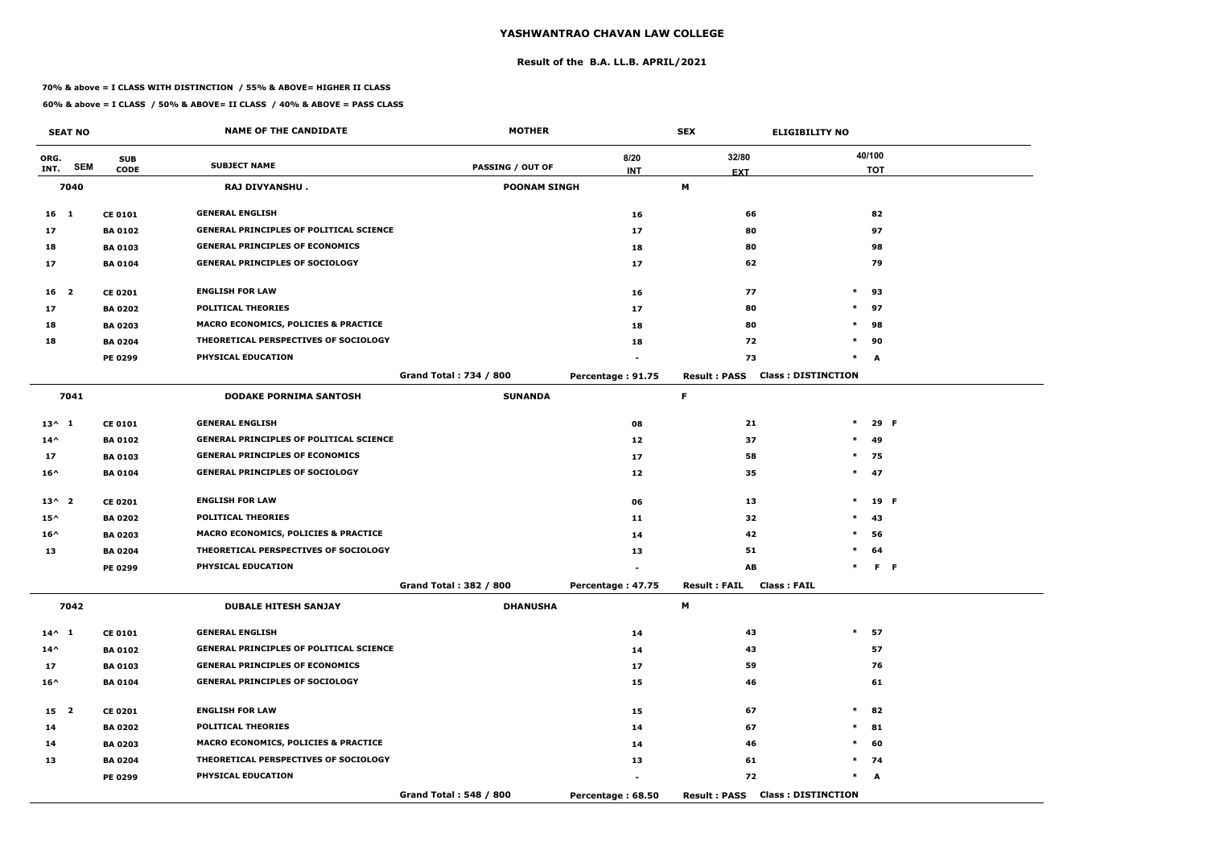# YASHWANTRAO CHAVAN LAW COLLEGE

## Result of the B.A. LL.B. APRIL/2021

**70% & above = I CLASS WITH DISTINCTION / 55% & ABOVE= HIGHER II CLASS**

**60% & above = I CLASS / 50% & ABOVE= II CLASS / 40% & ABOVE = PASS CLASS**

| SEAT NO | | | NAME OF THE CANDIDATE | MOTHER | | SEX | ELIGIBILITY NO | |
|---|---|---|---|---|---|---|---|---|
| ORG. INT. | SEM | SUB CODE | SUBJECT NAME | PASSING / OUT OF | 8/20 INT | 32/80 EXT | | 40/100 TOT |
| 7040 | | | RAJ DIVYANSHU . | POONAM SINGH | | M | | |
| 16 | 1 | CE 0101 | GENERAL ENGLISH | | 16 | 66 | | 82 |
| 17 | | BA 0102 | GENERAL PRINCIPLES OF POLITICAL SCIENCE | | 17 | 80 | | 97 |
| 18 | | BA 0103 | GENERAL PRINCIPLES OF ECONOMICS | | 18 | 80 | | 98 |
| 17 | | BA 0104 | GENERAL PRINCIPLES OF SOCIOLOGY | | 17 | 62 | | 79 |
| 16 | 2 | CE 0201 | ENGLISH FOR LAW | | 16 | 77 | * | 93 |
| 17 | | BA 0202 | POLITICAL THEORIES | | 17 | 80 | * | 97 |
| 18 | | BA 0203 | MACRO ECONOMICS, POLICIES & PRACTICE | | 18 | 80 | * | 98 |
| 18 | | BA 0204 | THEORETICAL PERSPECTIVES OF SOCIOLOGY | | 18 | 72 | * | 90 |
| | | PE 0299 | PHYSICAL EDUCATION | | - | 73 | * | A |
| | | | | Grand Total : 734 / 800 | Percentage : 91.75 | Result : PASS | Class : DISTINCTION | |
| 7041 | | | DODAKE PORNIMA SANTOSH | SUNANDA | | F | | |
| 13^ | 1 | CE 0101 | GENERAL ENGLISH | | 08 | 21 | * | 29 F |
| 14^ | | BA 0102 | GENERAL PRINCIPLES OF POLITICAL SCIENCE | | 12 | 37 | * | 49 |
| 17 | | BA 0103 | GENERAL PRINCIPLES OF ECONOMICS | | 17 | 58 | * | 75 |
| 16^ | | BA 0104 | GENERAL PRINCIPLES OF SOCIOLOGY | | 12 | 35 | * | 47 |
| 13^ | 2 | CE 0201 | ENGLISH FOR LAW | | 06 | 13 | * | 19 F |
| 15^ | | BA 0202 | POLITICAL THEORIES | | 11 | 32 | * | 43 |
| 16^ | | BA 0203 | MACRO ECONOMICS, POLICIES & PRACTICE | | 14 | 42 | * | 56 |
| 13 | | BA 0204 | THEORETICAL PERSPECTIVES OF SOCIOLOGY | | 13 | 51 | * | 64 |
| | | PE 0299 | PHYSICAL EDUCATION | | - | AB | * | F F |
| | | | | Grand Total : 382 / 800 | Percentage : 47.75 | Result : FAIL | Class : FAIL | |
| 7042 | | | DUBALE HITESH SANJAY | DHANUSHA | | M | | |
| 14^ | 1 | CE 0101 | GENERAL ENGLISH | | 14 | 43 | * | 57 |
| 14^ | | BA 0102 | GENERAL PRINCIPLES OF POLITICAL SCIENCE | | 14 | 43 | | 57 |
| 17 | | BA 0103 | GENERAL PRINCIPLES OF ECONOMICS | | 17 | 59 | | 76 |
| 16^ | | BA 0104 | GENERAL PRINCIPLES OF SOCIOLOGY | | 15 | 46 | | 61 |
| 15 | 2 | CE 0201 | ENGLISH FOR LAW | | 15 | 67 | * | 82 |
| 14 | | BA 0202 | POLITICAL THEORIES | | 14 | 67 | * | 81 |
| 14 | | BA 0203 | MACRO ECONOMICS, POLICIES & PRACTICE | | 14 | 46 | * | 60 |
| 13 | | BA 0204 | THEORETICAL PERSPECTIVES OF SOCIOLOGY | | 13 | 61 | * | 74 |
| | | PE 0299 | PHYSICAL EDUCATION | | - | 72 | * | A |
| | | | | Grand Total : 548 / 800 | Percentage : 68.50 | Result : PASS | Class : DISTINCTION | |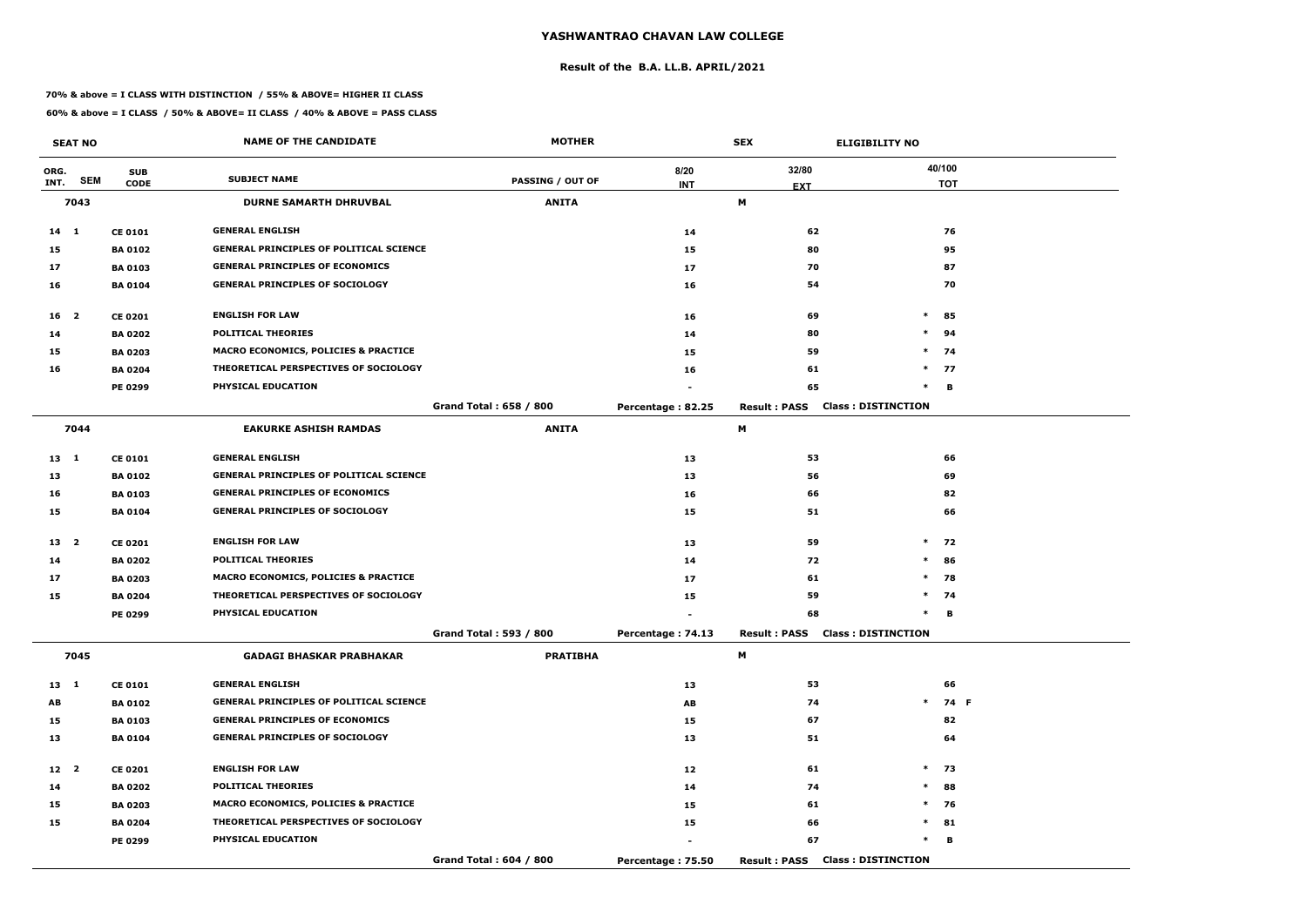# YASHWANTRAO CHAVAN LAW COLLEGE

## Result of the B.A. LL.B. APRIL/2021

**70% & above = I CLASS WITH DISTINCTION / 55% & ABOVE= HIGHER II CLASS**

**60% & above = I CLASS / 50% & ABOVE= II CLASS / 40% & ABOVE = PASS CLASS**

| SEAT NO | | NAME OF THE CANDIDATE | MOTHER | SEX | ELIGIBILITY NO | |
|---|---|---|---|---|---|---|
| ORG. INT. SEM | SUB CODE | SUBJECT NAME | PASSING / OUT OF | 8/20 INT | 32/80 EXT | 40/100 TOT |
| **7043** | | **DURNE SAMARTH DHRUVBAL** | **ANITA** | **M** | | |
| 14 1 | CE 0101 | GENERAL ENGLISH | | 14 | 62 | 76 |
| 15 | BA 0102 | GENERAL PRINCIPLES OF POLITICAL SCIENCE | | 15 | 80 | 95 |
| 17 | BA 0103 | GENERAL PRINCIPLES OF ECONOMICS | | 17 | 70 | 87 |
| 16 | BA 0104 | GENERAL PRINCIPLES OF SOCIOLOGY | | 16 | 54 | 70 |
| 16 2 | CE 0201 | ENGLISH FOR LAW | | 16 | 69 | * 85 |
| 14 | BA 0202 | POLITICAL THEORIES | | 14 | 80 | * 94 |
| 15 | BA 0203 | MACRO ECONOMICS, POLICIES & PRACTICE | | 15 | 59 | * 74 |
| 16 | BA 0204 | THEORETICAL PERSPECTIVES OF SOCIOLOGY | | 16 | 61 | * 77 |
| | PE 0299 | PHYSICAL EDUCATION | | - | 65 | * B |
| | | | Grand Total : 658 / 800 | Percentage : 82.25 | Result : PASS | Class : DISTINCTION |
| **7044** | | **EAKURKE ASHISH RAMDAS** | **ANITA** | **M** | | |
| 13 1 | CE 0101 | GENERAL ENGLISH | | 13 | 53 | 66 |
| 13 | BA 0102 | GENERAL PRINCIPLES OF POLITICAL SCIENCE | | 13 | 56 | 69 |
| 16 | BA 0103 | GENERAL PRINCIPLES OF ECONOMICS | | 16 | 66 | 82 |
| 15 | BA 0104 | GENERAL PRINCIPLES OF SOCIOLOGY | | 15 | 51 | 66 |
| 13 2 | CE 0201 | ENGLISH FOR LAW | | 13 | 59 | * 72 |
| 14 | BA 0202 | POLITICAL THEORIES | | 14 | 72 | * 86 |
| 17 | BA 0203 | MACRO ECONOMICS, POLICIES & PRACTICE | | 17 | 61 | * 78 |
| 15 | BA 0204 | THEORETICAL PERSPECTIVES OF SOCIOLOGY | | 15 | 59 | * 74 |
| | PE 0299 | PHYSICAL EDUCATION | | - | 68 | * B |
| | | | Grand Total : 593 / 800 | Percentage : 74.13 | Result : PASS | Class : DISTINCTION |
| **7045** | | **GADAGI BHASKAR PRABHAKAR** | **PRATIBHA** | **M** | | |
| 13 1 | CE 0101 | GENERAL ENGLISH | | 13 | 53 | 66 |
| AB | BA 0102 | GENERAL PRINCIPLES OF POLITICAL SCIENCE | | AB | 74 | * 74 F |
| 15 | BA 0103 | GENERAL PRINCIPLES OF ECONOMICS | | 15 | 67 | 82 |
| 13 | BA 0104 | GENERAL PRINCIPLES OF SOCIOLOGY | | 13 | 51 | 64 |
| 12 2 | CE 0201 | ENGLISH FOR LAW | | 12 | 61 | * 73 |
| 14 | BA 0202 | POLITICAL THEORIES | | 14 | 74 | * 88 |
| 15 | BA 0203 | MACRO ECONOMICS, POLICIES & PRACTICE | | 15 | 61 | * 76 |
| 15 | BA 0204 | THEORETICAL PERSPECTIVES OF SOCIOLOGY | | 15 | 66 | * 81 |
| | PE 0299 | PHYSICAL EDUCATION | | - | 67 | * B |
| | | | Grand Total : 604 / 800 | Percentage : 75.50 | Result : PASS | Class : DISTINCTION |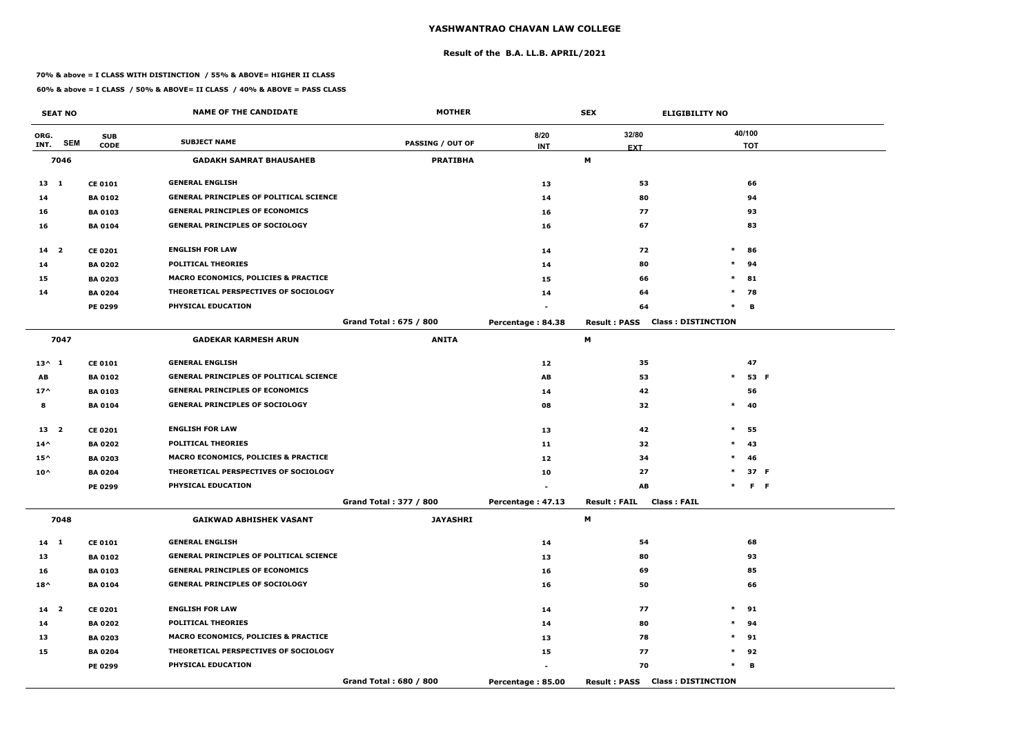# YASHWANTRAO CHAVAN LAW COLLEGE

## Result of the B.A. LL.B. APRIL/2021

**70% & above = I CLASS WITH DISTINCTION / 55% & ABOVE= HIGHER II CLASS**

**60% & above = I CLASS / 50% & ABOVE= II CLASS / 40% & ABOVE = PASS CLASS**

| SEAT NO | | | NAME OF THE CANDIDATE | MOTHER | | SEX | ELIGIBILITY NO | |
|---|---|---|---|---|---|---|---|---|
| ORG. INT. | SEM | SUB CODE | SUBJECT NAME | PASSING / OUT OF | 8/20 INT | 32/80 EXT | | 40/100 TOT |
| 7046 | | | GADAKH SAMRAT BHAUSAHEB | PRATIBHA | | M | | |
| 13 | 1 | CE 0101 | GENERAL ENGLISH | | 13 | 53 | | 66 |
| 14 | | BA 0102 | GENERAL PRINCIPLES OF POLITICAL SCIENCE | | 14 | 80 | | 94 |
| 16 | | BA 0103 | GENERAL PRINCIPLES OF ECONOMICS | | 16 | 77 | | 93 |
| 16 | | BA 0104 | GENERAL PRINCIPLES OF SOCIOLOGY | | 16 | 67 | | 83 |
| 14 | 2 | CE 0201 | ENGLISH FOR LAW | | 14 | 72 | * | 86 |
| 14 | | BA 0202 | POLITICAL THEORIES | | 14 | 80 | * | 94 |
| 15 | | BA 0203 | MACRO ECONOMICS, POLICIES & PRACTICE | | 15 | 66 | * | 81 |
| 14 | | BA 0204 | THEORETICAL PERSPECTIVES OF SOCIOLOGY | | 14 | 64 | * | 78 |
| | | PE 0299 | PHYSICAL EDUCATION | | - | 64 | * | B |
| | | | | Grand Total : 675 / 800 | Percentage : 84.38 | Result : PASS | Class : DISTINCTION | |
| 7047 | | | GADEKAR KARMESH ARUN | ANITA | | M | | |
| 13^ | 1 | CE 0101 | GENERAL ENGLISH | | 12 | 35 | | 47 |
| AB | | BA 0102 | GENERAL PRINCIPLES OF POLITICAL SCIENCE | | AB | 53 | * | 53 F |
| 17^ | | BA 0103 | GENERAL PRINCIPLES OF ECONOMICS | | 14 | 42 | | 56 |
| 8 | | BA 0104 | GENERAL PRINCIPLES OF SOCIOLOGY | | 08 | 32 | * | 40 |
| 13 | 2 | CE 0201 | ENGLISH FOR LAW | | 13 | 42 | * | 55 |
| 14^ | | BA 0202 | POLITICAL THEORIES | | 11 | 32 | * | 43 |
| 15^ | | BA 0203 | MACRO ECONOMICS, POLICIES & PRACTICE | | 12 | 34 | * | 46 |
| 10^ | | BA 0204 | THEORETICAL PERSPECTIVES OF SOCIOLOGY | | 10 | 27 | * | 37 F |
| | | PE 0299 | PHYSICAL EDUCATION | | - | AB | * | F F |
| | | | | Grand Total : 377 / 800 | Percentage : 47.13 | Result : FAIL | Class : FAIL | |
| 7048 | | | GAIKWAD ABHISHEK VASANT | JAYASHRI | | M | | |
| 14 | 1 | CE 0101 | GENERAL ENGLISH | | 14 | 54 | | 68 |
| 13 | | BA 0102 | GENERAL PRINCIPLES OF POLITICAL SCIENCE | | 13 | 80 | | 93 |
| 16 | | BA 0103 | GENERAL PRINCIPLES OF ECONOMICS | | 16 | 69 | | 85 |
| 18^ | | BA 0104 | GENERAL PRINCIPLES OF SOCIOLOGY | | 16 | 50 | | 66 |
| 14 | 2 | CE 0201 | ENGLISH FOR LAW | | 14 | 77 | * | 91 |
| 14 | | BA 0202 | POLITICAL THEORIES | | 14 | 80 | * | 94 |
| 13 | | BA 0203 | MACRO ECONOMICS, POLICIES & PRACTICE | | 13 | 78 | * | 91 |
| 15 | | BA 0204 | THEORETICAL PERSPECTIVES OF SOCIOLOGY | | 15 | 77 | * | 92 |
| | | PE 0299 | PHYSICAL EDUCATION | | - | 70 | * | B |
| | | | | Grand Total : 680 / 800 | Percentage : 85.00 | Result : PASS | Class : DISTINCTION | |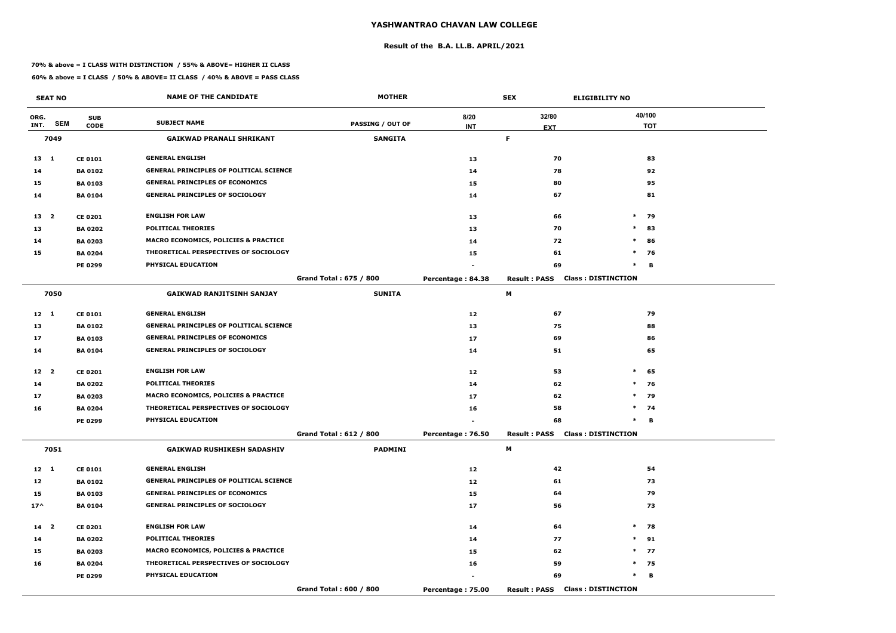# YASHWANTRAO CHAVAN LAW COLLEGE

## Result of the B.A. LL.B. APRIL/2021

**70% & above = I CLASS WITH DISTINCTION / 55% & ABOVE= HIGHER II CLASS**

**60% & above = I CLASS / 50% & ABOVE= II CLASS / 40% & ABOVE = PASS CLASS**

| SEAT NO | | | NAME OF THE CANDIDATE | MOTHER | | SEX | ELIGIBILITY NO |
|---|---|---|---|---|---|---|---|
| ORG. INT. | SEM | SUB CODE | SUBJECT NAME | PASSING / OUT OF | 8/20 INT | 32/80 EXT | 40/100 TOT |
| **7049** | | | **GAIKWAD PRANALI SHRIKANT** | **SANGITA** | | **F** | |
| 13 | 1 | CE 0101 | GENERAL ENGLISH | | 13 | 70 | 83 |
| 14 | | BA 0102 | GENERAL PRINCIPLES OF POLITICAL SCIENCE | | 14 | 78 | 92 |
| 15 | | BA 0103 | GENERAL PRINCIPLES OF ECONOMICS | | 15 | 80 | 95 |
| 14 | | BA 0104 | GENERAL PRINCIPLES OF SOCIOLOGY | | 14 | 67 | 81 |
| 13 | 2 | CE 0201 | ENGLISH FOR LAW | | 13 | 66 | * 79 |
| 13 | | BA 0202 | POLITICAL THEORIES | | 13 | 70 | * 83 |
| 14 | | BA 0203 | MACRO ECONOMICS, POLICIES & PRACTICE | | 14 | 72 | * 86 |
| 15 | | BA 0204 | THEORETICAL PERSPECTIVES OF SOCIOLOGY | | 15 | 61 | * 76 |
| | | PE 0299 | PHYSICAL EDUCATION | | - | 69 | * B |
| | | | | Grand Total : 675 / 800 | Percentage : 84.38 | Result : PASS | Class : DISTINCTION |
| **7050** | | | **GAIKWAD RANJITSINH SANJAY** | **SUNITA** | | **M** | |
| 12 | 1 | CE 0101 | GENERAL ENGLISH | | 12 | 67 | 79 |
| 13 | | BA 0102 | GENERAL PRINCIPLES OF POLITICAL SCIENCE | | 13 | 75 | 88 |
| 17 | | BA 0103 | GENERAL PRINCIPLES OF ECONOMICS | | 17 | 69 | 86 |
| 14 | | BA 0104 | GENERAL PRINCIPLES OF SOCIOLOGY | | 14 | 51 | 65 |
| 12 | 2 | CE 0201 | ENGLISH FOR LAW | | 12 | 53 | * 65 |
| 14 | | BA 0202 | POLITICAL THEORIES | | 14 | 62 | * 76 |
| 17 | | BA 0203 | MACRO ECONOMICS, POLICIES & PRACTICE | | 17 | 62 | * 79 |
| 16 | | BA 0204 | THEORETICAL PERSPECTIVES OF SOCIOLOGY | | 16 | 58 | * 74 |
| | | PE 0299 | PHYSICAL EDUCATION | | - | 68 | * B |
| | | | | Grand Total : 612 / 800 | Percentage : 76.50 | Result : PASS | Class : DISTINCTION |
| **7051** | | | **GAIKWAD RUSHIKESH SADASHIV** | **PADMINI** | | **M** | |
| 12 | 1 | CE 0101 | GENERAL ENGLISH | | 12 | 42 | 54 |
| 12 | | BA 0102 | GENERAL PRINCIPLES OF POLITICAL SCIENCE | | 12 | 61 | 73 |
| 15 | | BA 0103 | GENERAL PRINCIPLES OF ECONOMICS | | 15 | 64 | 79 |
| 17^ | | BA 0104 | GENERAL PRINCIPLES OF SOCIOLOGY | | 17 | 56 | 73 |
| 14 | 2 | CE 0201 | ENGLISH FOR LAW | | 14 | 64 | * 78 |
| 14 | | BA 0202 | POLITICAL THEORIES | | 14 | 77 | * 91 |
| 15 | | BA 0203 | MACRO ECONOMICS, POLICIES & PRACTICE | | 15 | 62 | * 77 |
| 16 | | BA 0204 | THEORETICAL PERSPECTIVES OF SOCIOLOGY | | 16 | 59 | * 75 |
| | | PE 0299 | PHYSICAL EDUCATION | | - | 69 | * B |
| | | | | Grand Total : 600 / 800 | Percentage : 75.00 | Result : PASS | Class : DISTINCTION |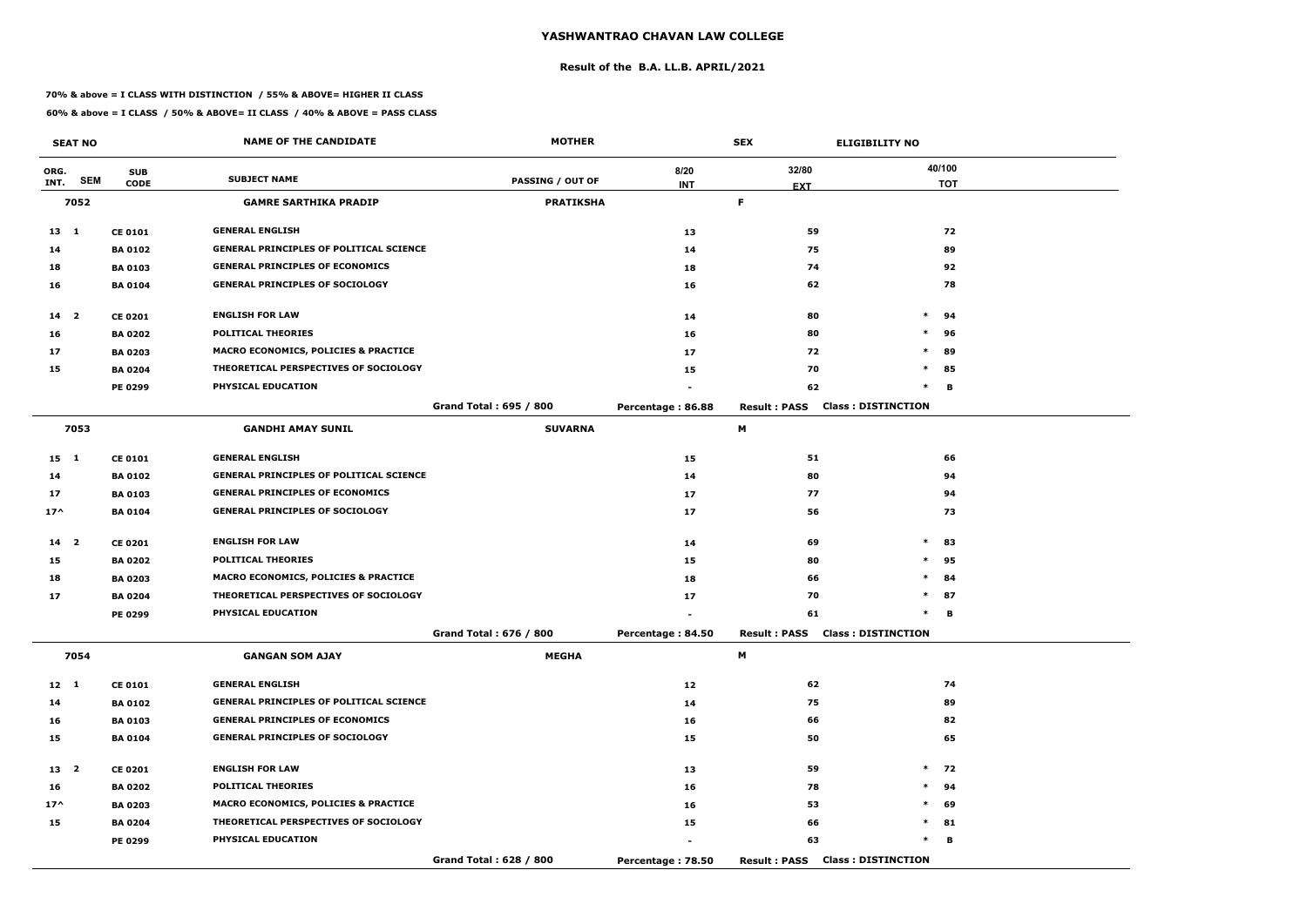# YASHWANTRAO CHAVAN LAW COLLEGE

## Result of the B.A. LL.B. APRIL/2021

**70% & above = I CLASS WITH DISTINCTION / 55% & ABOVE= HIGHER II CLASS**

**60% & above = I CLASS / 50% & ABOVE= II CLASS / 40% & ABOVE = PASS CLASS**

| SEAT NO | | | NAME OF THE CANDIDATE | MOTHER | | SEX | ELIGIBILITY NO | |
|---|---|---|---|---|---|---|---|---|
| ORG. INT. | SEM | SUB CODE | SUBJECT NAME | PASSING / OUT OF | 8/20 INT | 32/80 EXT | | 40/100 TOT |
| 7052 | | | GAMRE SARTHIKA PRADIP | PRATIKSHA | | F | | |
| 13 | 1 | CE 0101 | GENERAL ENGLISH | | 13 | 59 | | 72 |
| 14 | | BA 0102 | GENERAL PRINCIPLES OF POLITICAL SCIENCE | | 14 | 75 | | 89 |
| 18 | | BA 0103 | GENERAL PRINCIPLES OF ECONOMICS | | 18 | 74 | | 92 |
| 16 | | BA 0104 | GENERAL PRINCIPLES OF SOCIOLOGY | | 16 | 62 | | 78 |
| 14 | 2 | CE 0201 | ENGLISH FOR LAW | | 14 | 80 | * | 94 |
| 16 | | BA 0202 | POLITICAL THEORIES | | 16 | 80 | * | 96 |
| 17 | | BA 0203 | MACRO ECONOMICS, POLICIES & PRACTICE | | 17 | 72 | * | 89 |
| 15 | | BA 0204 | THEORETICAL PERSPECTIVES OF SOCIOLOGY | | 15 | 70 | * | 85 |
| | | PE 0299 | PHYSICAL EDUCATION | | - | 62 | * | B |
| | | | | Grand Total : 695 / 800 | Percentage : 86.88 | Result : PASS | Class : DISTINCTION | |
| 7053 | | | GANDHI AMAY SUNIL | SUVARNA | | M | | |
| 15 | 1 | CE 0101 | GENERAL ENGLISH | | 15 | 51 | | 66 |
| 14 | | BA 0102 | GENERAL PRINCIPLES OF POLITICAL SCIENCE | | 14 | 80 | | 94 |
| 17 | | BA 0103 | GENERAL PRINCIPLES OF ECONOMICS | | 17 | 77 | | 94 |
| 17^ | | BA 0104 | GENERAL PRINCIPLES OF SOCIOLOGY | | 17 | 56 | | 73 |
| 14 | 2 | CE 0201 | ENGLISH FOR LAW | | 14 | 69 | * | 83 |
| 15 | | BA 0202 | POLITICAL THEORIES | | 15 | 80 | * | 95 |
| 18 | | BA 0203 | MACRO ECONOMICS, POLICIES & PRACTICE | | 18 | 66 | * | 84 |
| 17 | | BA 0204 | THEORETICAL PERSPECTIVES OF SOCIOLOGY | | 17 | 70 | * | 87 |
| | | PE 0299 | PHYSICAL EDUCATION | | - | 61 | * | B |
| | | | | Grand Total : 676 / 800 | Percentage : 84.50 | Result : PASS | Class : DISTINCTION | |
| 7054 | | | GANGAN SOM AJAY | MEGHA | | M | | |
| 12 | 1 | CE 0101 | GENERAL ENGLISH | | 12 | 62 | | 74 |
| 14 | | BA 0102 | GENERAL PRINCIPLES OF POLITICAL SCIENCE | | 14 | 75 | | 89 |
| 16 | | BA 0103 | GENERAL PRINCIPLES OF ECONOMICS | | 16 | 66 | | 82 |
| 15 | | BA 0104 | GENERAL PRINCIPLES OF SOCIOLOGY | | 15 | 50 | | 65 |
| 13 | 2 | CE 0201 | ENGLISH FOR LAW | | 13 | 59 | * | 72 |
| 16 | | BA 0202 | POLITICAL THEORIES | | 16 | 78 | * | 94 |
| 17^ | | BA 0203 | MACRO ECONOMICS, POLICIES & PRACTICE | | 16 | 53 | * | 69 |
| 15 | | BA 0204 | THEORETICAL PERSPECTIVES OF SOCIOLOGY | | 15 | 66 | * | 81 |
| | | PE 0299 | PHYSICAL EDUCATION | | - | 63 | * | B |
| | | | | Grand Total : 628 / 800 | Percentage : 78.50 | Result : PASS | Class : DISTINCTION | |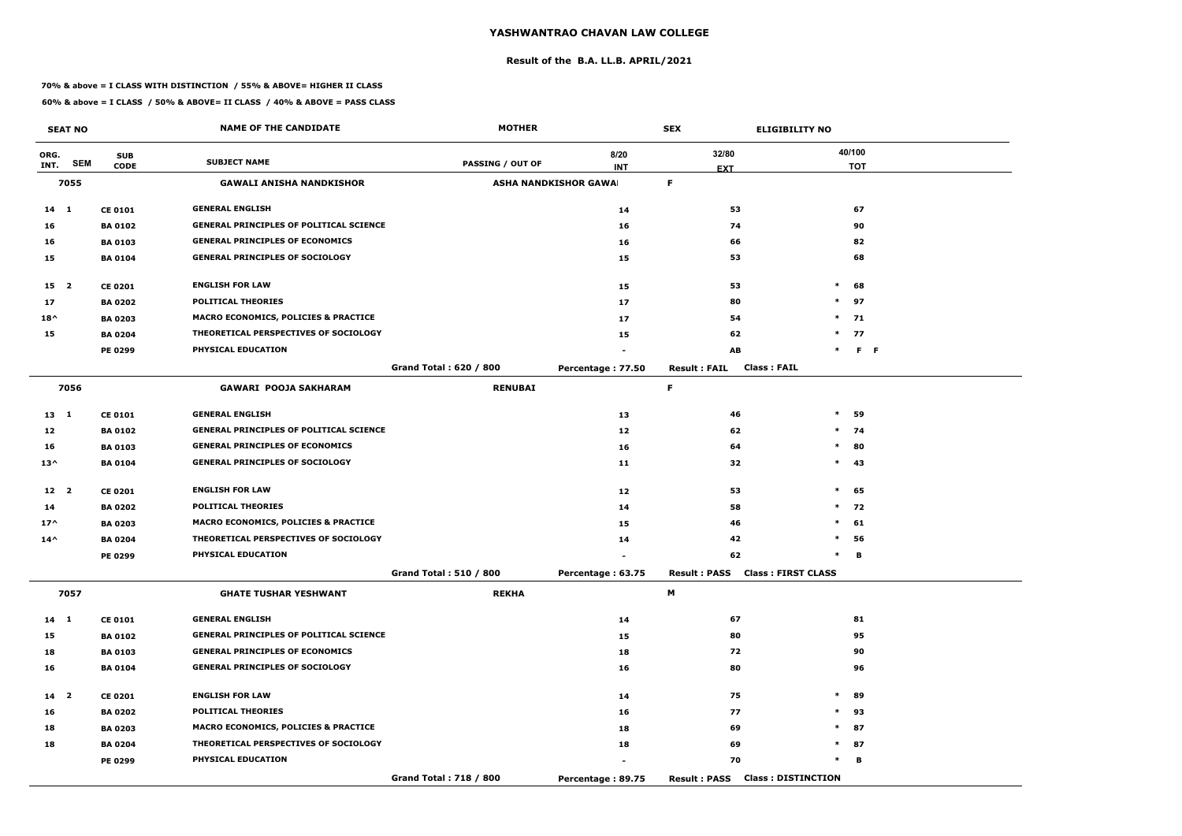# YASHWANTRAO CHAVAN LAW COLLEGE

## Result of the B.A. LL.B. APRIL/2021

**70% & above = I CLASS WITH DISTINCTION / 55% & ABOVE= HIGHER II CLASS**

**60% & above = I CLASS / 50% & ABOVE= II CLASS / 40% & ABOVE = PASS CLASS**

| SEAT NO | | | NAME OF THE CANDIDATE | MOTHER | | SEX | ELIGIBILITY NO |
|---|---|---|---|---|---|---|---|
| ORG. INT. | SEM | SUB CODE | SUBJECT NAME | PASSING / OUT OF | 8/20 INT | 32/80 EXT | 40/100 TOT |
| **7055** | | | **GAWALI ANISHA NANDKISHOR** | **ASHA NANDKISHOR GAWAI** | | **F** | |
| 14 | 1 | CE 0101 | GENERAL ENGLISH | | 14 | 53 | 67 |
| 16 | | BA 0102 | GENERAL PRINCIPLES OF POLITICAL SCIENCE | | 16 | 74 | 90 |
| 16 | | BA 0103 | GENERAL PRINCIPLES OF ECONOMICS | | 16 | 66 | 82 |
| 15 | | BA 0104 | GENERAL PRINCIPLES OF SOCIOLOGY | | 15 | 53 | 68 |
| 15 | 2 | CE 0201 | ENGLISH FOR LAW | | 15 | 53 | * 68 |
| 17 | | BA 0202 | POLITICAL THEORIES | | 17 | 80 | * 97 |
| 18^ | | BA 0203 | MACRO ECONOMICS, POLICIES & PRACTICE | | 17 | 54 | * 71 |
| 15 | | BA 0204 | THEORETICAL PERSPECTIVES OF SOCIOLOGY | | 15 | 62 | * 77 |
| | | PE 0299 | PHYSICAL EDUCATION | | - | AB | * F F |
| | | | | Grand Total : 620 / 800 | Percentage : 77.50 | Result : FAIL | Class : FAIL |
| **7056** | | | **GAWARI POOJA SAKHARAM** | **RENUBAI** | | **F** | |
| 13 | 1 | CE 0101 | GENERAL ENGLISH | | 13 | 46 | * 59 |
| 12 | | BA 0102 | GENERAL PRINCIPLES OF POLITICAL SCIENCE | | 12 | 62 | * 74 |
| 16 | | BA 0103 | GENERAL PRINCIPLES OF ECONOMICS | | 16 | 64 | * 80 |
| 13^ | | BA 0104 | GENERAL PRINCIPLES OF SOCIOLOGY | | 11 | 32 | * 43 |
| 12 | 2 | CE 0201 | ENGLISH FOR LAW | | 12 | 53 | * 65 |
| 14 | | BA 0202 | POLITICAL THEORIES | | 14 | 58 | * 72 |
| 17^ | | BA 0203 | MACRO ECONOMICS, POLICIES & PRACTICE | | 15 | 46 | * 61 |
| 14^ | | BA 0204 | THEORETICAL PERSPECTIVES OF SOCIOLOGY | | 14 | 42 | * 56 |
| | | PE 0299 | PHYSICAL EDUCATION | | - | 62 | * B |
| | | | | Grand Total : 510 / 800 | Percentage : 63.75 | Result : PASS | Class : FIRST CLASS |
| **7057** | | | **GHATE TUSHAR YESHWANT** | **REKHA** | | **M** | |
| 14 | 1 | CE 0101 | GENERAL ENGLISH | | 14 | 67 | 81 |
| 15 | | BA 0102 | GENERAL PRINCIPLES OF POLITICAL SCIENCE | | 15 | 80 | 95 |
| 18 | | BA 0103 | GENERAL PRINCIPLES OF ECONOMICS | | 18 | 72 | 90 |
| 16 | | BA 0104 | GENERAL PRINCIPLES OF SOCIOLOGY | | 16 | 80 | 96 |
| 14 | 2 | CE 0201 | ENGLISH FOR LAW | | 14 | 75 | * 89 |
| 16 | | BA 0202 | POLITICAL THEORIES | | 16 | 77 | * 93 |
| 18 | | BA 0203 | MACRO ECONOMICS, POLICIES & PRACTICE | | 18 | 69 | * 87 |
| 18 | | BA 0204 | THEORETICAL PERSPECTIVES OF SOCIOLOGY | | 18 | 69 | * 87 |
| | | PE 0299 | PHYSICAL EDUCATION | | - | 70 | * B |
| | | | | Grand Total : 718 / 800 | Percentage : 89.75 | Result : PASS | Class : DISTINCTION |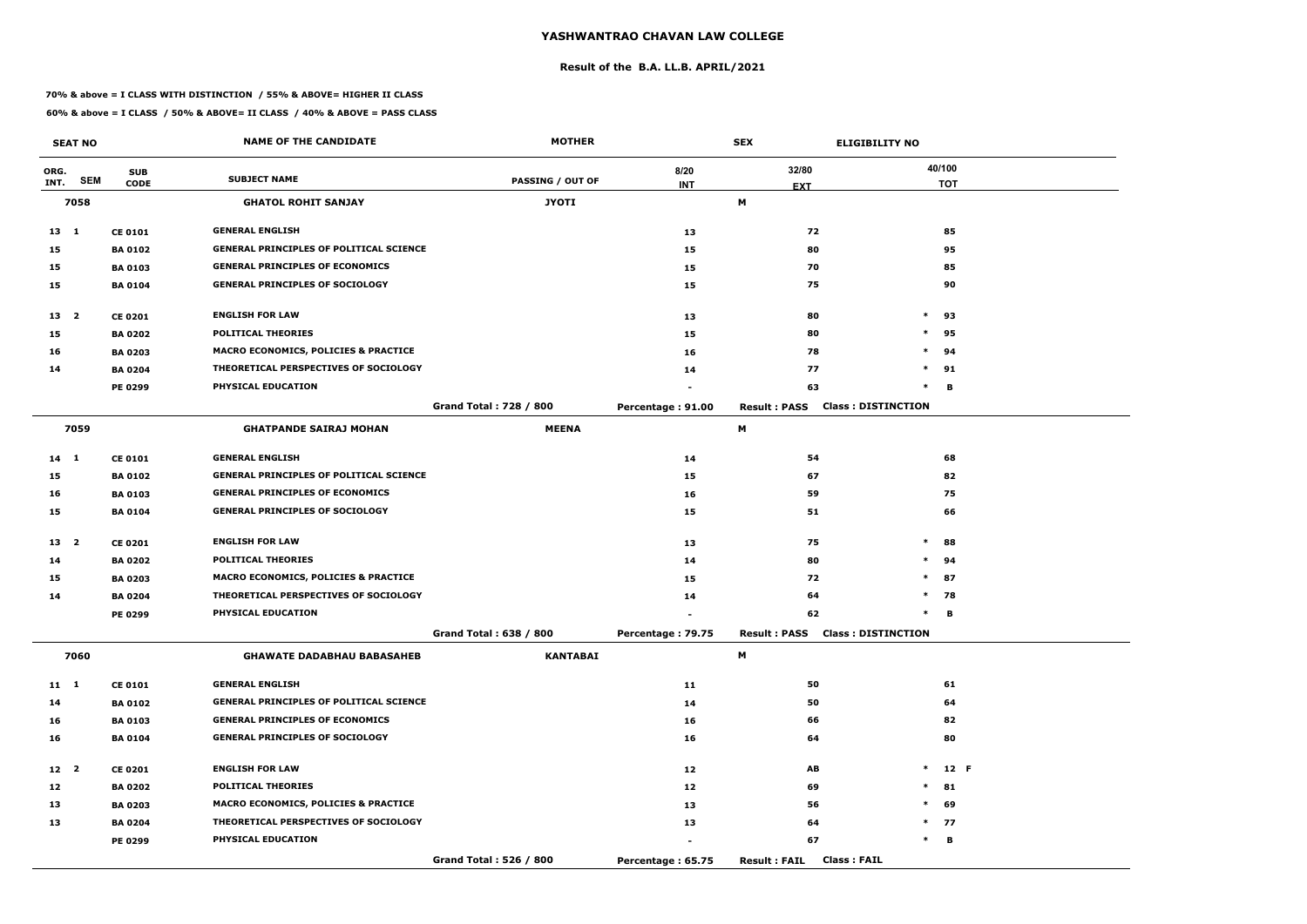# YASHWANTRAO CHAVAN LAW COLLEGE

## Result of the B.A. LL.B. APRIL/2021

**70% & above = I CLASS WITH DISTINCTION / 55% & ABOVE= HIGHER II CLASS**

**60% & above = I CLASS / 50% & ABOVE= II CLASS / 40% & ABOVE = PASS CLASS**

| SEAT NO | | | NAME OF THE CANDIDATE | MOTHER | | SEX | ELIGIBILITY NO |
|---|---|---|---|---|---|---|---|
| ORG. INT. | SEM | SUB CODE | SUBJECT NAME | PASSING / OUT OF | 8/20 INT | 32/80 EXT | 40/100 TOT |
| **7058** | | | **GHATOL ROHIT SANJAY** | **JYOTI** | | **M** | |
| 13 | 1 | CE 0101 | GENERAL ENGLISH | | 13 | 72 | 85 |
| 15 | | BA 0102 | GENERAL PRINCIPLES OF POLITICAL SCIENCE | | 15 | 80 | 95 |
| 15 | | BA 0103 | GENERAL PRINCIPLES OF ECONOMICS | | 15 | 70 | 85 |
| 15 | | BA 0104 | GENERAL PRINCIPLES OF SOCIOLOGY | | 15 | 75 | 90 |
| 13 | 2 | CE 0201 | ENGLISH FOR LAW | | 13 | 80 | * 93 |
| 15 | | BA 0202 | POLITICAL THEORIES | | 15 | 80 | * 95 |
| 16 | | BA 0203 | MACRO ECONOMICS, POLICIES & PRACTICE | | 16 | 78 | * 94 |
| 14 | | BA 0204 | THEORETICAL PERSPECTIVES OF SOCIOLOGY | | 14 | 77 | * 91 |
| | | PE 0299 | PHYSICAL EDUCATION | | - | 63 | * B |
| | | | | Grand Total : 728 / 800 | Percentage : 91.00 | Result : PASS | Class : DISTINCTION |
| **7059** | | | **GHATPANDE SAIRAJ MOHAN** | **MEENA** | | **M** | |
| 14 | 1 | CE 0101 | GENERAL ENGLISH | | 14 | 54 | 68 |
| 15 | | BA 0102 | GENERAL PRINCIPLES OF POLITICAL SCIENCE | | 15 | 67 | 82 |
| 16 | | BA 0103 | GENERAL PRINCIPLES OF ECONOMICS | | 16 | 59 | 75 |
| 15 | | BA 0104 | GENERAL PRINCIPLES OF SOCIOLOGY | | 15 | 51 | 66 |
| 13 | 2 | CE 0201 | ENGLISH FOR LAW | | 13 | 75 | * 88 |
| 14 | | BA 0202 | POLITICAL THEORIES | | 14 | 80 | * 94 |
| 15 | | BA 0203 | MACRO ECONOMICS, POLICIES & PRACTICE | | 15 | 72 | * 87 |
| 14 | | BA 0204 | THEORETICAL PERSPECTIVES OF SOCIOLOGY | | 14 | 64 | * 78 |
| | | PE 0299 | PHYSICAL EDUCATION | | - | 62 | * B |
| | | | | Grand Total : 638 / 800 | Percentage : 79.75 | Result : PASS | Class : DISTINCTION |
| **7060** | | | **GHAWATE DADABHAU BABASAHEB** | **KANTABAI** | | **M** | |
| 11 | 1 | CE 0101 | GENERAL ENGLISH | | 11 | 50 | 61 |
| 14 | | BA 0102 | GENERAL PRINCIPLES OF POLITICAL SCIENCE | | 14 | 50 | 64 |
| 16 | | BA 0103 | GENERAL PRINCIPLES OF ECONOMICS | | 16 | 66 | 82 |
| 16 | | BA 0104 | GENERAL PRINCIPLES OF SOCIOLOGY | | 16 | 64 | 80 |
| 12 | 2 | CE 0201 | ENGLISH FOR LAW | | 12 | AB | * 12 F |
| 12 | | BA 0202 | POLITICAL THEORIES | | 12 | 69 | * 81 |
| 13 | | BA 0203 | MACRO ECONOMICS, POLICIES & PRACTICE | | 13 | 56 | * 69 |
| 13 | | BA 0204 | THEORETICAL PERSPECTIVES OF SOCIOLOGY | | 13 | 64 | * 77 |
| | | PE 0299 | PHYSICAL EDUCATION | | - | 67 | * B |
| | | | | Grand Total : 526 / 800 | Percentage : 65.75 | Result : FAIL | Class : FAIL |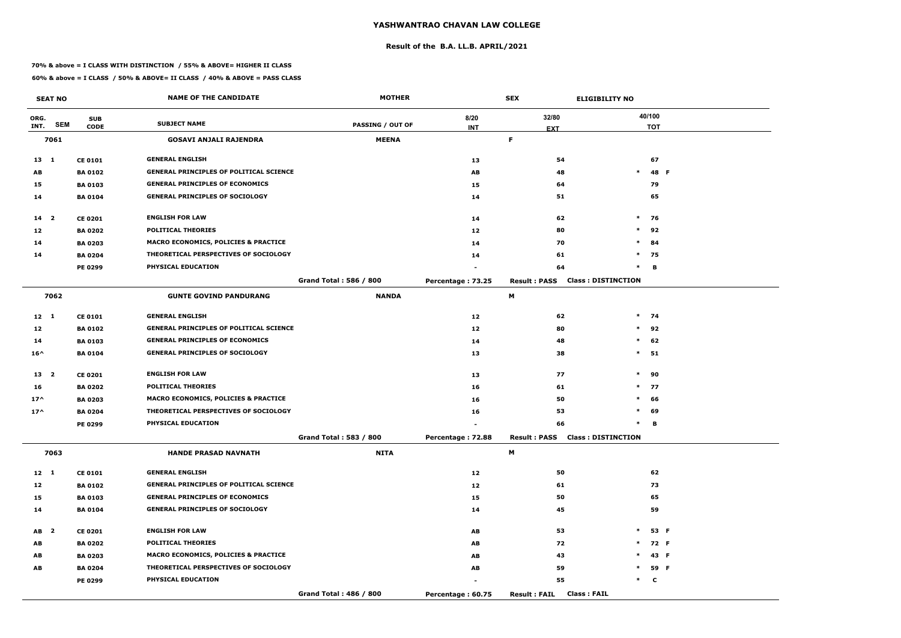# YASHWANTRAO CHAVAN LAW COLLEGE

## Result of the B.A. LL.B. APRIL/2021

**70% & above = I CLASS WITH DISTINCTION / 55% & ABOVE= HIGHER II CLASS**

**60% & above = I CLASS / 50% & ABOVE= II CLASS / 40% & ABOVE = PASS CLASS**

| SEAT NO | | | NAME OF THE CANDIDATE | MOTHER | | SEX | ELIGIBILITY NO | |
|---|---|---|---|---|---|---|---|---|
| ORG. INT. | SEM | SUB CODE | SUBJECT NAME | PASSING / OUT OF | 8/20 INT | 32/80 EXT | 40/100 TOT | |
| **7061** | | | **GOSAVI ANJALI RAJENDRA** | **MEENA** | | **F** | | |
| 13 | 1 | CE 0101 | GENERAL ENGLISH | | 13 | 54 | 67 | |
| AB | | BA 0102 | GENERAL PRINCIPLES OF POLITICAL SCIENCE | | AB | 48 | * 48 | F |
| 15 | | BA 0103 | GENERAL PRINCIPLES OF ECONOMICS | | 15 | 64 | 79 | |
| 14 | | BA 0104 | GENERAL PRINCIPLES OF SOCIOLOGY | | 14 | 51 | 65 | |
| 14 | 2 | CE 0201 | ENGLISH FOR LAW | | 14 | 62 | * 76 | |
| 12 | | BA 0202 | POLITICAL THEORIES | | 12 | 80 | * 92 | |
| 14 | | BA 0203 | MACRO ECONOMICS, POLICIES & PRACTICE | | 14 | 70 | * 84 | |
| 14 | | BA 0204 | THEORETICAL PERSPECTIVES OF SOCIOLOGY | | 14 | 61 | * 75 | |
| | | PE 0299 | PHYSICAL EDUCATION | | - | 64 | * B | |
| | | | | Grand Total : 586 / 800 | Percentage : 73.25 | Result : PASS | Class : DISTINCTION | |
| **7062** | | | **GUNTE GOVIND PANDURANG** | **NANDA** | | **M** | | |
| 12 | 1 | CE 0101 | GENERAL ENGLISH | | 12 | 62 | * 74 | |
| 12 | | BA 0102 | GENERAL PRINCIPLES OF POLITICAL SCIENCE | | 12 | 80 | * 92 | |
| 14 | | BA 0103 | GENERAL PRINCIPLES OF ECONOMICS | | 14 | 48 | * 62 | |
| 16^ | | BA 0104 | GENERAL PRINCIPLES OF SOCIOLOGY | | 13 | 38 | * 51 | |
| 13 | 2 | CE 0201 | ENGLISH FOR LAW | | 13 | 77 | * 90 | |
| 16 | | BA 0202 | POLITICAL THEORIES | | 16 | 61 | * 77 | |
| 17^ | | BA 0203 | MACRO ECONOMICS, POLICIES & PRACTICE | | 16 | 50 | * 66 | |
| 17^ | | BA 0204 | THEORETICAL PERSPECTIVES OF SOCIOLOGY | | 16 | 53 | * 69 | |
| | | PE 0299 | PHYSICAL EDUCATION | | - | 66 | * B | |
| | | | | Grand Total : 583 / 800 | Percentage : 72.88 | Result : PASS | Class : DISTINCTION | |
| **7063** | | | **HANDE PRASAD NAVNATH** | **NITA** | | **M** | | |
| 12 | 1 | CE 0101 | GENERAL ENGLISH | | 12 | 50 | 62 | |
| 12 | | BA 0102 | GENERAL PRINCIPLES OF POLITICAL SCIENCE | | 12 | 61 | 73 | |
| 15 | | BA 0103 | GENERAL PRINCIPLES OF ECONOMICS | | 15 | 50 | 65 | |
| 14 | | BA 0104 | GENERAL PRINCIPLES OF SOCIOLOGY | | 14 | 45 | 59 | |
| AB | 2 | CE 0201 | ENGLISH FOR LAW | | AB | 53 | * 53 | F |
| AB | | BA 0202 | POLITICAL THEORIES | | AB | 72 | * 72 | F |
| AB | | BA 0203 | MACRO ECONOMICS, POLICIES & PRACTICE | | AB | 43 | * 43 | F |
| AB | | BA 0204 | THEORETICAL PERSPECTIVES OF SOCIOLOGY | | AB | 59 | * 59 | F |
| | | PE 0299 | PHYSICAL EDUCATION | | - | 55 | * C | |
| | | | | Grand Total : 486 / 800 | Percentage : 60.75 | Result : FAIL | Class : FAIL | |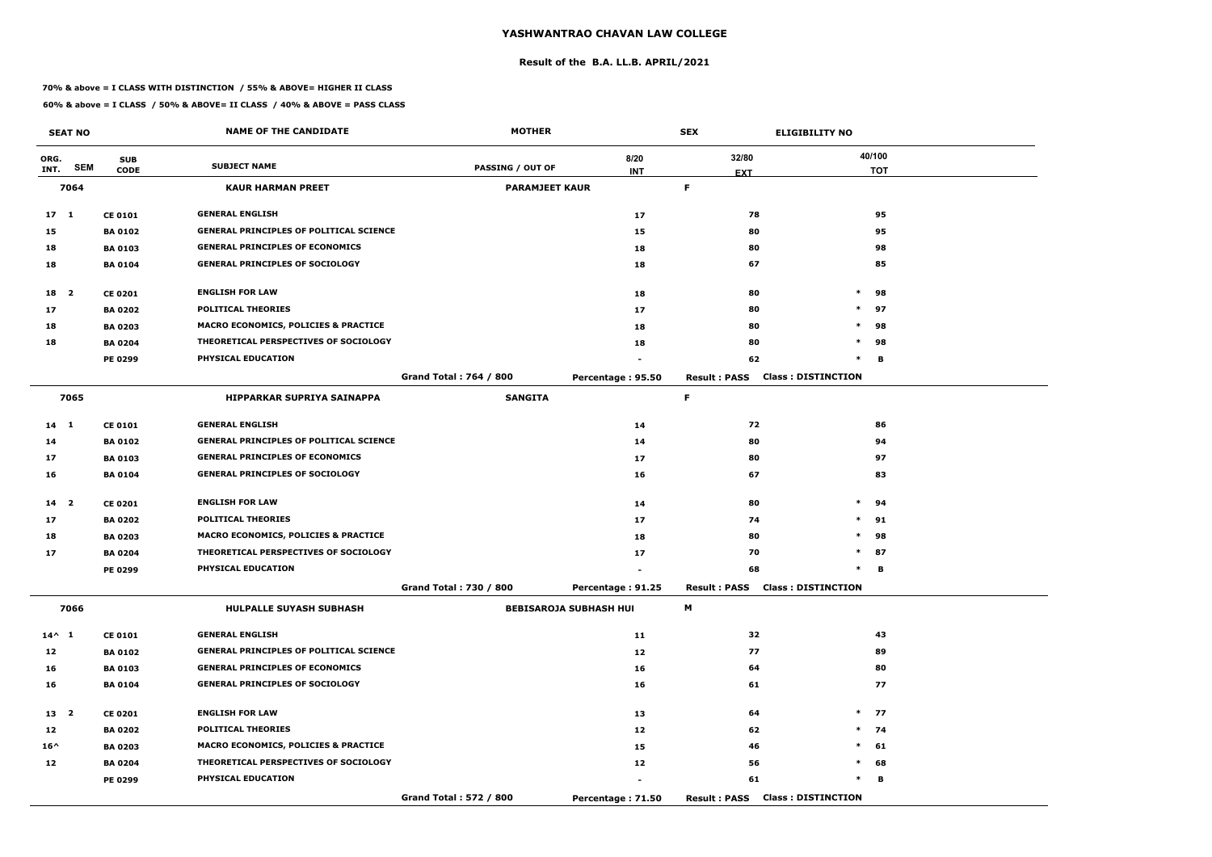# YASHWANTRAO CHAVAN LAW COLLEGE

## Result of the B.A. LL.B. APRIL/2021

**70% & above = I CLASS WITH DISTINCTION / 55% & ABOVE= HIGHER II CLASS**

**60% & above = I CLASS / 50% & ABOVE= II CLASS / 40% & ABOVE = PASS CLASS**

| SEAT NO | | | NAME OF THE CANDIDATE | MOTHER | | SEX | ELIGIBILITY NO |
|---|---|---|---|---|---|---|---|
| ORG. INT. | SEM | SUB CODE | SUBJECT NAME | PASSING / OUT OF | 8/20 INT | 32/80 EXT | 40/100 TOT |
| 7064 | | | KAUR HARMAN PREET | PARAMJEET KAUR | | F | |
| 17 | 1 | CE 0101 | GENERAL ENGLISH | | 17 | 78 | 95 |
| 15 | | BA 0102 | GENERAL PRINCIPLES OF POLITICAL SCIENCE | | 15 | 80 | 95 |
| 18 | | BA 0103 | GENERAL PRINCIPLES OF ECONOMICS | | 18 | 80 | 98 |
| 18 | | BA 0104 | GENERAL PRINCIPLES OF SOCIOLOGY | | 18 | 67 | 85 |
| 18 | 2 | CE 0201 | ENGLISH FOR LAW | | 18 | 80 | * 98 |
| 17 | | BA 0202 | POLITICAL THEORIES | | 17 | 80 | * 97 |
| 18 | | BA 0203 | MACRO ECONOMICS, POLICIES & PRACTICE | | 18 | 80 | * 98 |
| 18 | | BA 0204 | THEORETICAL PERSPECTIVES OF SOCIOLOGY | | 18 | 80 | * 98 |
| | | PE 0299 | PHYSICAL EDUCATION | | - | 62 | * B |
| | | | | Grand Total : 764 / 800 | Percentage : 95.50 | Result : PASS | Class : DISTINCTION |
| 7065 | | | HIPPARKAR SUPRIYA SAINAPPA | SANGITA | | F | |
| 14 | 1 | CE 0101 | GENERAL ENGLISH | | 14 | 72 | 86 |
| 14 | | BA 0102 | GENERAL PRINCIPLES OF POLITICAL SCIENCE | | 14 | 80 | 94 |
| 17 | | BA 0103 | GENERAL PRINCIPLES OF ECONOMICS | | 17 | 80 | 97 |
| 16 | | BA 0104 | GENERAL PRINCIPLES OF SOCIOLOGY | | 16 | 67 | 83 |
| 14 | 2 | CE 0201 | ENGLISH FOR LAW | | 14 | 80 | * 94 |
| 17 | | BA 0202 | POLITICAL THEORIES | | 17 | 74 | * 91 |
| 18 | | BA 0203 | MACRO ECONOMICS, POLICIES & PRACTICE | | 18 | 80 | * 98 |
| 17 | | BA 0204 | THEORETICAL PERSPECTIVES OF SOCIOLOGY | | 17 | 70 | * 87 |
| | | PE 0299 | PHYSICAL EDUCATION | | - | 68 | * B |
| | | | | Grand Total : 730 / 800 | Percentage : 91.25 | Result : PASS | Class : DISTINCTION |
| 7066 | | | HULPALLE SUYASH SUBHASH | BEBISAROJA SUBHASH HUI | | M | |
| 14^ | 1 | CE 0101 | GENERAL ENGLISH | | 11 | 32 | 43 |
| 12 | | BA 0102 | GENERAL PRINCIPLES OF POLITICAL SCIENCE | | 12 | 77 | 89 |
| 16 | | BA 0103 | GENERAL PRINCIPLES OF ECONOMICS | | 16 | 64 | 80 |
| 16 | | BA 0104 | GENERAL PRINCIPLES OF SOCIOLOGY | | 16 | 61 | 77 |
| 13 | 2 | CE 0201 | ENGLISH FOR LAW | | 13 | 64 | * 77 |
| 12 | | BA 0202 | POLITICAL THEORIES | | 12 | 62 | * 74 |
| 16^ | | BA 0203 | MACRO ECONOMICS, POLICIES & PRACTICE | | 15 | 46 | * 61 |
| 12 | | BA 0204 | THEORETICAL PERSPECTIVES OF SOCIOLOGY | | 12 | 56 | * 68 |
| | | PE 0299 | PHYSICAL EDUCATION | | - | 61 | * B |
| | | | | Grand Total : 572 / 800 | Percentage : 71.50 | Result : PASS | Class : DISTINCTION |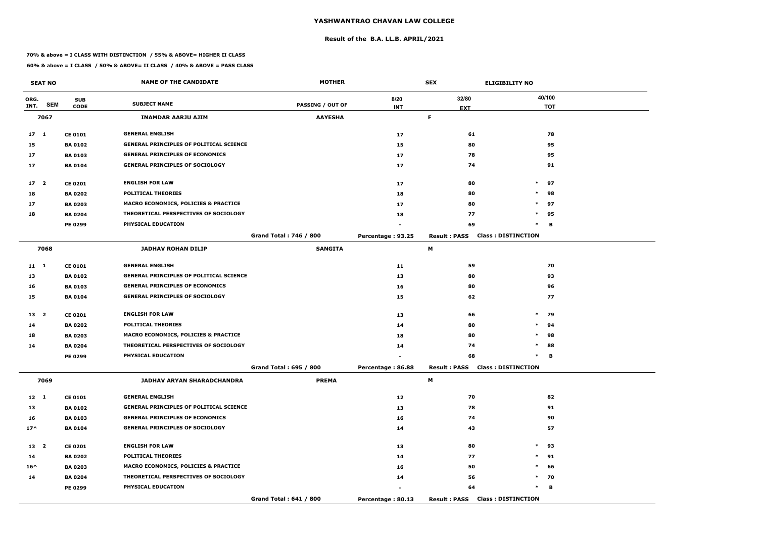# YASHWANTRAO CHAVAN LAW COLLEGE

## Result of the B.A. LL.B. APRIL/2021

**70% & above = I CLASS WITH DISTINCTION / 55% & ABOVE= HIGHER II CLASS**

**60% & above = I CLASS / 50% & ABOVE= II CLASS / 40% & ABOVE = PASS CLASS**

| SEAT NO | | | NAME OF THE CANDIDATE | MOTHER | | SEX | ELIGIBILITY NO |
|---|---|---|---|---|---|---|---|
| ORG. INT. | SEM | SUB CODE | SUBJECT NAME | PASSING / OUT OF | 8/20 INT | 32/80 EXT | 40/100 TOT |
| **7067** | | | **INAMDAR AARJU AJIM** | **AAYESHA** | | **F** | |
| 17 | 1 | CE 0101 | GENERAL ENGLISH | | 17 | 61 | 78 |
| 15 | | BA 0102 | GENERAL PRINCIPLES OF POLITICAL SCIENCE | | 15 | 80 | 95 |
| 17 | | BA 0103 | GENERAL PRINCIPLES OF ECONOMICS | | 17 | 78 | 95 |
| 17 | | BA 0104 | GENERAL PRINCIPLES OF SOCIOLOGY | | 17 | 74 | 91 |
| 17 | 2 | CE 0201 | ENGLISH FOR LAW | | 17 | 80 | * 97 |
| 18 | | BA 0202 | POLITICAL THEORIES | | 18 | 80 | * 98 |
| 17 | | BA 0203 | MACRO ECONOMICS, POLICIES & PRACTICE | | 17 | 80 | * 97 |
| 18 | | BA 0204 | THEORETICAL PERSPECTIVES OF SOCIOLOGY | | 18 | 77 | * 95 |
| | | PE 0299 | PHYSICAL EDUCATION | | - | 69 | * B |
| | | | | Grand Total : 746 / 800 | Percentage : 93.25 | Result : PASS | Class : DISTINCTION |
| **7068** | | | **JADHAV ROHAN DILIP** | **SANGITA** | | **M** | |
| 11 | 1 | CE 0101 | GENERAL ENGLISH | | 11 | 59 | 70 |
| 13 | | BA 0102 | GENERAL PRINCIPLES OF POLITICAL SCIENCE | | 13 | 80 | 93 |
| 16 | | BA 0103 | GENERAL PRINCIPLES OF ECONOMICS | | 16 | 80 | 96 |
| 15 | | BA 0104 | GENERAL PRINCIPLES OF SOCIOLOGY | | 15 | 62 | 77 |
| 13 | 2 | CE 0201 | ENGLISH FOR LAW | | 13 | 66 | * 79 |
| 14 | | BA 0202 | POLITICAL THEORIES | | 14 | 80 | * 94 |
| 18 | | BA 0203 | MACRO ECONOMICS, POLICIES & PRACTICE | | 18 | 80 | * 98 |
| 14 | | BA 0204 | THEORETICAL PERSPECTIVES OF SOCIOLOGY | | 14 | 74 | * 88 |
| | | PE 0299 | PHYSICAL EDUCATION | | - | 68 | * B |
| | | | | Grand Total : 695 / 800 | Percentage : 86.88 | Result : PASS | Class : DISTINCTION |
| **7069** | | | **JADHAV ARYAN SHARADCHANDRA** | **PREMA** | | **M** | |
| 12 | 1 | CE 0101 | GENERAL ENGLISH | | 12 | 70 | 82 |
| 13 | | BA 0102 | GENERAL PRINCIPLES OF POLITICAL SCIENCE | | 13 | 78 | 91 |
| 16 | | BA 0103 | GENERAL PRINCIPLES OF ECONOMICS | | 16 | 74 | 90 |
| 17^ | | BA 0104 | GENERAL PRINCIPLES OF SOCIOLOGY | | 14 | 43 | 57 |
| 13 | 2 | CE 0201 | ENGLISH FOR LAW | | 13 | 80 | * 93 |
| 14 | | BA 0202 | POLITICAL THEORIES | | 14 | 77 | * 91 |
| 16^ | | BA 0203 | MACRO ECONOMICS, POLICIES & PRACTICE | | 16 | 50 | * 66 |
| 14 | | BA 0204 | THEORETICAL PERSPECTIVES OF SOCIOLOGY | | 14 | 56 | * 70 |
| | | PE 0299 | PHYSICAL EDUCATION | | - | 64 | * B |
| | | | | Grand Total : 641 / 800 | Percentage : 80.13 | Result : PASS | Class : DISTINCTION |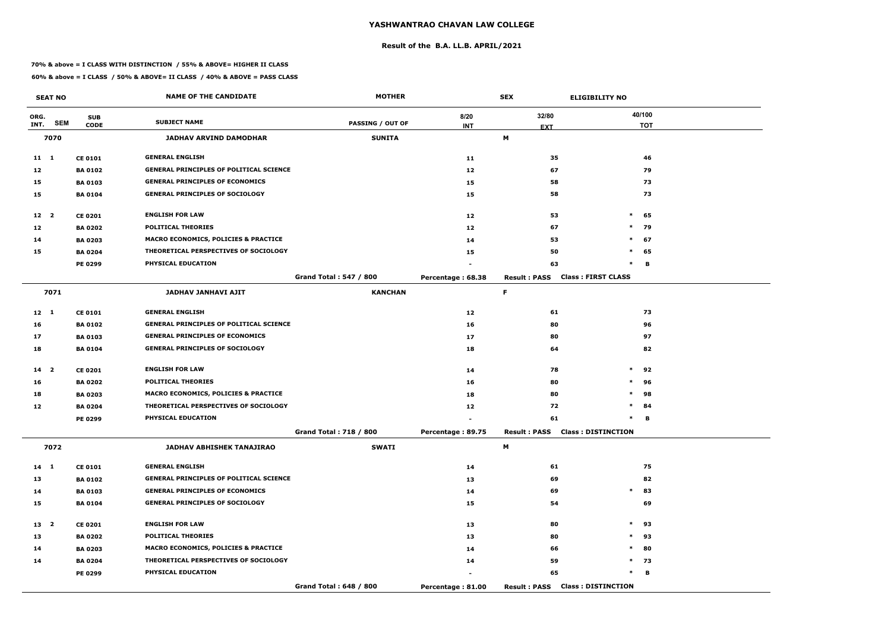# YASHWANTRAO CHAVAN LAW COLLEGE

## Result of the B.A. LL.B. APRIL/2021

**70% & above = I CLASS WITH DISTINCTION / 55% & ABOVE= HIGHER II CLASS**

**60% & above = I CLASS / 50% & ABOVE= II CLASS / 40% & ABOVE = PASS CLASS**

| SEAT NO | | | NAME OF THE CANDIDATE | MOTHER | | SEX | ELIGIBILITY NO | |
|---|---|---|---|---|---|---|---|---|
| ORG. INT. | SEM | SUB CODE | SUBJECT NAME | PASSING / OUT OF | 8/20 INT | 32/80 EXT | | 40/100 TOT |
| 7070 | | | JADHAV ARVIND DAMODHAR | SUNITA | | M | | |
| 11 | 1 | CE 0101 | GENERAL ENGLISH | | 11 | 35 | | 46 |
| 12 | | BA 0102 | GENERAL PRINCIPLES OF POLITICAL SCIENCE | | 12 | 67 | | 79 |
| 15 | | BA 0103 | GENERAL PRINCIPLES OF ECONOMICS | | 15 | 58 | | 73 |
| 15 | | BA 0104 | GENERAL PRINCIPLES OF SOCIOLOGY | | 15 | 58 | | 73 |
| 12 | 2 | CE 0201 | ENGLISH FOR LAW | | 12 | 53 | * | 65 |
| 12 | | BA 0202 | POLITICAL THEORIES | | 12 | 67 | * | 79 |
| 14 | | BA 0203 | MACRO ECONOMICS, POLICIES & PRACTICE | | 14 | 53 | * | 67 |
| 15 | | BA 0204 | THEORETICAL PERSPECTIVES OF SOCIOLOGY | | 15 | 50 | * | 65 |
| | | PE 0299 | PHYSICAL EDUCATION | | - | 63 | * | B |
| | | | | Grand Total : 547 / 800 | Percentage : 68.38 | Result : PASS | Class : FIRST CLASS | |
| 7071 | | | JADHAV JANHAVI AJIT | KANCHAN | | F | | |
| 12 | 1 | CE 0101 | GENERAL ENGLISH | | 12 | 61 | | 73 |
| 16 | | BA 0102 | GENERAL PRINCIPLES OF POLITICAL SCIENCE | | 16 | 80 | | 96 |
| 17 | | BA 0103 | GENERAL PRINCIPLES OF ECONOMICS | | 17 | 80 | | 97 |
| 18 | | BA 0104 | GENERAL PRINCIPLES OF SOCIOLOGY | | 18 | 64 | | 82 |
| 14 | 2 | CE 0201 | ENGLISH FOR LAW | | 14 | 78 | * | 92 |
| 16 | | BA 0202 | POLITICAL THEORIES | | 16 | 80 | * | 96 |
| 18 | | BA 0203 | MACRO ECONOMICS, POLICIES & PRACTICE | | 18 | 80 | * | 98 |
| 12 | | BA 0204 | THEORETICAL PERSPECTIVES OF SOCIOLOGY | | 12 | 72 | * | 84 |
| | | PE 0299 | PHYSICAL EDUCATION | | - | 61 | * | B |
| | | | | Grand Total : 718 / 800 | Percentage : 89.75 | Result : PASS | Class : DISTINCTION | |
| 7072 | | | JADHAV ABHISHEK TANAJIRAO | SWATI | | M | | |
| 14 | 1 | CE 0101 | GENERAL ENGLISH | | 14 | 61 | | 75 |
| 13 | | BA 0102 | GENERAL PRINCIPLES OF POLITICAL SCIENCE | | 13 | 69 | | 82 |
| 14 | | BA 0103 | GENERAL PRINCIPLES OF ECONOMICS | | 14 | 69 | * | 83 |
| 15 | | BA 0104 | GENERAL PRINCIPLES OF SOCIOLOGY | | 15 | 54 | | 69 |
| 13 | 2 | CE 0201 | ENGLISH FOR LAW | | 13 | 80 | * | 93 |
| 13 | | BA 0202 | POLITICAL THEORIES | | 13 | 80 | * | 93 |
| 14 | | BA 0203 | MACRO ECONOMICS, POLICIES & PRACTICE | | 14 | 66 | * | 80 |
| 14 | | BA 0204 | THEORETICAL PERSPECTIVES OF SOCIOLOGY | | 14 | 59 | * | 73 |
| | | PE 0299 | PHYSICAL EDUCATION | | - | 65 | * | B |
| | | | | Grand Total : 648 / 800 | Percentage : 81.00 | Result : PASS | Class : DISTINCTION | |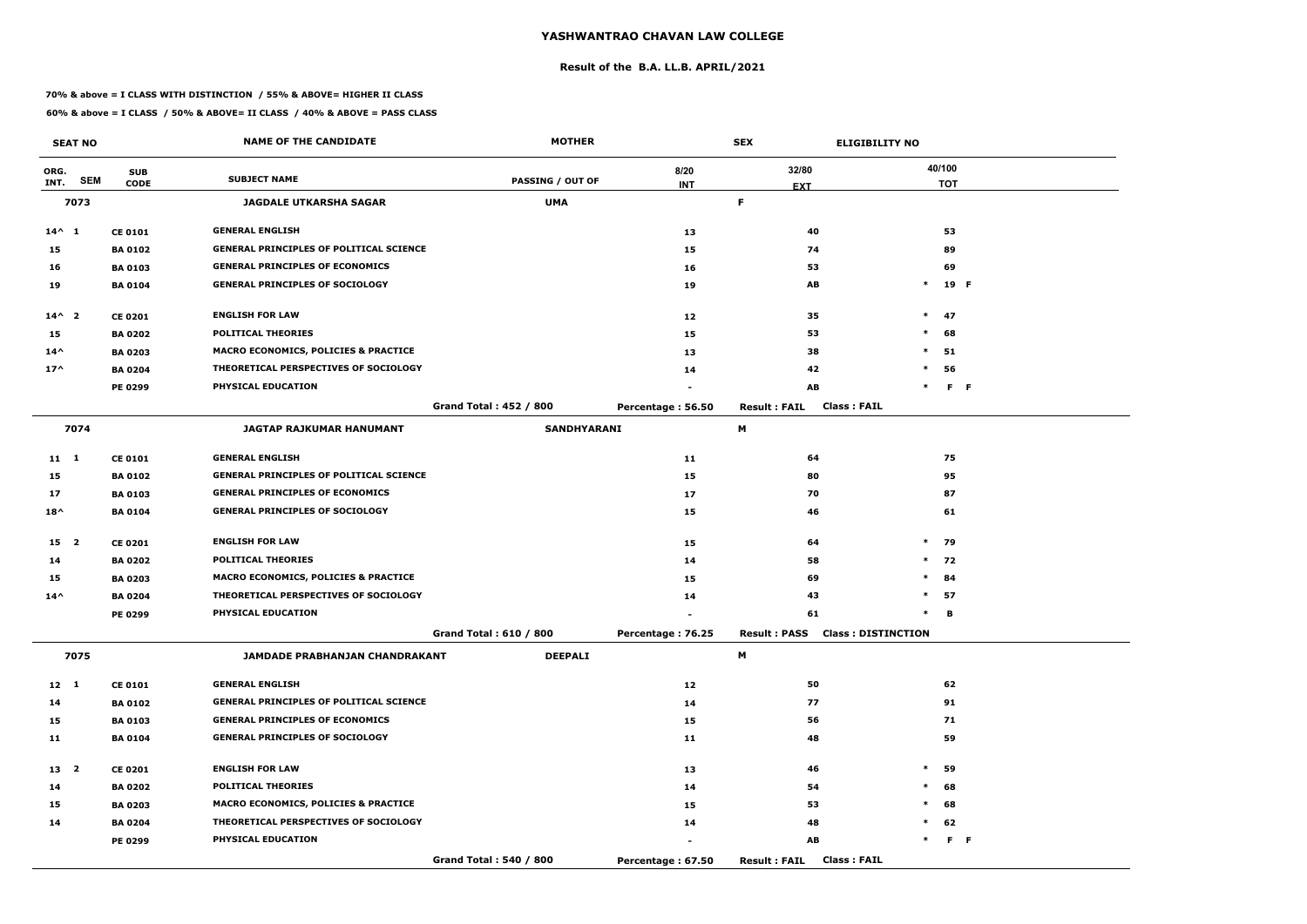# YASHWANTRAO CHAVAN LAW COLLEGE

## Result of the B.A. LL.B. APRIL/2021

**70% & above = I CLASS WITH DISTINCTION / 55% & ABOVE= HIGHER II CLASS**

**60% & above = I CLASS / 50% & ABOVE= II CLASS / 40% & ABOVE = PASS CLASS**

| SEAT NO | | | NAME OF THE CANDIDATE | MOTHER | | SEX | ELIGIBILITY NO |
|---|---|---|---|---|---|---|---|
| ORG. INT. | SEM | SUB CODE | SUBJECT NAME | PASSING / OUT OF | 8/20 INT | 32/80 EXT | 40/100 TOT |
| **7073** | | | **JAGDALE UTKARSHA SAGAR** | **UMA** | | **F** | |
| 14^ | 1 | CE 0101 | GENERAL ENGLISH | | 13 | 40 | 53 |
| 15 | | BA 0102 | GENERAL PRINCIPLES OF POLITICAL SCIENCE | | 15 | 74 | 89 |
| 16 | | BA 0103 | GENERAL PRINCIPLES OF ECONOMICS | | 16 | 53 | 69 |
| 19 | | BA 0104 | GENERAL PRINCIPLES OF SOCIOLOGY | | 19 | AB | * 19 F |
| 14^ | 2 | CE 0201 | ENGLISH FOR LAW | | 12 | 35 | * 47 |
| 15 | | BA 0202 | POLITICAL THEORIES | | 15 | 53 | * 68 |
| 14^ | | BA 0203 | MACRO ECONOMICS, POLICIES & PRACTICE | | 13 | 38 | * 51 |
| 17^ | | BA 0204 | THEORETICAL PERSPECTIVES OF SOCIOLOGY | | 14 | 42 | * 56 |
| | | PE 0299 | PHYSICAL EDUCATION | | - | AB | * F F |
| | | | | Grand Total : 452 / 800 | Percentage : 56.50 | Result : FAIL | Class : FAIL |
| **7074** | | | **JAGTAP RAJKUMAR HANUMANT** | **SANDHYARANI** | | **M** | |
| 11 | 1 | CE 0101 | GENERAL ENGLISH | | 11 | 64 | 75 |
| 15 | | BA 0102 | GENERAL PRINCIPLES OF POLITICAL SCIENCE | | 15 | 80 | 95 |
| 17 | | BA 0103 | GENERAL PRINCIPLES OF ECONOMICS | | 17 | 70 | 87 |
| 18^ | | BA 0104 | GENERAL PRINCIPLES OF SOCIOLOGY | | 15 | 46 | 61 |
| 15 | 2 | CE 0201 | ENGLISH FOR LAW | | 15 | 64 | * 79 |
| 14 | | BA 0202 | POLITICAL THEORIES | | 14 | 58 | * 72 |
| 15 | | BA 0203 | MACRO ECONOMICS, POLICIES & PRACTICE | | 15 | 69 | * 84 |
| 14^ | | BA 0204 | THEORETICAL PERSPECTIVES OF SOCIOLOGY | | 14 | 43 | * 57 |
| | | PE 0299 | PHYSICAL EDUCATION | | - | 61 | * B |
| | | | | Grand Total : 610 / 800 | Percentage : 76.25 | Result : PASS | Class : DISTINCTION |
| **7075** | | | **JAMDADE PRABHANJAN CHANDRAKANT** | **DEEPALI** | | **M** | |
| 12 | 1 | CE 0101 | GENERAL ENGLISH | | 12 | 50 | 62 |
| 14 | | BA 0102 | GENERAL PRINCIPLES OF POLITICAL SCIENCE | | 14 | 77 | 91 |
| 15 | | BA 0103 | GENERAL PRINCIPLES OF ECONOMICS | | 15 | 56 | 71 |
| 11 | | BA 0104 | GENERAL PRINCIPLES OF SOCIOLOGY | | 11 | 48 | 59 |
| 13 | 2 | CE 0201 | ENGLISH FOR LAW | | 13 | 46 | * 59 |
| 14 | | BA 0202 | POLITICAL THEORIES | | 14 | 54 | * 68 |
| 15 | | BA 0203 | MACRO ECONOMICS, POLICIES & PRACTICE | | 15 | 53 | * 68 |
| 14 | | BA 0204 | THEORETICAL PERSPECTIVES OF SOCIOLOGY | | 14 | 48 | * 62 |
| | | PE 0299 | PHYSICAL EDUCATION | | - | AB | * F F |
| | | | | Grand Total : 540 / 800 | Percentage : 67.50 | Result : FAIL | Class : FAIL |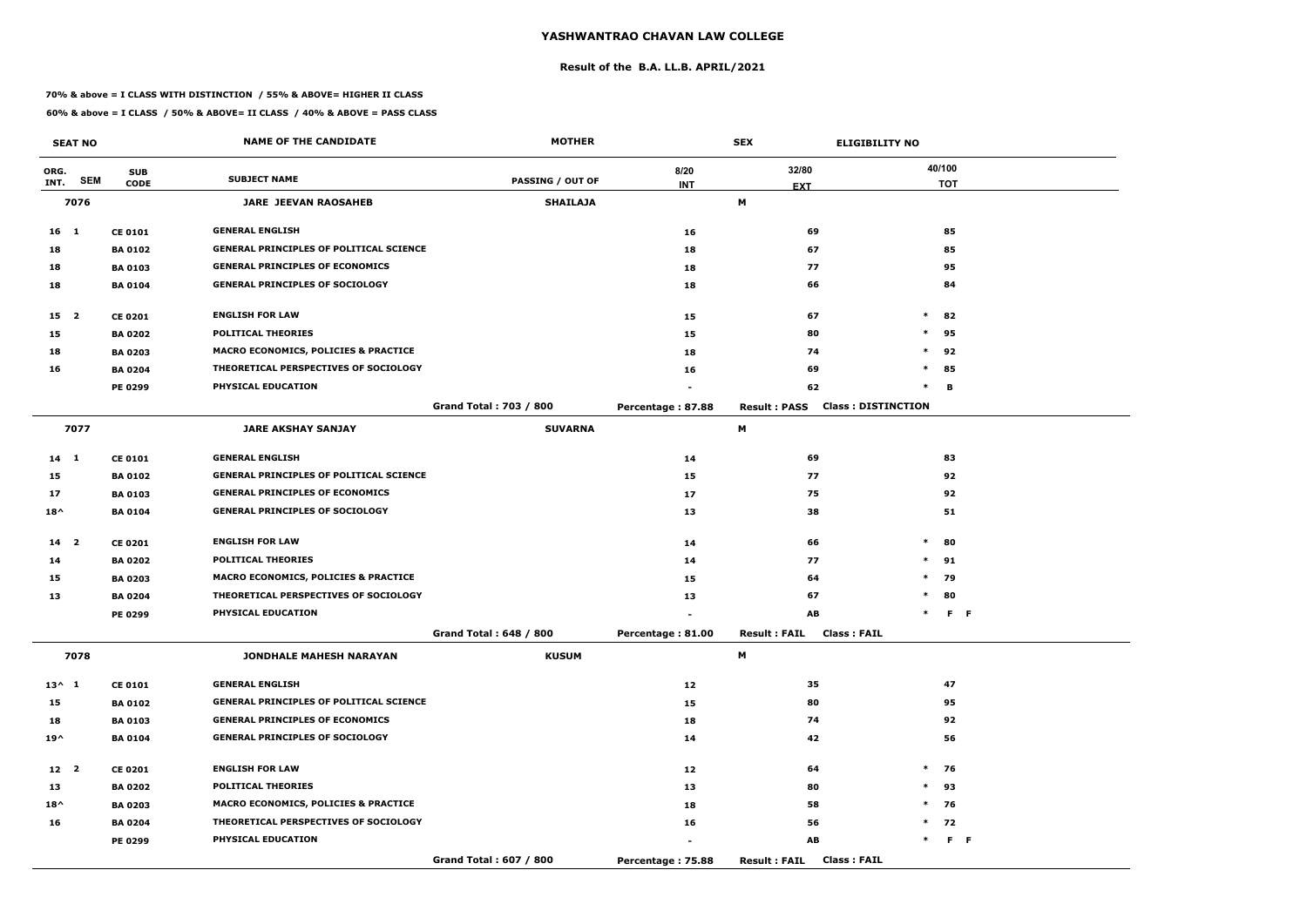# YASHWANTRAO CHAVAN LAW COLLEGE

## Result of the B.A. LL.B. APRIL/2021

**70% & above = I CLASS WITH DISTINCTION / 55% & ABOVE= HIGHER II CLASS**

**60% & above = I CLASS / 50% & ABOVE= II CLASS / 40% & ABOVE = PASS CLASS**

| SEAT NO | | | NAME OF THE CANDIDATE | MOTHER | | SEX | ELIGIBILITY NO |
|---|---|---|---|---|---|---|---|
| ORG. INT. | SEM | SUB CODE | SUBJECT NAME | PASSING / OUT OF | 8/20 INT | 32/80 EXT | 40/100 TOT |
| **7076** | | | **JARE JEEVAN RAOSAHEB** | **SHAILAJA** | | **M** | |
| 16 | 1 | CE 0101 | GENERAL ENGLISH | | 16 | 69 | 85 |
| 18 | | BA 0102 | GENERAL PRINCIPLES OF POLITICAL SCIENCE | | 18 | 67 | 85 |
| 18 | | BA 0103 | GENERAL PRINCIPLES OF ECONOMICS | | 18 | 77 | 95 |
| 18 | | BA 0104 | GENERAL PRINCIPLES OF SOCIOLOGY | | 18 | 66 | 84 |
| 15 | 2 | CE 0201 | ENGLISH FOR LAW | | 15 | 67 | * 82 |
| 15 | | BA 0202 | POLITICAL THEORIES | | 15 | 80 | * 95 |
| 18 | | BA 0203 | MACRO ECONOMICS, POLICIES & PRACTICE | | 18 | 74 | * 92 |
| 16 | | BA 0204 | THEORETICAL PERSPECTIVES OF SOCIOLOGY | | 16 | 69 | * 85 |
| | | PE 0299 | PHYSICAL EDUCATION | | - | 62 | * B |
| | | | | Grand Total : 703 / 800 | Percentage : 87.88 | Result : PASS | Class : DISTINCTION |
| **7077** | | | **JARE AKSHAY SANJAY** | **SUVARNA** | | **M** | |
| 14 | 1 | CE 0101 | GENERAL ENGLISH | | 14 | 69 | 83 |
| 15 | | BA 0102 | GENERAL PRINCIPLES OF POLITICAL SCIENCE | | 15 | 77 | 92 |
| 17 | | BA 0103 | GENERAL PRINCIPLES OF ECONOMICS | | 17 | 75 | 92 |
| 18^ | | BA 0104 | GENERAL PRINCIPLES OF SOCIOLOGY | | 13 | 38 | 51 |
| 14 | 2 | CE 0201 | ENGLISH FOR LAW | | 14 | 66 | * 80 |
| 14 | | BA 0202 | POLITICAL THEORIES | | 14 | 77 | * 91 |
| 15 | | BA 0203 | MACRO ECONOMICS, POLICIES & PRACTICE | | 15 | 64 | * 79 |
| 13 | | BA 0204 | THEORETICAL PERSPECTIVES OF SOCIOLOGY | | 13 | 67 | * 80 |
| | | PE 0299 | PHYSICAL EDUCATION | | - | AB | * F F |
| | | | | Grand Total : 648 / 800 | Percentage : 81.00 | Result : FAIL | Class : FAIL |
| **7078** | | | **JONDHALE MAHESH NARAYAN** | **KUSUM** | | **M** | |
| 13^ | 1 | CE 0101 | GENERAL ENGLISH | | 12 | 35 | 47 |
| 15 | | BA 0102 | GENERAL PRINCIPLES OF POLITICAL SCIENCE | | 15 | 80 | 95 |
| 18 | | BA 0103 | GENERAL PRINCIPLES OF ECONOMICS | | 18 | 74 | 92 |
| 19^ | | BA 0104 | GENERAL PRINCIPLES OF SOCIOLOGY | | 14 | 42 | 56 |
| 12 | 2 | CE 0201 | ENGLISH FOR LAW | | 12 | 64 | * 76 |
| 13 | | BA 0202 | POLITICAL THEORIES | | 13 | 80 | * 93 |
| 18^ | | BA 0203 | MACRO ECONOMICS, POLICIES & PRACTICE | | 18 | 58 | * 76 |
| 16 | | BA 0204 | THEORETICAL PERSPECTIVES OF SOCIOLOGY | | 16 | 56 | * 72 |
| | | PE 0299 | PHYSICAL EDUCATION | | - | AB | * F F |
| | | | | Grand Total : 607 / 800 | Percentage : 75.88 | Result : FAIL | Class : FAIL |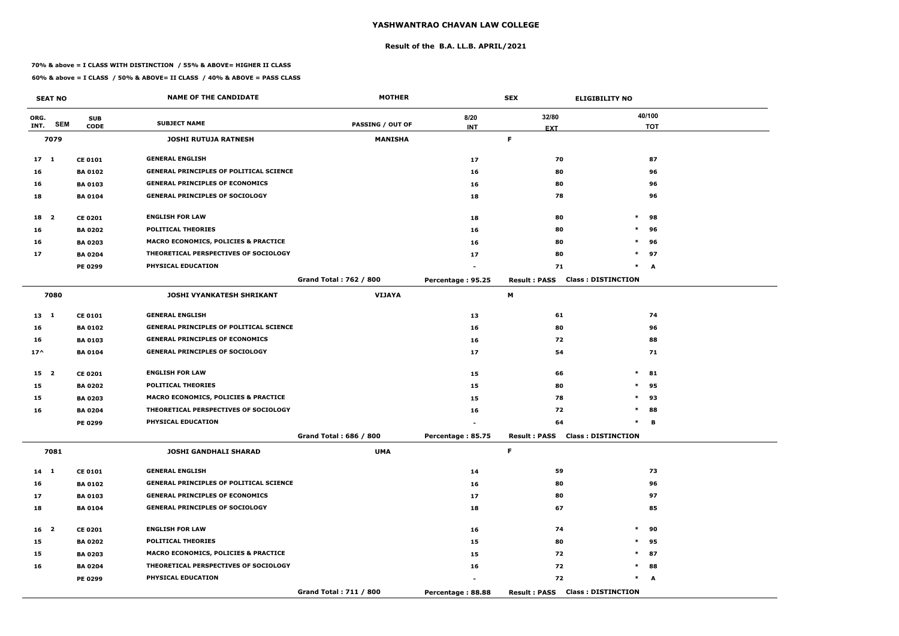# YASHWANTRAO CHAVAN LAW COLLEGE

## Result of the B.A. LL.B. APRIL/2021

**70% & above = I CLASS WITH DISTINCTION / 55% & ABOVE= HIGHER II CLASS**

**60% & above = I CLASS / 50% & ABOVE= II CLASS / 40% & ABOVE = PASS CLASS**

| SEAT NO | | | NAME OF THE CANDIDATE | MOTHER | | SEX | ELIGIBILITY NO |
|---|---|---|---|---|---|---|---|
| ORG. INT. | SEM | SUB CODE | SUBJECT NAME | PASSING / OUT OF | 8/20 INT | 32/80 EXT | 40/100 TOT |
| 7079 | | | JOSHI RUTUJA RATNESH | MANISHA | | F | |
| 17 | 1 | CE 0101 | GENERAL ENGLISH | | 17 | 70 | 87 |
| 16 | | BA 0102 | GENERAL PRINCIPLES OF POLITICAL SCIENCE | | 16 | 80 | 96 |
| 16 | | BA 0103 | GENERAL PRINCIPLES OF ECONOMICS | | 16 | 80 | 96 |
| 18 | | BA 0104 | GENERAL PRINCIPLES OF SOCIOLOGY | | 18 | 78 | 96 |
| 18 | 2 | CE 0201 | ENGLISH FOR LAW | | 18 | 80 | * 98 |
| 16 | | BA 0202 | POLITICAL THEORIES | | 16 | 80 | * 96 |
| 16 | | BA 0203 | MACRO ECONOMICS, POLICIES & PRACTICE | | 16 | 80 | * 96 |
| 17 | | BA 0204 | THEORETICAL PERSPECTIVES OF SOCIOLOGY | | 17 | 80 | * 97 |
| | | PE 0299 | PHYSICAL EDUCATION | | - | 71 | * A |
| | | | | Grand Total : 762 / 800 | Percentage : 95.25 | Result : PASS | Class : DISTINCTION |
| 7080 | | | JOSHI VYANKATESH SHRIKANT | VIJAYA | | M | |
| 13 | 1 | CE 0101 | GENERAL ENGLISH | | 13 | 61 | 74 |
| 16 | | BA 0102 | GENERAL PRINCIPLES OF POLITICAL SCIENCE | | 16 | 80 | 96 |
| 16 | | BA 0103 | GENERAL PRINCIPLES OF ECONOMICS | | 16 | 72 | 88 |
| 17^ | | BA 0104 | GENERAL PRINCIPLES OF SOCIOLOGY | | 17 | 54 | 71 |
| 15 | 2 | CE 0201 | ENGLISH FOR LAW | | 15 | 66 | * 81 |
| 15 | | BA 0202 | POLITICAL THEORIES | | 15 | 80 | * 95 |
| 15 | | BA 0203 | MACRO ECONOMICS, POLICIES & PRACTICE | | 15 | 78 | * 93 |
| 16 | | BA 0204 | THEORETICAL PERSPECTIVES OF SOCIOLOGY | | 16 | 72 | * 88 |
| | | PE 0299 | PHYSICAL EDUCATION | | - | 64 | * B |
| | | | | Grand Total : 686 / 800 | Percentage : 85.75 | Result : PASS | Class : DISTINCTION |
| 7081 | | | JOSHI GANDHALI SHARAD | UMA | | F | |
| 14 | 1 | CE 0101 | GENERAL ENGLISH | | 14 | 59 | 73 |
| 16 | | BA 0102 | GENERAL PRINCIPLES OF POLITICAL SCIENCE | | 16 | 80 | 96 |
| 17 | | BA 0103 | GENERAL PRINCIPLES OF ECONOMICS | | 17 | 80 | 97 |
| 18 | | BA 0104 | GENERAL PRINCIPLES OF SOCIOLOGY | | 18 | 67 | 85 |
| 16 | 2 | CE 0201 | ENGLISH FOR LAW | | 16 | 74 | * 90 |
| 15 | | BA 0202 | POLITICAL THEORIES | | 15 | 80 | * 95 |
| 15 | | BA 0203 | MACRO ECONOMICS, POLICIES & PRACTICE | | 15 | 72 | * 87 |
| 16 | | BA 0204 | THEORETICAL PERSPECTIVES OF SOCIOLOGY | | 16 | 72 | * 88 |
| | | PE 0299 | PHYSICAL EDUCATION | | - | 72 | * A |
| | | | | Grand Total : 711 / 800 | Percentage : 88.88 | Result : PASS | Class : DISTINCTION |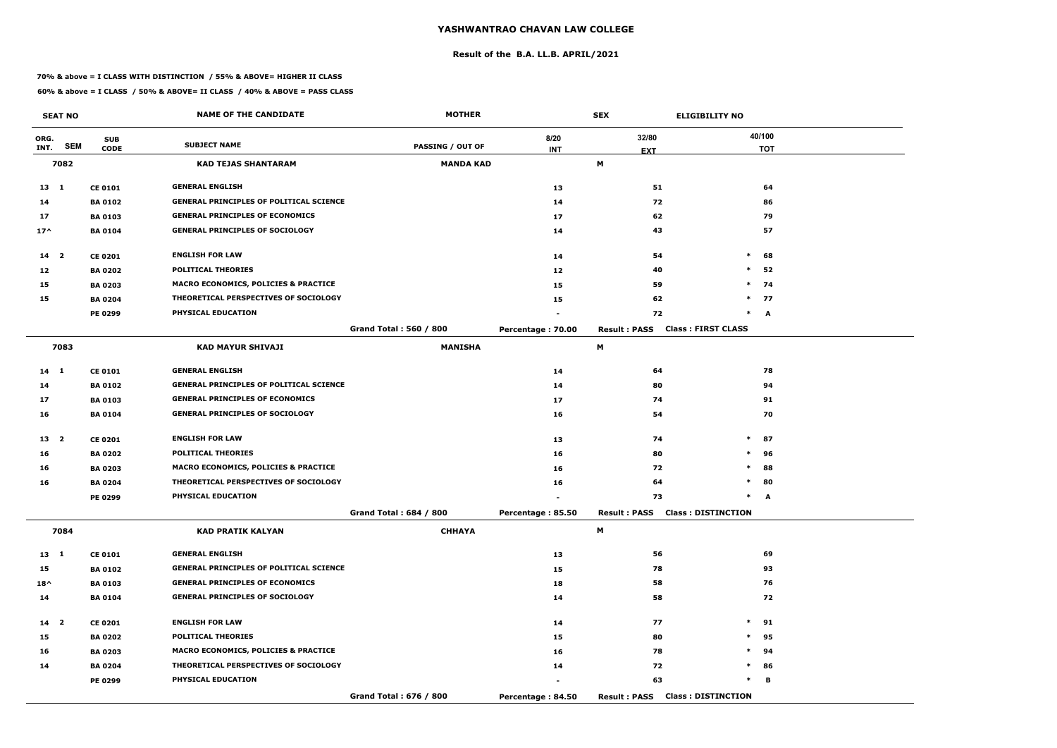# YASHWANTRAO CHAVAN LAW COLLEGE

## Result of the B.A. LL.B. APRIL/2021

**70% & above = I CLASS WITH DISTINCTION / 55% & ABOVE= HIGHER II CLASS**

**60% & above = I CLASS / 50% & ABOVE= II CLASS / 40% & ABOVE = PASS CLASS**

| SEAT NO | | | NAME OF THE CANDIDATE | MOTHER | | SEX | ELIGIBILITY NO |
|---|---|---|---|---|---|---|---|
| ORG. INT. | SEM | SUB CODE | SUBJECT NAME | PASSING / OUT OF | 8/20 INT | 32/80 EXT | 40/100 TOT |
| **7082** | | | **KAD TEJAS SHANTARAM** | **MANDA KAD** | | **M** | |
| 13 | 1 | CE 0101 | GENERAL ENGLISH | | 13 | 51 | 64 |
| 14 | | BA 0102 | GENERAL PRINCIPLES OF POLITICAL SCIENCE | | 14 | 72 | 86 |
| 17 | | BA 0103 | GENERAL PRINCIPLES OF ECONOMICS | | 17 | 62 | 79 |
| 17^ | | BA 0104 | GENERAL PRINCIPLES OF SOCIOLOGY | | 14 | 43 | 57 |
| 14 | 2 | CE 0201 | ENGLISH FOR LAW | | 14 | 54 | * 68 |
| 12 | | BA 0202 | POLITICAL THEORIES | | 12 | 40 | * 52 |
| 15 | | BA 0203 | MACRO ECONOMICS, POLICIES & PRACTICE | | 15 | 59 | * 74 |
| 15 | | BA 0204 | THEORETICAL PERSPECTIVES OF SOCIOLOGY | | 15 | 62 | * 77 |
| | | PE 0299 | PHYSICAL EDUCATION | | - | 72 | * A |
| | | | | Grand Total : 560 / 800 | Percentage : 70.00 | Result : PASS | Class : FIRST CLASS |
| **7083** | | | **KAD MAYUR SHIVAJI** | **MANISHA** | | **M** | |
| 14 | 1 | CE 0101 | GENERAL ENGLISH | | 14 | 64 | 78 |
| 14 | | BA 0102 | GENERAL PRINCIPLES OF POLITICAL SCIENCE | | 14 | 80 | 94 |
| 17 | | BA 0103 | GENERAL PRINCIPLES OF ECONOMICS | | 17 | 74 | 91 |
| 16 | | BA 0104 | GENERAL PRINCIPLES OF SOCIOLOGY | | 16 | 54 | 70 |
| 13 | 2 | CE 0201 | ENGLISH FOR LAW | | 13 | 74 | * 87 |
| 16 | | BA 0202 | POLITICAL THEORIES | | 16 | 80 | * 96 |
| 16 | | BA 0203 | MACRO ECONOMICS, POLICIES & PRACTICE | | 16 | 72 | * 88 |
| 16 | | BA 0204 | THEORETICAL PERSPECTIVES OF SOCIOLOGY | | 16 | 64 | * 80 |
| | | PE 0299 | PHYSICAL EDUCATION | | - | 73 | * A |
| | | | | Grand Total : 684 / 800 | Percentage : 85.50 | Result : PASS | Class : DISTINCTION |
| **7084** | | | **KAD PRATIK KALYAN** | **CHHAYA** | | **M** | |
| 13 | 1 | CE 0101 | GENERAL ENGLISH | | 13 | 56 | 69 |
| 15 | | BA 0102 | GENERAL PRINCIPLES OF POLITICAL SCIENCE | | 15 | 78 | 93 |
| 18^ | | BA 0103 | GENERAL PRINCIPLES OF ECONOMICS | | 18 | 58 | 76 |
| 14 | | BA 0104 | GENERAL PRINCIPLES OF SOCIOLOGY | | 14 | 58 | 72 |
| 14 | 2 | CE 0201 | ENGLISH FOR LAW | | 14 | 77 | * 91 |
| 15 | | BA 0202 | POLITICAL THEORIES | | 15 | 80 | * 95 |
| 16 | | BA 0203 | MACRO ECONOMICS, POLICIES & PRACTICE | | 16 | 78 | * 94 |
| 14 | | BA 0204 | THEORETICAL PERSPECTIVES OF SOCIOLOGY | | 14 | 72 | * 86 |
| | | PE 0299 | PHYSICAL EDUCATION | | - | 63 | * B |
| | | | | Grand Total : 676 / 800 | Percentage : 84.50 | Result : PASS | Class : DISTINCTION |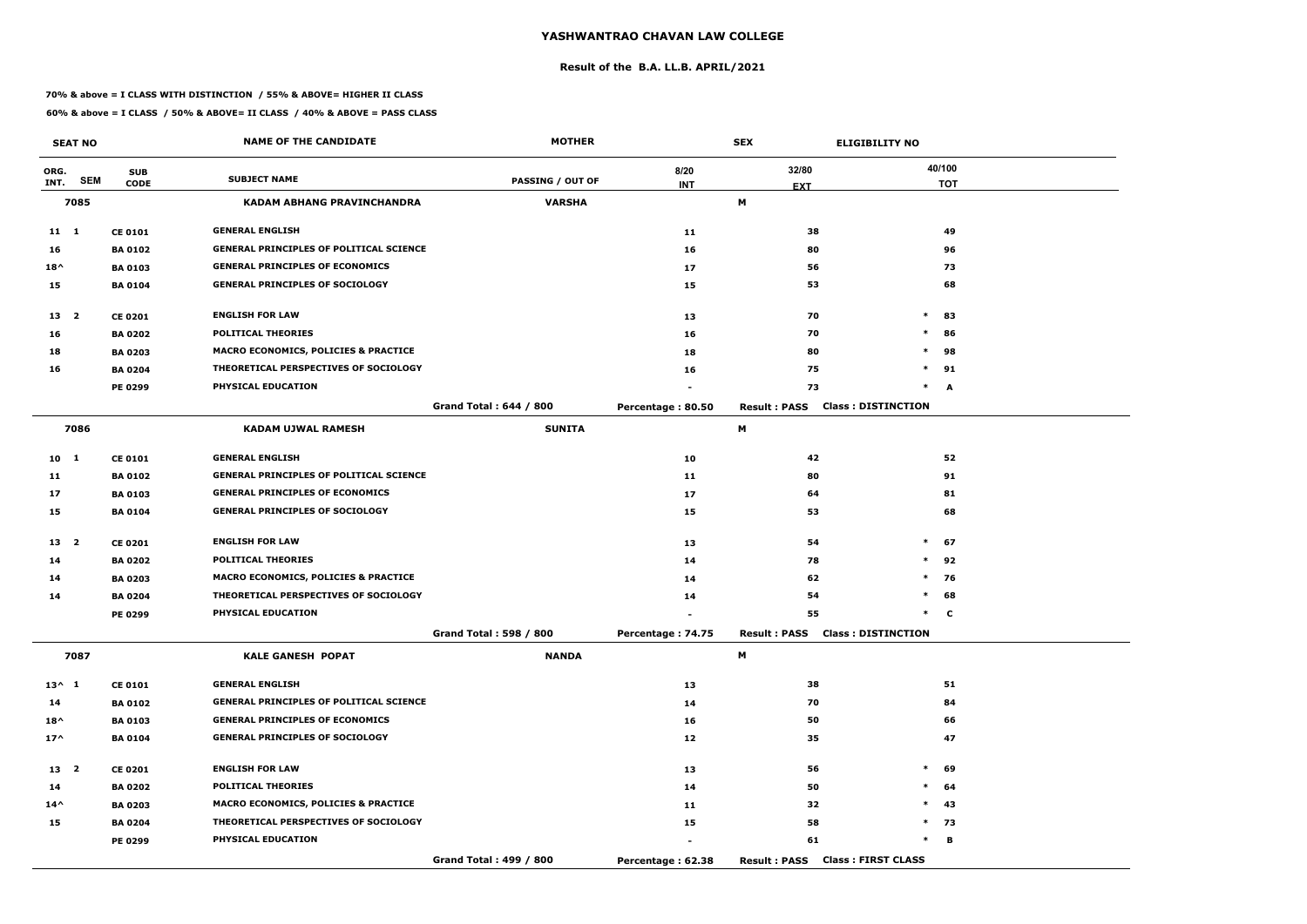# YASHWANTRAO CHAVAN LAW COLLEGE

## Result of the B.A. LL.B. APRIL/2021

**70% & above = I CLASS WITH DISTINCTION / 55% & ABOVE= HIGHER II CLASS**

**60% & above = I CLASS / 50% & ABOVE= II CLASS / 40% & ABOVE = PASS CLASS**

| SEAT NO | | | NAME OF THE CANDIDATE | MOTHER | | SEX | ELIGIBILITY NO |
|---|---|---|---|---|---|---|---|
| ORG. INT. | SEM | SUB CODE | SUBJECT NAME | PASSING / OUT OF | 8/20 INT | 32/80 EXT | 40/100 TOT |
| **7085** | | | **KADAM ABHANG PRAVINCHANDRA** | **VARSHA** | | **M** | |
| 11 | 1 | CE 0101 | GENERAL ENGLISH | | 11 | 38 | 49 |
| 16 | | BA 0102 | GENERAL PRINCIPLES OF POLITICAL SCIENCE | | 16 | 80 | 96 |
| 18^ | | BA 0103 | GENERAL PRINCIPLES OF ECONOMICS | | 17 | 56 | 73 |
| 15 | | BA 0104 | GENERAL PRINCIPLES OF SOCIOLOGY | | 15 | 53 | 68 |
| 13 | 2 | CE 0201 | ENGLISH FOR LAW | | 13 | 70 | * 83 |
| 16 | | BA 0202 | POLITICAL THEORIES | | 16 | 70 | * 86 |
| 18 | | BA 0203 | MACRO ECONOMICS, POLICIES & PRACTICE | | 18 | 80 | * 98 |
| 16 | | BA 0204 | THEORETICAL PERSPECTIVES OF SOCIOLOGY | | 16 | 75 | * 91 |
| | | PE 0299 | PHYSICAL EDUCATION | | - | 73 | * A |
| | | | | Grand Total : 644 / 800 | Percentage : 80.50 | Result : PASS | Class : DISTINCTION |
| **7086** | | | **KADAM UJWAL RAMESH** | **SUNITA** | | **M** | |
| 10 | 1 | CE 0101 | GENERAL ENGLISH | | 10 | 42 | 52 |
| 11 | | BA 0102 | GENERAL PRINCIPLES OF POLITICAL SCIENCE | | 11 | 80 | 91 |
| 17 | | BA 0103 | GENERAL PRINCIPLES OF ECONOMICS | | 17 | 64 | 81 |
| 15 | | BA 0104 | GENERAL PRINCIPLES OF SOCIOLOGY | | 15 | 53 | 68 |
| 13 | 2 | CE 0201 | ENGLISH FOR LAW | | 13 | 54 | * 67 |
| 14 | | BA 0202 | POLITICAL THEORIES | | 14 | 78 | * 92 |
| 14 | | BA 0203 | MACRO ECONOMICS, POLICIES & PRACTICE | | 14 | 62 | * 76 |
| 14 | | BA 0204 | THEORETICAL PERSPECTIVES OF SOCIOLOGY | | 14 | 54 | * 68 |
| | | PE 0299 | PHYSICAL EDUCATION | | - | 55 | * C |
| | | | | Grand Total : 598 / 800 | Percentage : 74.75 | Result : PASS | Class : DISTINCTION |
| **7087** | | | **KALE GANESH POPAT** | **NANDA** | | **M** | |
| 13^ | 1 | CE 0101 | GENERAL ENGLISH | | 13 | 38 | 51 |
| 14 | | BA 0102 | GENERAL PRINCIPLES OF POLITICAL SCIENCE | | 14 | 70 | 84 |
| 18^ | | BA 0103 | GENERAL PRINCIPLES OF ECONOMICS | | 16 | 50 | 66 |
| 17^ | | BA 0104 | GENERAL PRINCIPLES OF SOCIOLOGY | | 12 | 35 | 47 |
| 13 | 2 | CE 0201 | ENGLISH FOR LAW | | 13 | 56 | * 69 |
| 14 | | BA 0202 | POLITICAL THEORIES | | 14 | 50 | * 64 |
| 14^ | | BA 0203 | MACRO ECONOMICS, POLICIES & PRACTICE | | 11 | 32 | * 43 |
| 15 | | BA 0204 | THEORETICAL PERSPECTIVES OF SOCIOLOGY | | 15 | 58 | * 73 |
| | | PE 0299 | PHYSICAL EDUCATION | | - | 61 | * B |
| | | | | Grand Total : 499 / 800 | Percentage : 62.38 | Result : PASS | Class : FIRST CLASS |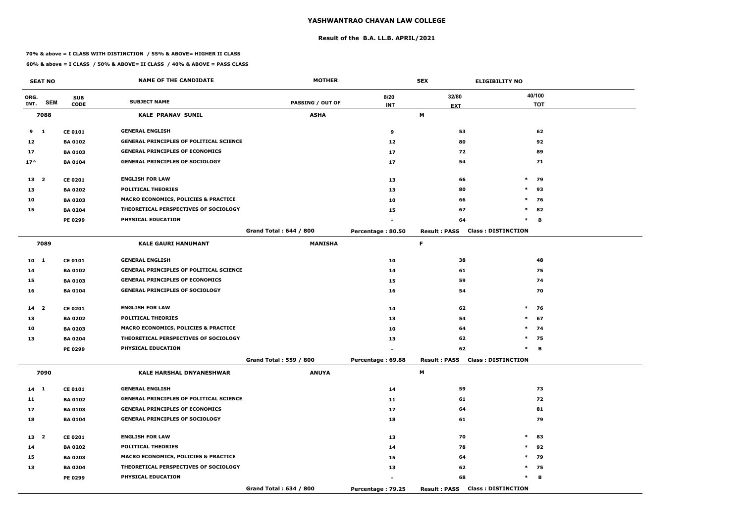# YASHWANTRAO CHAVAN LAW COLLEGE

## Result of the B.A. LL.B. APRIL/2021

**70% & above = I CLASS WITH DISTINCTION / 55% & ABOVE= HIGHER II CLASS**

**60% & above = I CLASS / 50% & ABOVE= II CLASS / 40% & ABOVE = PASS CLASS**

| SEAT NO | | | NAME OF THE CANDIDATE | MOTHER | | SEX | ELIGIBILITY NO |
|---|---|---|---|---|---|---|---|
| ORG. INT. | SEM | SUB CODE | SUBJECT NAME | PASSING / OUT OF | 8/20 INT | 32/80 EXT | 40/100 TOT |
| **7088** | | | **KALE PRANAV SUNIL** | **ASHA** | | **M** | |
| 9 | 1 | CE 0101 | GENERAL ENGLISH | | 9 | 53 | 62 |
| 12 | | BA 0102 | GENERAL PRINCIPLES OF POLITICAL SCIENCE | | 12 | 80 | 92 |
| 17 | | BA 0103 | GENERAL PRINCIPLES OF ECONOMICS | | 17 | 72 | 89 |
| 17^ | | BA 0104 | GENERAL PRINCIPLES OF SOCIOLOGY | | 17 | 54 | 71 |
| 13 | 2 | CE 0201 | ENGLISH FOR LAW | | 13 | 66 | * 79 |
| 13 | | BA 0202 | POLITICAL THEORIES | | 13 | 80 | * 93 |
| 10 | | BA 0203 | MACRO ECONOMICS, POLICIES & PRACTICE | | 10 | 66 | * 76 |
| 15 | | BA 0204 | THEORETICAL PERSPECTIVES OF SOCIOLOGY | | 15 | 67 | * 82 |
| | | PE 0299 | PHYSICAL EDUCATION | | - | 64 | * B |
| | | | | Grand Total : 644 / 800 | Percentage : 80.50 | Result : PASS | Class : DISTINCTION |
| **7089** | | | **KALE GAURI HANUMANT** | **MANISHA** | | **F** | |
| 10 | 1 | CE 0101 | GENERAL ENGLISH | | 10 | 38 | 48 |
| 14 | | BA 0102 | GENERAL PRINCIPLES OF POLITICAL SCIENCE | | 14 | 61 | 75 |
| 15 | | BA 0103 | GENERAL PRINCIPLES OF ECONOMICS | | 15 | 59 | 74 |
| 16 | | BA 0104 | GENERAL PRINCIPLES OF SOCIOLOGY | | 16 | 54 | 70 |
| 14 | 2 | CE 0201 | ENGLISH FOR LAW | | 14 | 62 | * 76 |
| 13 | | BA 0202 | POLITICAL THEORIES | | 13 | 54 | * 67 |
| 10 | | BA 0203 | MACRO ECONOMICS, POLICIES & PRACTICE | | 10 | 64 | * 74 |
| 13 | | BA 0204 | THEORETICAL PERSPECTIVES OF SOCIOLOGY | | 13 | 62 | * 75 |
| | | PE 0299 | PHYSICAL EDUCATION | | - | 62 | * B |
| | | | | Grand Total : 559 / 800 | Percentage : 69.88 | Result : PASS | Class : DISTINCTION |
| **7090** | | | **KALE HARSHAL DNYANESHWAR** | **ANUYA** | | **M** | |
| 14 | 1 | CE 0101 | GENERAL ENGLISH | | 14 | 59 | 73 |
| 11 | | BA 0102 | GENERAL PRINCIPLES OF POLITICAL SCIENCE | | 11 | 61 | 72 |
| 17 | | BA 0103 | GENERAL PRINCIPLES OF ECONOMICS | | 17 | 64 | 81 |
| 18 | | BA 0104 | GENERAL PRINCIPLES OF SOCIOLOGY | | 18 | 61 | 79 |
| 13 | 2 | CE 0201 | ENGLISH FOR LAW | | 13 | 70 | * 83 |
| 14 | | BA 0202 | POLITICAL THEORIES | | 14 | 78 | * 92 |
| 15 | | BA 0203 | MACRO ECONOMICS, POLICIES & PRACTICE | | 15 | 64 | * 79 |
| 13 | | BA 0204 | THEORETICAL PERSPECTIVES OF SOCIOLOGY | | 13 | 62 | * 75 |
| | | PE 0299 | PHYSICAL EDUCATION | | - | 68 | * B |
| | | | | Grand Total : 634 / 800 | Percentage : 79.25 | Result : PASS | Class : DISTINCTION |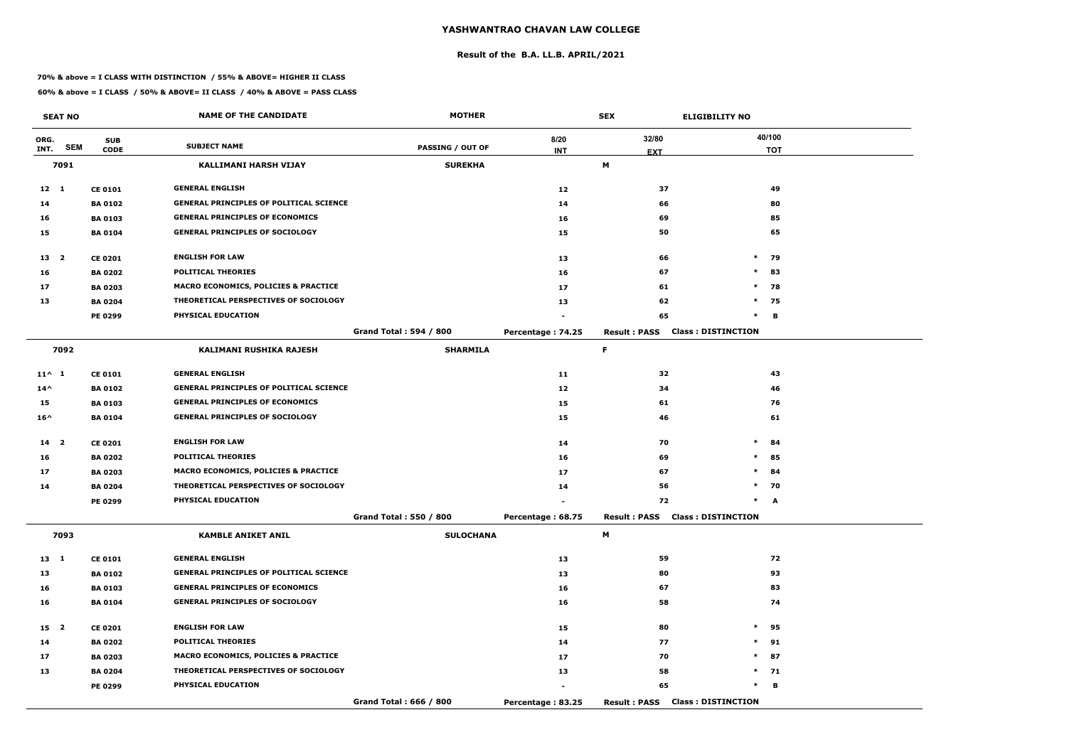# YASHWANTRAO CHAVAN LAW COLLEGE

## Result of the B.A. LL.B. APRIL/2021

**70% & above = I CLASS WITH DISTINCTION / 55% & ABOVE= HIGHER II CLASS**

**60% & above = I CLASS / 50% & ABOVE= II CLASS / 40% & ABOVE = PASS CLASS**

| SEAT NO | | | NAME OF THE CANDIDATE | MOTHER | | SEX | ELIGIBILITY NO | |
|---|---|---|---|---|---|---|---|---|
| ORG. INT. | SEM | SUB CODE | SUBJECT NAME | PASSING / OUT OF | 8/20 INT | 32/80 EXT | | 40/100 TOT |
| 7091 | | | KALLIMANI HARSH VIJAY | SUREKHA | | M | | |
| 12 | 1 | CE 0101 | GENERAL ENGLISH | | 12 | 37 | | 49 |
| 14 | | BA 0102 | GENERAL PRINCIPLES OF POLITICAL SCIENCE | | 14 | 66 | | 80 |
| 16 | | BA 0103 | GENERAL PRINCIPLES OF ECONOMICS | | 16 | 69 | | 85 |
| 15 | | BA 0104 | GENERAL PRINCIPLES OF SOCIOLOGY | | 15 | 50 | | 65 |
| 13 | 2 | CE 0201 | ENGLISH FOR LAW | | 13 | 66 | * | 79 |
| 16 | | BA 0202 | POLITICAL THEORIES | | 16 | 67 | * | 83 |
| 17 | | BA 0203 | MACRO ECONOMICS, POLICIES & PRACTICE | | 17 | 61 | * | 78 |
| 13 | | BA 0204 | THEORETICAL PERSPECTIVES OF SOCIOLOGY | | 13 | 62 | * | 75 |
| | | PE 0299 | PHYSICAL EDUCATION | | - | 65 | * | B |
| | | | | Grand Total : 594 / 800 | Percentage : 74.25 | Result : PASS | Class : DISTINCTION | |
| 7092 | | | KALIMANI RUSHIKA RAJESH | SHARMILA | | F | | |
| 11^ | 1 | CE 0101 | GENERAL ENGLISH | | 11 | 32 | | 43 |
| 14^ | | BA 0102 | GENERAL PRINCIPLES OF POLITICAL SCIENCE | | 12 | 34 | | 46 |
| 15 | | BA 0103 | GENERAL PRINCIPLES OF ECONOMICS | | 15 | 61 | | 76 |
| 16^ | | BA 0104 | GENERAL PRINCIPLES OF SOCIOLOGY | | 15 | 46 | | 61 |
| 14 | 2 | CE 0201 | ENGLISH FOR LAW | | 14 | 70 | * | 84 |
| 16 | | BA 0202 | POLITICAL THEORIES | | 16 | 69 | * | 85 |
| 17 | | BA 0203 | MACRO ECONOMICS, POLICIES & PRACTICE | | 17 | 67 | * | 84 |
| 14 | | BA 0204 | THEORETICAL PERSPECTIVES OF SOCIOLOGY | | 14 | 56 | * | 70 |
| | | PE 0299 | PHYSICAL EDUCATION | | - | 72 | * | A |
| | | | | Grand Total : 550 / 800 | Percentage : 68.75 | Result : PASS | Class : DISTINCTION | |
| 7093 | | | KAMBLE ANIKET ANIL | SULOCHANA | | M | | |
| 13 | 1 | CE 0101 | GENERAL ENGLISH | | 13 | 59 | | 72 |
| 13 | | BA 0102 | GENERAL PRINCIPLES OF POLITICAL SCIENCE | | 13 | 80 | | 93 |
| 16 | | BA 0103 | GENERAL PRINCIPLES OF ECONOMICS | | 16 | 67 | | 83 |
| 16 | | BA 0104 | GENERAL PRINCIPLES OF SOCIOLOGY | | 16 | 58 | | 74 |
| 15 | 2 | CE 0201 | ENGLISH FOR LAW | | 15 | 80 | * | 95 |
| 14 | | BA 0202 | POLITICAL THEORIES | | 14 | 77 | * | 91 |
| 17 | | BA 0203 | MACRO ECONOMICS, POLICIES & PRACTICE | | 17 | 70 | * | 87 |
| 13 | | BA 0204 | THEORETICAL PERSPECTIVES OF SOCIOLOGY | | 13 | 58 | * | 71 |
| | | PE 0299 | PHYSICAL EDUCATION | | - | 65 | * | B |
| | | | | Grand Total : 666 / 800 | Percentage : 83.25 | Result : PASS | Class : DISTINCTION | |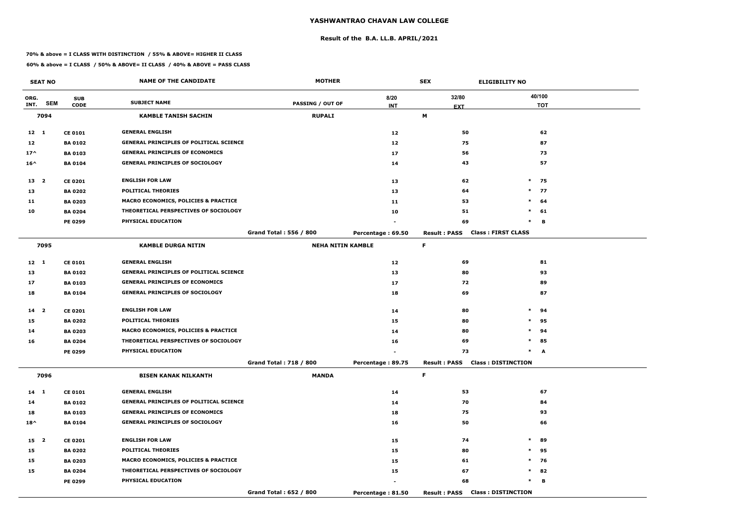# YASHWANTRAO CHAVAN LAW COLLEGE

## Result of the B.A. LL.B. APRIL/2021

**70% & above = I CLASS WITH DISTINCTION / 55% & ABOVE= HIGHER II CLASS**

**60% & above = I CLASS / 50% & ABOVE= II CLASS / 40% & ABOVE = PASS CLASS**

| SEAT NO | | | NAME OF THE CANDIDATE | MOTHER | | SEX | ELIGIBILITY NO | |
|---|---|---|---|---|---|---|---|---|
| ORG. INT. | SEM | SUB CODE | SUBJECT NAME | PASSING / OUT OF | 8/20 INT | 32/80 EXT | | 40/100 TOT |
| 7094 | | | KAMBLE TANISH SACHIN | RUPALI | | M | | |
| 12 | 1 | CE 0101 | GENERAL ENGLISH | | 12 | 50 | | 62 |
| 12 | | BA 0102 | GENERAL PRINCIPLES OF POLITICAL SCIENCE | | 12 | 75 | | 87 |
| 17^ | | BA 0103 | GENERAL PRINCIPLES OF ECONOMICS | | 17 | 56 | | 73 |
| 16^ | | BA 0104 | GENERAL PRINCIPLES OF SOCIOLOGY | | 14 | 43 | | 57 |
| 13 | 2 | CE 0201 | ENGLISH FOR LAW | | 13 | 62 | * | 75 |
| 13 | | BA 0202 | POLITICAL THEORIES | | 13 | 64 | * | 77 |
| 11 | | BA 0203 | MACRO ECONOMICS, POLICIES & PRACTICE | | 11 | 53 | * | 64 |
| 10 | | BA 0204 | THEORETICAL PERSPECTIVES OF SOCIOLOGY | | 10 | 51 | * | 61 |
| | | PE 0299 | PHYSICAL EDUCATION | | - | 69 | * | B |
| | | | | Grand Total : 556 / 800 | Percentage : 69.50 | Result : PASS | Class : FIRST CLASS | |
| 7095 | | | KAMBLE DURGA NITIN | NEHA NITIN KAMBLE | | F | | |
| 12 | 1 | CE 0101 | GENERAL ENGLISH | | 12 | 69 | | 81 |
| 13 | | BA 0102 | GENERAL PRINCIPLES OF POLITICAL SCIENCE | | 13 | 80 | | 93 |
| 17 | | BA 0103 | GENERAL PRINCIPLES OF ECONOMICS | | 17 | 72 | | 89 |
| 18 | | BA 0104 | GENERAL PRINCIPLES OF SOCIOLOGY | | 18 | 69 | | 87 |
| 14 | 2 | CE 0201 | ENGLISH FOR LAW | | 14 | 80 | * | 94 |
| 15 | | BA 0202 | POLITICAL THEORIES | | 15 | 80 | * | 95 |
| 14 | | BA 0203 | MACRO ECONOMICS, POLICIES & PRACTICE | | 14 | 80 | * | 94 |
| 16 | | BA 0204 | THEORETICAL PERSPECTIVES OF SOCIOLOGY | | 16 | 69 | * | 85 |
| | | PE 0299 | PHYSICAL EDUCATION | | - | 73 | * | A |
| | | | | Grand Total : 718 / 800 | Percentage : 89.75 | Result : PASS | Class : DISTINCTION | |
| 7096 | | | BISEN KANAK NILKANTH | MANDA | | F | | |
| 14 | 1 | CE 0101 | GENERAL ENGLISH | | 14 | 53 | | 67 |
| 14 | | BA 0102 | GENERAL PRINCIPLES OF POLITICAL SCIENCE | | 14 | 70 | | 84 |
| 18 | | BA 0103 | GENERAL PRINCIPLES OF ECONOMICS | | 18 | 75 | | 93 |
| 18^ | | BA 0104 | GENERAL PRINCIPLES OF SOCIOLOGY | | 16 | 50 | | 66 |
| 15 | 2 | CE 0201 | ENGLISH FOR LAW | | 15 | 74 | * | 89 |
| 15 | | BA 0202 | POLITICAL THEORIES | | 15 | 80 | * | 95 |
| 15 | | BA 0203 | MACRO ECONOMICS, POLICIES & PRACTICE | | 15 | 61 | * | 76 |
| 15 | | BA 0204 | THEORETICAL PERSPECTIVES OF SOCIOLOGY | | 15 | 67 | * | 82 |
| | | PE 0299 | PHYSICAL EDUCATION | | - | 68 | * | B |
| | | | | Grand Total : 652 / 800 | Percentage : 81.50 | Result : PASS | Class : DISTINCTION | |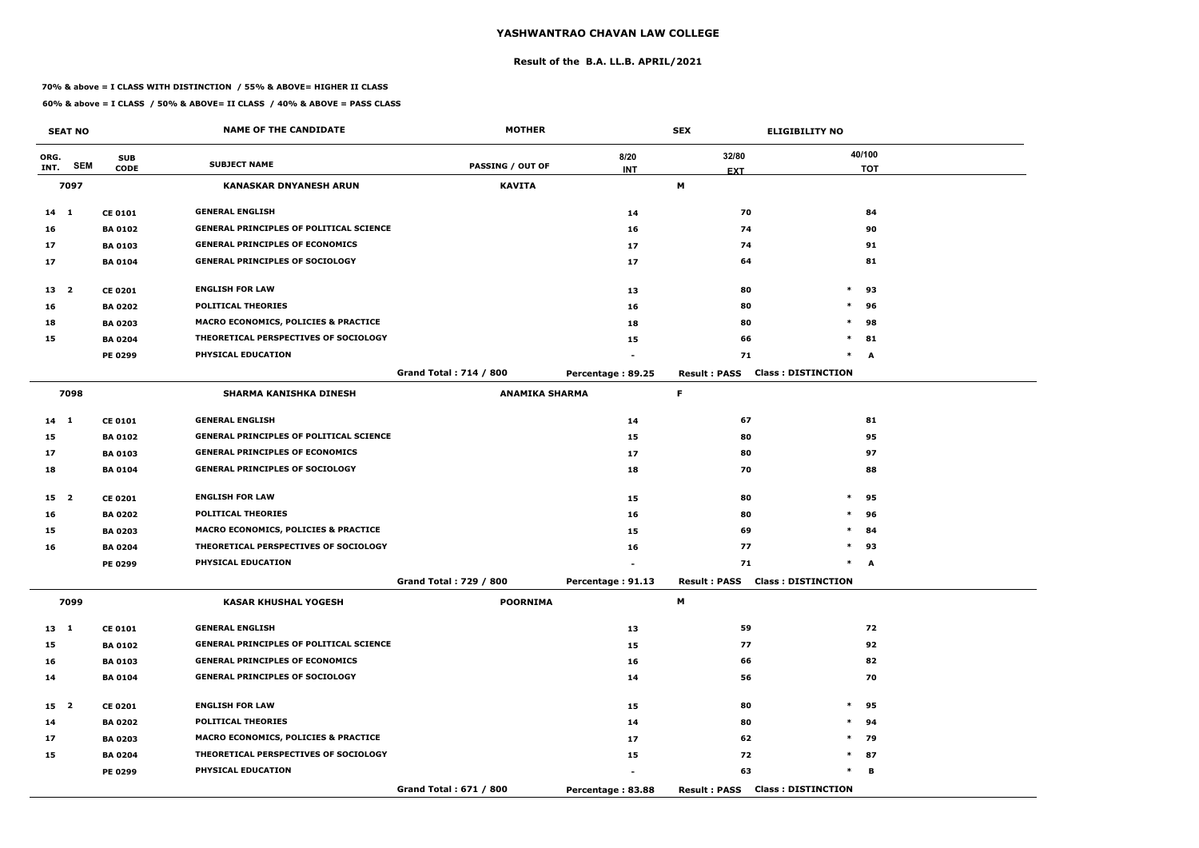# YASHWANTRAO CHAVAN LAW COLLEGE

## Result of the B.A. LL.B. APRIL/2021

**70% & above = I CLASS WITH DISTINCTION / 55% & ABOVE= HIGHER II CLASS**

**60% & above = I CLASS / 50% & ABOVE= II CLASS / 40% & ABOVE = PASS CLASS**

| SEAT NO | | | NAME OF THE CANDIDATE | MOTHER | | SEX | ELIGIBILITY NO |
|---|---|---|---|---|---|---|---|
| ORG. INT. | SEM | SUB CODE | SUBJECT NAME | PASSING / OUT OF | 8/20 INT | 32/80 EXT | 40/100 TOT |
| **7097** | | | **KANASKAR DNYANESH ARUN** | **KAVITA** | | **M** | |
| 14 | 1 | CE 0101 | GENERAL ENGLISH | | 14 | 70 | 84 |
| 16 | | BA 0102 | GENERAL PRINCIPLES OF POLITICAL SCIENCE | | 16 | 74 | 90 |
| 17 | | BA 0103 | GENERAL PRINCIPLES OF ECONOMICS | | 17 | 74 | 91 |
| 17 | | BA 0104 | GENERAL PRINCIPLES OF SOCIOLOGY | | 17 | 64 | 81 |
| 13 | 2 | CE 0201 | ENGLISH FOR LAW | | 13 | 80 | * 93 |
| 16 | | BA 0202 | POLITICAL THEORIES | | 16 | 80 | * 96 |
| 18 | | BA 0203 | MACRO ECONOMICS, POLICIES & PRACTICE | | 18 | 80 | * 98 |
| 15 | | BA 0204 | THEORETICAL PERSPECTIVES OF SOCIOLOGY | | 15 | 66 | * 81 |
| | | PE 0299 | PHYSICAL EDUCATION | | - | 71 | * A |
| | | | | Grand Total : 714 / 800 | Percentage : 89.25 | Result : PASS | Class : DISTINCTION |
| **7098** | | | **SHARMA KANISHKA DINESH** | **ANAMIKA SHARMA** | | **F** | |
| 14 | 1 | CE 0101 | GENERAL ENGLISH | | 14 | 67 | 81 |
| 15 | | BA 0102 | GENERAL PRINCIPLES OF POLITICAL SCIENCE | | 15 | 80 | 95 |
| 17 | | BA 0103 | GENERAL PRINCIPLES OF ECONOMICS | | 17 | 80 | 97 |
| 18 | | BA 0104 | GENERAL PRINCIPLES OF SOCIOLOGY | | 18 | 70 | 88 |
| 15 | 2 | CE 0201 | ENGLISH FOR LAW | | 15 | 80 | * 95 |
| 16 | | BA 0202 | POLITICAL THEORIES | | 16 | 80 | * 96 |
| 15 | | BA 0203 | MACRO ECONOMICS, POLICIES & PRACTICE | | 15 | 69 | * 84 |
| 16 | | BA 0204 | THEORETICAL PERSPECTIVES OF SOCIOLOGY | | 16 | 77 | * 93 |
| | | PE 0299 | PHYSICAL EDUCATION | | - | 71 | * A |
| | | | | Grand Total : 729 / 800 | Percentage : 91.13 | Result : PASS | Class : DISTINCTION |
| **7099** | | | **KASAR KHUSHAL YOGESH** | **POORNIMA** | | **M** | |
| 13 | 1 | CE 0101 | GENERAL ENGLISH | | 13 | 59 | 72 |
| 15 | | BA 0102 | GENERAL PRINCIPLES OF POLITICAL SCIENCE | | 15 | 77 | 92 |
| 16 | | BA 0103 | GENERAL PRINCIPLES OF ECONOMICS | | 16 | 66 | 82 |
| 14 | | BA 0104 | GENERAL PRINCIPLES OF SOCIOLOGY | | 14 | 56 | 70 |
| 15 | 2 | CE 0201 | ENGLISH FOR LAW | | 15 | 80 | * 95 |
| 14 | | BA 0202 | POLITICAL THEORIES | | 14 | 80 | * 94 |
| 17 | | BA 0203 | MACRO ECONOMICS, POLICIES & PRACTICE | | 17 | 62 | * 79 |
| 15 | | BA 0204 | THEORETICAL PERSPECTIVES OF SOCIOLOGY | | 15 | 72 | * 87 |
| | | PE 0299 | PHYSICAL EDUCATION | | - | 63 | * B |
| | | | | Grand Total : 671 / 800 | Percentage : 83.88 | Result : PASS | Class : DISTINCTION |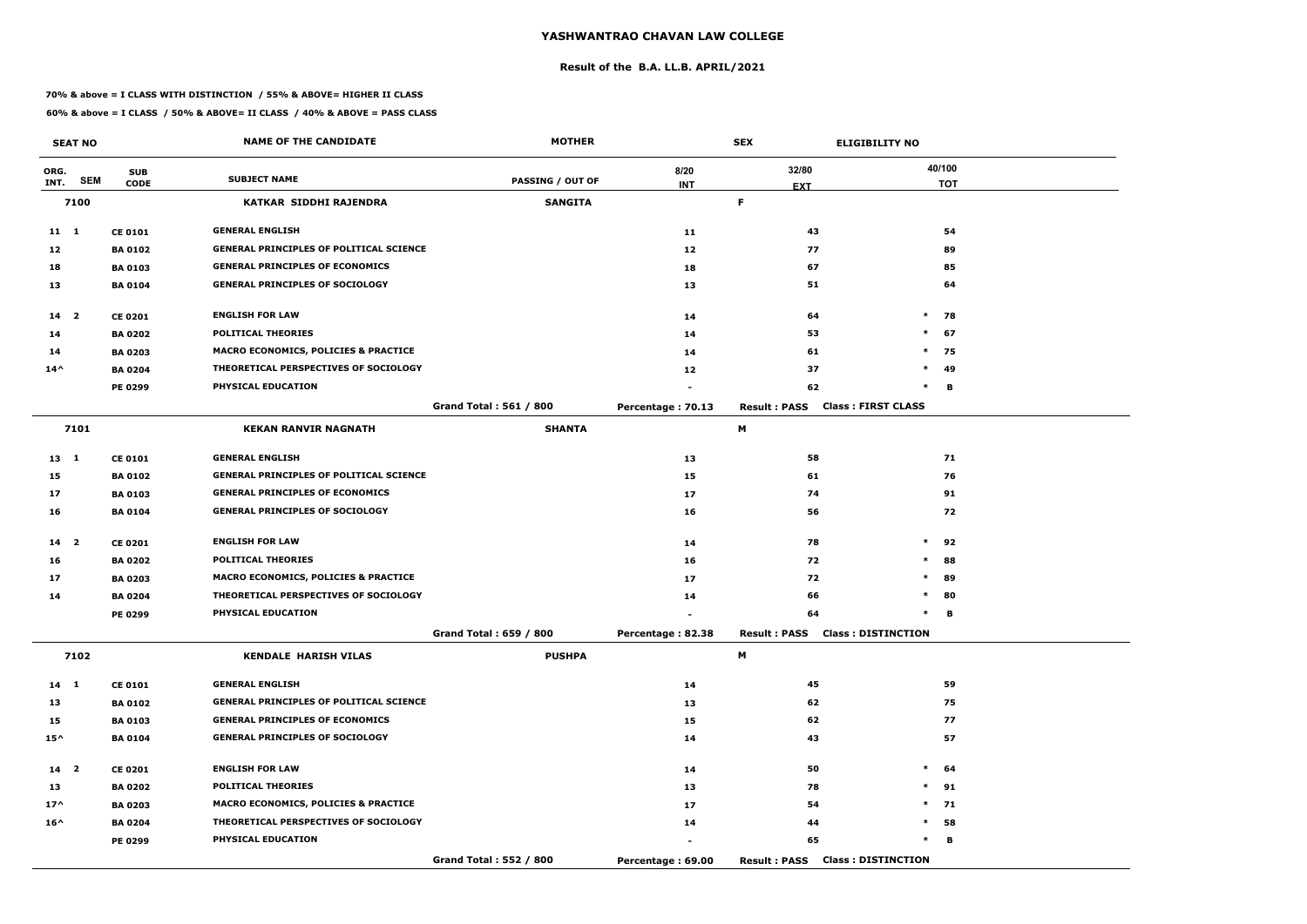# YASHWANTRAO CHAVAN LAW COLLEGE

## Result of the B.A. LL.B. APRIL/2021

**70% & above = I CLASS WITH DISTINCTION / 55% & ABOVE= HIGHER II CLASS**

**60% & above = I CLASS / 50% & ABOVE= II CLASS / 40% & ABOVE = PASS CLASS**

| SEAT NO | | | NAME OF THE CANDIDATE | MOTHER | | SEX | ELIGIBILITY NO | |
|---|---|---|---|---|---|---|---|---|
| ORG. INT. | SEM | SUB CODE | SUBJECT NAME | PASSING / OUT OF | 8/20 INT | 32/80 EXT | | 40/100 TOT |
| 7100 | | | KATKAR SIDDHI RAJENDRA | SANGITA | | F | | |
| 11 | 1 | CE 0101 | GENERAL ENGLISH | | 11 | 43 | | 54 |
| 12 | | BA 0102 | GENERAL PRINCIPLES OF POLITICAL SCIENCE | | 12 | 77 | | 89 |
| 18 | | BA 0103 | GENERAL PRINCIPLES OF ECONOMICS | | 18 | 67 | | 85 |
| 13 | | BA 0104 | GENERAL PRINCIPLES OF SOCIOLOGY | | 13 | 51 | | 64 |
| 14 | 2 | CE 0201 | ENGLISH FOR LAW | | 14 | 64 | * | 78 |
| 14 | | BA 0202 | POLITICAL THEORIES | | 14 | 53 | * | 67 |
| 14 | | BA 0203 | MACRO ECONOMICS, POLICIES & PRACTICE | | 14 | 61 | * | 75 |
| 14^ | | BA 0204 | THEORETICAL PERSPECTIVES OF SOCIOLOGY | | 12 | 37 | * | 49 |
| | | PE 0299 | PHYSICAL EDUCATION | | - | 62 | * | B |
| | | | | Grand Total : 561 / 800 | Percentage : 70.13 | Result : PASS | Class : FIRST CLASS | |
| 7101 | | | KEKAN RANVIR NAGNATH | SHANTA | | M | | |
| 13 | 1 | CE 0101 | GENERAL ENGLISH | | 13 | 58 | | 71 |
| 15 | | BA 0102 | GENERAL PRINCIPLES OF POLITICAL SCIENCE | | 15 | 61 | | 76 |
| 17 | | BA 0103 | GENERAL PRINCIPLES OF ECONOMICS | | 17 | 74 | | 91 |
| 16 | | BA 0104 | GENERAL PRINCIPLES OF SOCIOLOGY | | 16 | 56 | | 72 |
| 14 | 2 | CE 0201 | ENGLISH FOR LAW | | 14 | 78 | * | 92 |
| 16 | | BA 0202 | POLITICAL THEORIES | | 16 | 72 | * | 88 |
| 17 | | BA 0203 | MACRO ECONOMICS, POLICIES & PRACTICE | | 17 | 72 | * | 89 |
| 14 | | BA 0204 | THEORETICAL PERSPECTIVES OF SOCIOLOGY | | 14 | 66 | * | 80 |
| | | PE 0299 | PHYSICAL EDUCATION | | - | 64 | * | B |
| | | | | Grand Total : 659 / 800 | Percentage : 82.38 | Result : PASS | Class : DISTINCTION | |
| 7102 | | | KENDALE HARISH VILAS | PUSHPA | | M | | |
| 14 | 1 | CE 0101 | GENERAL ENGLISH | | 14 | 45 | | 59 |
| 13 | | BA 0102 | GENERAL PRINCIPLES OF POLITICAL SCIENCE | | 13 | 62 | | 75 |
| 15 | | BA 0103 | GENERAL PRINCIPLES OF ECONOMICS | | 15 | 62 | | 77 |
| 15^ | | BA 0104 | GENERAL PRINCIPLES OF SOCIOLOGY | | 14 | 43 | | 57 |
| 14 | 2 | CE 0201 | ENGLISH FOR LAW | | 14 | 50 | * | 64 |
| 13 | | BA 0202 | POLITICAL THEORIES | | 13 | 78 | * | 91 |
| 17^ | | BA 0203 | MACRO ECONOMICS, POLICIES & PRACTICE | | 17 | 54 | * | 71 |
| 16^ | | BA 0204 | THEORETICAL PERSPECTIVES OF SOCIOLOGY | | 14 | 44 | * | 58 |
| | | PE 0299 | PHYSICAL EDUCATION | | - | 65 | * | B |
| | | | | Grand Total : 552 / 800 | Percentage : 69.00 | Result : PASS | Class : DISTINCTION | |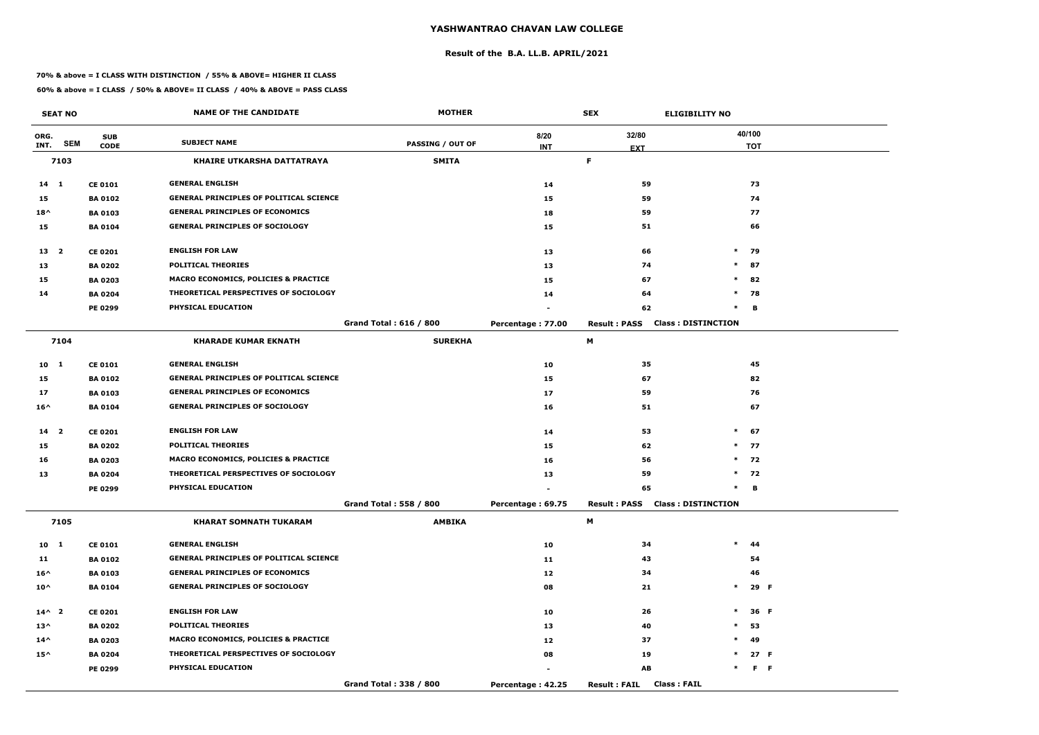# YASHWANTRAO CHAVAN LAW COLLEGE

## Result of the B.A. LL.B. APRIL/2021

**70% & above = I CLASS WITH DISTINCTION / 55% & ABOVE= HIGHER II CLASS**

**60% & above = I CLASS / 50% & ABOVE= II CLASS / 40% & ABOVE = PASS CLASS**

| SEAT NO | | | NAME OF THE CANDIDATE | MOTHER | SEX | | ELIGIBILITY NO | |
|---|---|---|---|---|---|---|---|---|
| ORG. INT. | SEM | SUB CODE | SUBJECT NAME | PASSING / OUT OF | 8/20 INT | 32/80 EXT | 40/100 TOT | |
| **7103** | | | **KHAIRE UTKARSHA DATTATRAYA** | **SMITA** | **F** | | | |
| 14 | 1 | CE 0101 | GENERAL ENGLISH | | 14 | 59 | 73 | |
| 15 | | BA 0102 | GENERAL PRINCIPLES OF POLITICAL SCIENCE | | 15 | 59 | 74 | |
| 18^ | | BA 0103 | GENERAL PRINCIPLES OF ECONOMICS | | 18 | 59 | 77 | |
| 15 | | BA 0104 | GENERAL PRINCIPLES OF SOCIOLOGY | | 15 | 51 | 66 | |
| 13 | 2 | CE 0201 | ENGLISH FOR LAW | | 13 | 66 | * 79 | |
| 13 | | BA 0202 | POLITICAL THEORIES | | 13 | 74 | * 87 | |
| 15 | | BA 0203 | MACRO ECONOMICS, POLICIES & PRACTICE | | 15 | 67 | * 82 | |
| 14 | | BA 0204 | THEORETICAL PERSPECTIVES OF SOCIOLOGY | | 14 | 64 | * 78 | |
| | | PE 0299 | PHYSICAL EDUCATION | | - | 62 | * B | |
| | | | | Grand Total : 616 / 800 | Percentage : 77.00 | Result : PASS | Class : DISTINCTION | |
| **7104** | | | **KHARADE KUMAR EKNATH** | **SUREKHA** | **M** | | | |
| 10 | 1 | CE 0101 | GENERAL ENGLISH | | 10 | 35 | 45 | |
| 15 | | BA 0102 | GENERAL PRINCIPLES OF POLITICAL SCIENCE | | 15 | 67 | 82 | |
| 17 | | BA 0103 | GENERAL PRINCIPLES OF ECONOMICS | | 17 | 59 | 76 | |
| 16^ | | BA 0104 | GENERAL PRINCIPLES OF SOCIOLOGY | | 16 | 51 | 67 | |
| 14 | 2 | CE 0201 | ENGLISH FOR LAW | | 14 | 53 | * 67 | |
| 15 | | BA 0202 | POLITICAL THEORIES | | 15 | 62 | * 77 | |
| 16 | | BA 0203 | MACRO ECONOMICS, POLICIES & PRACTICE | | 16 | 56 | * 72 | |
| 13 | | BA 0204 | THEORETICAL PERSPECTIVES OF SOCIOLOGY | | 13 | 59 | * 72 | |
| | | PE 0299 | PHYSICAL EDUCATION | | - | 65 | * B | |
| | | | | Grand Total : 558 / 800 | Percentage : 69.75 | Result : PASS | Class : DISTINCTION | |
| **7105** | | | **KHARAT SOMNATH TUKARAM** | **AMBIKA** | **M** | | | |
| 10 | 1 | CE 0101 | GENERAL ENGLISH | | 10 | 34 | * 44 | |
| 11 | | BA 0102 | GENERAL PRINCIPLES OF POLITICAL SCIENCE | | 11 | 43 | 54 | |
| 16^ | | BA 0103 | GENERAL PRINCIPLES OF ECONOMICS | | 12 | 34 | 46 | |
| 10^ | | BA 0104 | GENERAL PRINCIPLES OF SOCIOLOGY | | 08 | 21 | * 29 | F |
| 14^ | 2 | CE 0201 | ENGLISH FOR LAW | | 10 | 26 | * 36 | F |
| 13^ | | BA 0202 | POLITICAL THEORIES | | 13 | 40 | * 53 | |
| 14^ | | BA 0203 | MACRO ECONOMICS, POLICIES & PRACTICE | | 12 | 37 | * 49 | |
| 15^ | | BA 0204 | THEORETICAL PERSPECTIVES OF SOCIOLOGY | | 08 | 19 | * 27 | F |
| | | PE 0299 | PHYSICAL EDUCATION | | - | AB | * F | F |
| | | | | Grand Total : 338 / 800 | Percentage : 42.25 | Result : FAIL | Class : FAIL | |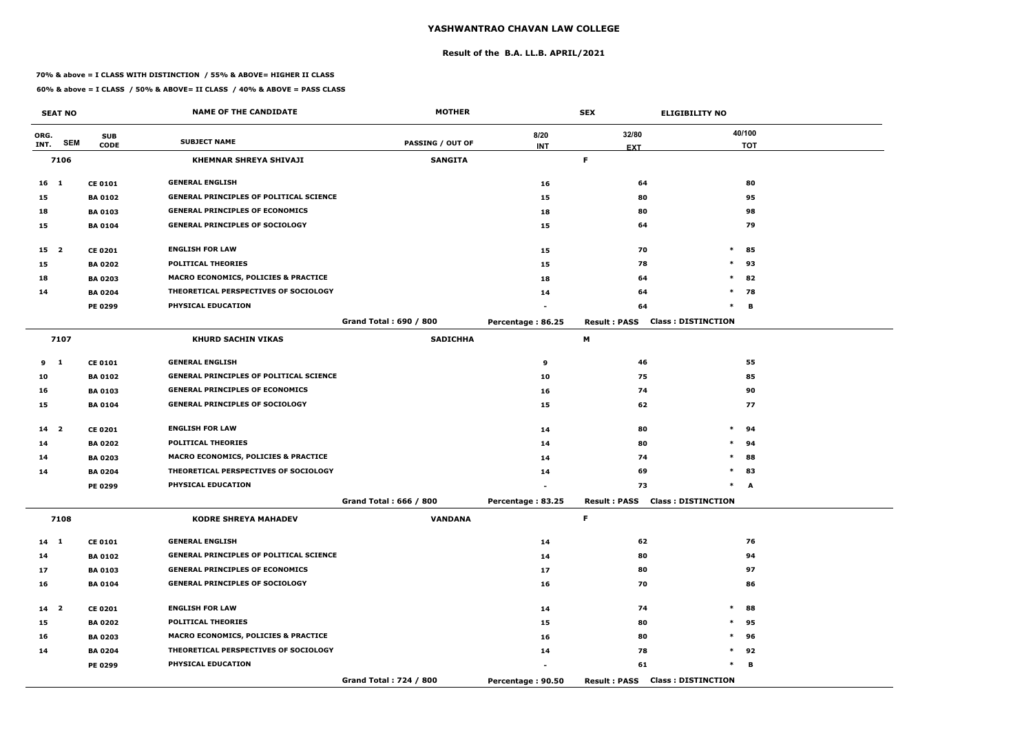# YASHWANTRAO CHAVAN LAW COLLEGE

## Result of the B.A. LL.B. APRIL/2021

**70% & above = I CLASS WITH DISTINCTION / 55% & ABOVE= HIGHER II CLASS**

**60% & above = I CLASS / 50% & ABOVE= II CLASS / 40% & ABOVE = PASS CLASS**

| SEAT NO | | NAME OF THE CANDIDATE | MOTHER | SEX | ELIGIBILITY NO |
|---|---|---|---|---|---|
| ORG. INT. SEM | SUB CODE | SUBJECT NAME | PASSING / OUT OF | 8/20 INT | 32/80 EXT | 40/100 TOT |

**7106 — KHEMNAR SHREYA SHIVAJI — Mother: SANGITA — Sex: F**

| ORG. INT. | SEM | SUB CODE | SUBJECT NAME | INT | EXT | TOT |
|---|---|---|---|---|---|---|
| 16 | 1 | CE 0101 | GENERAL ENGLISH | 16 | 64 | 80 |
| 15 | | BA 0102 | GENERAL PRINCIPLES OF POLITICAL SCIENCE | 15 | 80 | 95 |
| 18 | | BA 0103 | GENERAL PRINCIPLES OF ECONOMICS | 18 | 80 | 98 |
| 15 | | BA 0104 | GENERAL PRINCIPLES OF SOCIOLOGY | 15 | 64 | 79 |
| 15 | 2 | CE 0201 | ENGLISH FOR LAW | 15 | 70 | * 85 |
| 15 | | BA 0202 | POLITICAL THEORIES | 15 | 78 | * 93 |
| 18 | | BA 0203 | MACRO ECONOMICS, POLICIES & PRACTICE | 18 | 64 | * 82 |
| 14 | | BA 0204 | THEORETICAL PERSPECTIVES OF SOCIOLOGY | 14 | 64 | * 78 |
| | | PE 0299 | PHYSICAL EDUCATION | - | 64 | * B |

Grand Total : 690 / 800 — Percentage : 86.25 — Result : PASS — Class : DISTINCTION

**7107 — KHURD SACHIN VIKAS — Mother: SADICHHA — Sex: M**

| ORG. INT. | SEM | SUB CODE | SUBJECT NAME | INT | EXT | TOT |
|---|---|---|---|---|---|---|
| 9 | 1 | CE 0101 | GENERAL ENGLISH | 9 | 46 | 55 |
| 10 | | BA 0102 | GENERAL PRINCIPLES OF POLITICAL SCIENCE | 10 | 75 | 85 |
| 16 | | BA 0103 | GENERAL PRINCIPLES OF ECONOMICS | 16 | 74 | 90 |
| 15 | | BA 0104 | GENERAL PRINCIPLES OF SOCIOLOGY | 15 | 62 | 77 |
| 14 | 2 | CE 0201 | ENGLISH FOR LAW | 14 | 80 | * 94 |
| 14 | | BA 0202 | POLITICAL THEORIES | 14 | 80 | * 94 |
| 14 | | BA 0203 | MACRO ECONOMICS, POLICIES & PRACTICE | 14 | 74 | * 88 |
| 14 | | BA 0204 | THEORETICAL PERSPECTIVES OF SOCIOLOGY | 14 | 69 | * 83 |
| | | PE 0299 | PHYSICAL EDUCATION | - | 73 | * A |

Grand Total : 666 / 800 — Percentage : 83.25 — Result : PASS — Class : DISTINCTION

**7108 — KODRE SHREYA MAHADEV — Mother: VANDANA — Sex: F**

| ORG. INT. | SEM | SUB CODE | SUBJECT NAME | INT | EXT | TOT |
|---|---|---|---|---|---|---|
| 14 | 1 | CE 0101 | GENERAL ENGLISH | 14 | 62 | 76 |
| 14 | | BA 0102 | GENERAL PRINCIPLES OF POLITICAL SCIENCE | 14 | 80 | 94 |
| 17 | | BA 0103 | GENERAL PRINCIPLES OF ECONOMICS | 17 | 80 | 97 |
| 16 | | BA 0104 | GENERAL PRINCIPLES OF SOCIOLOGY | 16 | 70 | 86 |
| 14 | 2 | CE 0201 | ENGLISH FOR LAW | 14 | 74 | * 88 |
| 15 | | BA 0202 | POLITICAL THEORIES | 15 | 80 | * 95 |
| 16 | | BA 0203 | MACRO ECONOMICS, POLICIES & PRACTICE | 16 | 80 | * 96 |
| 14 | | BA 0204 | THEORETICAL PERSPECTIVES OF SOCIOLOGY | 14 | 78 | * 92 |
| | | PE 0299 | PHYSICAL EDUCATION | - | 61 | * B |

Grand Total : 724 / 800 — Percentage : 90.50 — Result : PASS — Class : DISTINCTION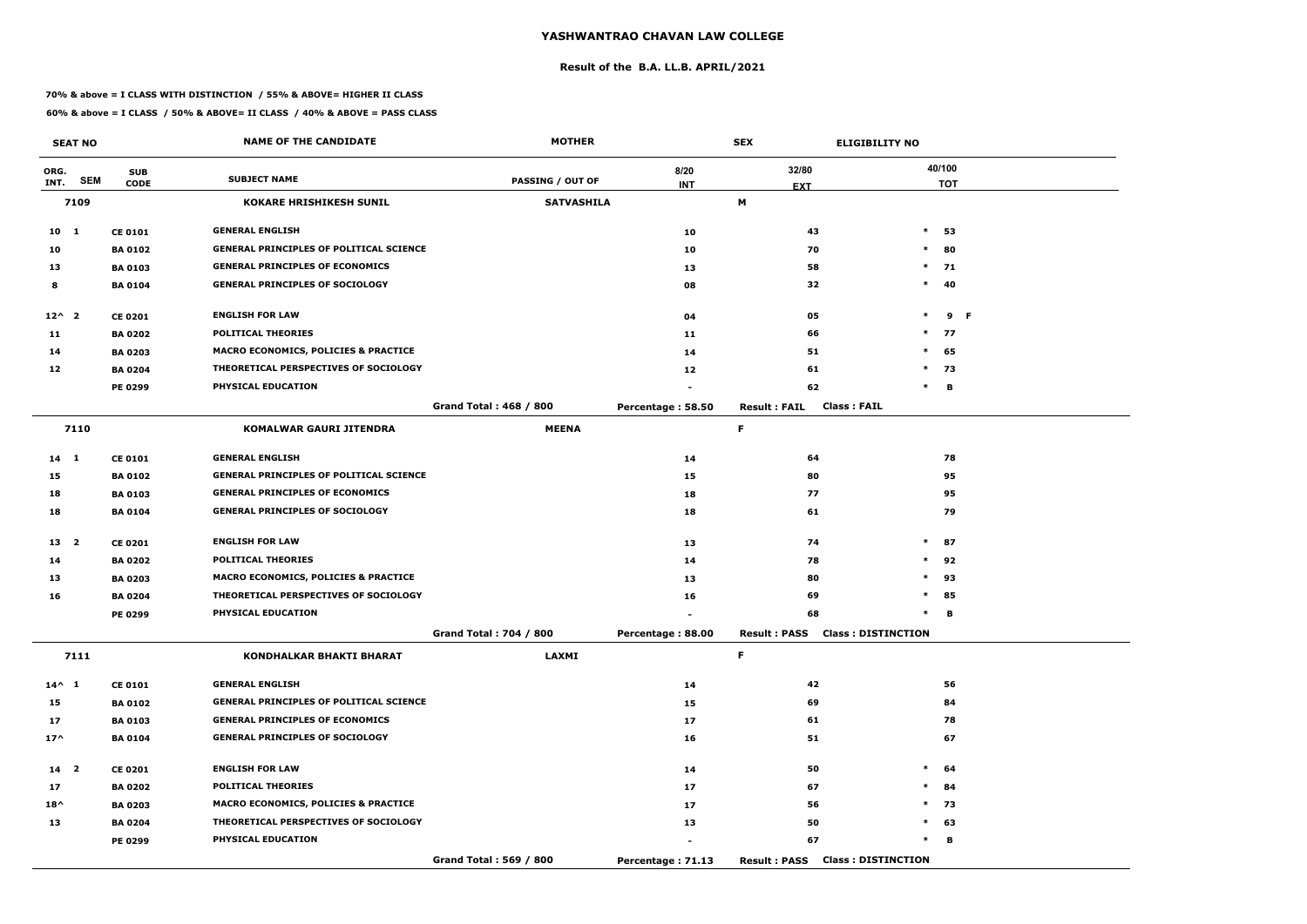# YASHWANTRAO CHAVAN LAW COLLEGE

## Result of the B.A. LL.B. APRIL/2021

**70% & above = I CLASS WITH DISTINCTION / 55% & ABOVE= HIGHER II CLASS**

**60% & above = I CLASS / 50% & ABOVE= II CLASS / 40% & ABOVE = PASS CLASS**

| SEAT NO | | | NAME OF THE CANDIDATE | MOTHER | | SEX | ELIGIBILITY NO | |
|---|---|---|---|---|---|---|---|---|
| ORG. INT. | SEM | SUB CODE | SUBJECT NAME | PASSING / OUT OF | 8/20 INT | 32/80 EXT | | 40/100 TOT |
| 7109 | | | KOKARE HRISHIKESH SUNIL | SATVASHILA | | M | | |
| 10 | 1 | CE 0101 | GENERAL ENGLISH | | 10 | 43 | * | 53 |
| 10 | | BA 0102 | GENERAL PRINCIPLES OF POLITICAL SCIENCE | | 10 | 70 | * | 80 |
| 13 | | BA 0103 | GENERAL PRINCIPLES OF ECONOMICS | | 13 | 58 | * | 71 |
| 8 | | BA 0104 | GENERAL PRINCIPLES OF SOCIOLOGY | | 08 | 32 | * | 40 |
| 12^ | 2 | CE 0201 | ENGLISH FOR LAW | | 04 | 05 | * | 9 F |
| 11 | | BA 0202 | POLITICAL THEORIES | | 11 | 66 | * | 77 |
| 14 | | BA 0203 | MACRO ECONOMICS, POLICIES & PRACTICE | | 14 | 51 | * | 65 |
| 12 | | BA 0204 | THEORETICAL PERSPECTIVES OF SOCIOLOGY | | 12 | 61 | * | 73 |
| | | PE 0299 | PHYSICAL EDUCATION | | - | 62 | * | B |
| | | | | Grand Total : 468 / 800 | Percentage : 58.50 | Result : FAIL | Class : FAIL | |
| 7110 | | | KOMALWAR GAURI JITENDRA | MEENA | | F | | |
| 14 | 1 | CE 0101 | GENERAL ENGLISH | | 14 | 64 | | 78 |
| 15 | | BA 0102 | GENERAL PRINCIPLES OF POLITICAL SCIENCE | | 15 | 80 | | 95 |
| 18 | | BA 0103 | GENERAL PRINCIPLES OF ECONOMICS | | 18 | 77 | | 95 |
| 18 | | BA 0104 | GENERAL PRINCIPLES OF SOCIOLOGY | | 18 | 61 | | 79 |
| 13 | 2 | CE 0201 | ENGLISH FOR LAW | | 13 | 74 | * | 87 |
| 14 | | BA 0202 | POLITICAL THEORIES | | 14 | 78 | * | 92 |
| 13 | | BA 0203 | MACRO ECONOMICS, POLICIES & PRACTICE | | 13 | 80 | * | 93 |
| 16 | | BA 0204 | THEORETICAL PERSPECTIVES OF SOCIOLOGY | | 16 | 69 | * | 85 |
| | | PE 0299 | PHYSICAL EDUCATION | | - | 68 | * | B |
| | | | | Grand Total : 704 / 800 | Percentage : 88.00 | Result : PASS | Class : DISTINCTION | |
| 7111 | | | KONDHALKAR BHAKTI BHARAT | LAXMI | | F | | |
| 14^ | 1 | CE 0101 | GENERAL ENGLISH | | 14 | 42 | | 56 |
| 15 | | BA 0102 | GENERAL PRINCIPLES OF POLITICAL SCIENCE | | 15 | 69 | | 84 |
| 17 | | BA 0103 | GENERAL PRINCIPLES OF ECONOMICS | | 17 | 61 | | 78 |
| 17^ | | BA 0104 | GENERAL PRINCIPLES OF SOCIOLOGY | | 16 | 51 | | 67 |
| 14 | 2 | CE 0201 | ENGLISH FOR LAW | | 14 | 50 | * | 64 |
| 17 | | BA 0202 | POLITICAL THEORIES | | 17 | 67 | * | 84 |
| 18^ | | BA 0203 | MACRO ECONOMICS, POLICIES & PRACTICE | | 17 | 56 | * | 73 |
| 13 | | BA 0204 | THEORETICAL PERSPECTIVES OF SOCIOLOGY | | 13 | 50 | * | 63 |
| | | PE 0299 | PHYSICAL EDUCATION | | - | 67 | * | B |
| | | | | Grand Total : 569 / 800 | Percentage : 71.13 | Result : PASS | Class : DISTINCTION | |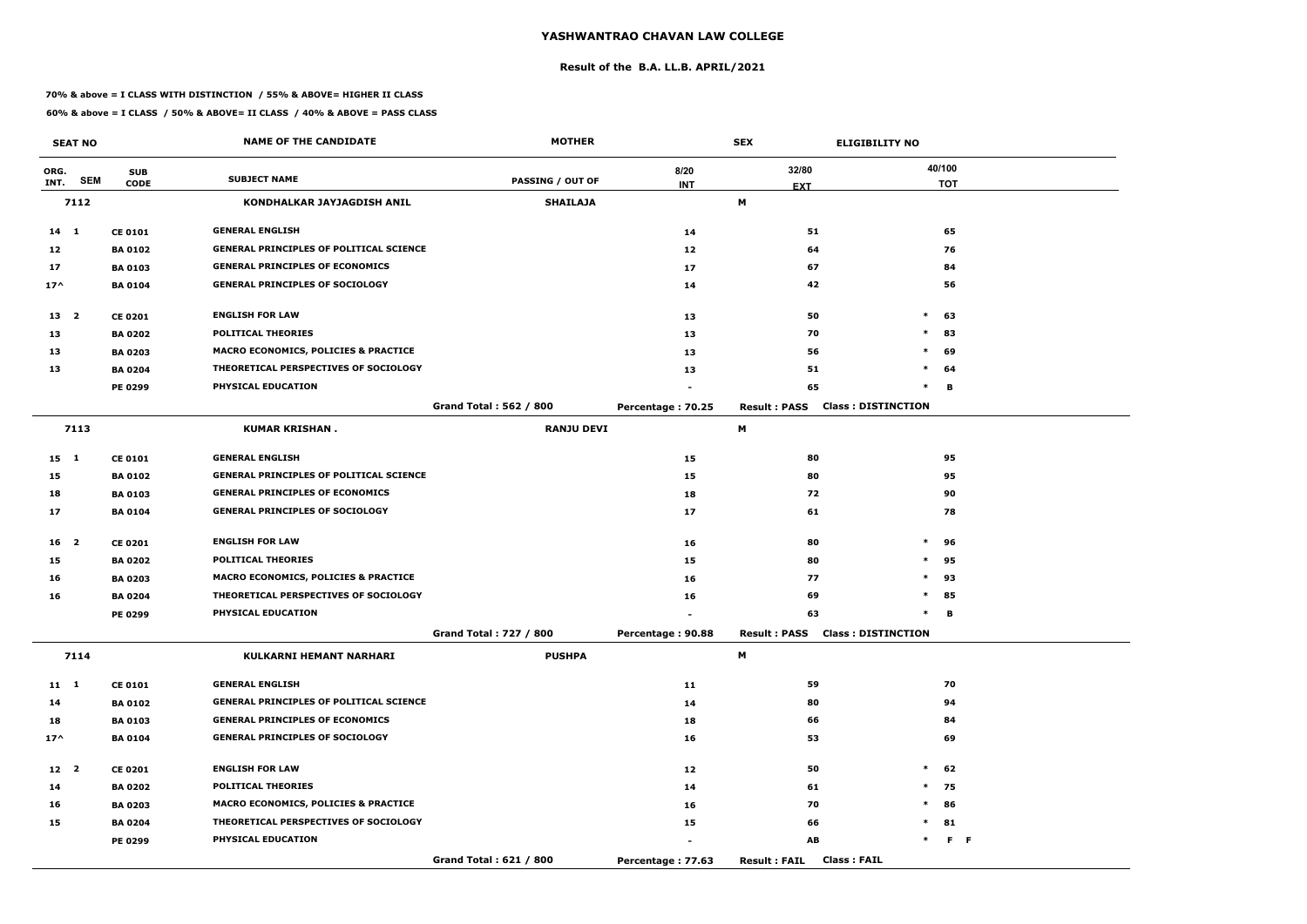# YASHWANTRAO CHAVAN LAW COLLEGE

## Result of the B.A. LL.B. APRIL/2021

**70% & above = I CLASS WITH DISTINCTION / 55% & ABOVE= HIGHER II CLASS**

**60% & above = I CLASS / 50% & ABOVE= II CLASS / 40% & ABOVE = PASS CLASS**

| SEAT NO | | | NAME OF THE CANDIDATE | MOTHER | | SEX | ELIGIBILITY NO |
|---|---|---|---|---|---|---|---|
| ORG. INT. | SEM | SUB CODE | SUBJECT NAME | PASSING / OUT OF | 8/20 INT | 32/80 EXT | 40/100 TOT |
| **7112** | | | **KONDHALKAR JAYJAGDISH ANIL** | **SHAILAJA** | | **M** | |
| 14 | 1 | CE 0101 | GENERAL ENGLISH | | 14 | 51 | 65 |
| 12 | | BA 0102 | GENERAL PRINCIPLES OF POLITICAL SCIENCE | | 12 | 64 | 76 |
| 17 | | BA 0103 | GENERAL PRINCIPLES OF ECONOMICS | | 17 | 67 | 84 |
| 17^ | | BA 0104 | GENERAL PRINCIPLES OF SOCIOLOGY | | 14 | 42 | 56 |
| 13 | 2 | CE 0201 | ENGLISH FOR LAW | | 13 | 50 | * 63 |
| 13 | | BA 0202 | POLITICAL THEORIES | | 13 | 70 | * 83 |
| 13 | | BA 0203 | MACRO ECONOMICS, POLICIES & PRACTICE | | 13 | 56 | * 69 |
| 13 | | BA 0204 | THEORETICAL PERSPECTIVES OF SOCIOLOGY | | 13 | 51 | * 64 |
| | | PE 0299 | PHYSICAL EDUCATION | | - | 65 | * B |
| | | | | Grand Total : 562 / 800 | Percentage : 70.25 | Result : PASS | Class : DISTINCTION |
| **7113** | | | **KUMAR KRISHAN .** | **RANJU DEVI** | | **M** | |
| 15 | 1 | CE 0101 | GENERAL ENGLISH | | 15 | 80 | 95 |
| 15 | | BA 0102 | GENERAL PRINCIPLES OF POLITICAL SCIENCE | | 15 | 80 | 95 |
| 18 | | BA 0103 | GENERAL PRINCIPLES OF ECONOMICS | | 18 | 72 | 90 |
| 17 | | BA 0104 | GENERAL PRINCIPLES OF SOCIOLOGY | | 17 | 61 | 78 |
| 16 | 2 | CE 0201 | ENGLISH FOR LAW | | 16 | 80 | * 96 |
| 15 | | BA 0202 | POLITICAL THEORIES | | 15 | 80 | * 95 |
| 16 | | BA 0203 | MACRO ECONOMICS, POLICIES & PRACTICE | | 16 | 77 | * 93 |
| 16 | | BA 0204 | THEORETICAL PERSPECTIVES OF SOCIOLOGY | | 16 | 69 | * 85 |
| | | PE 0299 | PHYSICAL EDUCATION | | - | 63 | * B |
| | | | | Grand Total : 727 / 800 | Percentage : 90.88 | Result : PASS | Class : DISTINCTION |
| **7114** | | | **KULKARNI HEMANT NARHARI** | **PUSHPA** | | **M** | |
| 11 | 1 | CE 0101 | GENERAL ENGLISH | | 11 | 59 | 70 |
| 14 | | BA 0102 | GENERAL PRINCIPLES OF POLITICAL SCIENCE | | 14 | 80 | 94 |
| 18 | | BA 0103 | GENERAL PRINCIPLES OF ECONOMICS | | 18 | 66 | 84 |
| 17^ | | BA 0104 | GENERAL PRINCIPLES OF SOCIOLOGY | | 16 | 53 | 69 |
| 12 | 2 | CE 0201 | ENGLISH FOR LAW | | 12 | 50 | * 62 |
| 14 | | BA 0202 | POLITICAL THEORIES | | 14 | 61 | * 75 |
| 16 | | BA 0203 | MACRO ECONOMICS, POLICIES & PRACTICE | | 16 | 70 | * 86 |
| 15 | | BA 0204 | THEORETICAL PERSPECTIVES OF SOCIOLOGY | | 15 | 66 | * 81 |
| | | PE 0299 | PHYSICAL EDUCATION | | - | AB | * F F |
| | | | | Grand Total : 621 / 800 | Percentage : 77.63 | Result : FAIL | Class : FAIL |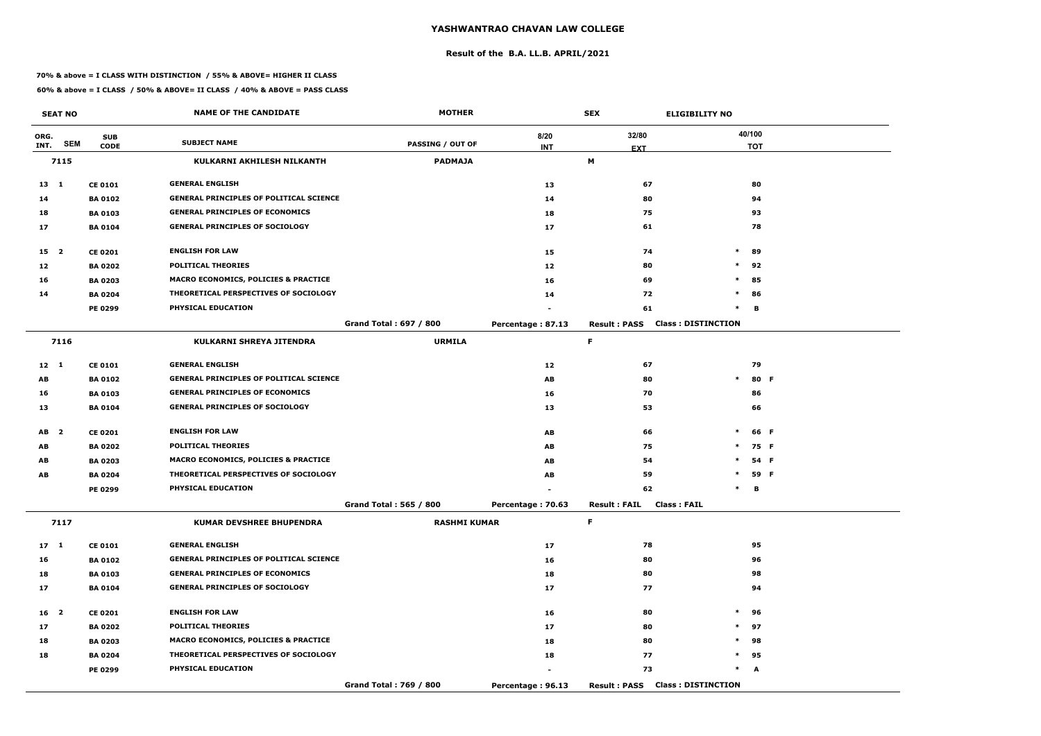# YASHWANTRAO CHAVAN LAW COLLEGE

## Result of the B.A. LL.B. APRIL/2021

**70% & above = I CLASS WITH DISTINCTION / 55% & ABOVE= HIGHER II CLASS**

**60% & above = I CLASS / 50% & ABOVE= II CLASS / 40% & ABOVE = PASS CLASS**

| SEAT NO | | NAME OF THE CANDIDATE | MOTHER | SEX | ELIGIBILITY NO | |
|---|---|---|---|---|---|---|
| ORG. INT. SEM | SUB CODE | SUBJECT NAME | PASSING / OUT OF | 8/20 INT | 32/80 EXT | 40/100 TOT |
| **7115** | | **KULKARNI AKHILESH NILKANTH** | **PADMAJA** | **M** | | |
| 13 1 | CE 0101 | GENERAL ENGLISH | | 13 | 67 | 80 |
| 14 | BA 0102 | GENERAL PRINCIPLES OF POLITICAL SCIENCE | | 14 | 80 | 94 |
| 18 | BA 0103 | GENERAL PRINCIPLES OF ECONOMICS | | 18 | 75 | 93 |
| 17 | BA 0104 | GENERAL PRINCIPLES OF SOCIOLOGY | | 17 | 61 | 78 |
| 15 2 | CE 0201 | ENGLISH FOR LAW | | 15 | 74 | * 89 |
| 12 | BA 0202 | POLITICAL THEORIES | | 12 | 80 | * 92 |
| 16 | BA 0203 | MACRO ECONOMICS, POLICIES & PRACTICE | | 16 | 69 | * 85 |
| 14 | BA 0204 | THEORETICAL PERSPECTIVES OF SOCIOLOGY | | 14 | 72 | * 86 |
| | PE 0299 | PHYSICAL EDUCATION | | - | 61 | * B |
| | | | Grand Total : 697 / 800 | Percentage : 87.13 | Result : PASS | Class : DISTINCTION |
| **7116** | | **KULKARNI SHREYA JITENDRA** | **URMILA** | **F** | | |
| 12 1 | CE 0101 | GENERAL ENGLISH | | 12 | 67 | 79 |
| AB | BA 0102 | GENERAL PRINCIPLES OF POLITICAL SCIENCE | | AB | 80 | * 80 F |
| 16 | BA 0103 | GENERAL PRINCIPLES OF ECONOMICS | | 16 | 70 | 86 |
| 13 | BA 0104 | GENERAL PRINCIPLES OF SOCIOLOGY | | 13 | 53 | 66 |
| AB 2 | CE 0201 | ENGLISH FOR LAW | | AB | 66 | * 66 F |
| AB | BA 0202 | POLITICAL THEORIES | | AB | 75 | * 75 F |
| AB | BA 0203 | MACRO ECONOMICS, POLICIES & PRACTICE | | AB | 54 | * 54 F |
| AB | BA 0204 | THEORETICAL PERSPECTIVES OF SOCIOLOGY | | AB | 59 | * 59 F |
| | PE 0299 | PHYSICAL EDUCATION | | - | 62 | * B |
| | | | Grand Total : 565 / 800 | Percentage : 70.63 | Result : FAIL | Class : FAIL |
| **7117** | | **KUMAR DEVSHREE BHUPENDRA** | **RASHMI KUMAR** | **F** | | |
| 17 1 | CE 0101 | GENERAL ENGLISH | | 17 | 78 | 95 |
| 16 | BA 0102 | GENERAL PRINCIPLES OF POLITICAL SCIENCE | | 16 | 80 | 96 |
| 18 | BA 0103 | GENERAL PRINCIPLES OF ECONOMICS | | 18 | 80 | 98 |
| 17 | BA 0104 | GENERAL PRINCIPLES OF SOCIOLOGY | | 17 | 77 | 94 |
| 16 2 | CE 0201 | ENGLISH FOR LAW | | 16 | 80 | * 96 |
| 17 | BA 0202 | POLITICAL THEORIES | | 17 | 80 | * 97 |
| 18 | BA 0203 | MACRO ECONOMICS, POLICIES & PRACTICE | | 18 | 80 | * 98 |
| 18 | BA 0204 | THEORETICAL PERSPECTIVES OF SOCIOLOGY | | 18 | 77 | * 95 |
| | PE 0299 | PHYSICAL EDUCATION | | - | 73 | * A |
| | | | Grand Total : 769 / 800 | Percentage : 96.13 | Result : PASS | Class : DISTINCTION |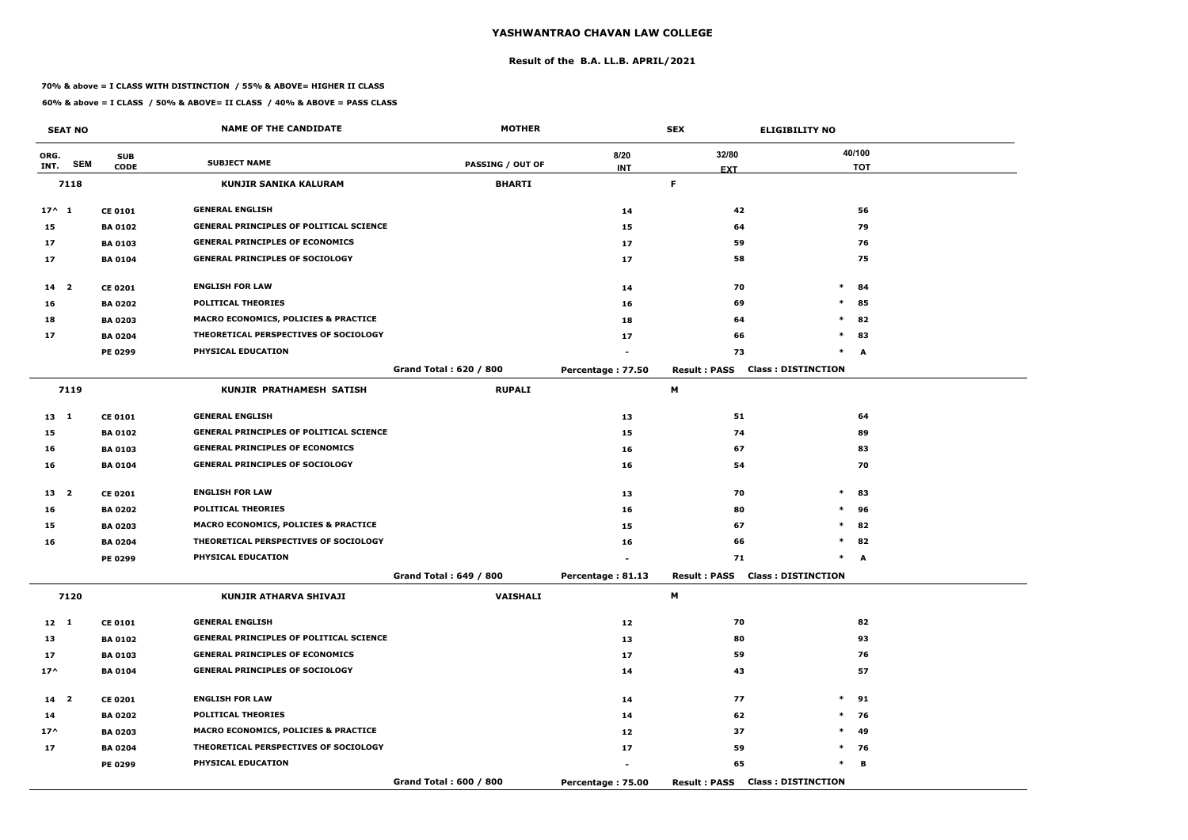# YASHWANTRAO CHAVAN LAW COLLEGE

## Result of the B.A. LL.B. APRIL/2021

**70% & above = I CLASS WITH DISTINCTION / 55% & ABOVE= HIGHER II CLASS**

**60% & above = I CLASS / 50% & ABOVE= II CLASS / 40% & ABOVE = PASS CLASS**

| SEAT NO | | NAME OF THE CANDIDATE | MOTHER | | SEX | ELIGIBILITY NO | |
|---|---|---|---|---|---|---|---|
| ORG. INT. SEM | SUB CODE | SUBJECT NAME | PASSING / OUT OF | 8/20 INT | 32/80 EXT | | 40/100 TOT |
| 7118 | | KUNJIR SANIKA KALURAM | BHARTI | | F | | |
| 17^ 1 | CE 0101 | GENERAL ENGLISH | | 14 | 42 | | 56 |
| 15 | BA 0102 | GENERAL PRINCIPLES OF POLITICAL SCIENCE | | 15 | 64 | | 79 |
| 17 | BA 0103 | GENERAL PRINCIPLES OF ECONOMICS | | 17 | 59 | | 76 |
| 17 | BA 0104 | GENERAL PRINCIPLES OF SOCIOLOGY | | 17 | 58 | | 75 |
| 14 2 | CE 0201 | ENGLISH FOR LAW | | 14 | 70 | * | 84 |
| 16 | BA 0202 | POLITICAL THEORIES | | 16 | 69 | * | 85 |
| 18 | BA 0203 | MACRO ECONOMICS, POLICIES & PRACTICE | | 18 | 64 | * | 82 |
| 17 | BA 0204 | THEORETICAL PERSPECTIVES OF SOCIOLOGY | | 17 | 66 | * | 83 |
| | PE 0299 | PHYSICAL EDUCATION | | - | 73 | * | A |
| | | | Grand Total : 620 / 800 | Percentage : 77.50 | Result : PASS | Class : DISTINCTION | |
| 7119 | | KUNJIR PRATHAMESH SATISH | RUPALI | | M | | |
| 13 1 | CE 0101 | GENERAL ENGLISH | | 13 | 51 | | 64 |
| 15 | BA 0102 | GENERAL PRINCIPLES OF POLITICAL SCIENCE | | 15 | 74 | | 89 |
| 16 | BA 0103 | GENERAL PRINCIPLES OF ECONOMICS | | 16 | 67 | | 83 |
| 16 | BA 0104 | GENERAL PRINCIPLES OF SOCIOLOGY | | 16 | 54 | | 70 |
| 13 2 | CE 0201 | ENGLISH FOR LAW | | 13 | 70 | * | 83 |
| 16 | BA 0202 | POLITICAL THEORIES | | 16 | 80 | * | 96 |
| 15 | BA 0203 | MACRO ECONOMICS, POLICIES & PRACTICE | | 15 | 67 | * | 82 |
| 16 | BA 0204 | THEORETICAL PERSPECTIVES OF SOCIOLOGY | | 16 | 66 | * | 82 |
| | PE 0299 | PHYSICAL EDUCATION | | - | 71 | * | A |
| | | | Grand Total : 649 / 800 | Percentage : 81.13 | Result : PASS | Class : DISTINCTION | |
| 7120 | | KUNJIR ATHARVA SHIVAJI | VAISHALI | | M | | |
| 12 1 | CE 0101 | GENERAL ENGLISH | | 12 | 70 | | 82 |
| 13 | BA 0102 | GENERAL PRINCIPLES OF POLITICAL SCIENCE | | 13 | 80 | | 93 |
| 17 | BA 0103 | GENERAL PRINCIPLES OF ECONOMICS | | 17 | 59 | | 76 |
| 17^ | BA 0104 | GENERAL PRINCIPLES OF SOCIOLOGY | | 14 | 43 | | 57 |
| 14 2 | CE 0201 | ENGLISH FOR LAW | | 14 | 77 | * | 91 |
| 14 | BA 0202 | POLITICAL THEORIES | | 14 | 62 | * | 76 |
| 17^ | BA 0203 | MACRO ECONOMICS, POLICIES & PRACTICE | | 12 | 37 | * | 49 |
| 17 | BA 0204 | THEORETICAL PERSPECTIVES OF SOCIOLOGY | | 17 | 59 | * | 76 |
| | PE 0299 | PHYSICAL EDUCATION | | - | 65 | * | B |
| | | | Grand Total : 600 / 800 | Percentage : 75.00 | Result : PASS | Class : DISTINCTION | |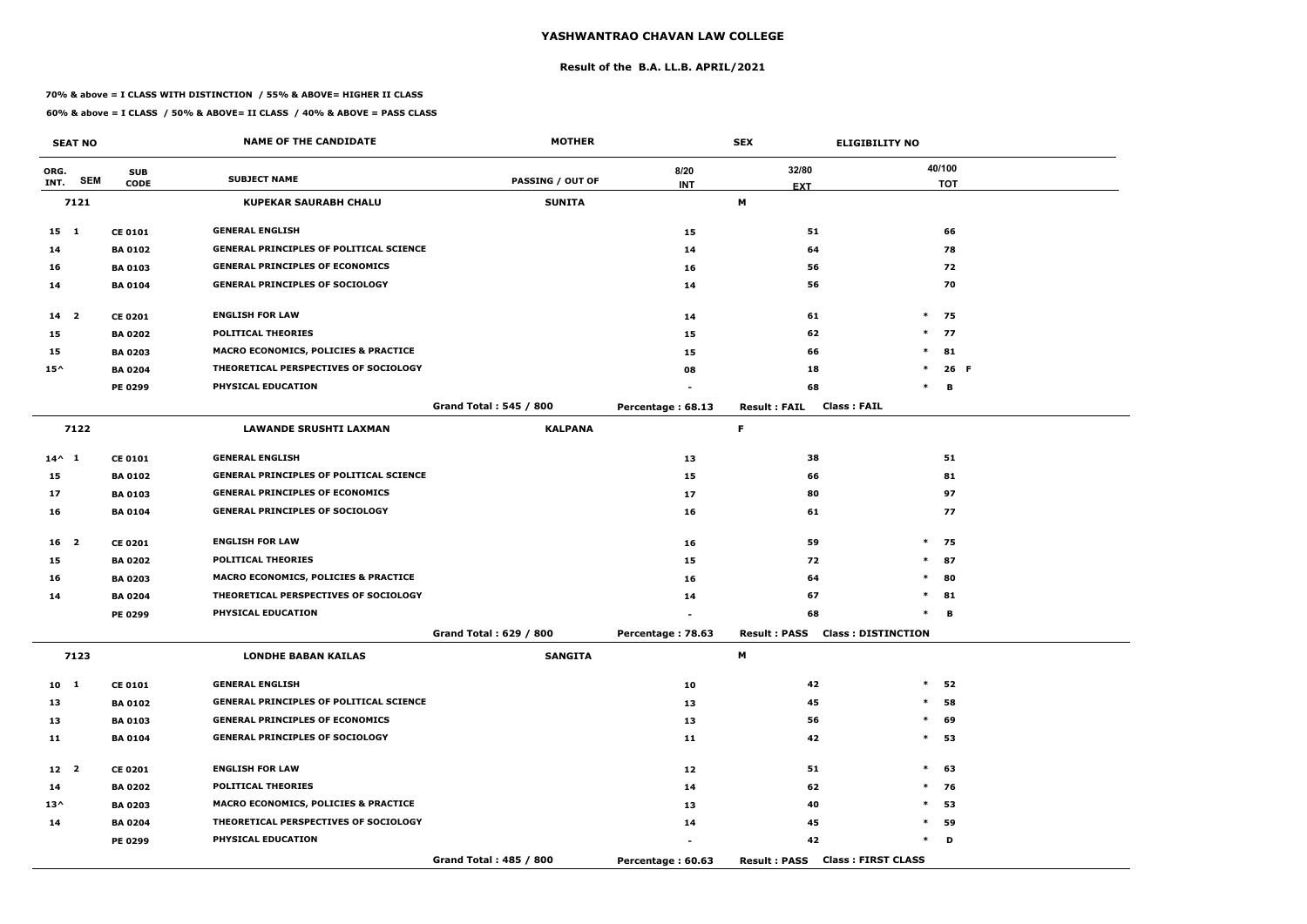# YASHWANTRAO CHAVAN LAW COLLEGE

## Result of the B.A. LL.B. APRIL/2021

**70% & above = I CLASS WITH DISTINCTION / 55% & ABOVE= HIGHER II CLASS**

**60% & above = I CLASS / 50% & ABOVE= II CLASS / 40% & ABOVE = PASS CLASS**

| SEAT NO | | | NAME OF THE CANDIDATE | MOTHER | | SEX | ELIGIBILITY NO |
|---|---|---|---|---|---|---|---|
| ORG. INT. | SEM | SUB CODE | SUBJECT NAME | PASSING / OUT OF | 8/20 INT | 32/80 EXT | 40/100 TOT |
| **7121** | | | **KUPEKAR SAURABH CHALU** | **SUNITA** | | **M** | |
| 15 | 1 | CE 0101 | GENERAL ENGLISH | | 15 | 51 | 66 |
| 14 | | BA 0102 | GENERAL PRINCIPLES OF POLITICAL SCIENCE | | 14 | 64 | 78 |
| 16 | | BA 0103 | GENERAL PRINCIPLES OF ECONOMICS | | 16 | 56 | 72 |
| 14 | | BA 0104 | GENERAL PRINCIPLES OF SOCIOLOGY | | 14 | 56 | 70 |
| 14 | 2 | CE 0201 | ENGLISH FOR LAW | | 14 | 61 | * 75 |
| 15 | | BA 0202 | POLITICAL THEORIES | | 15 | 62 | * 77 |
| 15 | | BA 0203 | MACRO ECONOMICS, POLICIES & PRACTICE | | 15 | 66 | * 81 |
| 15^ | | BA 0204 | THEORETICAL PERSPECTIVES OF SOCIOLOGY | | 08 | 18 | * 26 F |
| | | PE 0299 | PHYSICAL EDUCATION | | - | 68 | * B |
| | | | | Grand Total : 545 / 800 | Percentage : 68.13 | Result : FAIL | Class : FAIL |
| **7122** | | | **LAWANDE SRUSHTI LAXMAN** | **KALPANA** | | **F** | |
| 14^ | 1 | CE 0101 | GENERAL ENGLISH | | 13 | 38 | 51 |
| 15 | | BA 0102 | GENERAL PRINCIPLES OF POLITICAL SCIENCE | | 15 | 66 | 81 |
| 17 | | BA 0103 | GENERAL PRINCIPLES OF ECONOMICS | | 17 | 80 | 97 |
| 16 | | BA 0104 | GENERAL PRINCIPLES OF SOCIOLOGY | | 16 | 61 | 77 |
| 16 | 2 | CE 0201 | ENGLISH FOR LAW | | 16 | 59 | * 75 |
| 15 | | BA 0202 | POLITICAL THEORIES | | 15 | 72 | * 87 |
| 16 | | BA 0203 | MACRO ECONOMICS, POLICIES & PRACTICE | | 16 | 64 | * 80 |
| 14 | | BA 0204 | THEORETICAL PERSPECTIVES OF SOCIOLOGY | | 14 | 67 | * 81 |
| | | PE 0299 | PHYSICAL EDUCATION | | - | 68 | * B |
| | | | | Grand Total : 629 / 800 | Percentage : 78.63 | Result : PASS | Class : DISTINCTION |
| **7123** | | | **LONDHE BABAN KAILAS** | **SANGITA** | | **M** | |
| 10 | 1 | CE 0101 | GENERAL ENGLISH | | 10 | 42 | * 52 |
| 13 | | BA 0102 | GENERAL PRINCIPLES OF POLITICAL SCIENCE | | 13 | 45 | * 58 |
| 13 | | BA 0103 | GENERAL PRINCIPLES OF ECONOMICS | | 13 | 56 | * 69 |
| 11 | | BA 0104 | GENERAL PRINCIPLES OF SOCIOLOGY | | 11 | 42 | * 53 |
| 12 | 2 | CE 0201 | ENGLISH FOR LAW | | 12 | 51 | * 63 |
| 14 | | BA 0202 | POLITICAL THEORIES | | 14 | 62 | * 76 |
| 13^ | | BA 0203 | MACRO ECONOMICS, POLICIES & PRACTICE | | 13 | 40 | * 53 |
| 14 | | BA 0204 | THEORETICAL PERSPECTIVES OF SOCIOLOGY | | 14 | 45 | * 59 |
| | | PE 0299 | PHYSICAL EDUCATION | | - | 42 | * D |
| | | | | Grand Total : 485 / 800 | Percentage : 60.63 | Result : PASS | Class : FIRST CLASS |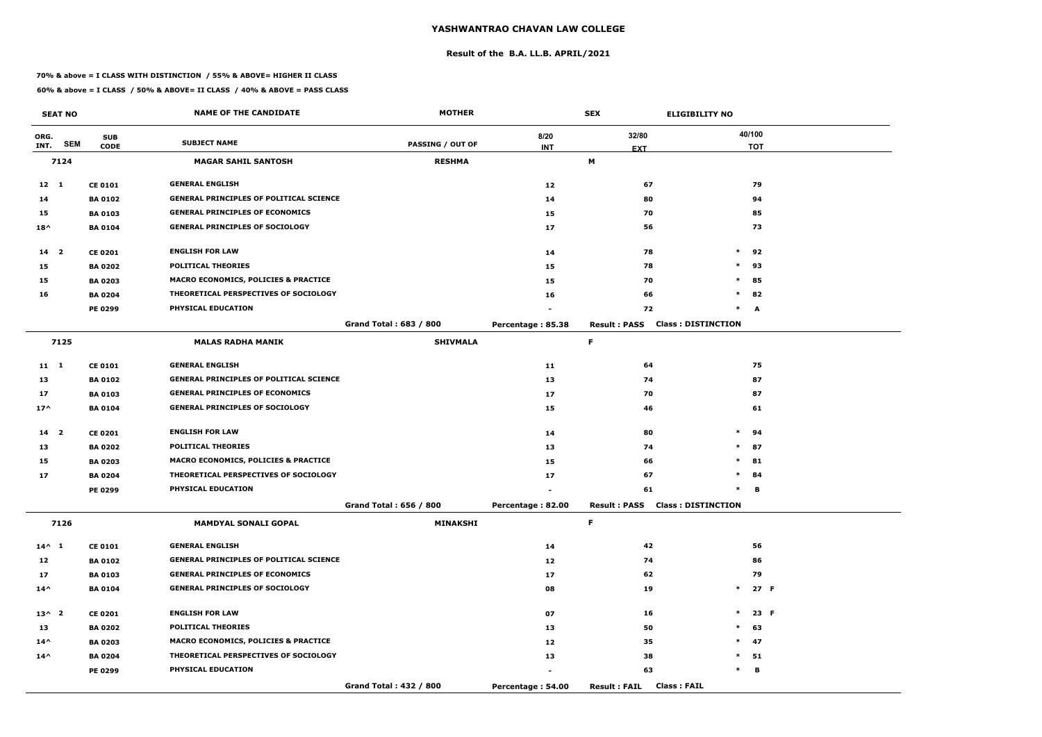# YASHWANTRAO CHAVAN LAW COLLEGE

## Result of the B.A. LL.B. APRIL/2021

**70% & above = I CLASS WITH DISTINCTION / 55% & ABOVE= HIGHER II CLASS**

**60% & above = I CLASS / 50% & ABOVE= II CLASS / 40% & ABOVE = PASS CLASS**

| SEAT NO | | | NAME OF THE CANDIDATE | MOTHER | SEX | | ELIGIBILITY NO |
|---|---|---|---|---|---|---|---|
| ORG. INT. | SEM | SUB CODE | SUBJECT NAME | PASSING / OUT OF | 8/20 INT | 32/80 EXT | 40/100 TOT |
| **7124** | | | **MAGAR SAHIL SANTOSH** | **RESHMA** | | **M** | |
| 12 | 1 | CE 0101 | GENERAL ENGLISH | | 12 | 67 | 79 |
| 14 | | BA 0102 | GENERAL PRINCIPLES OF POLITICAL SCIENCE | | 14 | 80 | 94 |
| 15 | | BA 0103 | GENERAL PRINCIPLES OF ECONOMICS | | 15 | 70 | 85 |
| 18^ | | BA 0104 | GENERAL PRINCIPLES OF SOCIOLOGY | | 17 | 56 | 73 |
| 14 | 2 | CE 0201 | ENGLISH FOR LAW | | 14 | 78 | * 92 |
| 15 | | BA 0202 | POLITICAL THEORIES | | 15 | 78 | * 93 |
| 15 | | BA 0203 | MACRO ECONOMICS, POLICIES & PRACTICE | | 15 | 70 | * 85 |
| 16 | | BA 0204 | THEORETICAL PERSPECTIVES OF SOCIOLOGY | | 16 | 66 | * 82 |
| | | PE 0299 | PHYSICAL EDUCATION | | - | 72 | * A |
| | | | | Grand Total : 683 / 800 | Percentage : 85.38 | Result : PASS | Class : DISTINCTION |
| **7125** | | | **MALAS RADHA MANIK** | **SHIVMALA** | | **F** | |
| 11 | 1 | CE 0101 | GENERAL ENGLISH | | 11 | 64 | 75 |
| 13 | | BA 0102 | GENERAL PRINCIPLES OF POLITICAL SCIENCE | | 13 | 74 | 87 |
| 17 | | BA 0103 | GENERAL PRINCIPLES OF ECONOMICS | | 17 | 70 | 87 |
| 17^ | | BA 0104 | GENERAL PRINCIPLES OF SOCIOLOGY | | 15 | 46 | 61 |
| 14 | 2 | CE 0201 | ENGLISH FOR LAW | | 14 | 80 | * 94 |
| 13 | | BA 0202 | POLITICAL THEORIES | | 13 | 74 | * 87 |
| 15 | | BA 0203 | MACRO ECONOMICS, POLICIES & PRACTICE | | 15 | 66 | * 81 |
| 17 | | BA 0204 | THEORETICAL PERSPECTIVES OF SOCIOLOGY | | 17 | 67 | * 84 |
| | | PE 0299 | PHYSICAL EDUCATION | | - | 61 | * B |
| | | | | Grand Total : 656 / 800 | Percentage : 82.00 | Result : PASS | Class : DISTINCTION |
| **7126** | | | **MAMDYAL SONALI GOPAL** | **MINAKSHI** | | **F** | |
| 14^ | 1 | CE 0101 | GENERAL ENGLISH | | 14 | 42 | 56 |
| 12 | | BA 0102 | GENERAL PRINCIPLES OF POLITICAL SCIENCE | | 12 | 74 | 86 |
| 17 | | BA 0103 | GENERAL PRINCIPLES OF ECONOMICS | | 17 | 62 | 79 |
| 14^ | | BA 0104 | GENERAL PRINCIPLES OF SOCIOLOGY | | 08 | 19 | * 27 F |
| 13^ | 2 | CE 0201 | ENGLISH FOR LAW | | 07 | 16 | * 23 F |
| 13 | | BA 0202 | POLITICAL THEORIES | | 13 | 50 | * 63 |
| 14^ | | BA 0203 | MACRO ECONOMICS, POLICIES & PRACTICE | | 12 | 35 | * 47 |
| 14^ | | BA 0204 | THEORETICAL PERSPECTIVES OF SOCIOLOGY | | 13 | 38 | * 51 |
| | | PE 0299 | PHYSICAL EDUCATION | | - | 63 | * B |
| | | | | Grand Total : 432 / 800 | Percentage : 54.00 | Result : FAIL | Class : FAIL |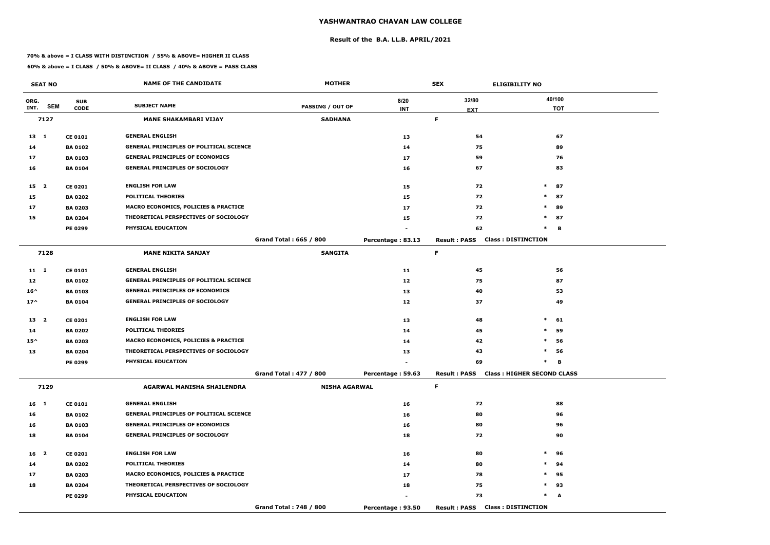# YASHWANTRAO CHAVAN LAW COLLEGE

## Result of the B.A. LL.B. APRIL/2021

**70% & above = I CLASS WITH DISTINCTION / 55% & ABOVE= HIGHER II CLASS**

**60% & above = I CLASS / 50% & ABOVE= II CLASS / 40% & ABOVE = PASS CLASS**

| SEAT NO | | | NAME OF THE CANDIDATE | MOTHER | | SEX | ELIGIBILITY NO | |
|---|---|---|---|---|---|---|---|---|
| ORG. INT. | SEM | SUB CODE | SUBJECT NAME | PASSING / OUT OF | 8/20 INT | 32/80 EXT | | 40/100 TOT |
| 7127 | | | MANE SHAKAMBARI VIJAY | SADHANA | | F | | |
| 13 | 1 | CE 0101 | GENERAL ENGLISH | | 13 | 54 | | 67 |
| 14 | | BA 0102 | GENERAL PRINCIPLES OF POLITICAL SCIENCE | | 14 | 75 | | 89 |
| 17 | | BA 0103 | GENERAL PRINCIPLES OF ECONOMICS | | 17 | 59 | | 76 |
| 16 | | BA 0104 | GENERAL PRINCIPLES OF SOCIOLOGY | | 16 | 67 | | 83 |
| 15 | 2 | CE 0201 | ENGLISH FOR LAW | | 15 | 72 | * | 87 |
| 15 | | BA 0202 | POLITICAL THEORIES | | 15 | 72 | * | 87 |
| 17 | | BA 0203 | MACRO ECONOMICS, POLICIES & PRACTICE | | 17 | 72 | * | 89 |
| 15 | | BA 0204 | THEORETICAL PERSPECTIVES OF SOCIOLOGY | | 15 | 72 | * | 87 |
| | | PE 0299 | PHYSICAL EDUCATION | | - | 62 | * | B |
| | | | | Grand Total : 665 / 800 | Percentage : 83.13 | Result : PASS | Class : DISTINCTION | |
| 7128 | | | MANE NIKITA SANJAY | SANGITA | | F | | |
| 11 | 1 | CE 0101 | GENERAL ENGLISH | | 11 | 45 | | 56 |
| 12 | | BA 0102 | GENERAL PRINCIPLES OF POLITICAL SCIENCE | | 12 | 75 | | 87 |
| 16^ | | BA 0103 | GENERAL PRINCIPLES OF ECONOMICS | | 13 | 40 | | 53 |
| 17^ | | BA 0104 | GENERAL PRINCIPLES OF SOCIOLOGY | | 12 | 37 | | 49 |
| 13 | 2 | CE 0201 | ENGLISH FOR LAW | | 13 | 48 | * | 61 |
| 14 | | BA 0202 | POLITICAL THEORIES | | 14 | 45 | * | 59 |
| 15^ | | BA 0203 | MACRO ECONOMICS, POLICIES & PRACTICE | | 14 | 42 | * | 56 |
| 13 | | BA 0204 | THEORETICAL PERSPECTIVES OF SOCIOLOGY | | 13 | 43 | * | 56 |
| | | PE 0299 | PHYSICAL EDUCATION | | - | 69 | * | B |
| | | | | Grand Total : 477 / 800 | Percentage : 59.63 | Result : PASS | Class : HIGHER SECOND CLASS | |
| 7129 | | | AGARWAL MANISHA SHAILENDRA | NISHA AGARWAL | | F | | |
| 16 | 1 | CE 0101 | GENERAL ENGLISH | | 16 | 72 | | 88 |
| 16 | | BA 0102 | GENERAL PRINCIPLES OF POLITICAL SCIENCE | | 16 | 80 | | 96 |
| 16 | | BA 0103 | GENERAL PRINCIPLES OF ECONOMICS | | 16 | 80 | | 96 |
| 18 | | BA 0104 | GENERAL PRINCIPLES OF SOCIOLOGY | | 18 | 72 | | 90 |
| 16 | 2 | CE 0201 | ENGLISH FOR LAW | | 16 | 80 | * | 96 |
| 14 | | BA 0202 | POLITICAL THEORIES | | 14 | 80 | * | 94 |
| 17 | | BA 0203 | MACRO ECONOMICS, POLICIES & PRACTICE | | 17 | 78 | * | 95 |
| 18 | | BA 0204 | THEORETICAL PERSPECTIVES OF SOCIOLOGY | | 18 | 75 | * | 93 |
| | | PE 0299 | PHYSICAL EDUCATION | | - | 73 | * | A |
| | | | | Grand Total : 748 / 800 | Percentage : 93.50 | Result : PASS | Class : DISTINCTION | |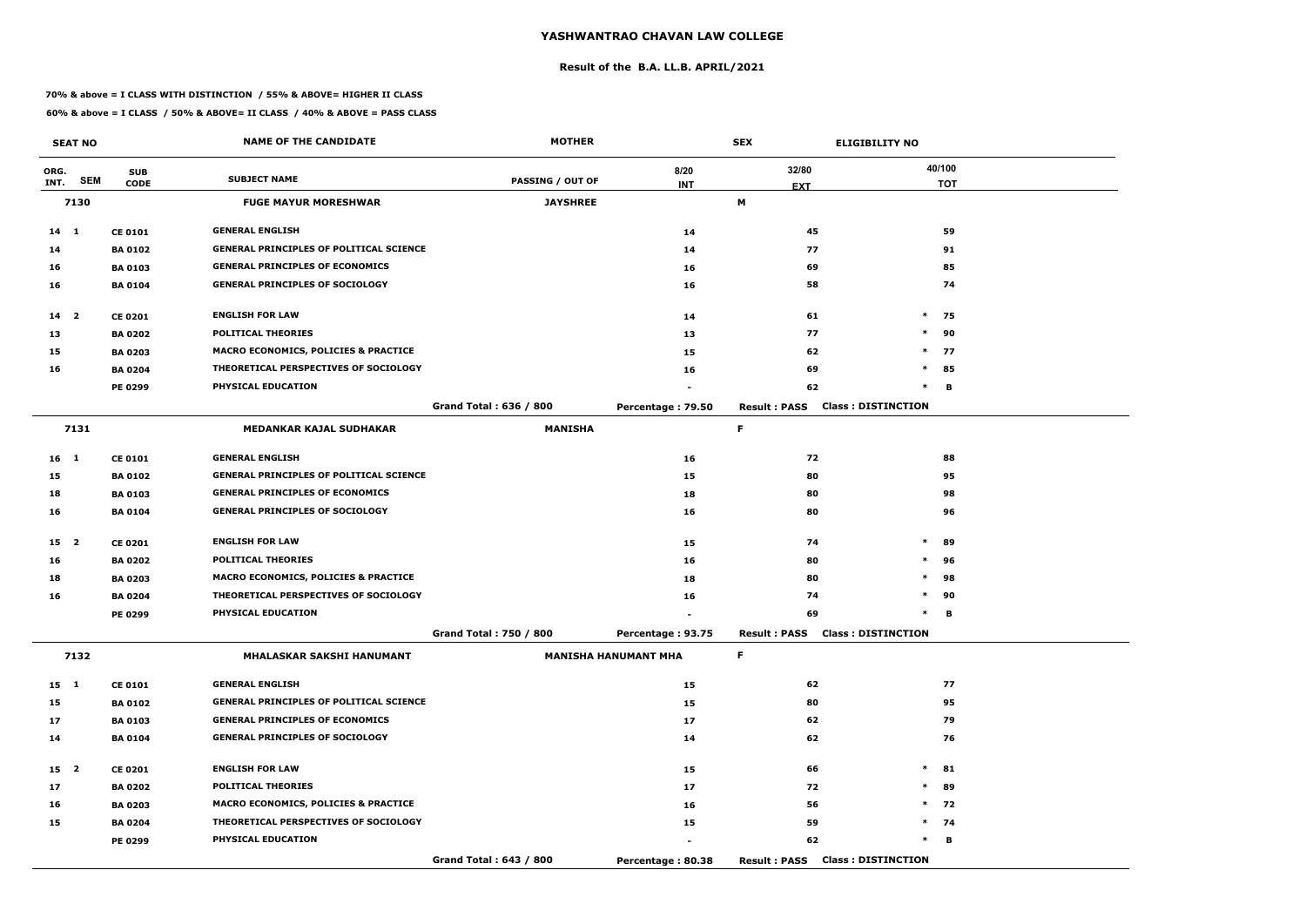# YASHWANTRAO CHAVAN LAW COLLEGE

## Result of the B.A. LL.B. APRIL/2021

**70% & above = I CLASS WITH DISTINCTION / 55% & ABOVE= HIGHER II CLASS**

**60% & above = I CLASS / 50% & ABOVE= II CLASS / 40% & ABOVE = PASS CLASS**

| SEAT NO | | | NAME OF THE CANDIDATE | MOTHER | | SEX | ELIGIBILITY NO |
|---|---|---|---|---|---|---|---|
| ORG. INT. | SEM | SUB CODE | SUBJECT NAME | PASSING / OUT OF | 8/20 INT | 32/80 EXT | 40/100 TOT |
| **7130** | | | **FUGE MAYUR MORESHWAR** | **JAYSHREE** | | **M** | |
| 14 | 1 | CE 0101 | GENERAL ENGLISH | | 14 | 45 | 59 |
| 14 | | BA 0102 | GENERAL PRINCIPLES OF POLITICAL SCIENCE | | 14 | 77 | 91 |
| 16 | | BA 0103 | GENERAL PRINCIPLES OF ECONOMICS | | 16 | 69 | 85 |
| 16 | | BA 0104 | GENERAL PRINCIPLES OF SOCIOLOGY | | 16 | 58 | 74 |
| 14 | 2 | CE 0201 | ENGLISH FOR LAW | | 14 | 61 | * 75 |
| 13 | | BA 0202 | POLITICAL THEORIES | | 13 | 77 | * 90 |
| 15 | | BA 0203 | MACRO ECONOMICS, POLICIES & PRACTICE | | 15 | 62 | * 77 |
| 16 | | BA 0204 | THEORETICAL PERSPECTIVES OF SOCIOLOGY | | 16 | 69 | * 85 |
| | | PE 0299 | PHYSICAL EDUCATION | | - | 62 | * B |
| | | | | Grand Total : 636 / 800 | Percentage : 79.50 | Result : PASS | Class : DISTINCTION |
| **7131** | | | **MEDANKAR KAJAL SUDHAKAR** | **MANISHA** | | **F** | |
| 16 | 1 | CE 0101 | GENERAL ENGLISH | | 16 | 72 | 88 |
| 15 | | BA 0102 | GENERAL PRINCIPLES OF POLITICAL SCIENCE | | 15 | 80 | 95 |
| 18 | | BA 0103 | GENERAL PRINCIPLES OF ECONOMICS | | 18 | 80 | 98 |
| 16 | | BA 0104 | GENERAL PRINCIPLES OF SOCIOLOGY | | 16 | 80 | 96 |
| 15 | 2 | CE 0201 | ENGLISH FOR LAW | | 15 | 74 | * 89 |
| 16 | | BA 0202 | POLITICAL THEORIES | | 16 | 80 | * 96 |
| 18 | | BA 0203 | MACRO ECONOMICS, POLICIES & PRACTICE | | 18 | 80 | * 98 |
| 16 | | BA 0204 | THEORETICAL PERSPECTIVES OF SOCIOLOGY | | 16 | 74 | * 90 |
| | | PE 0299 | PHYSICAL EDUCATION | | - | 69 | * B |
| | | | | Grand Total : 750 / 800 | Percentage : 93.75 | Result : PASS | Class : DISTINCTION |
| **7132** | | | **MHALASKAR SAKSHI HANUMANT** | **MANISHA HANUMANT MHA** | | **F** | |
| 15 | 1 | CE 0101 | GENERAL ENGLISH | | 15 | 62 | 77 |
| 15 | | BA 0102 | GENERAL PRINCIPLES OF POLITICAL SCIENCE | | 15 | 80 | 95 |
| 17 | | BA 0103 | GENERAL PRINCIPLES OF ECONOMICS | | 17 | 62 | 79 |
| 14 | | BA 0104 | GENERAL PRINCIPLES OF SOCIOLOGY | | 14 | 62 | 76 |
| 15 | 2 | CE 0201 | ENGLISH FOR LAW | | 15 | 66 | * 81 |
| 17 | | BA 0202 | POLITICAL THEORIES | | 17 | 72 | * 89 |
| 16 | | BA 0203 | MACRO ECONOMICS, POLICIES & PRACTICE | | 16 | 56 | * 72 |
| 15 | | BA 0204 | THEORETICAL PERSPECTIVES OF SOCIOLOGY | | 15 | 59 | * 74 |
| | | PE 0299 | PHYSICAL EDUCATION | | - | 62 | * B |
| | | | | Grand Total : 643 / 800 | Percentage : 80.38 | Result : PASS | Class : DISTINCTION |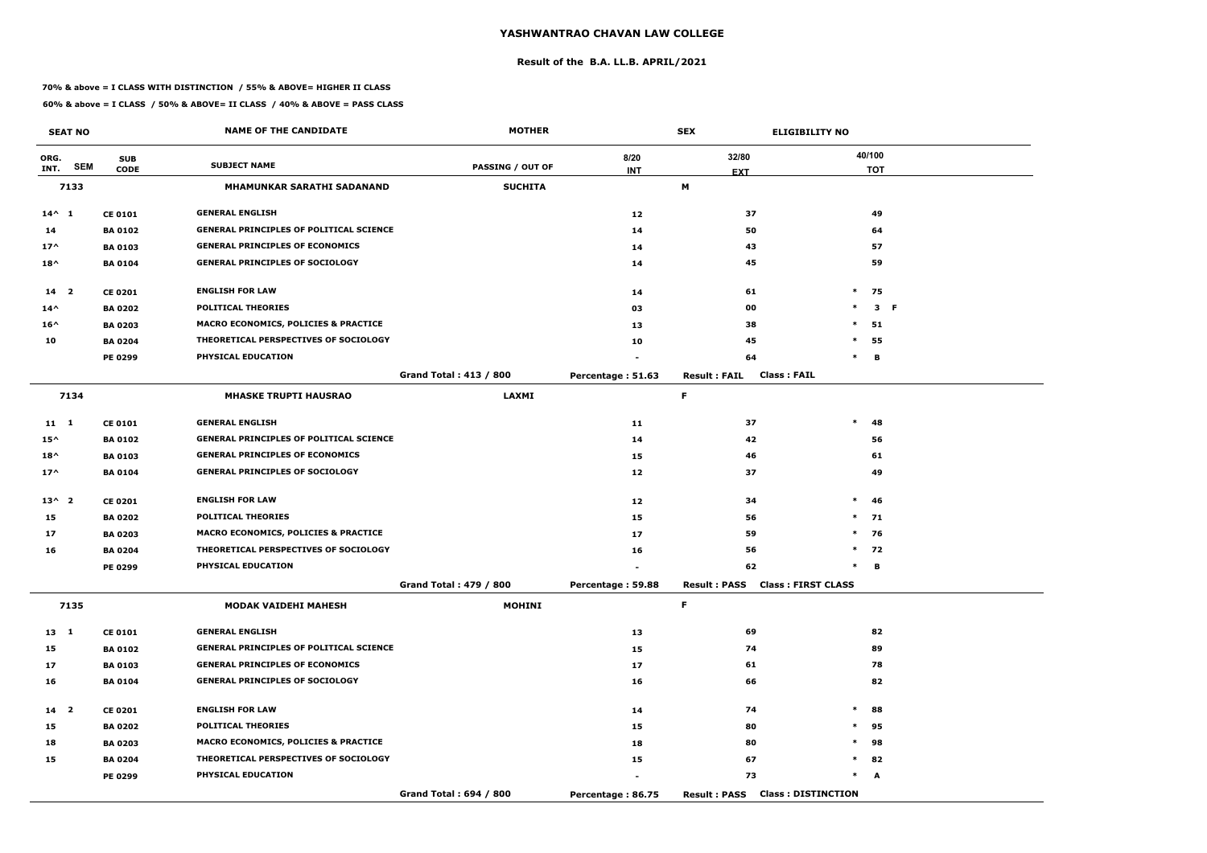# YASHWANTRAO CHAVAN LAW COLLEGE

## Result of the B.A. LL.B. APRIL/2021

**70% & above = I CLASS WITH DISTINCTION / 55% & ABOVE= HIGHER II CLASS**

**60% & above = I CLASS / 50% & ABOVE= II CLASS / 40% & ABOVE = PASS CLASS**

| SEAT NO | | | NAME OF THE CANDIDATE | MOTHER | | SEX | ELIGIBILITY NO |
|---|---|---|---|---|---|---|---|
| ORG. INT. | SEM | SUB CODE | SUBJECT NAME | PASSING / OUT OF | 8/20 INT | 32/80 EXT | 40/100 TOT |
| 7133 | | | MHAMUNKAR SARATHI SADANAND | SUCHITA | | M | |
| 14^ | 1 | CE 0101 | GENERAL ENGLISH | | 12 | 37 | 49 |
| 14 | | BA 0102 | GENERAL PRINCIPLES OF POLITICAL SCIENCE | | 14 | 50 | 64 |
| 17^ | | BA 0103 | GENERAL PRINCIPLES OF ECONOMICS | | 14 | 43 | 57 |
| 18^ | | BA 0104 | GENERAL PRINCIPLES OF SOCIOLOGY | | 14 | 45 | 59 |
| 14 | 2 | CE 0201 | ENGLISH FOR LAW | | 14 | 61 | * 75 |
| 14^ | | BA 0202 | POLITICAL THEORIES | | 03 | 00 | * 3 F |
| 16^ | | BA 0203 | MACRO ECONOMICS, POLICIES & PRACTICE | | 13 | 38 | * 51 |
| 10 | | BA 0204 | THEORETICAL PERSPECTIVES OF SOCIOLOGY | | 10 | 45 | * 55 |
| | | PE 0299 | PHYSICAL EDUCATION | | - | 64 | * B |
| | | | | Grand Total : 413 / 800 | Percentage : 51.63 | Result : FAIL | Class : FAIL |
| 7134 | | | MHASKE TRUPTI HAUSRAO | LAXMI | | F | |
| 11 | 1 | CE 0101 | GENERAL ENGLISH | | 11 | 37 | * 48 |
| 15^ | | BA 0102 | GENERAL PRINCIPLES OF POLITICAL SCIENCE | | 14 | 42 | 56 |
| 18^ | | BA 0103 | GENERAL PRINCIPLES OF ECONOMICS | | 15 | 46 | 61 |
| 17^ | | BA 0104 | GENERAL PRINCIPLES OF SOCIOLOGY | | 12 | 37 | 49 |
| 13^ | 2 | CE 0201 | ENGLISH FOR LAW | | 12 | 34 | * 46 |
| 15 | | BA 0202 | POLITICAL THEORIES | | 15 | 56 | * 71 |
| 17 | | BA 0203 | MACRO ECONOMICS, POLICIES & PRACTICE | | 17 | 59 | * 76 |
| 16 | | BA 0204 | THEORETICAL PERSPECTIVES OF SOCIOLOGY | | 16 | 56 | * 72 |
| | | PE 0299 | PHYSICAL EDUCATION | | - | 62 | * B |
| | | | | Grand Total : 479 / 800 | Percentage : 59.88 | Result : PASS | Class : FIRST CLASS |
| 7135 | | | MODAK VAIDEHI MAHESH | MOHINI | | F | |
| 13 | 1 | CE 0101 | GENERAL ENGLISH | | 13 | 69 | 82 |
| 15 | | BA 0102 | GENERAL PRINCIPLES OF POLITICAL SCIENCE | | 15 | 74 | 89 |
| 17 | | BA 0103 | GENERAL PRINCIPLES OF ECONOMICS | | 17 | 61 | 78 |
| 16 | | BA 0104 | GENERAL PRINCIPLES OF SOCIOLOGY | | 16 | 66 | 82 |
| 14 | 2 | CE 0201 | ENGLISH FOR LAW | | 14 | 74 | * 88 |
| 15 | | BA 0202 | POLITICAL THEORIES | | 15 | 80 | * 95 |
| 18 | | BA 0203 | MACRO ECONOMICS, POLICIES & PRACTICE | | 18 | 80 | * 98 |
| 15 | | BA 0204 | THEORETICAL PERSPECTIVES OF SOCIOLOGY | | 15 | 67 | * 82 |
| | | PE 0299 | PHYSICAL EDUCATION | | - | 73 | * A |
| | | | | Grand Total : 694 / 800 | Percentage : 86.75 | Result : PASS | Class : DISTINCTION |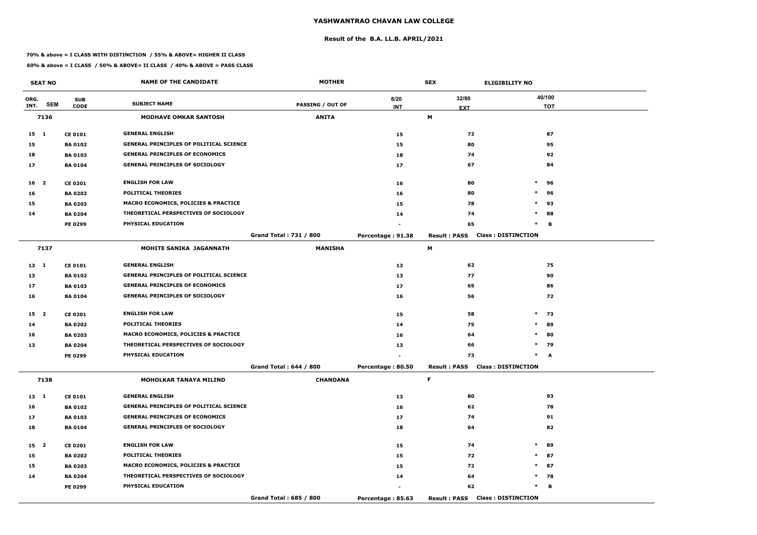# YASHWANTRAO CHAVAN LAW COLLEGE

## Result of the B.A. LL.B. APRIL/2021

**70% & above = I CLASS WITH DISTINCTION / 55% & ABOVE= HIGHER II CLASS**

**60% & above = I CLASS / 50% & ABOVE= II CLASS / 40% & ABOVE = PASS CLASS**

| SEAT NO | | | NAME OF THE CANDIDATE | MOTHER | | SEX | ELIGIBILITY NO |
|---|---|---|---|---|---|---|---|
| ORG. INT. | SEM | SUB CODE | SUBJECT NAME | PASSING / OUT OF | 8/20 INT | 32/80 EXT | 40/100 TOT |
| 7136 | | | MODHAVE OMKAR SANTOSH | ANITA | | M | |
| 15 | 1 | CE 0101 | GENERAL ENGLISH | | 15 | 72 | 87 |
| 15 | | BA 0102 | GENERAL PRINCIPLES OF POLITICAL SCIENCE | | 15 | 80 | 95 |
| 18 | | BA 0103 | GENERAL PRINCIPLES OF ECONOMICS | | 18 | 74 | 92 |
| 17 | | BA 0104 | GENERAL PRINCIPLES OF SOCIOLOGY | | 17 | 67 | 84 |
| 16 | 2 | CE 0201 | ENGLISH FOR LAW | | 16 | 80 | * 96 |
| 16 | | BA 0202 | POLITICAL THEORIES | | 16 | 80 | * 96 |
| 15 | | BA 0203 | MACRO ECONOMICS, POLICIES & PRACTICE | | 15 | 78 | * 93 |
| 14 | | BA 0204 | THEORETICAL PERSPECTIVES OF SOCIOLOGY | | 14 | 74 | * 88 |
| | | PE 0299 | PHYSICAL EDUCATION | | - | 65 | * B |
| | | | | Grand Total : 731 / 800 | Percentage : 91.38 | Result : PASS | Class : DISTINCTION |
| 7137 | | | MOHITE SANIKA JAGANNATH | MANISHA | | M | |
| 13 | 1 | CE 0101 | GENERAL ENGLISH | | 13 | 62 | 75 |
| 13 | | BA 0102 | GENERAL PRINCIPLES OF POLITICAL SCIENCE | | 13 | 77 | 90 |
| 17 | | BA 0103 | GENERAL PRINCIPLES OF ECONOMICS | | 17 | 69 | 86 |
| 16 | | BA 0104 | GENERAL PRINCIPLES OF SOCIOLOGY | | 16 | 56 | 72 |
| 15 | 2 | CE 0201 | ENGLISH FOR LAW | | 15 | 58 | * 73 |
| 14 | | BA 0202 | POLITICAL THEORIES | | 14 | 75 | * 89 |
| 16 | | BA 0203 | MACRO ECONOMICS, POLICIES & PRACTICE | | 16 | 64 | * 80 |
| 13 | | BA 0204 | THEORETICAL PERSPECTIVES OF SOCIOLOGY | | 13 | 66 | * 79 |
| | | PE 0299 | PHYSICAL EDUCATION | | - | 73 | * A |
| | | | | Grand Total : 644 / 800 | Percentage : 80.50 | Result : PASS | Class : DISTINCTION |
| 7138 | | | MOHOLKAR TANAYA MILIND | CHANDANA | | F | |
| 13 | 1 | CE 0101 | GENERAL ENGLISH | | 13 | 80 | 93 |
| 16 | | BA 0102 | GENERAL PRINCIPLES OF POLITICAL SCIENCE | | 16 | 62 | 78 |
| 17 | | BA 0103 | GENERAL PRINCIPLES OF ECONOMICS | | 17 | 74 | 91 |
| 18 | | BA 0104 | GENERAL PRINCIPLES OF SOCIOLOGY | | 18 | 64 | 82 |
| 15 | 2 | CE 0201 | ENGLISH FOR LAW | | 15 | 74 | * 89 |
| 15 | | BA 0202 | POLITICAL THEORIES | | 15 | 72 | * 87 |
| 15 | | BA 0203 | MACRO ECONOMICS, POLICIES & PRACTICE | | 15 | 72 | * 87 |
| 14 | | BA 0204 | THEORETICAL PERSPECTIVES OF SOCIOLOGY | | 14 | 64 | * 78 |
| | | PE 0299 | PHYSICAL EDUCATION | | - | 62 | * B |
| | | | | Grand Total : 685 / 800 | Percentage : 85.63 | Result : PASS | Class : DISTINCTION |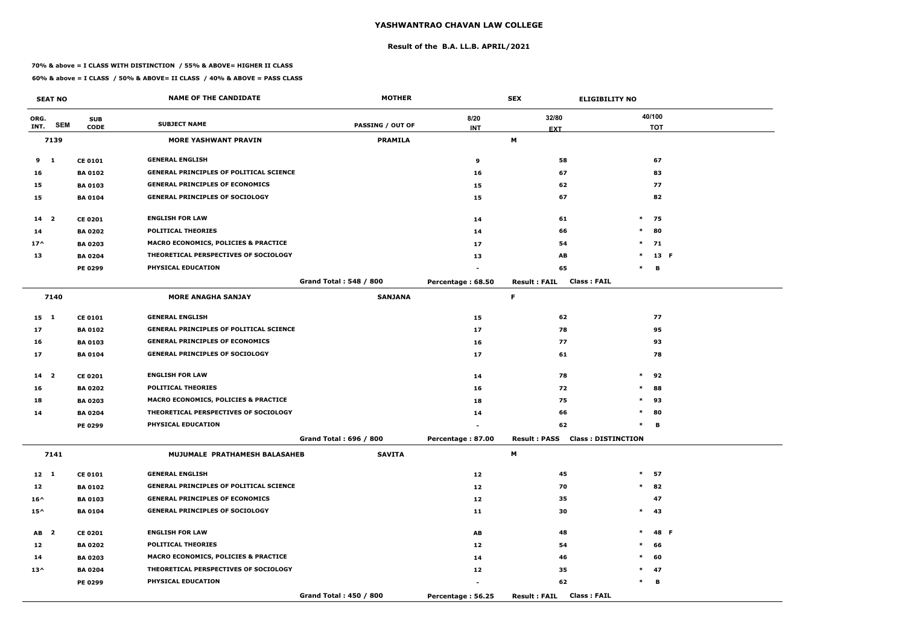# YASHWANTRAO CHAVAN LAW COLLEGE

## Result of the B.A. LL.B. APRIL/2021

**70% & above = I CLASS WITH DISTINCTION / 55% & ABOVE= HIGHER II CLASS**

**60% & above = I CLASS / 50% & ABOVE= II CLASS / 40% & ABOVE = PASS CLASS**

| SEAT NO | | | NAME OF THE CANDIDATE | MOTHER | | SEX | ELIGIBILITY NO |
|---|---|---|---|---|---|---|---|
| ORG. INT. | SEM | SUB CODE | SUBJECT NAME | PASSING / OUT OF | 8/20 INT | 32/80 EXT | 40/100 TOT |
| 7139 | | | MORE YASHWANT PRAVIN | PRAMILA | | M | |
| 9 | 1 | CE 0101 | GENERAL ENGLISH | | 9 | 58 | 67 |
| 16 | | BA 0102 | GENERAL PRINCIPLES OF POLITICAL SCIENCE | | 16 | 67 | 83 |
| 15 | | BA 0103 | GENERAL PRINCIPLES OF ECONOMICS | | 15 | 62 | 77 |
| 15 | | BA 0104 | GENERAL PRINCIPLES OF SOCIOLOGY | | 15 | 67 | 82 |
| 14 | 2 | CE 0201 | ENGLISH FOR LAW | | 14 | 61 | * 75 |
| 14 | | BA 0202 | POLITICAL THEORIES | | 14 | 66 | * 80 |
| 17^ | | BA 0203 | MACRO ECONOMICS, POLICIES & PRACTICE | | 17 | 54 | * 71 |
| 13 | | BA 0204 | THEORETICAL PERSPECTIVES OF SOCIOLOGY | | 13 | AB | * 13 F |
| | | PE 0299 | PHYSICAL EDUCATION | | - | 65 | * B |
| | | | | Grand Total : 548 / 800 | Percentage : 68.50 | Result : FAIL | Class : FAIL |
| 7140 | | | MORE ANAGHA SANJAY | SANJANA | | F | |
| 15 | 1 | CE 0101 | GENERAL ENGLISH | | 15 | 62 | 77 |
| 17 | | BA 0102 | GENERAL PRINCIPLES OF POLITICAL SCIENCE | | 17 | 78 | 95 |
| 16 | | BA 0103 | GENERAL PRINCIPLES OF ECONOMICS | | 16 | 77 | 93 |
| 17 | | BA 0104 | GENERAL PRINCIPLES OF SOCIOLOGY | | 17 | 61 | 78 |
| 14 | 2 | CE 0201 | ENGLISH FOR LAW | | 14 | 78 | * 92 |
| 16 | | BA 0202 | POLITICAL THEORIES | | 16 | 72 | * 88 |
| 18 | | BA 0203 | MACRO ECONOMICS, POLICIES & PRACTICE | | 18 | 75 | * 93 |
| 14 | | BA 0204 | THEORETICAL PERSPECTIVES OF SOCIOLOGY | | 14 | 66 | * 80 |
| | | PE 0299 | PHYSICAL EDUCATION | | - | 62 | * B |
| | | | | Grand Total : 696 / 800 | Percentage : 87.00 | Result : PASS | Class : DISTINCTION |
| 7141 | | | MUJUMALE PRATHAMESH BALASAHEB | SAVITA | | M | |
| 12 | 1 | CE 0101 | GENERAL ENGLISH | | 12 | 45 | * 57 |
| 12 | | BA 0102 | GENERAL PRINCIPLES OF POLITICAL SCIENCE | | 12 | 70 | * 82 |
| 16^ | | BA 0103 | GENERAL PRINCIPLES OF ECONOMICS | | 12 | 35 | 47 |
| 15^ | | BA 0104 | GENERAL PRINCIPLES OF SOCIOLOGY | | 11 | 30 | * 43 |
| AB | 2 | CE 0201 | ENGLISH FOR LAW | | AB | 48 | * 48 F |
| 12 | | BA 0202 | POLITICAL THEORIES | | 12 | 54 | * 66 |
| 14 | | BA 0203 | MACRO ECONOMICS, POLICIES & PRACTICE | | 14 | 46 | * 60 |
| 13^ | | BA 0204 | THEORETICAL PERSPECTIVES OF SOCIOLOGY | | 12 | 35 | * 47 |
| | | PE 0299 | PHYSICAL EDUCATION | | - | 62 | * B |
| | | | | Grand Total : 450 / 800 | Percentage : 56.25 | Result : FAIL | Class : FAIL |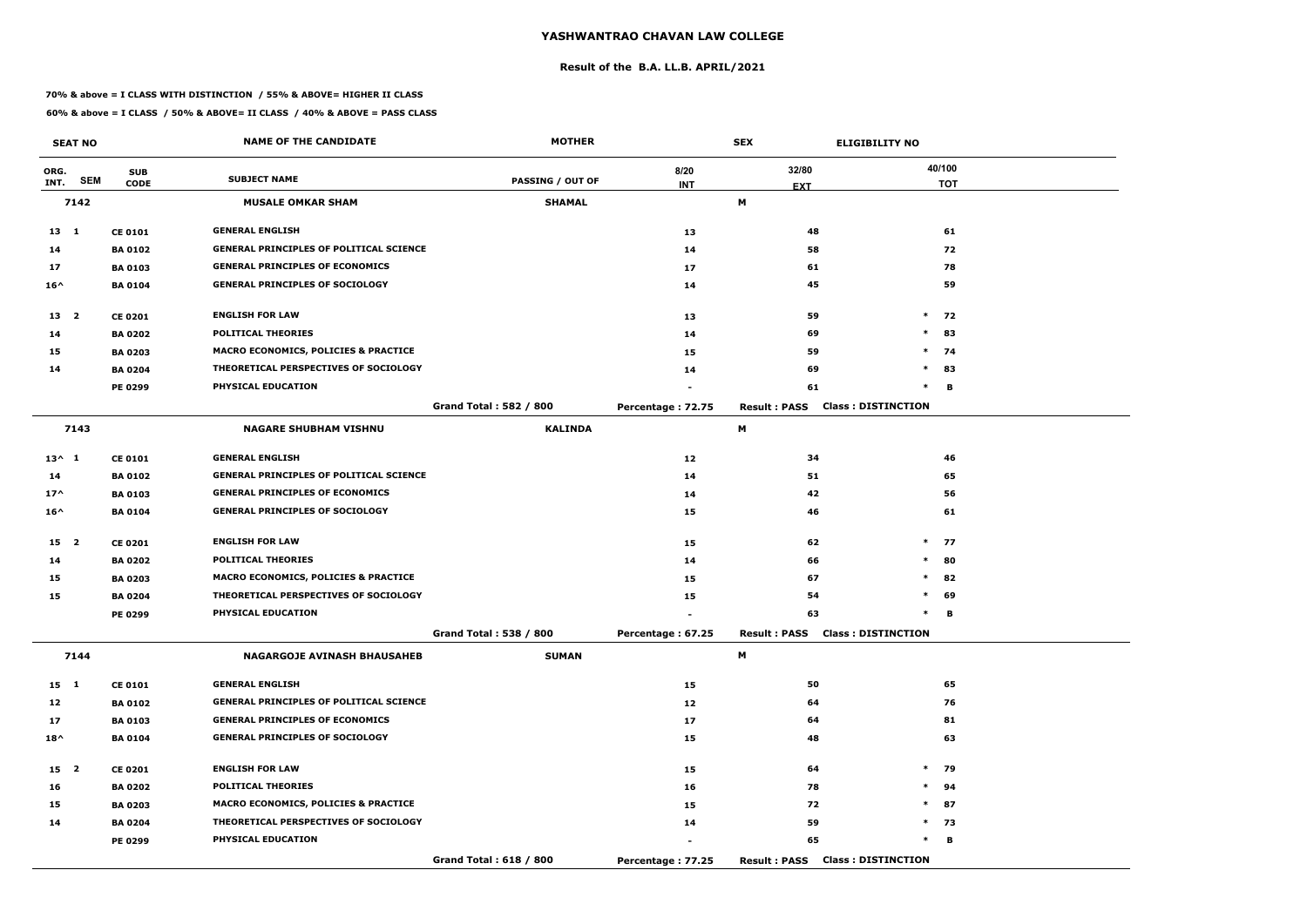# YASHWANTRAO CHAVAN LAW COLLEGE

## Result of the B.A. LL.B. APRIL/2021

**70% & above = I CLASS WITH DISTINCTION / 55% & ABOVE= HIGHER II CLASS**

**60% & above = I CLASS / 50% & ABOVE= II CLASS / 40% & ABOVE = PASS CLASS**

| SEAT NO | | | NAME OF THE CANDIDATE | MOTHER | | SEX | ELIGIBILITY NO | |
|---|---|---|---|---|---|---|---|---|
| ORG. INT. | SEM | SUB CODE | SUBJECT NAME | PASSING / OUT OF | 8/20 INT | 32/80 EXT | | 40/100 TOT |
| 7142 | | | MUSALE OMKAR SHAM | SHAMAL | | M | | |
| 13 | 1 | CE 0101 | GENERAL ENGLISH | | 13 | 48 | | 61 |
| 14 | | BA 0102 | GENERAL PRINCIPLES OF POLITICAL SCIENCE | | 14 | 58 | | 72 |
| 17 | | BA 0103 | GENERAL PRINCIPLES OF ECONOMICS | | 17 | 61 | | 78 |
| 16^ | | BA 0104 | GENERAL PRINCIPLES OF SOCIOLOGY | | 14 | 45 | | 59 |
| 13 | 2 | CE 0201 | ENGLISH FOR LAW | | 13 | 59 | * | 72 |
| 14 | | BA 0202 | POLITICAL THEORIES | | 14 | 69 | * | 83 |
| 15 | | BA 0203 | MACRO ECONOMICS, POLICIES & PRACTICE | | 15 | 59 | * | 74 |
| 14 | | BA 0204 | THEORETICAL PERSPECTIVES OF SOCIOLOGY | | 14 | 69 | * | 83 |
| | | PE 0299 | PHYSICAL EDUCATION | | - | 61 | * | B |
| | | | | Grand Total : 582 / 800 | Percentage : 72.75 | Result : PASS | Class : DISTINCTION | |
| 7143 | | | NAGARE SHUBHAM VISHNU | KALINDA | | M | | |
| 13^ | 1 | CE 0101 | GENERAL ENGLISH | | 12 | 34 | | 46 |
| 14 | | BA 0102 | GENERAL PRINCIPLES OF POLITICAL SCIENCE | | 14 | 51 | | 65 |
| 17^ | | BA 0103 | GENERAL PRINCIPLES OF ECONOMICS | | 14 | 42 | | 56 |
| 16^ | | BA 0104 | GENERAL PRINCIPLES OF SOCIOLOGY | | 15 | 46 | | 61 |
| 15 | 2 | CE 0201 | ENGLISH FOR LAW | | 15 | 62 | * | 77 |
| 14 | | BA 0202 | POLITICAL THEORIES | | 14 | 66 | * | 80 |
| 15 | | BA 0203 | MACRO ECONOMICS, POLICIES & PRACTICE | | 15 | 67 | * | 82 |
| 15 | | BA 0204 | THEORETICAL PERSPECTIVES OF SOCIOLOGY | | 15 | 54 | * | 69 |
| | | PE 0299 | PHYSICAL EDUCATION | | - | 63 | * | B |
| | | | | Grand Total : 538 / 800 | Percentage : 67.25 | Result : PASS | Class : DISTINCTION | |
| 7144 | | | NAGARGOJE AVINASH BHAUSAHEB | SUMAN | | M | | |
| 15 | 1 | CE 0101 | GENERAL ENGLISH | | 15 | 50 | | 65 |
| 12 | | BA 0102 | GENERAL PRINCIPLES OF POLITICAL SCIENCE | | 12 | 64 | | 76 |
| 17 | | BA 0103 | GENERAL PRINCIPLES OF ECONOMICS | | 17 | 64 | | 81 |
| 18^ | | BA 0104 | GENERAL PRINCIPLES OF SOCIOLOGY | | 15 | 48 | | 63 |
| 15 | 2 | CE 0201 | ENGLISH FOR LAW | | 15 | 64 | * | 79 |
| 16 | | BA 0202 | POLITICAL THEORIES | | 16 | 78 | * | 94 |
| 15 | | BA 0203 | MACRO ECONOMICS, POLICIES & PRACTICE | | 15 | 72 | * | 87 |
| 14 | | BA 0204 | THEORETICAL PERSPECTIVES OF SOCIOLOGY | | 14 | 59 | * | 73 |
| | | PE 0299 | PHYSICAL EDUCATION | | - | 65 | * | B |
| | | | | Grand Total : 618 / 800 | Percentage : 77.25 | Result : PASS | Class : DISTINCTION | |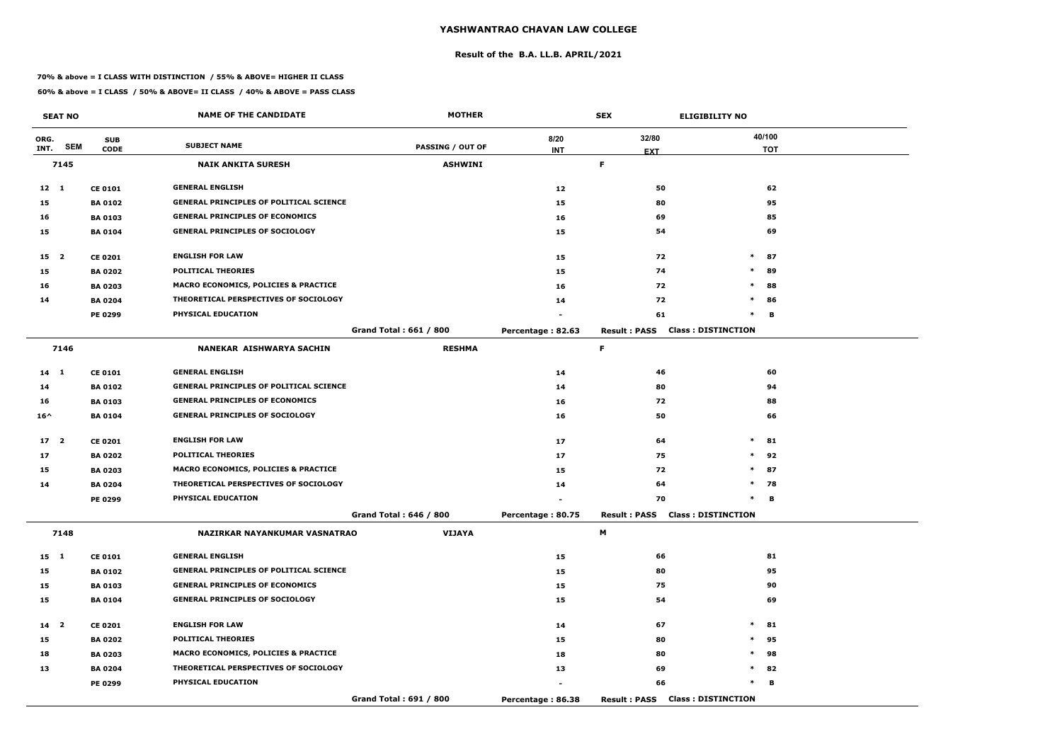# YASHWANTRAO CHAVAN LAW COLLEGE

## Result of the B.A. LL.B. APRIL/2021

**70% & above = I CLASS WITH DISTINCTION / 55% & ABOVE= HIGHER II CLASS**

**60% & above = I CLASS / 50% & ABOVE= II CLASS / 40% & ABOVE = PASS CLASS**

| SEAT NO | | | NAME OF THE CANDIDATE | MOTHER | | SEX | ELIGIBILITY NO |
|---|---|---|---|---|---|---|---|
| ORG. INT. | SEM | SUB CODE | SUBJECT NAME | PASSING / OUT OF | 8/20 INT | 32/80 EXT | 40/100 TOT |
| 7145 | | | NAIK ANKITA SURESH | ASHWINI | | F | |
| 12 | 1 | CE 0101 | GENERAL ENGLISH | | 12 | 50 | 62 |
| 15 | | BA 0102 | GENERAL PRINCIPLES OF POLITICAL SCIENCE | | 15 | 80 | 95 |
| 16 | | BA 0103 | GENERAL PRINCIPLES OF ECONOMICS | | 16 | 69 | 85 |
| 15 | | BA 0104 | GENERAL PRINCIPLES OF SOCIOLOGY | | 15 | 54 | 69 |
| 15 | 2 | CE 0201 | ENGLISH FOR LAW | | 15 | 72 | * 87 |
| 15 | | BA 0202 | POLITICAL THEORIES | | 15 | 74 | * 89 |
| 16 | | BA 0203 | MACRO ECONOMICS, POLICIES & PRACTICE | | 16 | 72 | * 88 |
| 14 | | BA 0204 | THEORETICAL PERSPECTIVES OF SOCIOLOGY | | 14 | 72 | * 86 |
| | | PE 0299 | PHYSICAL EDUCATION | | - | 61 | * B |
| | | | | Grand Total : 661 / 800 | Percentage : 82.63 | Result : PASS | Class : DISTINCTION |
| 7146 | | | NANEKAR AISHWARYA SACHIN | RESHMA | | F | |
| 14 | 1 | CE 0101 | GENERAL ENGLISH | | 14 | 46 | 60 |
| 14 | | BA 0102 | GENERAL PRINCIPLES OF POLITICAL SCIENCE | | 14 | 80 | 94 |
| 16 | | BA 0103 | GENERAL PRINCIPLES OF ECONOMICS | | 16 | 72 | 88 |
| 16^ | | BA 0104 | GENERAL PRINCIPLES OF SOCIOLOGY | | 16 | 50 | 66 |
| 17 | 2 | CE 0201 | ENGLISH FOR LAW | | 17 | 64 | * 81 |
| 17 | | BA 0202 | POLITICAL THEORIES | | 17 | 75 | * 92 |
| 15 | | BA 0203 | MACRO ECONOMICS, POLICIES & PRACTICE | | 15 | 72 | * 87 |
| 14 | | BA 0204 | THEORETICAL PERSPECTIVES OF SOCIOLOGY | | 14 | 64 | * 78 |
| | | PE 0299 | PHYSICAL EDUCATION | | - | 70 | * B |
| | | | | Grand Total : 646 / 800 | Percentage : 80.75 | Result : PASS | Class : DISTINCTION |
| 7148 | | | NAZIRKAR NAYANKUMAR VASNATRAO | VIJAYA | | M | |
| 15 | 1 | CE 0101 | GENERAL ENGLISH | | 15 | 66 | 81 |
| 15 | | BA 0102 | GENERAL PRINCIPLES OF POLITICAL SCIENCE | | 15 | 80 | 95 |
| 15 | | BA 0103 | GENERAL PRINCIPLES OF ECONOMICS | | 15 | 75 | 90 |
| 15 | | BA 0104 | GENERAL PRINCIPLES OF SOCIOLOGY | | 15 | 54 | 69 |
| 14 | 2 | CE 0201 | ENGLISH FOR LAW | | 14 | 67 | * 81 |
| 15 | | BA 0202 | POLITICAL THEORIES | | 15 | 80 | * 95 |
| 18 | | BA 0203 | MACRO ECONOMICS, POLICIES & PRACTICE | | 18 | 80 | * 98 |
| 13 | | BA 0204 | THEORETICAL PERSPECTIVES OF SOCIOLOGY | | 13 | 69 | * 82 |
| | | PE 0299 | PHYSICAL EDUCATION | | - | 66 | * B |
| | | | | Grand Total : 691 / 800 | Percentage : 86.38 | Result : PASS | Class : DISTINCTION |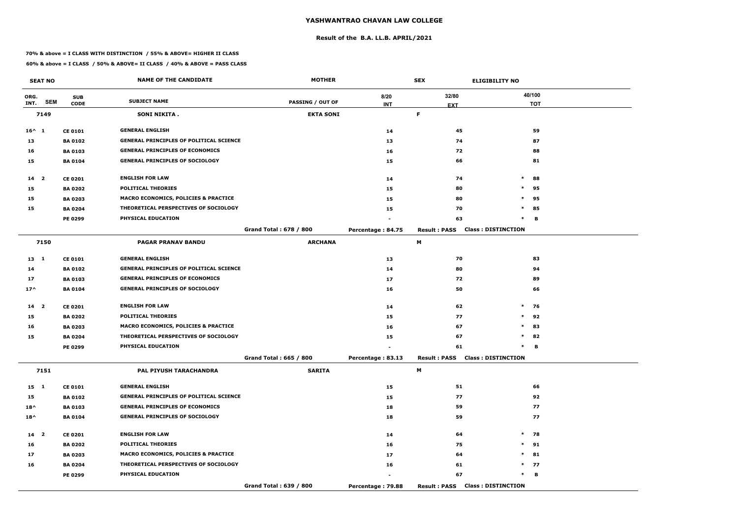# YASHWANTRAO CHAVAN LAW COLLEGE

## Result of the B.A. LL.B. APRIL/2021

**70% & above = I CLASS WITH DISTINCTION / 55% & ABOVE= HIGHER II CLASS**

**60% & above = I CLASS / 50% & ABOVE= II CLASS / 40% & ABOVE = PASS CLASS**

| SEAT NO | | | NAME OF THE CANDIDATE | MOTHER | | SEX | ELIGIBILITY NO | |
|---|---|---|---|---|---|---|---|---|
| ORG. INT. | SEM | SUB CODE | SUBJECT NAME | PASSING / OUT OF | 8/20 INT | 32/80 EXT | | 40/100 TOT |
| **7149** | | | **SONI NIKITA .** | **EKTA SONI** | | **F** | | |
| 16^ | 1 | CE 0101 | GENERAL ENGLISH | | 14 | 45 | | 59 |
| 13 | | BA 0102 | GENERAL PRINCIPLES OF POLITICAL SCIENCE | | 13 | 74 | | 87 |
| 16 | | BA 0103 | GENERAL PRINCIPLES OF ECONOMICS | | 16 | 72 | | 88 |
| 15 | | BA 0104 | GENERAL PRINCIPLES OF SOCIOLOGY | | 15 | 66 | | 81 |
| 14 | 2 | CE 0201 | ENGLISH FOR LAW | | 14 | 74 | * | 88 |
| 15 | | BA 0202 | POLITICAL THEORIES | | 15 | 80 | * | 95 |
| 15 | | BA 0203 | MACRO ECONOMICS, POLICIES & PRACTICE | | 15 | 80 | * | 95 |
| 15 | | BA 0204 | THEORETICAL PERSPECTIVES OF SOCIOLOGY | | 15 | 70 | * | 85 |
| | | PE 0299 | PHYSICAL EDUCATION | | - | 63 | * | B |
| | | | | Grand Total : 678 / 800 | Percentage : 84.75 | Result : PASS | Class : DISTINCTION | |
| **7150** | | | **PAGAR PRANAV BANDU** | **ARCHANA** | | **M** | | |
| 13 | 1 | CE 0101 | GENERAL ENGLISH | | 13 | 70 | | 83 |
| 14 | | BA 0102 | GENERAL PRINCIPLES OF POLITICAL SCIENCE | | 14 | 80 | | 94 |
| 17 | | BA 0103 | GENERAL PRINCIPLES OF ECONOMICS | | 17 | 72 | | 89 |
| 17^ | | BA 0104 | GENERAL PRINCIPLES OF SOCIOLOGY | | 16 | 50 | | 66 |
| 14 | 2 | CE 0201 | ENGLISH FOR LAW | | 14 | 62 | * | 76 |
| 15 | | BA 0202 | POLITICAL THEORIES | | 15 | 77 | * | 92 |
| 16 | | BA 0203 | MACRO ECONOMICS, POLICIES & PRACTICE | | 16 | 67 | * | 83 |
| 15 | | BA 0204 | THEORETICAL PERSPECTIVES OF SOCIOLOGY | | 15 | 67 | * | 82 |
| | | PE 0299 | PHYSICAL EDUCATION | | - | 61 | * | B |
| | | | | Grand Total : 665 / 800 | Percentage : 83.13 | Result : PASS | Class : DISTINCTION | |
| **7151** | | | **PAL PIYUSH TARACHANDRA** | **SARITA** | | **M** | | |
| 15 | 1 | CE 0101 | GENERAL ENGLISH | | 15 | 51 | | 66 |
| 15 | | BA 0102 | GENERAL PRINCIPLES OF POLITICAL SCIENCE | | 15 | 77 | | 92 |
| 18^ | | BA 0103 | GENERAL PRINCIPLES OF ECONOMICS | | 18 | 59 | | 77 |
| 18^ | | BA 0104 | GENERAL PRINCIPLES OF SOCIOLOGY | | 18 | 59 | | 77 |
| 14 | 2 | CE 0201 | ENGLISH FOR LAW | | 14 | 64 | * | 78 |
| 16 | | BA 0202 | POLITICAL THEORIES | | 16 | 75 | * | 91 |
| 17 | | BA 0203 | MACRO ECONOMICS, POLICIES & PRACTICE | | 17 | 64 | * | 81 |
| 16 | | BA 0204 | THEORETICAL PERSPECTIVES OF SOCIOLOGY | | 16 | 61 | * | 77 |
| | | PE 0299 | PHYSICAL EDUCATION | | - | 67 | * | B |
| | | | | Grand Total : 639 / 800 | Percentage : 79.88 | Result : PASS | Class : DISTINCTION | |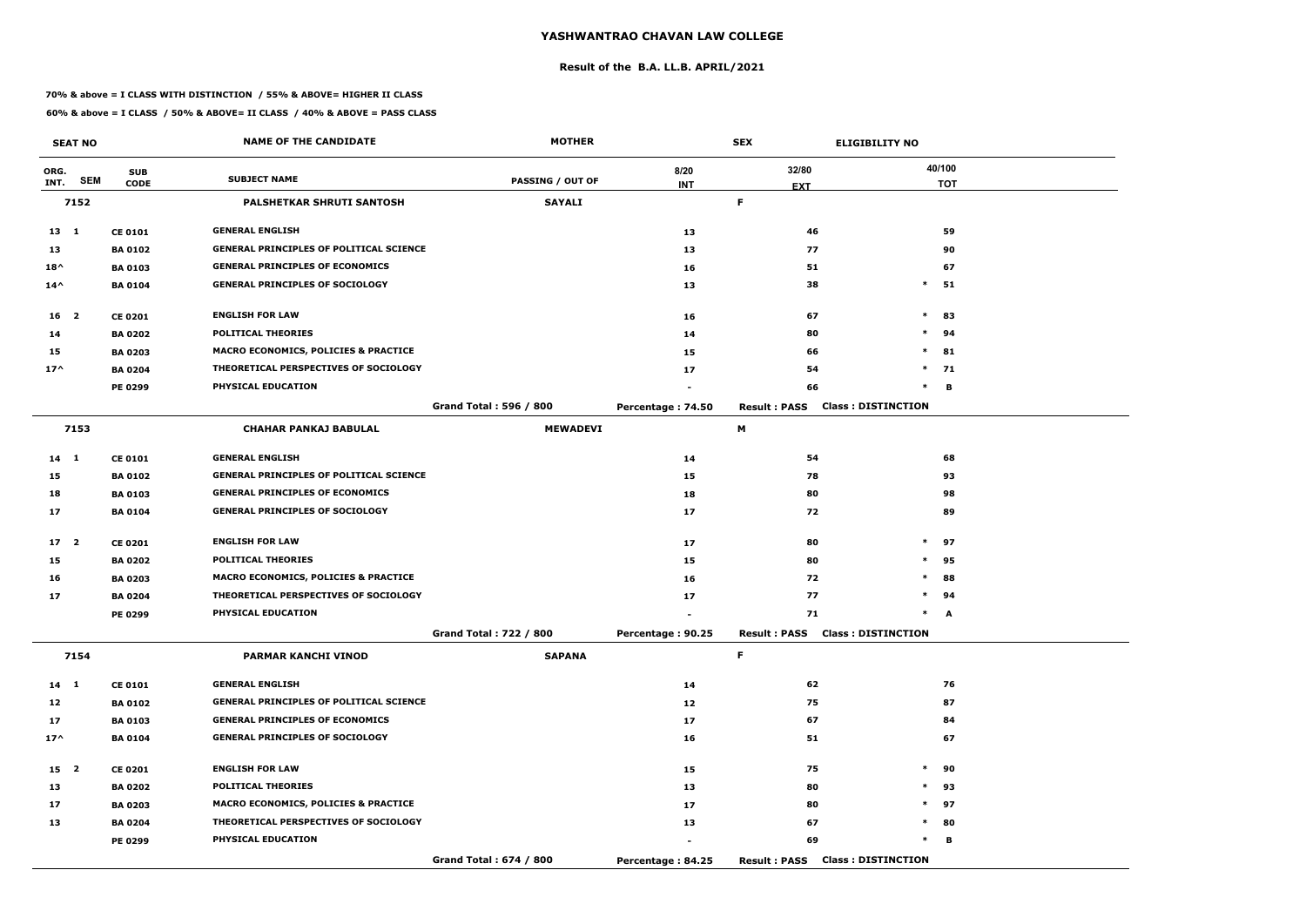# YASHWANTRAO CHAVAN LAW COLLEGE

## Result of the B.A. LL.B. APRIL/2021

**70% & above = I CLASS WITH DISTINCTION / 55% & ABOVE= HIGHER II CLASS**

**60% & above = I CLASS / 50% & ABOVE= II CLASS / 40% & ABOVE = PASS CLASS**

| SEAT NO | | | NAME OF THE CANDIDATE | MOTHER | | SEX | ELIGIBILITY NO | |
|---|---|---|---|---|---|---|---|---|
| ORG. INT. | SEM | SUB CODE | SUBJECT NAME | PASSING / OUT OF | 8/20 INT | 32/80 EXT | | 40/100 TOT |
| 7152 | | | PALSHETKAR SHRUTI SANTOSH | SAYALI | | F | | |
| 13 | 1 | CE 0101 | GENERAL ENGLISH | | 13 | 46 | | 59 |
| 13 | | BA 0102 | GENERAL PRINCIPLES OF POLITICAL SCIENCE | | 13 | 77 | | 90 |
| 18^ | | BA 0103 | GENERAL PRINCIPLES OF ECONOMICS | | 16 | 51 | | 67 |
| 14^ | | BA 0104 | GENERAL PRINCIPLES OF SOCIOLOGY | | 13 | 38 | * | 51 |
| 16 | 2 | CE 0201 | ENGLISH FOR LAW | | 16 | 67 | * | 83 |
| 14 | | BA 0202 | POLITICAL THEORIES | | 14 | 80 | * | 94 |
| 15 | | BA 0203 | MACRO ECONOMICS, POLICIES & PRACTICE | | 15 | 66 | * | 81 |
| 17^ | | BA 0204 | THEORETICAL PERSPECTIVES OF SOCIOLOGY | | 17 | 54 | * | 71 |
| | | PE 0299 | PHYSICAL EDUCATION | | - | 66 | * | B |
| | | | | Grand Total : 596 / 800 | Percentage : 74.50 | Result : PASS | Class : DISTINCTION | |
| 7153 | | | CHAHAR PANKAJ BABULAL | MEWADEVI | | M | | |
| 14 | 1 | CE 0101 | GENERAL ENGLISH | | 14 | 54 | | 68 |
| 15 | | BA 0102 | GENERAL PRINCIPLES OF POLITICAL SCIENCE | | 15 | 78 | | 93 |
| 18 | | BA 0103 | GENERAL PRINCIPLES OF ECONOMICS | | 18 | 80 | | 98 |
| 17 | | BA 0104 | GENERAL PRINCIPLES OF SOCIOLOGY | | 17 | 72 | | 89 |
| 17 | 2 | CE 0201 | ENGLISH FOR LAW | | 17 | 80 | * | 97 |
| 15 | | BA 0202 | POLITICAL THEORIES | | 15 | 80 | * | 95 |
| 16 | | BA 0203 | MACRO ECONOMICS, POLICIES & PRACTICE | | 16 | 72 | * | 88 |
| 17 | | BA 0204 | THEORETICAL PERSPECTIVES OF SOCIOLOGY | | 17 | 77 | * | 94 |
| | | PE 0299 | PHYSICAL EDUCATION | | - | 71 | * | A |
| | | | | Grand Total : 722 / 800 | Percentage : 90.25 | Result : PASS | Class : DISTINCTION | |
| 7154 | | | PARMAR KANCHI VINOD | SAPANA | | F | | |
| 14 | 1 | CE 0101 | GENERAL ENGLISH | | 14 | 62 | | 76 |
| 12 | | BA 0102 | GENERAL PRINCIPLES OF POLITICAL SCIENCE | | 12 | 75 | | 87 |
| 17 | | BA 0103 | GENERAL PRINCIPLES OF ECONOMICS | | 17 | 67 | | 84 |
| 17^ | | BA 0104 | GENERAL PRINCIPLES OF SOCIOLOGY | | 16 | 51 | | 67 |
| 15 | 2 | CE 0201 | ENGLISH FOR LAW | | 15 | 75 | * | 90 |
| 13 | | BA 0202 | POLITICAL THEORIES | | 13 | 80 | * | 93 |
| 17 | | BA 0203 | MACRO ECONOMICS, POLICIES & PRACTICE | | 17 | 80 | * | 97 |
| 13 | | BA 0204 | THEORETICAL PERSPECTIVES OF SOCIOLOGY | | 13 | 67 | * | 80 |
| | | PE 0299 | PHYSICAL EDUCATION | | - | 69 | * | B |
| | | | | Grand Total : 674 / 800 | Percentage : 84.25 | Result : PASS | Class : DISTINCTION | |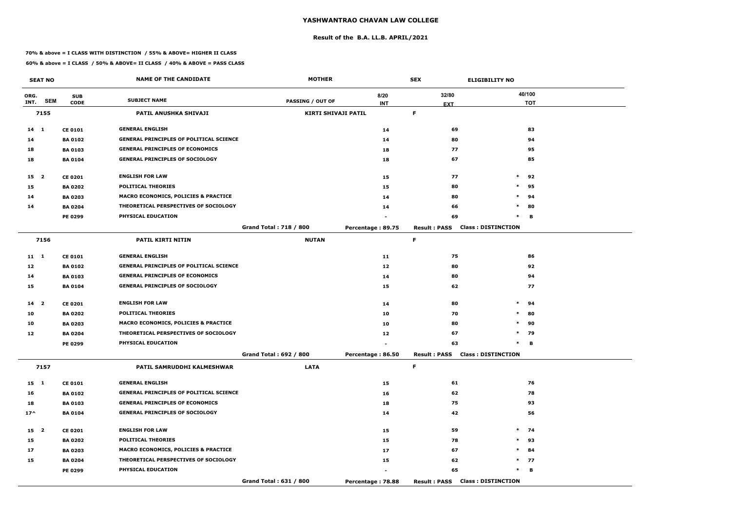# YASHWANTRAO CHAVAN LAW COLLEGE

## Result of the B.A. LL.B. APRIL/2021

**70% & above = I CLASS WITH DISTINCTION / 55% & ABOVE= HIGHER II CLASS**

**60% & above = I CLASS / 50% & ABOVE= II CLASS / 40% & ABOVE = PASS CLASS**

| SEAT NO | | | NAME OF THE CANDIDATE | MOTHER | | SEX | ELIGIBILITY NO |
|---|---|---|---|---|---|---|---|
| ORG. INT. | SEM | SUB CODE | SUBJECT NAME | PASSING / OUT OF | 8/20 INT | 32/80 EXT | 40/100 TOT |
| 7155 | | | PATIL ANUSHKA SHIVAJI | KIRTI SHIVAJI PATIL | | F | |
| 14 | 1 | CE 0101 | GENERAL ENGLISH | | 14 | 69 | 83 |
| 14 | | BA 0102 | GENERAL PRINCIPLES OF POLITICAL SCIENCE | | 14 | 80 | 94 |
| 18 | | BA 0103 | GENERAL PRINCIPLES OF ECONOMICS | | 18 | 77 | 95 |
| 18 | | BA 0104 | GENERAL PRINCIPLES OF SOCIOLOGY | | 18 | 67 | 85 |
| 15 | 2 | CE 0201 | ENGLISH FOR LAW | | 15 | 77 | * 92 |
| 15 | | BA 0202 | POLITICAL THEORIES | | 15 | 80 | * 95 |
| 14 | | BA 0203 | MACRO ECONOMICS, POLICIES & PRACTICE | | 14 | 80 | * 94 |
| 14 | | BA 0204 | THEORETICAL PERSPECTIVES OF SOCIOLOGY | | 14 | 66 | * 80 |
| | | PE 0299 | PHYSICAL EDUCATION | | - | 69 | * B |
| | | | | Grand Total : 718 / 800 | Percentage : 89.75 | Result : PASS | Class : DISTINCTION |
| 7156 | | | PATIL KIRTI NITIN | NUTAN | | F | |
| 11 | 1 | CE 0101 | GENERAL ENGLISH | | 11 | 75 | 86 |
| 12 | | BA 0102 | GENERAL PRINCIPLES OF POLITICAL SCIENCE | | 12 | 80 | 92 |
| 14 | | BA 0103 | GENERAL PRINCIPLES OF ECONOMICS | | 14 | 80 | 94 |
| 15 | | BA 0104 | GENERAL PRINCIPLES OF SOCIOLOGY | | 15 | 62 | 77 |
| 14 | 2 | CE 0201 | ENGLISH FOR LAW | | 14 | 80 | * 94 |
| 10 | | BA 0202 | POLITICAL THEORIES | | 10 | 70 | * 80 |
| 10 | | BA 0203 | MACRO ECONOMICS, POLICIES & PRACTICE | | 10 | 80 | * 90 |
| 12 | | BA 0204 | THEORETICAL PERSPECTIVES OF SOCIOLOGY | | 12 | 67 | * 79 |
| | | PE 0299 | PHYSICAL EDUCATION | | - | 63 | * B |
| | | | | Grand Total : 692 / 800 | Percentage : 86.50 | Result : PASS | Class : DISTINCTION |
| 7157 | | | PATIL SAMRUDDHI KALMESHWAR | LATA | | F | |
| 15 | 1 | CE 0101 | GENERAL ENGLISH | | 15 | 61 | 76 |
| 16 | | BA 0102 | GENERAL PRINCIPLES OF POLITICAL SCIENCE | | 16 | 62 | 78 |
| 18 | | BA 0103 | GENERAL PRINCIPLES OF ECONOMICS | | 18 | 75 | 93 |
| 17^ | | BA 0104 | GENERAL PRINCIPLES OF SOCIOLOGY | | 14 | 42 | 56 |
| 15 | 2 | CE 0201 | ENGLISH FOR LAW | | 15 | 59 | * 74 |
| 15 | | BA 0202 | POLITICAL THEORIES | | 15 | 78 | * 93 |
| 17 | | BA 0203 | MACRO ECONOMICS, POLICIES & PRACTICE | | 17 | 67 | * 84 |
| 15 | | BA 0204 | THEORETICAL PERSPECTIVES OF SOCIOLOGY | | 15 | 62 | * 77 |
| | | PE 0299 | PHYSICAL EDUCATION | | - | 65 | * B |
| | | | | Grand Total : 631 / 800 | Percentage : 78.88 | Result : PASS | Class : DISTINCTION |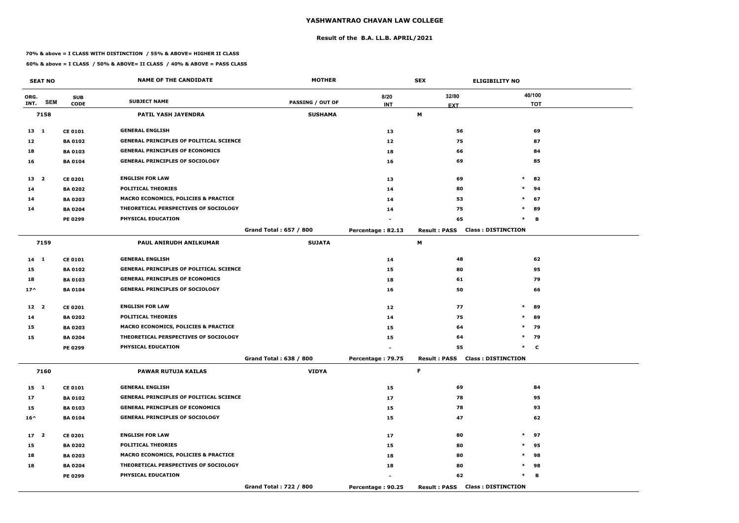# YASHWANTRAO CHAVAN LAW COLLEGE

## Result of the B.A. LL.B. APRIL/2021

**70% & above = I CLASS WITH DISTINCTION / 55% & ABOVE= HIGHER II CLASS**

**60% & above = I CLASS / 50% & ABOVE= II CLASS / 40% & ABOVE = PASS CLASS**

| SEAT NO | | | NAME OF THE CANDIDATE | MOTHER | | SEX | ELIGIBILITY NO |
|---|---|---|---|---|---|---|---|
| ORG. INT. | SEM | SUB CODE | SUBJECT NAME | PASSING / OUT OF | 8/20 INT | 32/80 EXT | 40/100 TOT |
| **7158** | | | **PATIL YASH JAYENDRA** | **SUSHAMA** | | **M** | |
| 13 | 1 | CE 0101 | GENERAL ENGLISH | | 13 | 56 | 69 |
| 12 | | BA 0102 | GENERAL PRINCIPLES OF POLITICAL SCIENCE | | 12 | 75 | 87 |
| 18 | | BA 0103 | GENERAL PRINCIPLES OF ECONOMICS | | 18 | 66 | 84 |
| 16 | | BA 0104 | GENERAL PRINCIPLES OF SOCIOLOGY | | 16 | 69 | 85 |
| 13 | 2 | CE 0201 | ENGLISH FOR LAW | | 13 | 69 | * 82 |
| 14 | | BA 0202 | POLITICAL THEORIES | | 14 | 80 | * 94 |
| 14 | | BA 0203 | MACRO ECONOMICS, POLICIES & PRACTICE | | 14 | 53 | * 67 |
| 14 | | BA 0204 | THEORETICAL PERSPECTIVES OF SOCIOLOGY | | 14 | 75 | * 89 |
| | | PE 0299 | PHYSICAL EDUCATION | | - | 65 | * B |
| | | | | Grand Total : 657 / 800 | Percentage : 82.13 | Result : PASS | Class : DISTINCTION |
| **7159** | | | **PAUL ANIRUDH ANILKUMAR** | **SUJATA** | | **M** | |
| 14 | 1 | CE 0101 | GENERAL ENGLISH | | 14 | 48 | 62 |
| 15 | | BA 0102 | GENERAL PRINCIPLES OF POLITICAL SCIENCE | | 15 | 80 | 95 |
| 18 | | BA 0103 | GENERAL PRINCIPLES OF ECONOMICS | | 18 | 61 | 79 |
| 17^ | | BA 0104 | GENERAL PRINCIPLES OF SOCIOLOGY | | 16 | 50 | 66 |
| 12 | 2 | CE 0201 | ENGLISH FOR LAW | | 12 | 77 | * 89 |
| 14 | | BA 0202 | POLITICAL THEORIES | | 14 | 75 | * 89 |
| 15 | | BA 0203 | MACRO ECONOMICS, POLICIES & PRACTICE | | 15 | 64 | * 79 |
| 15 | | BA 0204 | THEORETICAL PERSPECTIVES OF SOCIOLOGY | | 15 | 64 | * 79 |
| | | PE 0299 | PHYSICAL EDUCATION | | - | 55 | * C |
| | | | | Grand Total : 638 / 800 | Percentage : 79.75 | Result : PASS | Class : DISTINCTION |
| **7160** | | | **PAWAR RUTUJA KAILAS** | **VIDYA** | | **F** | |
| 15 | 1 | CE 0101 | GENERAL ENGLISH | | 15 | 69 | 84 |
| 17 | | BA 0102 | GENERAL PRINCIPLES OF POLITICAL SCIENCE | | 17 | 78 | 95 |
| 15 | | BA 0103 | GENERAL PRINCIPLES OF ECONOMICS | | 15 | 78 | 93 |
| 16^ | | BA 0104 | GENERAL PRINCIPLES OF SOCIOLOGY | | 15 | 47 | 62 |
| 17 | 2 | CE 0201 | ENGLISH FOR LAW | | 17 | 80 | * 97 |
| 15 | | BA 0202 | POLITICAL THEORIES | | 15 | 80 | * 95 |
| 18 | | BA 0203 | MACRO ECONOMICS, POLICIES & PRACTICE | | 18 | 80 | * 98 |
| 18 | | BA 0204 | THEORETICAL PERSPECTIVES OF SOCIOLOGY | | 18 | 80 | * 98 |
| | | PE 0299 | PHYSICAL EDUCATION | | - | 62 | * B |
| | | | | Grand Total : 722 / 800 | Percentage : 90.25 | Result : PASS | Class : DISTINCTION |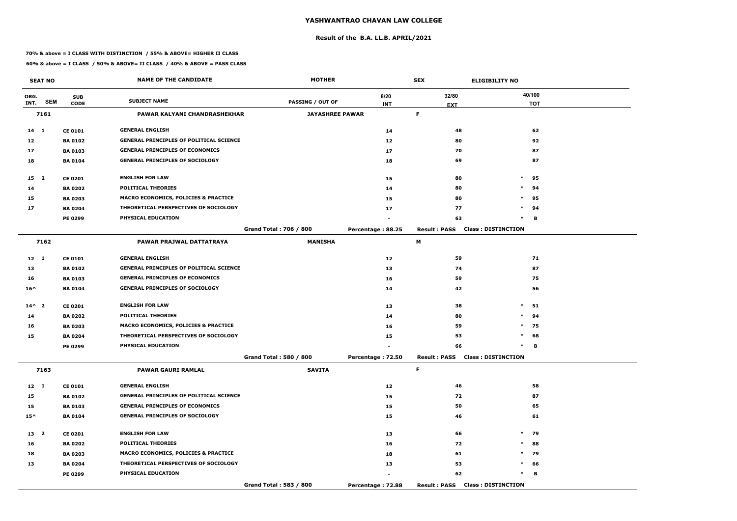# YASHWANTRAO CHAVAN LAW COLLEGE

## Result of the B.A. LL.B. APRIL/2021

**70% & above = I CLASS WITH DISTINCTION / 55% & ABOVE= HIGHER II CLASS**

**60% & above = I CLASS / 50% & ABOVE= II CLASS / 40% & ABOVE = PASS CLASS**

| SEAT NO | | | NAME OF THE CANDIDATE | MOTHER | | SEX | ELIGIBILITY NO |
|---|---|---|---|---|---|---|---|
| ORG. INT. | SEM | SUB CODE | SUBJECT NAME | PASSING / OUT OF | 8/20 INT | 32/80 EXT | 40/100 TOT |
| **7161** | | | **PAWAR KALYANI CHANDRASHEKHAR** | **JAYASHREE PAWAR** | | **F** | |
| 14 | 1 | CE 0101 | GENERAL ENGLISH | | 14 | 48 | 62 |
| 12 | | BA 0102 | GENERAL PRINCIPLES OF POLITICAL SCIENCE | | 12 | 80 | 92 |
| 17 | | BA 0103 | GENERAL PRINCIPLES OF ECONOMICS | | 17 | 70 | 87 |
| 18 | | BA 0104 | GENERAL PRINCIPLES OF SOCIOLOGY | | 18 | 69 | 87 |
| 15 | 2 | CE 0201 | ENGLISH FOR LAW | | 15 | 80 | * 95 |
| 14 | | BA 0202 | POLITICAL THEORIES | | 14 | 80 | * 94 |
| 15 | | BA 0203 | MACRO ECONOMICS, POLICIES & PRACTICE | | 15 | 80 | * 95 |
| 17 | | BA 0204 | THEORETICAL PERSPECTIVES OF SOCIOLOGY | | 17 | 77 | * 94 |
| | | PE 0299 | PHYSICAL EDUCATION | | - | 63 | * B |
| | | | | Grand Total : 706 / 800 | Percentage : 88.25 | Result : PASS | Class : DISTINCTION |
| **7162** | | | **PAWAR PRAJWAL DATTATRAYA** | **MANISHA** | | **M** | |
| 12 | 1 | CE 0101 | GENERAL ENGLISH | | 12 | 59 | 71 |
| 13 | | BA 0102 | GENERAL PRINCIPLES OF POLITICAL SCIENCE | | 13 | 74 | 87 |
| 16 | | BA 0103 | GENERAL PRINCIPLES OF ECONOMICS | | 16 | 59 | 75 |
| 16^ | | BA 0104 | GENERAL PRINCIPLES OF SOCIOLOGY | | 14 | 42 | 56 |
| 14^ | 2 | CE 0201 | ENGLISH FOR LAW | | 13 | 38 | * 51 |
| 14 | | BA 0202 | POLITICAL THEORIES | | 14 | 80 | * 94 |
| 16 | | BA 0203 | MACRO ECONOMICS, POLICIES & PRACTICE | | 16 | 59 | * 75 |
| 15 | | BA 0204 | THEORETICAL PERSPECTIVES OF SOCIOLOGY | | 15 | 53 | * 68 |
| | | PE 0299 | PHYSICAL EDUCATION | | - | 66 | * B |
| | | | | Grand Total : 580 / 800 | Percentage : 72.50 | Result : PASS | Class : DISTINCTION |
| **7163** | | | **PAWAR GAURI RAMLAL** | **SAVITA** | | **F** | |
| 12 | 1 | CE 0101 | GENERAL ENGLISH | | 12 | 46 | 58 |
| 15 | | BA 0102 | GENERAL PRINCIPLES OF POLITICAL SCIENCE | | 15 | 72 | 87 |
| 15 | | BA 0103 | GENERAL PRINCIPLES OF ECONOMICS | | 15 | 50 | 65 |
| 15^ | | BA 0104 | GENERAL PRINCIPLES OF SOCIOLOGY | | 15 | 46 | 61 |
| 13 | 2 | CE 0201 | ENGLISH FOR LAW | | 13 | 66 | * 79 |
| 16 | | BA 0202 | POLITICAL THEORIES | | 16 | 72 | * 88 |
| 18 | | BA 0203 | MACRO ECONOMICS, POLICIES & PRACTICE | | 18 | 61 | * 79 |
| 13 | | BA 0204 | THEORETICAL PERSPECTIVES OF SOCIOLOGY | | 13 | 53 | * 66 |
| | | PE 0299 | PHYSICAL EDUCATION | | - | 62 | * B |
| | | | | Grand Total : 583 / 800 | Percentage : 72.88 | Result : PASS | Class : DISTINCTION |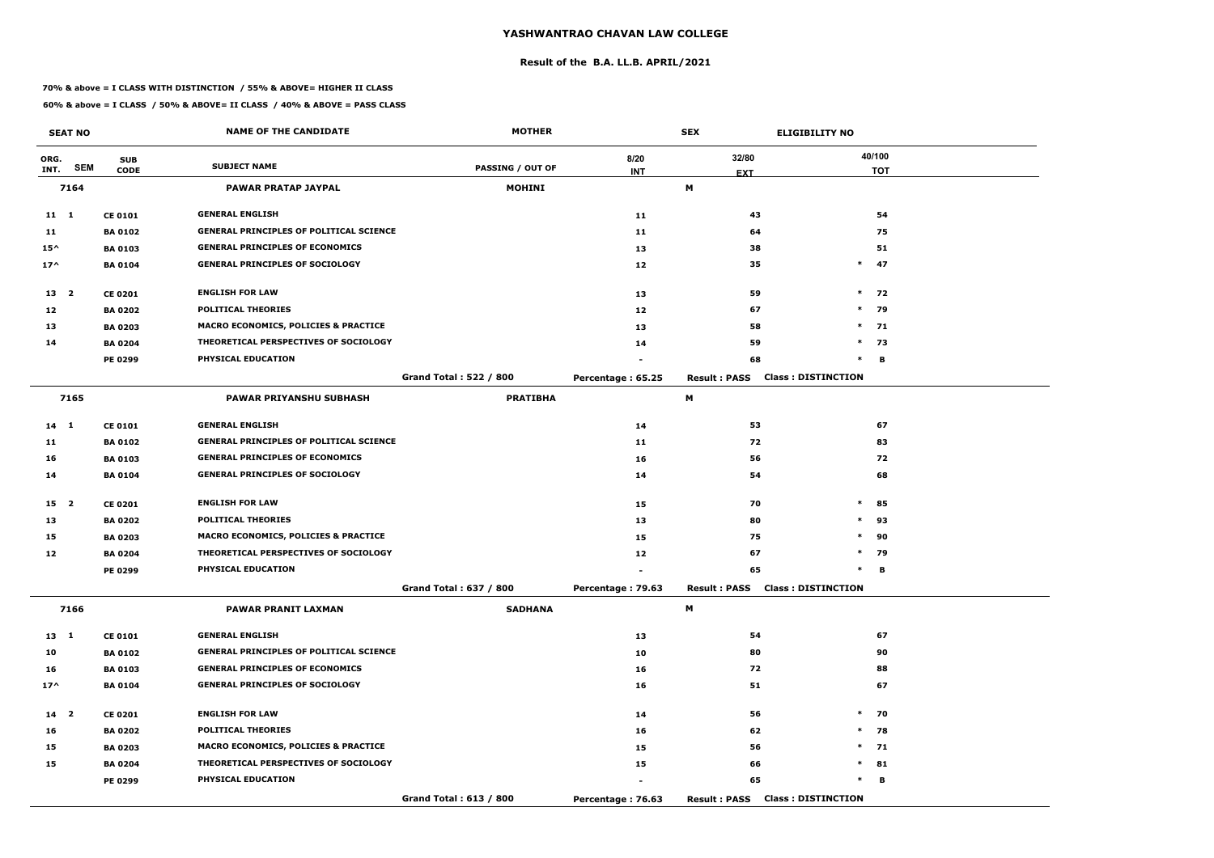# YASHWANTRAO CHAVAN LAW COLLEGE

## Result of the B.A. LL.B. APRIL/2021

**70% & above = I CLASS WITH DISTINCTION / 55% & ABOVE= HIGHER II CLASS**

**60% & above = I CLASS / 50% & ABOVE= II CLASS / 40% & ABOVE = PASS CLASS**

| SEAT NO | | | NAME OF THE CANDIDATE | MOTHER | | SEX | ELIGIBILITY NO | |
|---|---|---|---|---|---|---|---|---|
| ORG. INT. | SEM | SUB CODE | SUBJECT NAME | PASSING / OUT OF | 8/20 INT | 32/80 EXT | | 40/100 TOT |
| 7164 | | | PAWAR PRATAP JAYPAL | MOHINI | | M | | |
| 11 | 1 | CE 0101 | GENERAL ENGLISH | | 11 | 43 | | 54 |
| 11 | | BA 0102 | GENERAL PRINCIPLES OF POLITICAL SCIENCE | | 11 | 64 | | 75 |
| 15^ | | BA 0103 | GENERAL PRINCIPLES OF ECONOMICS | | 13 | 38 | | 51 |
| 17^ | | BA 0104 | GENERAL PRINCIPLES OF SOCIOLOGY | | 12 | 35 | * | 47 |
| 13 | 2 | CE 0201 | ENGLISH FOR LAW | | 13 | 59 | * | 72 |
| 12 | | BA 0202 | POLITICAL THEORIES | | 12 | 67 | * | 79 |
| 13 | | BA 0203 | MACRO ECONOMICS, POLICIES & PRACTICE | | 13 | 58 | * | 71 |
| 14 | | BA 0204 | THEORETICAL PERSPECTIVES OF SOCIOLOGY | | 14 | 59 | * | 73 |
| | | PE 0299 | PHYSICAL EDUCATION | | - | 68 | * | B |
| | | | | Grand Total : 522 / 800 | Percentage : 65.25 | Result : PASS | Class : DISTINCTION | |
| 7165 | | | PAWAR PRIYANSHU SUBHASH | PRATIBHA | | M | | |
| 14 | 1 | CE 0101 | GENERAL ENGLISH | | 14 | 53 | | 67 |
| 11 | | BA 0102 | GENERAL PRINCIPLES OF POLITICAL SCIENCE | | 11 | 72 | | 83 |
| 16 | | BA 0103 | GENERAL PRINCIPLES OF ECONOMICS | | 16 | 56 | | 72 |
| 14 | | BA 0104 | GENERAL PRINCIPLES OF SOCIOLOGY | | 14 | 54 | | 68 |
| 15 | 2 | CE 0201 | ENGLISH FOR LAW | | 15 | 70 | * | 85 |
| 13 | | BA 0202 | POLITICAL THEORIES | | 13 | 80 | * | 93 |
| 15 | | BA 0203 | MACRO ECONOMICS, POLICIES & PRACTICE | | 15 | 75 | * | 90 |
| 12 | | BA 0204 | THEORETICAL PERSPECTIVES OF SOCIOLOGY | | 12 | 67 | * | 79 |
| | | PE 0299 | PHYSICAL EDUCATION | | - | 65 | * | B |
| | | | | Grand Total : 637 / 800 | Percentage : 79.63 | Result : PASS | Class : DISTINCTION | |
| 7166 | | | PAWAR PRANIT LAXMAN | SADHANA | | M | | |
| 13 | 1 | CE 0101 | GENERAL ENGLISH | | 13 | 54 | | 67 |
| 10 | | BA 0102 | GENERAL PRINCIPLES OF POLITICAL SCIENCE | | 10 | 80 | | 90 |
| 16 | | BA 0103 | GENERAL PRINCIPLES OF ECONOMICS | | 16 | 72 | | 88 |
| 17^ | | BA 0104 | GENERAL PRINCIPLES OF SOCIOLOGY | | 16 | 51 | | 67 |
| 14 | 2 | CE 0201 | ENGLISH FOR LAW | | 14 | 56 | * | 70 |
| 16 | | BA 0202 | POLITICAL THEORIES | | 16 | 62 | * | 78 |
| 15 | | BA 0203 | MACRO ECONOMICS, POLICIES & PRACTICE | | 15 | 56 | * | 71 |
| 15 | | BA 0204 | THEORETICAL PERSPECTIVES OF SOCIOLOGY | | 15 | 66 | * | 81 |
| | | PE 0299 | PHYSICAL EDUCATION | | - | 65 | * | B |
| | | | | Grand Total : 613 / 800 | Percentage : 76.63 | Result : PASS | Class : DISTINCTION | |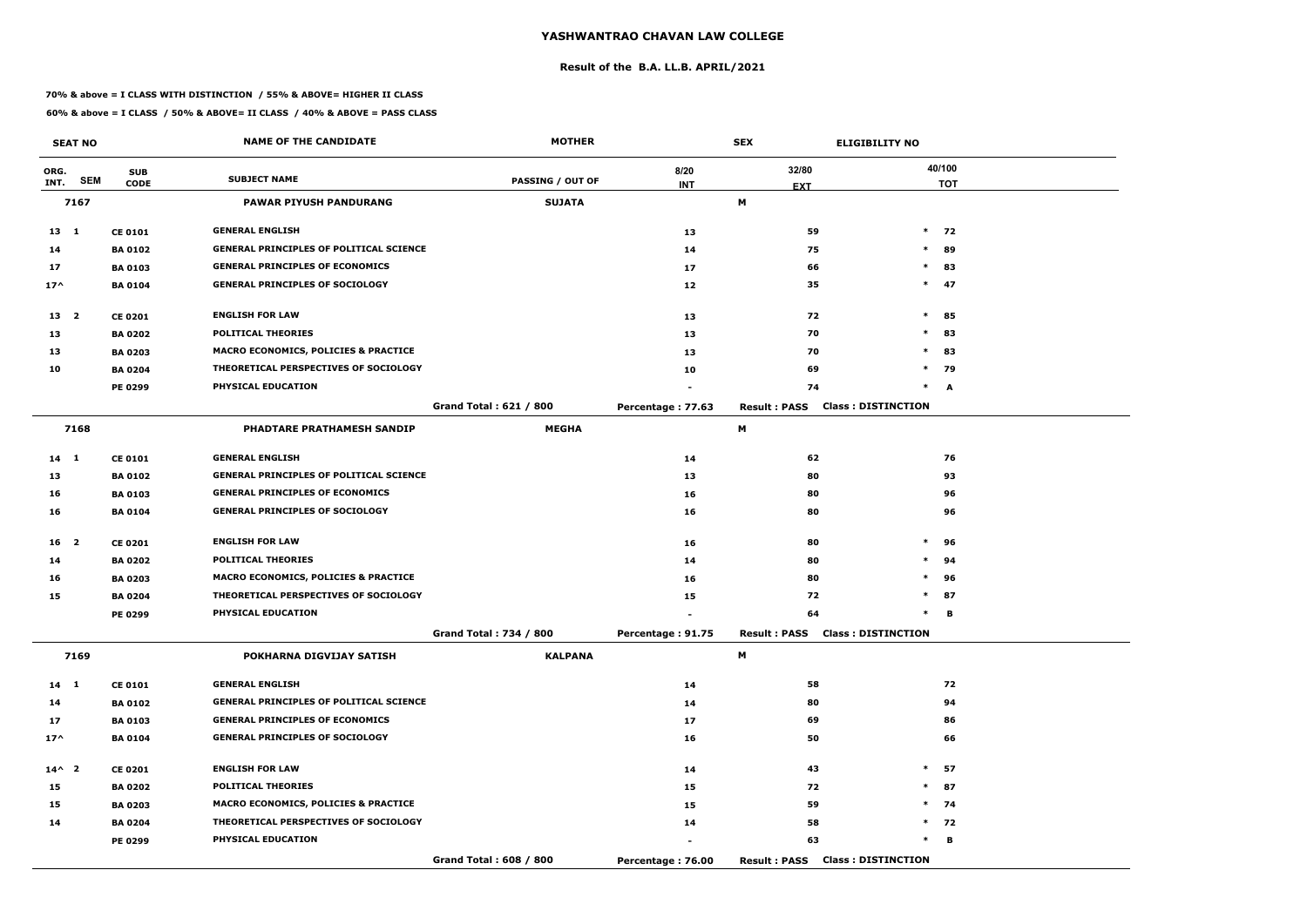# YASHWANTRAO CHAVAN LAW COLLEGE

## Result of the B.A. LL.B. APRIL/2021

**70% & above = I CLASS WITH DISTINCTION / 55% & ABOVE= HIGHER II CLASS**

**60% & above = I CLASS / 50% & ABOVE= II CLASS / 40% & ABOVE = PASS CLASS**

| SEAT NO | | | NAME OF THE CANDIDATE | MOTHER | | SEX | ELIGIBILITY NO | |
|---|---|---|---|---|---|---|---|---|
| ORG. INT. | SEM | SUB CODE | SUBJECT NAME | PASSING / OUT OF | 8/20 INT | 32/80 EXT | | 40/100 TOT |
| 7167 | | | PAWAR PIYUSH PANDURANG | SUJATA | | M | | |
| 13 | 1 | CE 0101 | GENERAL ENGLISH | | 13 | 59 | * | 72 |
| 14 | | BA 0102 | GENERAL PRINCIPLES OF POLITICAL SCIENCE | | 14 | 75 | * | 89 |
| 17 | | BA 0103 | GENERAL PRINCIPLES OF ECONOMICS | | 17 | 66 | * | 83 |
| 17^ | | BA 0104 | GENERAL PRINCIPLES OF SOCIOLOGY | | 12 | 35 | * | 47 |
| 13 | 2 | CE 0201 | ENGLISH FOR LAW | | 13 | 72 | * | 85 |
| 13 | | BA 0202 | POLITICAL THEORIES | | 13 | 70 | * | 83 |
| 13 | | BA 0203 | MACRO ECONOMICS, POLICIES & PRACTICE | | 13 | 70 | * | 83 |
| 10 | | BA 0204 | THEORETICAL PERSPECTIVES OF SOCIOLOGY | | 10 | 69 | * | 79 |
| | | PE 0299 | PHYSICAL EDUCATION | | - | 74 | * | A |
| | | | | Grand Total : 621 / 800 | Percentage : 77.63 | Result : PASS | Class : DISTINCTION | |
| 7168 | | | PHADTARE PRATHAMESH SANDIP | MEGHA | | M | | |
| 14 | 1 | CE 0101 | GENERAL ENGLISH | | 14 | 62 | | 76 |
| 13 | | BA 0102 | GENERAL PRINCIPLES OF POLITICAL SCIENCE | | 13 | 80 | | 93 |
| 16 | | BA 0103 | GENERAL PRINCIPLES OF ECONOMICS | | 16 | 80 | | 96 |
| 16 | | BA 0104 | GENERAL PRINCIPLES OF SOCIOLOGY | | 16 | 80 | | 96 |
| 16 | 2 | CE 0201 | ENGLISH FOR LAW | | 16 | 80 | * | 96 |
| 14 | | BA 0202 | POLITICAL THEORIES | | 14 | 80 | * | 94 |
| 16 | | BA 0203 | MACRO ECONOMICS, POLICIES & PRACTICE | | 16 | 80 | * | 96 |
| 15 | | BA 0204 | THEORETICAL PERSPECTIVES OF SOCIOLOGY | | 15 | 72 | * | 87 |
| | | PE 0299 | PHYSICAL EDUCATION | | - | 64 | * | B |
| | | | | Grand Total : 734 / 800 | Percentage : 91.75 | Result : PASS | Class : DISTINCTION | |
| 7169 | | | POKHARNA DIGVIJAY SATISH | KALPANA | | M | | |
| 14 | 1 | CE 0101 | GENERAL ENGLISH | | 14 | 58 | | 72 |
| 14 | | BA 0102 | GENERAL PRINCIPLES OF POLITICAL SCIENCE | | 14 | 80 | | 94 |
| 17 | | BA 0103 | GENERAL PRINCIPLES OF ECONOMICS | | 17 | 69 | | 86 |
| 17^ | | BA 0104 | GENERAL PRINCIPLES OF SOCIOLOGY | | 16 | 50 | | 66 |
| 14^ | 2 | CE 0201 | ENGLISH FOR LAW | | 14 | 43 | * | 57 |
| 15 | | BA 0202 | POLITICAL THEORIES | | 15 | 72 | * | 87 |
| 15 | | BA 0203 | MACRO ECONOMICS, POLICIES & PRACTICE | | 15 | 59 | * | 74 |
| 14 | | BA 0204 | THEORETICAL PERSPECTIVES OF SOCIOLOGY | | 14 | 58 | * | 72 |
| | | PE 0299 | PHYSICAL EDUCATION | | - | 63 | * | B |
| | | | | Grand Total : 608 / 800 | Percentage : 76.00 | Result : PASS | Class : DISTINCTION | |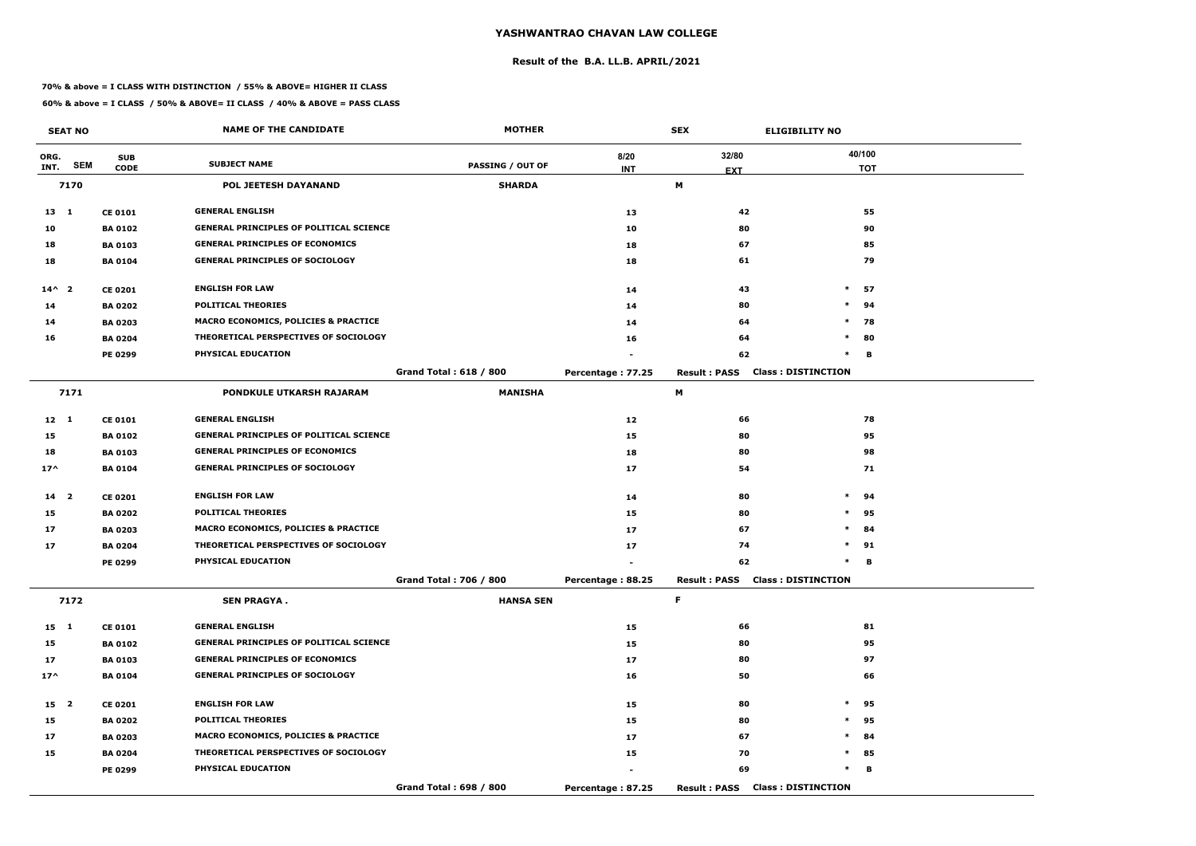# YASHWANTRAO CHAVAN LAW COLLEGE

## Result of the B.A. LL.B. APRIL/2021

**70% & above = I CLASS WITH DISTINCTION / 55% & ABOVE= HIGHER II CLASS**

**60% & above = I CLASS / 50% & ABOVE= II CLASS / 40% & ABOVE = PASS CLASS**

| SEAT NO | | | NAME OF THE CANDIDATE | MOTHER | | SEX | ELIGIBILITY NO |
|---|---|---|---|---|---|---|---|
| ORG. INT. | SEM | SUB CODE | SUBJECT NAME | PASSING / OUT OF | 8/20 INT | 32/80 EXT | 40/100 TOT |
| 7170 | | | POL JEETESH DAYANAND | SHARDA | | M | |
| 13 | 1 | CE 0101 | GENERAL ENGLISH | | 13 | 42 | 55 |
| 10 | | BA 0102 | GENERAL PRINCIPLES OF POLITICAL SCIENCE | | 10 | 80 | 90 |
| 18 | | BA 0103 | GENERAL PRINCIPLES OF ECONOMICS | | 18 | 67 | 85 |
| 18 | | BA 0104 | GENERAL PRINCIPLES OF SOCIOLOGY | | 18 | 61 | 79 |
| 14^ | 2 | CE 0201 | ENGLISH FOR LAW | | 14 | 43 | * 57 |
| 14 | | BA 0202 | POLITICAL THEORIES | | 14 | 80 | * 94 |
| 14 | | BA 0203 | MACRO ECONOMICS, POLICIES & PRACTICE | | 14 | 64 | * 78 |
| 16 | | BA 0204 | THEORETICAL PERSPECTIVES OF SOCIOLOGY | | 16 | 64 | * 80 |
| | | PE 0299 | PHYSICAL EDUCATION | | - | 62 | * B |
| | | | | Grand Total : 618 / 800 | Percentage : 77.25 | Result : PASS | Class : DISTINCTION |
| 7171 | | | PONDKULE UTKARSH RAJARAM | MANISHA | | M | |
| 12 | 1 | CE 0101 | GENERAL ENGLISH | | 12 | 66 | 78 |
| 15 | | BA 0102 | GENERAL PRINCIPLES OF POLITICAL SCIENCE | | 15 | 80 | 95 |
| 18 | | BA 0103 | GENERAL PRINCIPLES OF ECONOMICS | | 18 | 80 | 98 |
| 17^ | | BA 0104 | GENERAL PRINCIPLES OF SOCIOLOGY | | 17 | 54 | 71 |
| 14 | 2 | CE 0201 | ENGLISH FOR LAW | | 14 | 80 | * 94 |
| 15 | | BA 0202 | POLITICAL THEORIES | | 15 | 80 | * 95 |
| 17 | | BA 0203 | MACRO ECONOMICS, POLICIES & PRACTICE | | 17 | 67 | * 84 |
| 17 | | BA 0204 | THEORETICAL PERSPECTIVES OF SOCIOLOGY | | 17 | 74 | * 91 |
| | | PE 0299 | PHYSICAL EDUCATION | | - | 62 | * B |
| | | | | Grand Total : 706 / 800 | Percentage : 88.25 | Result : PASS | Class : DISTINCTION |
| 7172 | | | SEN PRAGYA . | HANSA SEN | | F | |
| 15 | 1 | CE 0101 | GENERAL ENGLISH | | 15 | 66 | 81 |
| 15 | | BA 0102 | GENERAL PRINCIPLES OF POLITICAL SCIENCE | | 15 | 80 | 95 |
| 17 | | BA 0103 | GENERAL PRINCIPLES OF ECONOMICS | | 17 | 80 | 97 |
| 17^ | | BA 0104 | GENERAL PRINCIPLES OF SOCIOLOGY | | 16 | 50 | 66 |
| 15 | 2 | CE 0201 | ENGLISH FOR LAW | | 15 | 80 | * 95 |
| 15 | | BA 0202 | POLITICAL THEORIES | | 15 | 80 | * 95 |
| 17 | | BA 0203 | MACRO ECONOMICS, POLICIES & PRACTICE | | 17 | 67 | * 84 |
| 15 | | BA 0204 | THEORETICAL PERSPECTIVES OF SOCIOLOGY | | 15 | 70 | * 85 |
| | | PE 0299 | PHYSICAL EDUCATION | | - | 69 | * B |
| | | | | Grand Total : 698 / 800 | Percentage : 87.25 | Result : PASS | Class : DISTINCTION |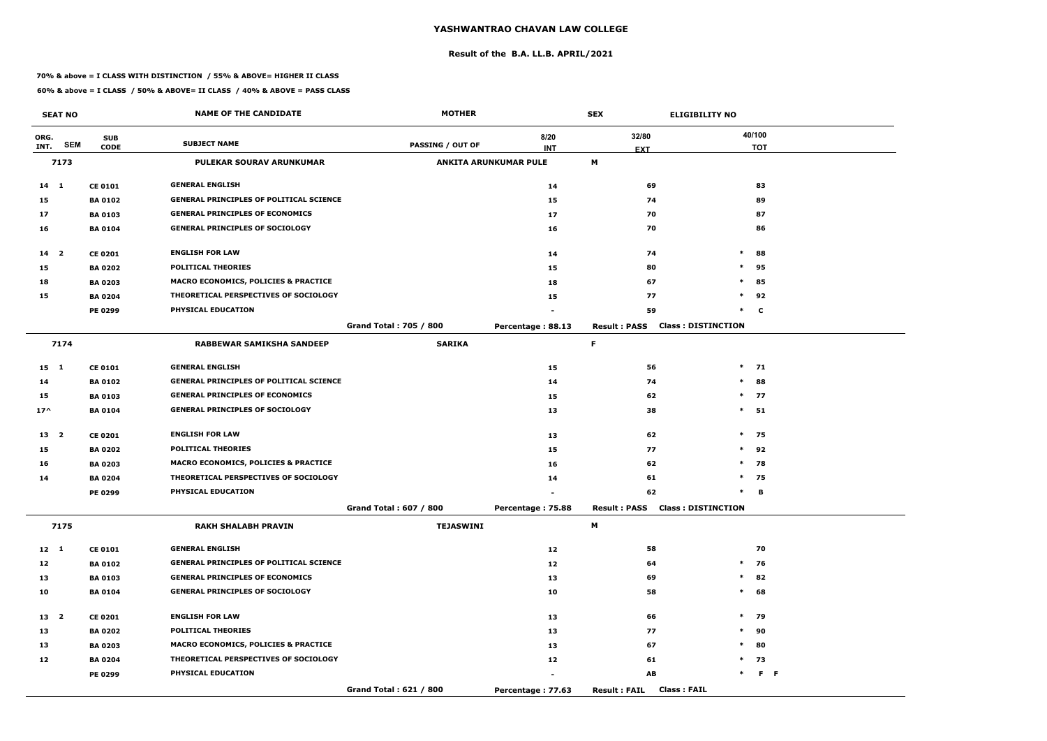# YASHWANTRAO CHAVAN LAW COLLEGE

## Result of the B.A. LL.B. APRIL/2021

**70% & above = I CLASS WITH DISTINCTION / 55% & ABOVE= HIGHER II CLASS**

**60% & above = I CLASS / 50% & ABOVE= II CLASS / 40% & ABOVE = PASS CLASS**

| SEAT NO | | | NAME OF THE CANDIDATE | MOTHER | | SEX | ELIGIBILITY NO |
|---|---|---|---|---|---|---|---|
| ORG. INT. | SEM | SUB CODE | SUBJECT NAME | PASSING / OUT OF | 8/20 INT | 32/80 EXT | 40/100 TOT |
| 7173 | | | PULEKAR SOURAV ARUNKUMAR | ANKITA ARUNKUMAR PULE | | M | |
| 14 | 1 | CE 0101 | GENERAL ENGLISH | | 14 | 69 | 83 |
| 15 | | BA 0102 | GENERAL PRINCIPLES OF POLITICAL SCIENCE | | 15 | 74 | 89 |
| 17 | | BA 0103 | GENERAL PRINCIPLES OF ECONOMICS | | 17 | 70 | 87 |
| 16 | | BA 0104 | GENERAL PRINCIPLES OF SOCIOLOGY | | 16 | 70 | 86 |
| 14 | 2 | CE 0201 | ENGLISH FOR LAW | | 14 | 74 | * 88 |
| 15 | | BA 0202 | POLITICAL THEORIES | | 15 | 80 | * 95 |
| 18 | | BA 0203 | MACRO ECONOMICS, POLICIES & PRACTICE | | 18 | 67 | * 85 |
| 15 | | BA 0204 | THEORETICAL PERSPECTIVES OF SOCIOLOGY | | 15 | 77 | * 92 |
| | | PE 0299 | PHYSICAL EDUCATION | | - | 59 | * C |
| | | | | Grand Total : 705 / 800 | Percentage : 88.13 | Result : PASS | Class : DISTINCTION |
| 7174 | | | RABBEWAR SAMIKSHA SANDEEP | SARIKA | | F | |
| 15 | 1 | CE 0101 | GENERAL ENGLISH | | 15 | 56 | * 71 |
| 14 | | BA 0102 | GENERAL PRINCIPLES OF POLITICAL SCIENCE | | 14 | 74 | * 88 |
| 15 | | BA 0103 | GENERAL PRINCIPLES OF ECONOMICS | | 15 | 62 | * 77 |
| 17^ | | BA 0104 | GENERAL PRINCIPLES OF SOCIOLOGY | | 13 | 38 | * 51 |
| 13 | 2 | CE 0201 | ENGLISH FOR LAW | | 13 | 62 | * 75 |
| 15 | | BA 0202 | POLITICAL THEORIES | | 15 | 77 | * 92 |
| 16 | | BA 0203 | MACRO ECONOMICS, POLICIES & PRACTICE | | 16 | 62 | * 78 |
| 14 | | BA 0204 | THEORETICAL PERSPECTIVES OF SOCIOLOGY | | 14 | 61 | * 75 |
| | | PE 0299 | PHYSICAL EDUCATION | | - | 62 | * B |
| | | | | Grand Total : 607 / 800 | Percentage : 75.88 | Result : PASS | Class : DISTINCTION |
| 7175 | | | RAKH SHALABH PRAVIN | TEJASWINI | | M | |
| 12 | 1 | CE 0101 | GENERAL ENGLISH | | 12 | 58 | 70 |
| 12 | | BA 0102 | GENERAL PRINCIPLES OF POLITICAL SCIENCE | | 12 | 64 | * 76 |
| 13 | | BA 0103 | GENERAL PRINCIPLES OF ECONOMICS | | 13 | 69 | * 82 |
| 10 | | BA 0104 | GENERAL PRINCIPLES OF SOCIOLOGY | | 10 | 58 | * 68 |
| 13 | 2 | CE 0201 | ENGLISH FOR LAW | | 13 | 66 | * 79 |
| 13 | | BA 0202 | POLITICAL THEORIES | | 13 | 77 | * 90 |
| 13 | | BA 0203 | MACRO ECONOMICS, POLICIES & PRACTICE | | 13 | 67 | * 80 |
| 12 | | BA 0204 | THEORETICAL PERSPECTIVES OF SOCIOLOGY | | 12 | 61 | * 73 |
| | | PE 0299 | PHYSICAL EDUCATION | | - | AB | * F F |
| | | | | Grand Total : 621 / 800 | Percentage : 77.63 | Result : FAIL | Class : FAIL |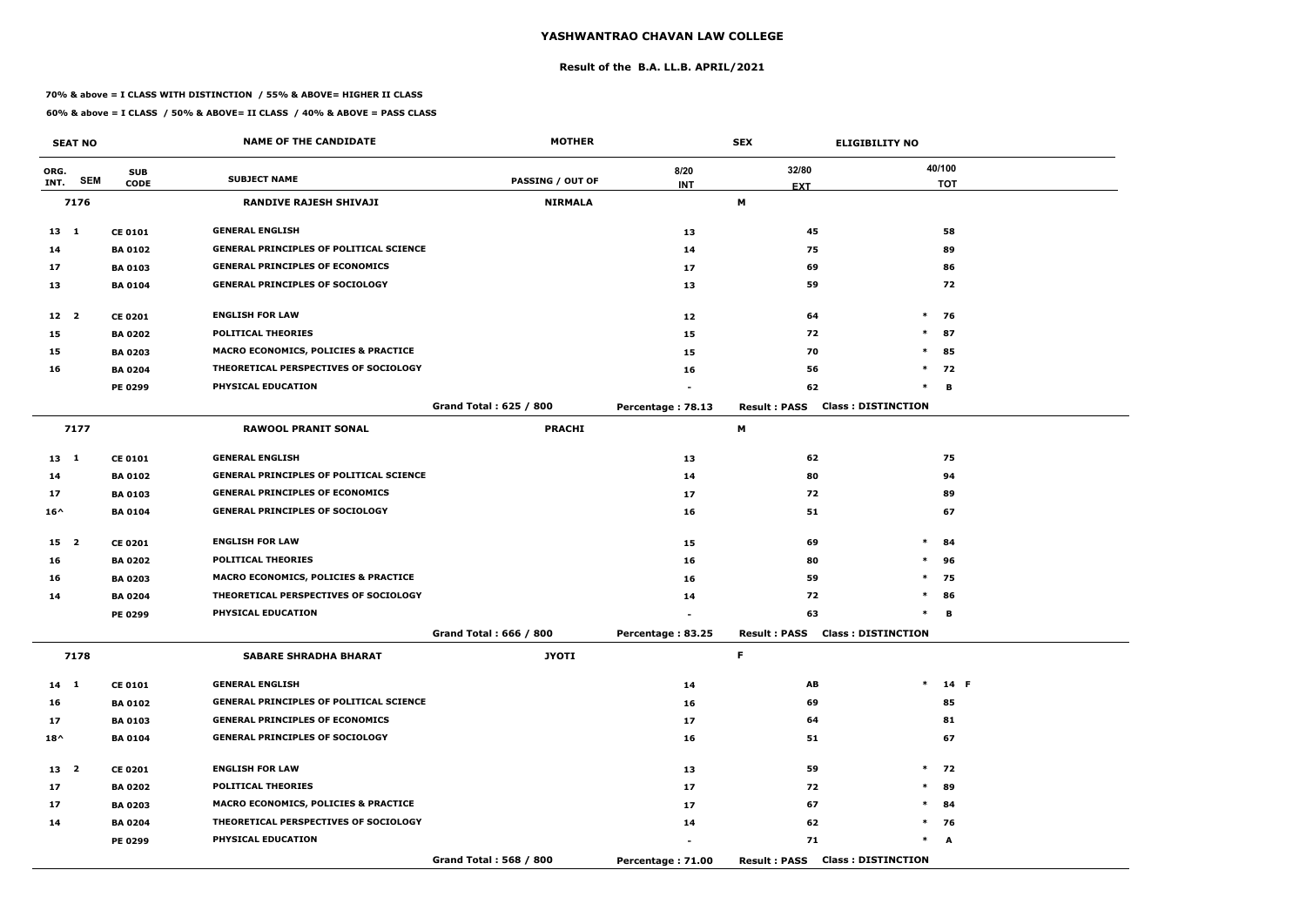# YASHWANTRAO CHAVAN LAW COLLEGE

## Result of the B.A. LL.B. APRIL/2021

**70% & above = I CLASS WITH DISTINCTION / 55% & ABOVE= HIGHER II CLASS**

**60% & above = I CLASS / 50% & ABOVE= II CLASS / 40% & ABOVE = PASS CLASS**

| SEAT NO | | | NAME OF THE CANDIDATE | MOTHER | | SEX | ELIGIBILITY NO | |
|---|---|---|---|---|---|---|---|---|
| ORG. INT. | SEM | SUB CODE | SUBJECT NAME | PASSING / OUT OF | 8/20 INT | 32/80 EXT | | 40/100 TOT |
| 7176 | | | RANDIVE RAJESH SHIVAJI | NIRMALA | | M | | |
| 13 | 1 | CE 0101 | GENERAL ENGLISH | | 13 | 45 | | 58 |
| 14 | | BA 0102 | GENERAL PRINCIPLES OF POLITICAL SCIENCE | | 14 | 75 | | 89 |
| 17 | | BA 0103 | GENERAL PRINCIPLES OF ECONOMICS | | 17 | 69 | | 86 |
| 13 | | BA 0104 | GENERAL PRINCIPLES OF SOCIOLOGY | | 13 | 59 | | 72 |
| 12 | 2 | CE 0201 | ENGLISH FOR LAW | | 12 | 64 | * | 76 |
| 15 | | BA 0202 | POLITICAL THEORIES | | 15 | 72 | * | 87 |
| 15 | | BA 0203 | MACRO ECONOMICS, POLICIES & PRACTICE | | 15 | 70 | * | 85 |
| 16 | | BA 0204 | THEORETICAL PERSPECTIVES OF SOCIOLOGY | | 16 | 56 | * | 72 |
| | | PE 0299 | PHYSICAL EDUCATION | | - | 62 | * | B |
| | | | | Grand Total : 625 / 800 | Percentage : 78.13 | Result : PASS | Class : DISTINCTION | |
| 7177 | | | RAWOOL PRANIT SONAL | PRACHI | | M | | |
| 13 | 1 | CE 0101 | GENERAL ENGLISH | | 13 | 62 | | 75 |
| 14 | | BA 0102 | GENERAL PRINCIPLES OF POLITICAL SCIENCE | | 14 | 80 | | 94 |
| 17 | | BA 0103 | GENERAL PRINCIPLES OF ECONOMICS | | 17 | 72 | | 89 |
| 16^ | | BA 0104 | GENERAL PRINCIPLES OF SOCIOLOGY | | 16 | 51 | | 67 |
| 15 | 2 | CE 0201 | ENGLISH FOR LAW | | 15 | 69 | * | 84 |
| 16 | | BA 0202 | POLITICAL THEORIES | | 16 | 80 | * | 96 |
| 16 | | BA 0203 | MACRO ECONOMICS, POLICIES & PRACTICE | | 16 | 59 | * | 75 |
| 14 | | BA 0204 | THEORETICAL PERSPECTIVES OF SOCIOLOGY | | 14 | 72 | * | 86 |
| | | PE 0299 | PHYSICAL EDUCATION | | - | 63 | * | B |
| | | | | Grand Total : 666 / 800 | Percentage : 83.25 | Result : PASS | Class : DISTINCTION | |
| 7178 | | | SABARE SHRADHA BHARAT | JYOTI | | F | | |
| 14 | 1 | CE 0101 | GENERAL ENGLISH | | 14 | AB | * | 14 F |
| 16 | | BA 0102 | GENERAL PRINCIPLES OF POLITICAL SCIENCE | | 16 | 69 | | 85 |
| 17 | | BA 0103 | GENERAL PRINCIPLES OF ECONOMICS | | 17 | 64 | | 81 |
| 18^ | | BA 0104 | GENERAL PRINCIPLES OF SOCIOLOGY | | 16 | 51 | | 67 |
| 13 | 2 | CE 0201 | ENGLISH FOR LAW | | 13 | 59 | * | 72 |
| 17 | | BA 0202 | POLITICAL THEORIES | | 17 | 72 | * | 89 |
| 17 | | BA 0203 | MACRO ECONOMICS, POLICIES & PRACTICE | | 17 | 67 | * | 84 |
| 14 | | BA 0204 | THEORETICAL PERSPECTIVES OF SOCIOLOGY | | 14 | 62 | * | 76 |
| | | PE 0299 | PHYSICAL EDUCATION | | - | 71 | * | A |
| | | | | Grand Total : 568 / 800 | Percentage : 71.00 | Result : PASS | Class : DISTINCTION | |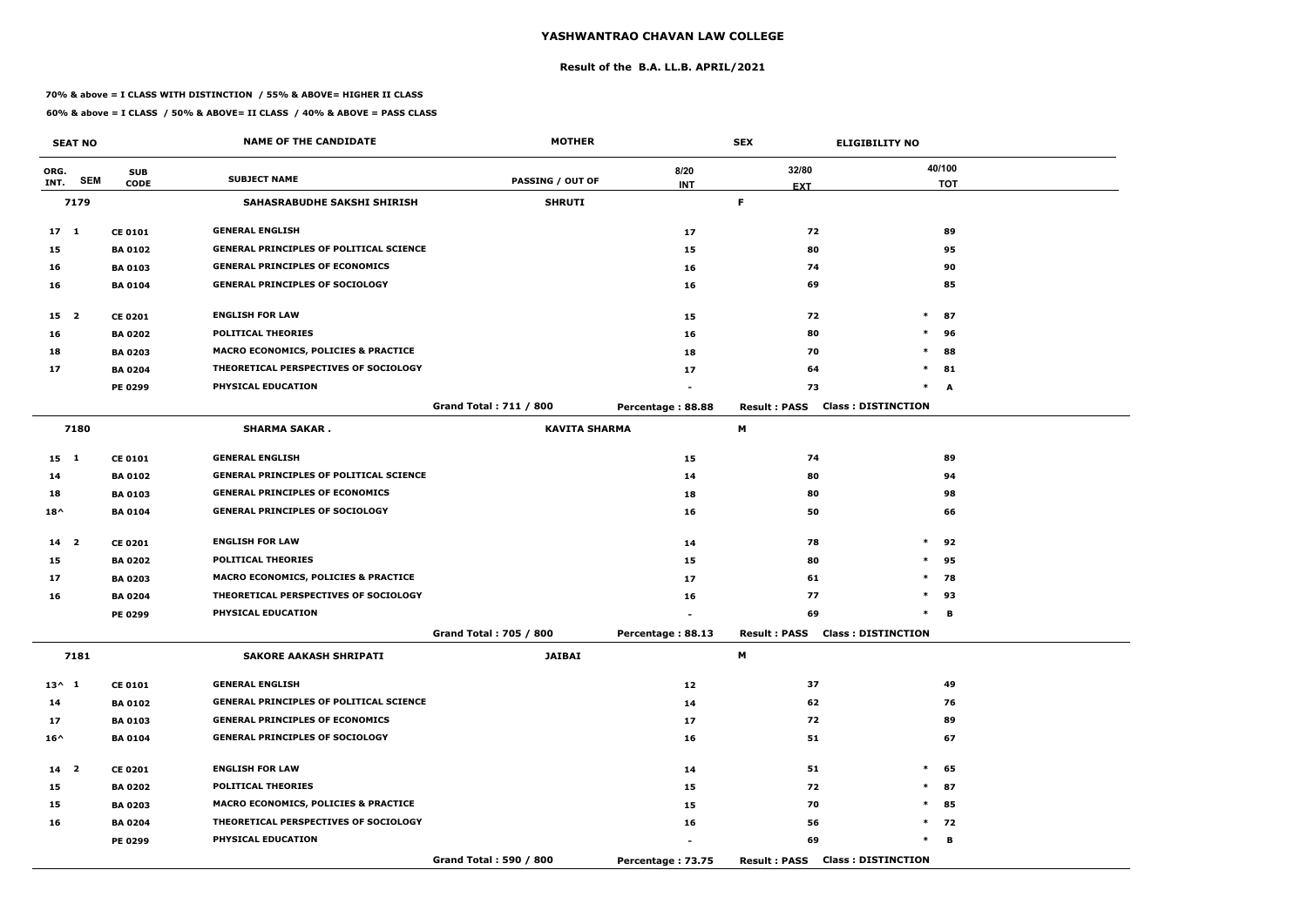# YASHWANTRAO CHAVAN LAW COLLEGE

## Result of the B.A. LL.B. APRIL/2021

**70% & above = I CLASS WITH DISTINCTION / 55% & ABOVE= HIGHER II CLASS**

**60% & above = I CLASS / 50% & ABOVE= II CLASS / 40% & ABOVE = PASS CLASS**

| SEAT NO | | | NAME OF THE CANDIDATE | MOTHER | | SEX | ELIGIBILITY NO |
|---|---|---|---|---|---|---|---|
| ORG. INT. | SEM | SUB CODE | SUBJECT NAME | PASSING / OUT OF | 8/20 INT | 32/80 EXT | 40/100 TOT |
| **7179** | | | **SAHASRABUDHE SAKSHI SHIRISH** | **SHRUTI** | | **F** | |
| 17 | 1 | CE 0101 | GENERAL ENGLISH | | 17 | 72 | 89 |
| 15 | | BA 0102 | GENERAL PRINCIPLES OF POLITICAL SCIENCE | | 15 | 80 | 95 |
| 16 | | BA 0103 | GENERAL PRINCIPLES OF ECONOMICS | | 16 | 74 | 90 |
| 16 | | BA 0104 | GENERAL PRINCIPLES OF SOCIOLOGY | | 16 | 69 | 85 |
| 15 | 2 | CE 0201 | ENGLISH FOR LAW | | 15 | 72 | * 87 |
| 16 | | BA 0202 | POLITICAL THEORIES | | 16 | 80 | * 96 |
| 18 | | BA 0203 | MACRO ECONOMICS, POLICIES & PRACTICE | | 18 | 70 | * 88 |
| 17 | | BA 0204 | THEORETICAL PERSPECTIVES OF SOCIOLOGY | | 17 | 64 | * 81 |
| | | PE 0299 | PHYSICAL EDUCATION | | - | 73 | * A |
| | | | | Grand Total : 711 / 800 | Percentage : 88.88 | Result : PASS | Class : DISTINCTION |
| **7180** | | | **SHARMA SAKAR .** | **KAVITA SHARMA** | | **M** | |
| 15 | 1 | CE 0101 | GENERAL ENGLISH | | 15 | 74 | 89 |
| 14 | | BA 0102 | GENERAL PRINCIPLES OF POLITICAL SCIENCE | | 14 | 80 | 94 |
| 18 | | BA 0103 | GENERAL PRINCIPLES OF ECONOMICS | | 18 | 80 | 98 |
| 18^ | | BA 0104 | GENERAL PRINCIPLES OF SOCIOLOGY | | 16 | 50 | 66 |
| 14 | 2 | CE 0201 | ENGLISH FOR LAW | | 14 | 78 | * 92 |
| 15 | | BA 0202 | POLITICAL THEORIES | | 15 | 80 | * 95 |
| 17 | | BA 0203 | MACRO ECONOMICS, POLICIES & PRACTICE | | 17 | 61 | * 78 |
| 16 | | BA 0204 | THEORETICAL PERSPECTIVES OF SOCIOLOGY | | 16 | 77 | * 93 |
| | | PE 0299 | PHYSICAL EDUCATION | | - | 69 | * B |
| | | | | Grand Total : 705 / 800 | Percentage : 88.13 | Result : PASS | Class : DISTINCTION |
| **7181** | | | **SAKORE AAKASH SHRIPATI** | **JAIBAI** | | **M** | |
| 13^ | 1 | CE 0101 | GENERAL ENGLISH | | 12 | 37 | 49 |
| 14 | | BA 0102 | GENERAL PRINCIPLES OF POLITICAL SCIENCE | | 14 | 62 | 76 |
| 17 | | BA 0103 | GENERAL PRINCIPLES OF ECONOMICS | | 17 | 72 | 89 |
| 16^ | | BA 0104 | GENERAL PRINCIPLES OF SOCIOLOGY | | 16 | 51 | 67 |
| 14 | 2 | CE 0201 | ENGLISH FOR LAW | | 14 | 51 | * 65 |
| 15 | | BA 0202 | POLITICAL THEORIES | | 15 | 72 | * 87 |
| 15 | | BA 0203 | MACRO ECONOMICS, POLICIES & PRACTICE | | 15 | 70 | * 85 |
| 16 | | BA 0204 | THEORETICAL PERSPECTIVES OF SOCIOLOGY | | 16 | 56 | * 72 |
| | | PE 0299 | PHYSICAL EDUCATION | | - | 69 | * B |
| | | | | Grand Total : 590 / 800 | Percentage : 73.75 | Result : PASS | Class : DISTINCTION |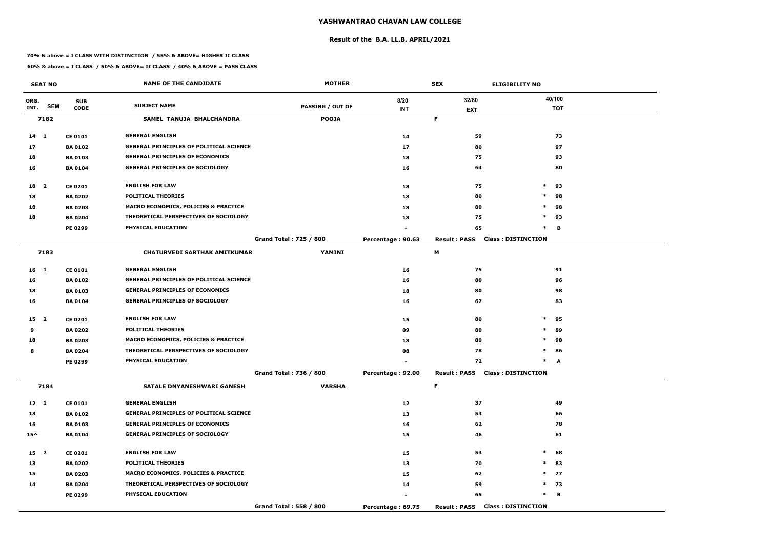# YASHWANTRAO CHAVAN LAW COLLEGE

## Result of the B.A. LL.B. APRIL/2021

**70% & above = I CLASS WITH DISTINCTION / 55% & ABOVE= HIGHER II CLASS**

**60% & above = I CLASS / 50% & ABOVE= II CLASS / 40% & ABOVE = PASS CLASS**

| SEAT NO | | | NAME OF THE CANDIDATE | MOTHER | | SEX | ELIGIBILITY NO | |
|---|---|---|---|---|---|---|---|---|
| ORG. INT. | SEM | SUB CODE | SUBJECT NAME | PASSING / OUT OF | 8/20 INT | 32/80 EXT | | 40/100 TOT |
| **7182** | | | **SAMEL TANUJA BHALCHANDRA** | **POOJA** | | **F** | | |
| 14 | 1 | CE 0101 | GENERAL ENGLISH | | 14 | 59 | | 73 |
| 17 | | BA 0102 | GENERAL PRINCIPLES OF POLITICAL SCIENCE | | 17 | 80 | | 97 |
| 18 | | BA 0103 | GENERAL PRINCIPLES OF ECONOMICS | | 18 | 75 | | 93 |
| 16 | | BA 0104 | GENERAL PRINCIPLES OF SOCIOLOGY | | 16 | 64 | | 80 |
| 18 | 2 | CE 0201 | ENGLISH FOR LAW | | 18 | 75 | * | 93 |
| 18 | | BA 0202 | POLITICAL THEORIES | | 18 | 80 | * | 98 |
| 18 | | BA 0203 | MACRO ECONOMICS, POLICIES & PRACTICE | | 18 | 80 | * | 98 |
| 18 | | BA 0204 | THEORETICAL PERSPECTIVES OF SOCIOLOGY | | 18 | 75 | * | 93 |
| | | PE 0299 | PHYSICAL EDUCATION | | - | 65 | * | B |
| | | | | **Grand Total : 725 / 800** | **Percentage : 90.63** | **Result : PASS** | **Class : DISTINCTION** | |
| **7183** | | | **CHATURVEDI SARTHAK AMITKUMAR** | **YAMINI** | | **M** | | |
| 16 | 1 | CE 0101 | GENERAL ENGLISH | | 16 | 75 | | 91 |
| 16 | | BA 0102 | GENERAL PRINCIPLES OF POLITICAL SCIENCE | | 16 | 80 | | 96 |
| 18 | | BA 0103 | GENERAL PRINCIPLES OF ECONOMICS | | 18 | 80 | | 98 |
| 16 | | BA 0104 | GENERAL PRINCIPLES OF SOCIOLOGY | | 16 | 67 | | 83 |
| 15 | 2 | CE 0201 | ENGLISH FOR LAW | | 15 | 80 | * | 95 |
| 9 | | BA 0202 | POLITICAL THEORIES | | 09 | 80 | * | 89 |
| 18 | | BA 0203 | MACRO ECONOMICS, POLICIES & PRACTICE | | 18 | 80 | * | 98 |
| 8 | | BA 0204 | THEORETICAL PERSPECTIVES OF SOCIOLOGY | | 08 | 78 | * | 86 |
| | | PE 0299 | PHYSICAL EDUCATION | | - | 72 | * | A |
| | | | | **Grand Total : 736 / 800** | **Percentage : 92.00** | **Result : PASS** | **Class : DISTINCTION** | |
| **7184** | | | **SATALE DNYANESHWARI GANESH** | **VARSHA** | | **F** | | |
| 12 | 1 | CE 0101 | GENERAL ENGLISH | | 12 | 37 | | 49 |
| 13 | | BA 0102 | GENERAL PRINCIPLES OF POLITICAL SCIENCE | | 13 | 53 | | 66 |
| 16 | | BA 0103 | GENERAL PRINCIPLES OF ECONOMICS | | 16 | 62 | | 78 |
| 15^ | | BA 0104 | GENERAL PRINCIPLES OF SOCIOLOGY | | 15 | 46 | | 61 |
| 15 | 2 | CE 0201 | ENGLISH FOR LAW | | 15 | 53 | * | 68 |
| 13 | | BA 0202 | POLITICAL THEORIES | | 13 | 70 | * | 83 |
| 15 | | BA 0203 | MACRO ECONOMICS, POLICIES & PRACTICE | | 15 | 62 | * | 77 |
| 14 | | BA 0204 | THEORETICAL PERSPECTIVES OF SOCIOLOGY | | 14 | 59 | * | 73 |
| | | PE 0299 | PHYSICAL EDUCATION | | - | 65 | * | B |
| | | | | **Grand Total : 558 / 800** | **Percentage : 69.75** | **Result : PASS** | **Class : DISTINCTION** | |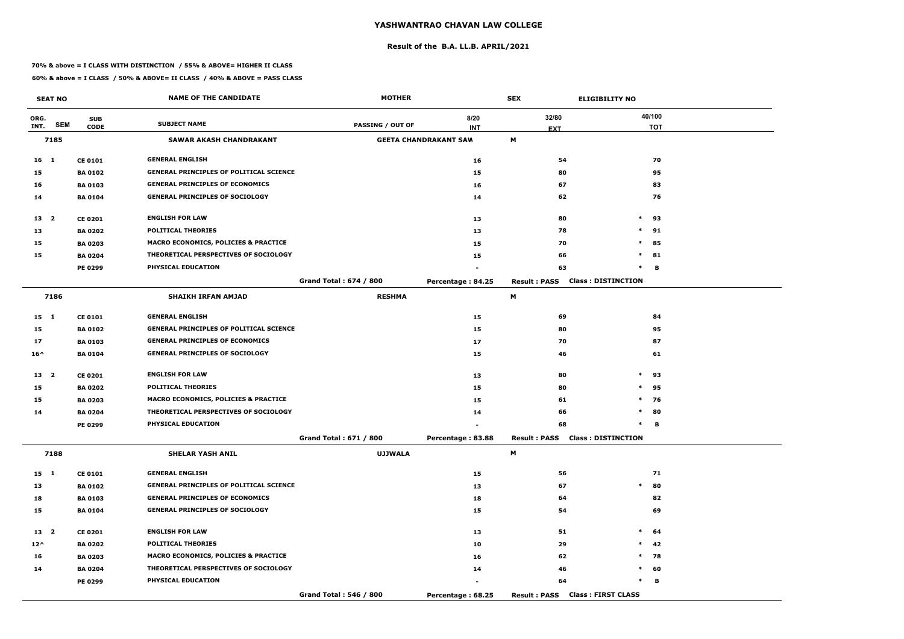# YASHWANTRAO CHAVAN LAW COLLEGE

## Result of the B.A. LL.B. APRIL/2021

**70% & above = I CLASS WITH DISTINCTION / 55% & ABOVE= HIGHER II CLASS**

**60% & above = I CLASS / 50% & ABOVE= II CLASS / 40% & ABOVE = PASS CLASS**

| SEAT NO | | | NAME OF THE CANDIDATE | MOTHER | | SEX | ELIGIBILITY NO | |
|---|---|---|---|---|---|---|---|---|
| ORG. INT. | SEM | SUB CODE | SUBJECT NAME | PASSING / OUT OF | 8/20 INT | 32/80 EXT | | 40/100 TOT |
| 7185 | | | SAWAR AKASH CHANDRAKANT | GEETA CHANDRAKANT SAW | | M | | |
| 16 | 1 | CE 0101 | GENERAL ENGLISH | | 16 | 54 | | 70 |
| 15 | | BA 0102 | GENERAL PRINCIPLES OF POLITICAL SCIENCE | | 15 | 80 | | 95 |
| 16 | | BA 0103 | GENERAL PRINCIPLES OF ECONOMICS | | 16 | 67 | | 83 |
| 14 | | BA 0104 | GENERAL PRINCIPLES OF SOCIOLOGY | | 14 | 62 | | 76 |
| 13 | 2 | CE 0201 | ENGLISH FOR LAW | | 13 | 80 | * | 93 |
| 13 | | BA 0202 | POLITICAL THEORIES | | 13 | 78 | * | 91 |
| 15 | | BA 0203 | MACRO ECONOMICS, POLICIES & PRACTICE | | 15 | 70 | * | 85 |
| 15 | | BA 0204 | THEORETICAL PERSPECTIVES OF SOCIOLOGY | | 15 | 66 | * | 81 |
| | | PE 0299 | PHYSICAL EDUCATION | | - | 63 | * | B |
| | | | | Grand Total : 674 / 800 | Percentage : 84.25 | Result : PASS | Class : DISTINCTION | |
| 7186 | | | SHAIKH IRFAN AMJAD | RESHMA | | M | | |
| 15 | 1 | CE 0101 | GENERAL ENGLISH | | 15 | 69 | | 84 |
| 15 | | BA 0102 | GENERAL PRINCIPLES OF POLITICAL SCIENCE | | 15 | 80 | | 95 |
| 17 | | BA 0103 | GENERAL PRINCIPLES OF ECONOMICS | | 17 | 70 | | 87 |
| 16^ | | BA 0104 | GENERAL PRINCIPLES OF SOCIOLOGY | | 15 | 46 | | 61 |
| 13 | 2 | CE 0201 | ENGLISH FOR LAW | | 13 | 80 | * | 93 |
| 15 | | BA 0202 | POLITICAL THEORIES | | 15 | 80 | * | 95 |
| 15 | | BA 0203 | MACRO ECONOMICS, POLICIES & PRACTICE | | 15 | 61 | * | 76 |
| 14 | | BA 0204 | THEORETICAL PERSPECTIVES OF SOCIOLOGY | | 14 | 66 | * | 80 |
| | | PE 0299 | PHYSICAL EDUCATION | | - | 68 | * | B |
| | | | | Grand Total : 671 / 800 | Percentage : 83.88 | Result : PASS | Class : DISTINCTION | |
| 7188 | | | SHELAR YASH ANIL | UJJWALA | | M | | |
| 15 | 1 | CE 0101 | GENERAL ENGLISH | | 15 | 56 | | 71 |
| 13 | | BA 0102 | GENERAL PRINCIPLES OF POLITICAL SCIENCE | | 13 | 67 | * | 80 |
| 18 | | BA 0103 | GENERAL PRINCIPLES OF ECONOMICS | | 18 | 64 | | 82 |
| 15 | | BA 0104 | GENERAL PRINCIPLES OF SOCIOLOGY | | 15 | 54 | | 69 |
| 13 | 2 | CE 0201 | ENGLISH FOR LAW | | 13 | 51 | * | 64 |
| 12^ | | BA 0202 | POLITICAL THEORIES | | 10 | 29 | * | 42 |
| 16 | | BA 0203 | MACRO ECONOMICS, POLICIES & PRACTICE | | 16 | 62 | * | 78 |
| 14 | | BA 0204 | THEORETICAL PERSPECTIVES OF SOCIOLOGY | | 14 | 46 | * | 60 |
| | | PE 0299 | PHYSICAL EDUCATION | | - | 64 | * | B |
| | | | | Grand Total : 546 / 800 | Percentage : 68.25 | Result : PASS | Class : FIRST CLASS | |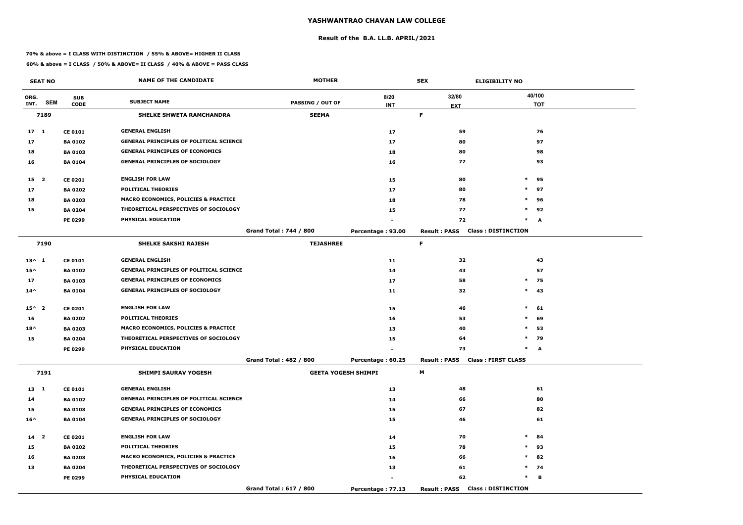# YASHWANTRAO CHAVAN LAW COLLEGE

## Result of the B.A. LL.B. APRIL/2021

**70% & above = I CLASS WITH DISTINCTION / 55% & ABOVE= HIGHER II CLASS**

**60% & above = I CLASS / 50% & ABOVE= II CLASS / 40% & ABOVE = PASS CLASS**

| SEAT NO | | | NAME OF THE CANDIDATE | MOTHER | | SEX | ELIGIBILITY NO |
|---|---|---|---|---|---|---|---|
| ORG. INT. | SEM | SUB CODE | SUBJECT NAME | PASSING / OUT OF | 8/20 INT | 32/80 EXT | 40/100 TOT |
| 7189 | | | SHELKE SHWETA RAMCHANDRA | SEEMA | | F | |
| 17 | 1 | CE 0101 | GENERAL ENGLISH | | 17 | 59 | 76 |
| 17 | | BA 0102 | GENERAL PRINCIPLES OF POLITICAL SCIENCE | | 17 | 80 | 97 |
| 18 | | BA 0103 | GENERAL PRINCIPLES OF ECONOMICS | | 18 | 80 | 98 |
| 16 | | BA 0104 | GENERAL PRINCIPLES OF SOCIOLOGY | | 16 | 77 | 93 |
| 15 | 2 | CE 0201 | ENGLISH FOR LAW | | 15 | 80 | * 95 |
| 17 | | BA 0202 | POLITICAL THEORIES | | 17 | 80 | * 97 |
| 18 | | BA 0203 | MACRO ECONOMICS, POLICIES & PRACTICE | | 18 | 78 | * 96 |
| 15 | | BA 0204 | THEORETICAL PERSPECTIVES OF SOCIOLOGY | | 15 | 77 | * 92 |
| | | PE 0299 | PHYSICAL EDUCATION | | - | 72 | * A |
| | | | | Grand Total : 744 / 800 | Percentage : 93.00 | Result : PASS | Class : DISTINCTION |
| 7190 | | | SHELKE SAKSHI RAJESH | TEJASHREE | | F | |
| 13^ | 1 | CE 0101 | GENERAL ENGLISH | | 11 | 32 | 43 |
| 15^ | | BA 0102 | GENERAL PRINCIPLES OF POLITICAL SCIENCE | | 14 | 43 | 57 |
| 17 | | BA 0103 | GENERAL PRINCIPLES OF ECONOMICS | | 17 | 58 | * 75 |
| 14^ | | BA 0104 | GENERAL PRINCIPLES OF SOCIOLOGY | | 11 | 32 | * 43 |
| 15^ | 2 | CE 0201 | ENGLISH FOR LAW | | 15 | 46 | * 61 |
| 16 | | BA 0202 | POLITICAL THEORIES | | 16 | 53 | * 69 |
| 18^ | | BA 0203 | MACRO ECONOMICS, POLICIES & PRACTICE | | 13 | 40 | * 53 |
| 15 | | BA 0204 | THEORETICAL PERSPECTIVES OF SOCIOLOGY | | 15 | 64 | * 79 |
| | | PE 0299 | PHYSICAL EDUCATION | | - | 73 | * A |
| | | | | Grand Total : 482 / 800 | Percentage : 60.25 | Result : PASS | Class : FIRST CLASS |
| 7191 | | | SHIMPI SAURAV YOGESH | GEETA YOGESH SHIMPI | | M | |
| 13 | 1 | CE 0101 | GENERAL ENGLISH | | 13 | 48 | 61 |
| 14 | | BA 0102 | GENERAL PRINCIPLES OF POLITICAL SCIENCE | | 14 | 66 | 80 |
| 15 | | BA 0103 | GENERAL PRINCIPLES OF ECONOMICS | | 15 | 67 | 82 |
| 16^ | | BA 0104 | GENERAL PRINCIPLES OF SOCIOLOGY | | 15 | 46 | 61 |
| 14 | 2 | CE 0201 | ENGLISH FOR LAW | | 14 | 70 | * 84 |
| 15 | | BA 0202 | POLITICAL THEORIES | | 15 | 78 | * 93 |
| 16 | | BA 0203 | MACRO ECONOMICS, POLICIES & PRACTICE | | 16 | 66 | * 82 |
| 13 | | BA 0204 | THEORETICAL PERSPECTIVES OF SOCIOLOGY | | 13 | 61 | * 74 |
| | | PE 0299 | PHYSICAL EDUCATION | | - | 62 | * B |
| | | | | Grand Total : 617 / 800 | Percentage : 77.13 | Result : PASS | Class : DISTINCTION |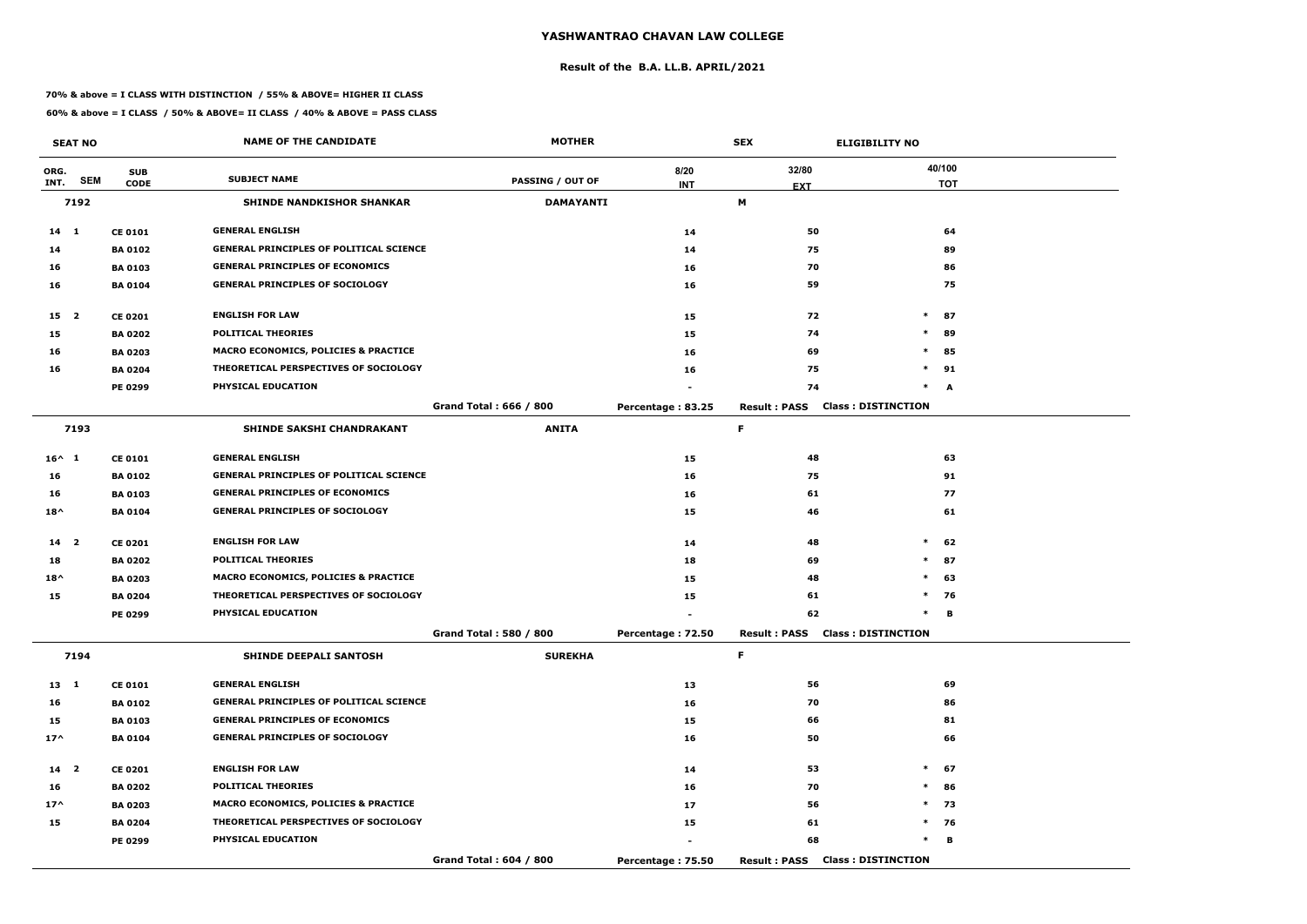# YASHWANTRAO CHAVAN LAW COLLEGE

## Result of the B.A. LL.B. APRIL/2021

**70% & above = I CLASS WITH DISTINCTION / 55% & ABOVE= HIGHER II CLASS**

**60% & above = I CLASS / 50% & ABOVE= II CLASS / 40% & ABOVE = PASS CLASS**

| SEAT NO | | SUB CODE | NAME OF THE CANDIDATE | MOTHER | | SEX | ELIGIBILITY NO |
|---|---|---|---|---|---|---|---|
| ORG. INT. | SEM | | SUBJECT NAME | PASSING / OUT OF | 8/20 INT | 32/80 EXT | 40/100 TOT |
| **7192** | | | **SHINDE NANDKISHOR SHANKAR** | **DAMAYANTI** | | **M** | |
| 14 | 1 | CE 0101 | GENERAL ENGLISH | | 14 | 50 | 64 |
| 14 | | BA 0102 | GENERAL PRINCIPLES OF POLITICAL SCIENCE | | 14 | 75 | 89 |
| 16 | | BA 0103 | GENERAL PRINCIPLES OF ECONOMICS | | 16 | 70 | 86 |
| 16 | | BA 0104 | GENERAL PRINCIPLES OF SOCIOLOGY | | 16 | 59 | 75 |
| 15 | 2 | CE 0201 | ENGLISH FOR LAW | | 15 | 72 | * 87 |
| 15 | | BA 0202 | POLITICAL THEORIES | | 15 | 74 | * 89 |
| 16 | | BA 0203 | MACRO ECONOMICS, POLICIES & PRACTICE | | 16 | 69 | * 85 |
| 16 | | BA 0204 | THEORETICAL PERSPECTIVES OF SOCIOLOGY | | 16 | 75 | * 91 |
| | | PE 0299 | PHYSICAL EDUCATION | | - | 74 | * A |
| | | | | Grand Total : 666 / 800 | Percentage : 83.25 | Result : PASS | Class : DISTINCTION |
| **7193** | | | **SHINDE SAKSHI CHANDRAKANT** | **ANITA** | | **F** | |
| 16^ | 1 | CE 0101 | GENERAL ENGLISH | | 15 | 48 | 63 |
| 16 | | BA 0102 | GENERAL PRINCIPLES OF POLITICAL SCIENCE | | 16 | 75 | 91 |
| 16 | | BA 0103 | GENERAL PRINCIPLES OF ECONOMICS | | 16 | 61 | 77 |
| 18^ | | BA 0104 | GENERAL PRINCIPLES OF SOCIOLOGY | | 15 | 46 | 61 |
| 14 | 2 | CE 0201 | ENGLISH FOR LAW | | 14 | 48 | * 62 |
| 18 | | BA 0202 | POLITICAL THEORIES | | 18 | 69 | * 87 |
| 18^ | | BA 0203 | MACRO ECONOMICS, POLICIES & PRACTICE | | 15 | 48 | * 63 |
| 15 | | BA 0204 | THEORETICAL PERSPECTIVES OF SOCIOLOGY | | 15 | 61 | * 76 |
| | | PE 0299 | PHYSICAL EDUCATION | | - | 62 | * B |
| | | | | Grand Total : 580 / 800 | Percentage : 72.50 | Result : PASS | Class : DISTINCTION |
| **7194** | | | **SHINDE DEEPALI SANTOSH** | **SUREKHA** | | **F** | |
| 13 | 1 | CE 0101 | GENERAL ENGLISH | | 13 | 56 | 69 |
| 16 | | BA 0102 | GENERAL PRINCIPLES OF POLITICAL SCIENCE | | 16 | 70 | 86 |
| 15 | | BA 0103 | GENERAL PRINCIPLES OF ECONOMICS | | 15 | 66 | 81 |
| 17^ | | BA 0104 | GENERAL PRINCIPLES OF SOCIOLOGY | | 16 | 50 | 66 |
| 14 | 2 | CE 0201 | ENGLISH FOR LAW | | 14 | 53 | * 67 |
| 16 | | BA 0202 | POLITICAL THEORIES | | 16 | 70 | * 86 |
| 17^ | | BA 0203 | MACRO ECONOMICS, POLICIES & PRACTICE | | 17 | 56 | * 73 |
| 15 | | BA 0204 | THEORETICAL PERSPECTIVES OF SOCIOLOGY | | 15 | 61 | * 76 |
| | | PE 0299 | PHYSICAL EDUCATION | | - | 68 | * B |
| | | | | Grand Total : 604 / 800 | Percentage : 75.50 | Result : PASS | Class : DISTINCTION |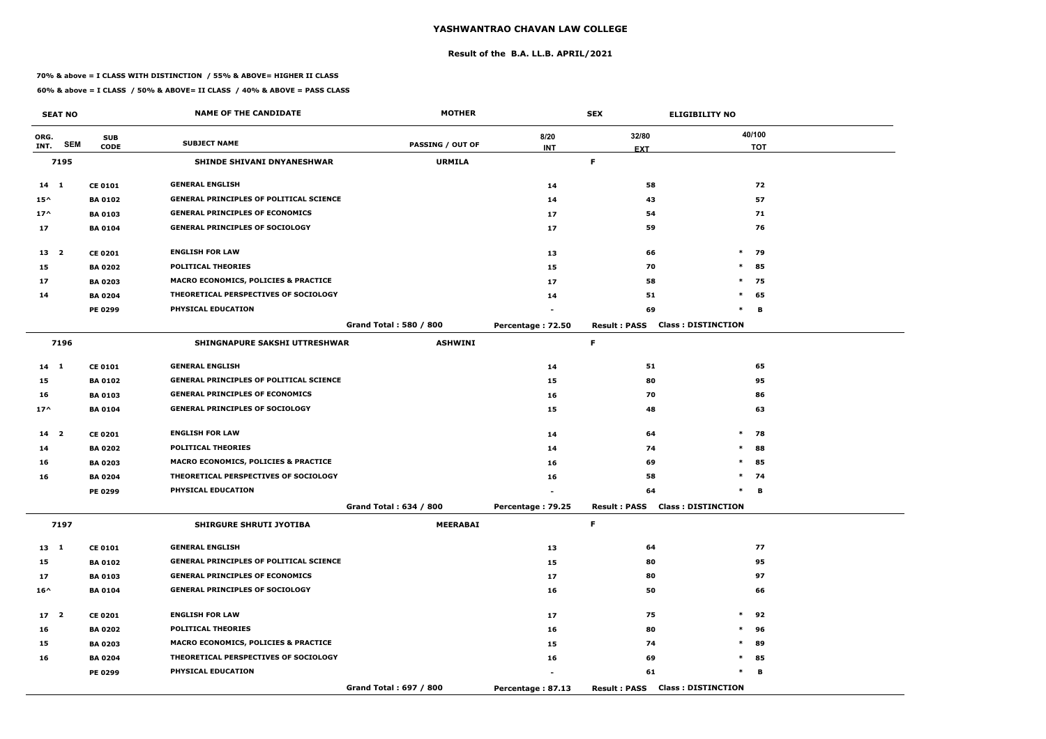# YASHWANTRAO CHAVAN LAW COLLEGE

## Result of the B.A. LL.B. APRIL/2021

**70% & above = I CLASS WITH DISTINCTION / 55% & ABOVE= HIGHER II CLASS**

**60% & above = I CLASS / 50% & ABOVE= II CLASS / 40% & ABOVE = PASS CLASS**

| SEAT NO | | | NAME OF THE CANDIDATE | MOTHER | | SEX | ELIGIBILITY NO |
|---|---|---|---|---|---|---|---|
| ORG. INT. | SEM | SUB CODE | SUBJECT NAME | PASSING / OUT OF | 8/20 INT | 32/80 EXT | 40/100 TOT |
| 7195 | | | SHINDE SHIVANI DNYANESHWAR | URMILA | | F | |
| 14 | 1 | CE 0101 | GENERAL ENGLISH | | 14 | 58 | 72 |
| 15^ | | BA 0102 | GENERAL PRINCIPLES OF POLITICAL SCIENCE | | 14 | 43 | 57 |
| 17^ | | BA 0103 | GENERAL PRINCIPLES OF ECONOMICS | | 17 | 54 | 71 |
| 17 | | BA 0104 | GENERAL PRINCIPLES OF SOCIOLOGY | | 17 | 59 | 76 |
| 13 | 2 | CE 0201 | ENGLISH FOR LAW | | 13 | 66 | * 79 |
| 15 | | BA 0202 | POLITICAL THEORIES | | 15 | 70 | * 85 |
| 17 | | BA 0203 | MACRO ECONOMICS, POLICIES & PRACTICE | | 17 | 58 | * 75 |
| 14 | | BA 0204 | THEORETICAL PERSPECTIVES OF SOCIOLOGY | | 14 | 51 | * 65 |
| | | PE 0299 | PHYSICAL EDUCATION | | - | 69 | * B |
| | | | | Grand Total : 580 / 800 | Percentage : 72.50 | Result : PASS | Class : DISTINCTION |
| 7196 | | | SHINGNAPURE SAKSHI UTTRESHWAR | ASHWINI | | F | |
| 14 | 1 | CE 0101 | GENERAL ENGLISH | | 14 | 51 | 65 |
| 15 | | BA 0102 | GENERAL PRINCIPLES OF POLITICAL SCIENCE | | 15 | 80 | 95 |
| 16 | | BA 0103 | GENERAL PRINCIPLES OF ECONOMICS | | 16 | 70 | 86 |
| 17^ | | BA 0104 | GENERAL PRINCIPLES OF SOCIOLOGY | | 15 | 48 | 63 |
| 14 | 2 | CE 0201 | ENGLISH FOR LAW | | 14 | 64 | * 78 |
| 14 | | BA 0202 | POLITICAL THEORIES | | 14 | 74 | * 88 |
| 16 | | BA 0203 | MACRO ECONOMICS, POLICIES & PRACTICE | | 16 | 69 | * 85 |
| 16 | | BA 0204 | THEORETICAL PERSPECTIVES OF SOCIOLOGY | | 16 | 58 | * 74 |
| | | PE 0299 | PHYSICAL EDUCATION | | - | 64 | * B |
| | | | | Grand Total : 634 / 800 | Percentage : 79.25 | Result : PASS | Class : DISTINCTION |
| 7197 | | | SHIRGURE SHRUTI JYOTIBA | MEERABAI | | F | |
| 13 | 1 | CE 0101 | GENERAL ENGLISH | | 13 | 64 | 77 |
| 15 | | BA 0102 | GENERAL PRINCIPLES OF POLITICAL SCIENCE | | 15 | 80 | 95 |
| 17 | | BA 0103 | GENERAL PRINCIPLES OF ECONOMICS | | 17 | 80 | 97 |
| 16^ | | BA 0104 | GENERAL PRINCIPLES OF SOCIOLOGY | | 16 | 50 | 66 |
| 17 | 2 | CE 0201 | ENGLISH FOR LAW | | 17 | 75 | * 92 |
| 16 | | BA 0202 | POLITICAL THEORIES | | 16 | 80 | * 96 |
| 15 | | BA 0203 | MACRO ECONOMICS, POLICIES & PRACTICE | | 15 | 74 | * 89 |
| 16 | | BA 0204 | THEORETICAL PERSPECTIVES OF SOCIOLOGY | | 16 | 69 | * 85 |
| | | PE 0299 | PHYSICAL EDUCATION | | - | 61 | * B |
| | | | | Grand Total : 697 / 800 | Percentage : 87.13 | Result : PASS | Class : DISTINCTION |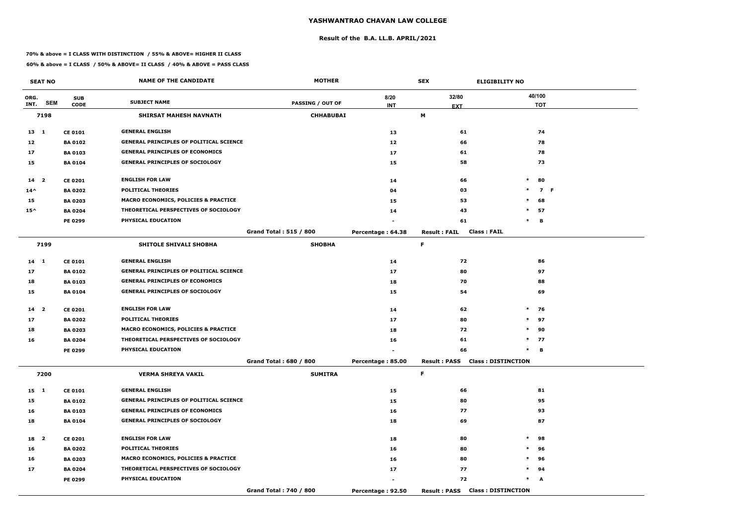# YASHWANTRAO CHAVAN LAW COLLEGE

## Result of the B.A. LL.B. APRIL/2021

**70% & above = I CLASS WITH DISTINCTION / 55% & ABOVE= HIGHER II CLASS**

**60% & above = I CLASS / 50% & ABOVE= II CLASS / 40% & ABOVE = PASS CLASS**

| SEAT NO | | | NAME OF THE CANDIDATE | MOTHER | | SEX | ELIGIBILITY NO | |
|---|---|---|---|---|---|---|---|---|
| ORG. INT. | SEM | SUB CODE | SUBJECT NAME | PASSING / OUT OF | 8/20 INT | 32/80 EXT | | 40/100 TOT |
| 7198 | | | SHIRSAT MAHESH NAVNATH | CHHABUBAI | | M | | |
| 13 | 1 | CE 0101 | GENERAL ENGLISH | | 13 | 61 | | 74 |
| 12 | | BA 0102 | GENERAL PRINCIPLES OF POLITICAL SCIENCE | | 12 | 66 | | 78 |
| 17 | | BA 0103 | GENERAL PRINCIPLES OF ECONOMICS | | 17 | 61 | | 78 |
| 15 | | BA 0104 | GENERAL PRINCIPLES OF SOCIOLOGY | | 15 | 58 | | 73 |
| 14 | 2 | CE 0201 | ENGLISH FOR LAW | | 14 | 66 | * | 80 |
| 14^ | | BA 0202 | POLITICAL THEORIES | | 04 | 03 | * | 7 F |
| 15 | | BA 0203 | MACRO ECONOMICS, POLICIES & PRACTICE | | 15 | 53 | * | 68 |
| 15^ | | BA 0204 | THEORETICAL PERSPECTIVES OF SOCIOLOGY | | 14 | 43 | * | 57 |
| | | PE 0299 | PHYSICAL EDUCATION | | - | 61 | * | B |
| | | | | Grand Total : 515 / 800 | Percentage : 64.38 | Result : FAIL | Class : FAIL | |
| 7199 | | | SHITOLE SHIVALI SHOBHA | SHOBHA | | F | | |
| 14 | 1 | CE 0101 | GENERAL ENGLISH | | 14 | 72 | | 86 |
| 17 | | BA 0102 | GENERAL PRINCIPLES OF POLITICAL SCIENCE | | 17 | 80 | | 97 |
| 18 | | BA 0103 | GENERAL PRINCIPLES OF ECONOMICS | | 18 | 70 | | 88 |
| 15 | | BA 0104 | GENERAL PRINCIPLES OF SOCIOLOGY | | 15 | 54 | | 69 |
| 14 | 2 | CE 0201 | ENGLISH FOR LAW | | 14 | 62 | * | 76 |
| 17 | | BA 0202 | POLITICAL THEORIES | | 17 | 80 | * | 97 |
| 18 | | BA 0203 | MACRO ECONOMICS, POLICIES & PRACTICE | | 18 | 72 | * | 90 |
| 16 | | BA 0204 | THEORETICAL PERSPECTIVES OF SOCIOLOGY | | 16 | 61 | * | 77 |
| | | PE 0299 | PHYSICAL EDUCATION | | - | 66 | * | B |
| | | | | Grand Total : 680 / 800 | Percentage : 85.00 | Result : PASS | Class : DISTINCTION | |
| 7200 | | | VERMA SHREYA VAKIL | SUMITRA | | F | | |
| 15 | 1 | CE 0101 | GENERAL ENGLISH | | 15 | 66 | | 81 |
| 15 | | BA 0102 | GENERAL PRINCIPLES OF POLITICAL SCIENCE | | 15 | 80 | | 95 |
| 16 | | BA 0103 | GENERAL PRINCIPLES OF ECONOMICS | | 16 | 77 | | 93 |
| 18 | | BA 0104 | GENERAL PRINCIPLES OF SOCIOLOGY | | 18 | 69 | | 87 |
| 18 | 2 | CE 0201 | ENGLISH FOR LAW | | 18 | 80 | * | 98 |
| 16 | | BA 0202 | POLITICAL THEORIES | | 16 | 80 | * | 96 |
| 16 | | BA 0203 | MACRO ECONOMICS, POLICIES & PRACTICE | | 16 | 80 | * | 96 |
| 17 | | BA 0204 | THEORETICAL PERSPECTIVES OF SOCIOLOGY | | 17 | 77 | * | 94 |
| | | PE 0299 | PHYSICAL EDUCATION | | - | 72 | * | A |
| | | | | Grand Total : 740 / 800 | Percentage : 92.50 | Result : PASS | Class : DISTINCTION | |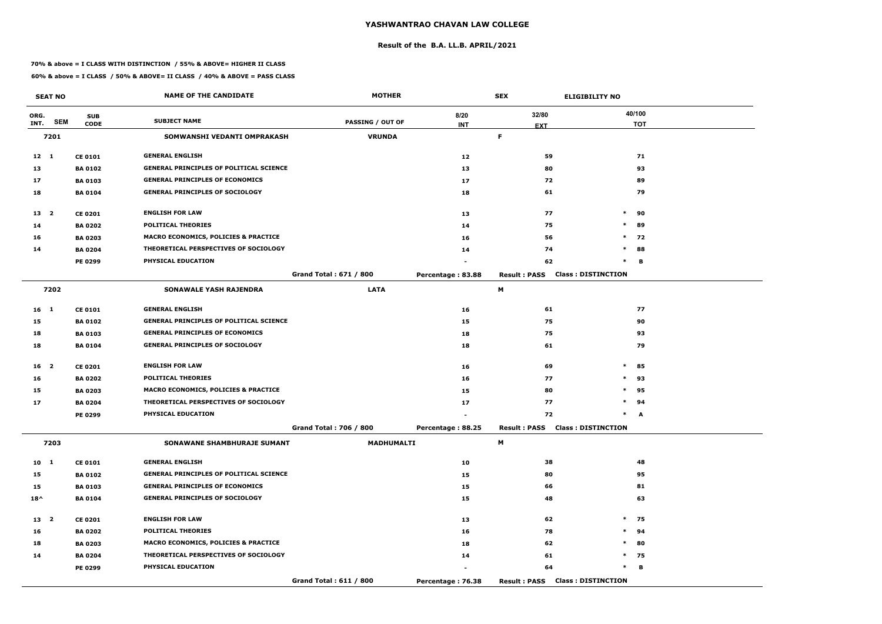# YASHWANTRAO CHAVAN LAW COLLEGE

## Result of the B.A. LL.B. APRIL/2021

**70% & above = I CLASS WITH DISTINCTION / 55% & ABOVE= HIGHER II CLASS**

**60% & above = I CLASS / 50% & ABOVE= II CLASS / 40% & ABOVE = PASS CLASS**

| SEAT NO | | | NAME OF THE CANDIDATE | MOTHER | | SEX | ELIGIBILITY NO |
|---|---|---|---|---|---|---|---|
| ORG. INT. | SEM | SUB CODE | SUBJECT NAME | PASSING / OUT OF | 8/20 INT | 32/80 EXT | 40/100 TOT |
| **7201** | | | **SOMWANSHI VEDANTI OMPRAKASH** | **VRUNDA** | | **F** | |
| 12 | 1 | CE 0101 | GENERAL ENGLISH | | 12 | 59 | 71 |
| 13 | | BA 0102 | GENERAL PRINCIPLES OF POLITICAL SCIENCE | | 13 | 80 | 93 |
| 17 | | BA 0103 | GENERAL PRINCIPLES OF ECONOMICS | | 17 | 72 | 89 |
| 18 | | BA 0104 | GENERAL PRINCIPLES OF SOCIOLOGY | | 18 | 61 | 79 |
| 13 | 2 | CE 0201 | ENGLISH FOR LAW | | 13 | 77 | * 90 |
| 14 | | BA 0202 | POLITICAL THEORIES | | 14 | 75 | * 89 |
| 16 | | BA 0203 | MACRO ECONOMICS, POLICIES & PRACTICE | | 16 | 56 | * 72 |
| 14 | | BA 0204 | THEORETICAL PERSPECTIVES OF SOCIOLOGY | | 14 | 74 | * 88 |
| | | PE 0299 | PHYSICAL EDUCATION | | - | 62 | * B |
| | | | | Grand Total : 671 / 800 | Percentage : 83.88 | Result : PASS | Class : DISTINCTION |
| **7202** | | | **SONAWALE YASH RAJENDRA** | **LATA** | | **M** | |
| 16 | 1 | CE 0101 | GENERAL ENGLISH | | 16 | 61 | 77 |
| 15 | | BA 0102 | GENERAL PRINCIPLES OF POLITICAL SCIENCE | | 15 | 75 | 90 |
| 18 | | BA 0103 | GENERAL PRINCIPLES OF ECONOMICS | | 18 | 75 | 93 |
| 18 | | BA 0104 | GENERAL PRINCIPLES OF SOCIOLOGY | | 18 | 61 | 79 |
| 16 | 2 | CE 0201 | ENGLISH FOR LAW | | 16 | 69 | * 85 |
| 16 | | BA 0202 | POLITICAL THEORIES | | 16 | 77 | * 93 |
| 15 | | BA 0203 | MACRO ECONOMICS, POLICIES & PRACTICE | | 15 | 80 | * 95 |
| 17 | | BA 0204 | THEORETICAL PERSPECTIVES OF SOCIOLOGY | | 17 | 77 | * 94 |
| | | PE 0299 | PHYSICAL EDUCATION | | - | 72 | * A |
| | | | | Grand Total : 706 / 800 | Percentage : 88.25 | Result : PASS | Class : DISTINCTION |
| **7203** | | | **SONAWANE SHAMBHURAJE SUMANT** | **MADHUMALTI** | | **M** | |
| 10 | 1 | CE 0101 | GENERAL ENGLISH | | 10 | 38 | 48 |
| 15 | | BA 0102 | GENERAL PRINCIPLES OF POLITICAL SCIENCE | | 15 | 80 | 95 |
| 15 | | BA 0103 | GENERAL PRINCIPLES OF ECONOMICS | | 15 | 66 | 81 |
| 18^ | | BA 0104 | GENERAL PRINCIPLES OF SOCIOLOGY | | 15 | 48 | 63 |
| 13 | 2 | CE 0201 | ENGLISH FOR LAW | | 13 | 62 | * 75 |
| 16 | | BA 0202 | POLITICAL THEORIES | | 16 | 78 | * 94 |
| 18 | | BA 0203 | MACRO ECONOMICS, POLICIES & PRACTICE | | 18 | 62 | * 80 |
| 14 | | BA 0204 | THEORETICAL PERSPECTIVES OF SOCIOLOGY | | 14 | 61 | * 75 |
| | | PE 0299 | PHYSICAL EDUCATION | | - | 64 | * B |
| | | | | Grand Total : 611 / 800 | Percentage : 76.38 | Result : PASS | Class : DISTINCTION |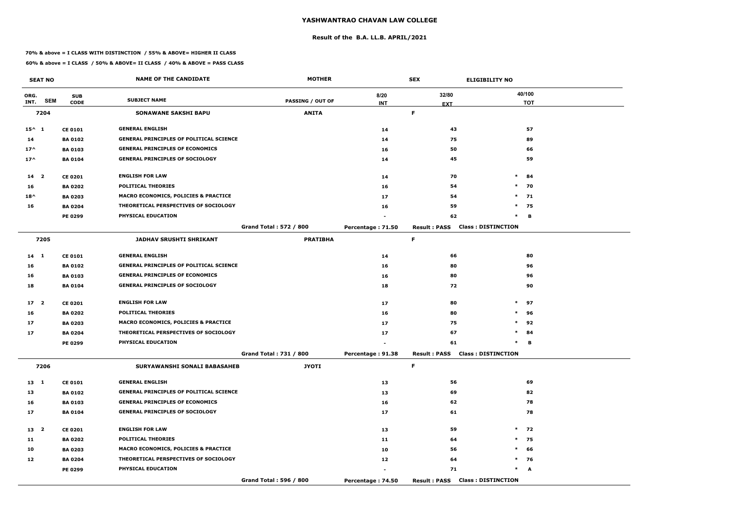# YASHWANTRAO CHAVAN LAW COLLEGE

## Result of the B.A. LL.B. APRIL/2021

**70% & above = I CLASS WITH DISTINCTION / 55% & ABOVE= HIGHER II CLASS**

**60% & above = I CLASS / 50% & ABOVE= II CLASS / 40% & ABOVE = PASS CLASS**

| SEAT NO | | | NAME OF THE CANDIDATE | MOTHER | SEX | | ELIGIBILITY NO |
|---|---|---|---|---|---|---|---|
| ORG. INT. | SEM | SUB CODE | SUBJECT NAME | PASSING / OUT OF | 8/20 INT | 32/80 EXT | 40/100 TOT |
| **7204** | | | **SONAWANE SAKSHI BAPU** | **ANITA** | | **F** | |
| 15^ | 1 | CE 0101 | GENERAL ENGLISH | | 14 | 43 | 57 |
| 14 | | BA 0102 | GENERAL PRINCIPLES OF POLITICAL SCIENCE | | 14 | 75 | 89 |
| 17^ | | BA 0103 | GENERAL PRINCIPLES OF ECONOMICS | | 16 | 50 | 66 |
| 17^ | | BA 0104 | GENERAL PRINCIPLES OF SOCIOLOGY | | 14 | 45 | 59 |
| 14 | 2 | CE 0201 | ENGLISH FOR LAW | | 14 | 70 | * 84 |
| 16 | | BA 0202 | POLITICAL THEORIES | | 16 | 54 | * 70 |
| 18^ | | BA 0203 | MACRO ECONOMICS, POLICIES & PRACTICE | | 17 | 54 | * 71 |
| 16 | | BA 0204 | THEORETICAL PERSPECTIVES OF SOCIOLOGY | | 16 | 59 | * 75 |
| | | PE 0299 | PHYSICAL EDUCATION | | - | 62 | * B |
| | | | | Grand Total : 572 / 800 | Percentage : 71.50 | Result : PASS | Class : DISTINCTION |
| **7205** | | | **JADHAV SRUSHTI SHRIKANT** | **PRATIBHA** | | **F** | |
| 14 | 1 | CE 0101 | GENERAL ENGLISH | | 14 | 66 | 80 |
| 16 | | BA 0102 | GENERAL PRINCIPLES OF POLITICAL SCIENCE | | 16 | 80 | 96 |
| 16 | | BA 0103 | GENERAL PRINCIPLES OF ECONOMICS | | 16 | 80 | 96 |
| 18 | | BA 0104 | GENERAL PRINCIPLES OF SOCIOLOGY | | 18 | 72 | 90 |
| 17 | 2 | CE 0201 | ENGLISH FOR LAW | | 17 | 80 | * 97 |
| 16 | | BA 0202 | POLITICAL THEORIES | | 16 | 80 | * 96 |
| 17 | | BA 0203 | MACRO ECONOMICS, POLICIES & PRACTICE | | 17 | 75 | * 92 |
| 17 | | BA 0204 | THEORETICAL PERSPECTIVES OF SOCIOLOGY | | 17 | 67 | * 84 |
| | | PE 0299 | PHYSICAL EDUCATION | | - | 61 | * B |
| | | | | Grand Total : 731 / 800 | Percentage : 91.38 | Result : PASS | Class : DISTINCTION |
| **7206** | | | **SURYAWANSHI SONALI BABASAHEB** | **JYOTI** | | **F** | |
| 13 | 1 | CE 0101 | GENERAL ENGLISH | | 13 | 56 | 69 |
| 13 | | BA 0102 | GENERAL PRINCIPLES OF POLITICAL SCIENCE | | 13 | 69 | 82 |
| 16 | | BA 0103 | GENERAL PRINCIPLES OF ECONOMICS | | 16 | 62 | 78 |
| 17 | | BA 0104 | GENERAL PRINCIPLES OF SOCIOLOGY | | 17 | 61 | 78 |
| 13 | 2 | CE 0201 | ENGLISH FOR LAW | | 13 | 59 | * 72 |
| 11 | | BA 0202 | POLITICAL THEORIES | | 11 | 64 | * 75 |
| 10 | | BA 0203 | MACRO ECONOMICS, POLICIES & PRACTICE | | 10 | 56 | * 66 |
| 12 | | BA 0204 | THEORETICAL PERSPECTIVES OF SOCIOLOGY | | 12 | 64 | * 76 |
| | | PE 0299 | PHYSICAL EDUCATION | | - | 71 | * A |
| | | | | Grand Total : 596 / 800 | Percentage : 74.50 | Result : PASS | Class : DISTINCTION |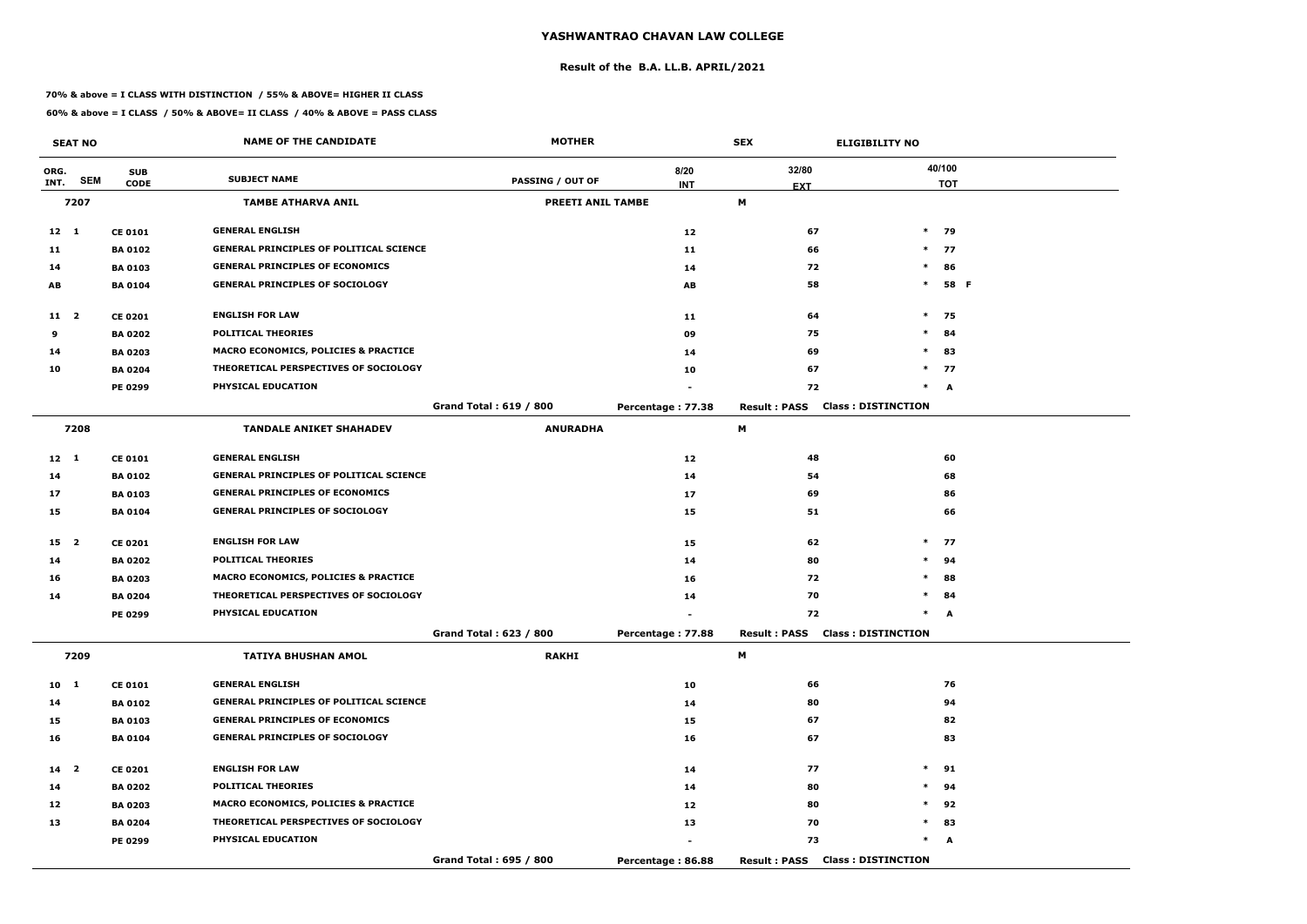# YASHWANTRAO CHAVAN LAW COLLEGE

## Result of the B.A. LL.B. APRIL/2021

**70% & above = I CLASS WITH DISTINCTION / 55% & ABOVE= HIGHER II CLASS**

**60% & above = I CLASS / 50% & ABOVE= II CLASS / 40% & ABOVE = PASS CLASS**

| SEAT NO | | | NAME OF THE CANDIDATE | MOTHER | | SEX | ELIGIBILITY NO | |
|---|---|---|---|---|---|---|---|---|
| ORG. INT. | SEM | SUB CODE | SUBJECT NAME | PASSING / OUT OF | 8/20 INT | 32/80 EXT | | 40/100 TOT |
| 7207 | | | TAMBE ATHARVA ANIL | PREETI ANIL TAMBE | | M | | |
| 12 | 1 | CE 0101 | GENERAL ENGLISH | | 12 | 67 | * | 79 |
| 11 | | BA 0102 | GENERAL PRINCIPLES OF POLITICAL SCIENCE | | 11 | 66 | * | 77 |
| 14 | | BA 0103 | GENERAL PRINCIPLES OF ECONOMICS | | 14 | 72 | * | 86 |
| AB | | BA 0104 | GENERAL PRINCIPLES OF SOCIOLOGY | | AB | 58 | * | 58 F |
| 11 | 2 | CE 0201 | ENGLISH FOR LAW | | 11 | 64 | * | 75 |
| 9 | | BA 0202 | POLITICAL THEORIES | | 09 | 75 | * | 84 |
| 14 | | BA 0203 | MACRO ECONOMICS, POLICIES & PRACTICE | | 14 | 69 | * | 83 |
| 10 | | BA 0204 | THEORETICAL PERSPECTIVES OF SOCIOLOGY | | 10 | 67 | * | 77 |
| | | PE 0299 | PHYSICAL EDUCATION | | - | 72 | * | A |
| | | | | Grand Total : 619 / 800 | Percentage : 77.38 | Result : PASS | Class : DISTINCTION | |
| 7208 | | | TANDALE ANIKET SHAHADEV | ANURADHA | | M | | |
| 12 | 1 | CE 0101 | GENERAL ENGLISH | | 12 | 48 | | 60 |
| 14 | | BA 0102 | GENERAL PRINCIPLES OF POLITICAL SCIENCE | | 14 | 54 | | 68 |
| 17 | | BA 0103 | GENERAL PRINCIPLES OF ECONOMICS | | 17 | 69 | | 86 |
| 15 | | BA 0104 | GENERAL PRINCIPLES OF SOCIOLOGY | | 15 | 51 | | 66 |
| 15 | 2 | CE 0201 | ENGLISH FOR LAW | | 15 | 62 | * | 77 |
| 14 | | BA 0202 | POLITICAL THEORIES | | 14 | 80 | * | 94 |
| 16 | | BA 0203 | MACRO ECONOMICS, POLICIES & PRACTICE | | 16 | 72 | * | 88 |
| 14 | | BA 0204 | THEORETICAL PERSPECTIVES OF SOCIOLOGY | | 14 | 70 | * | 84 |
| | | PE 0299 | PHYSICAL EDUCATION | | - | 72 | * | A |
| | | | | Grand Total : 623 / 800 | Percentage : 77.88 | Result : PASS | Class : DISTINCTION | |
| 7209 | | | TATIYA BHUSHAN AMOL | RAKHI | | M | | |
| 10 | 1 | CE 0101 | GENERAL ENGLISH | | 10 | 66 | | 76 |
| 14 | | BA 0102 | GENERAL PRINCIPLES OF POLITICAL SCIENCE | | 14 | 80 | | 94 |
| 15 | | BA 0103 | GENERAL PRINCIPLES OF ECONOMICS | | 15 | 67 | | 82 |
| 16 | | BA 0104 | GENERAL PRINCIPLES OF SOCIOLOGY | | 16 | 67 | | 83 |
| 14 | 2 | CE 0201 | ENGLISH FOR LAW | | 14 | 77 | * | 91 |
| 14 | | BA 0202 | POLITICAL THEORIES | | 14 | 80 | * | 94 |
| 12 | | BA 0203 | MACRO ECONOMICS, POLICIES & PRACTICE | | 12 | 80 | * | 92 |
| 13 | | BA 0204 | THEORETICAL PERSPECTIVES OF SOCIOLOGY | | 13 | 70 | * | 83 |
| | | PE 0299 | PHYSICAL EDUCATION | | - | 73 | * | A |
| | | | | Grand Total : 695 / 800 | Percentage : 86.88 | Result : PASS | Class : DISTINCTION | |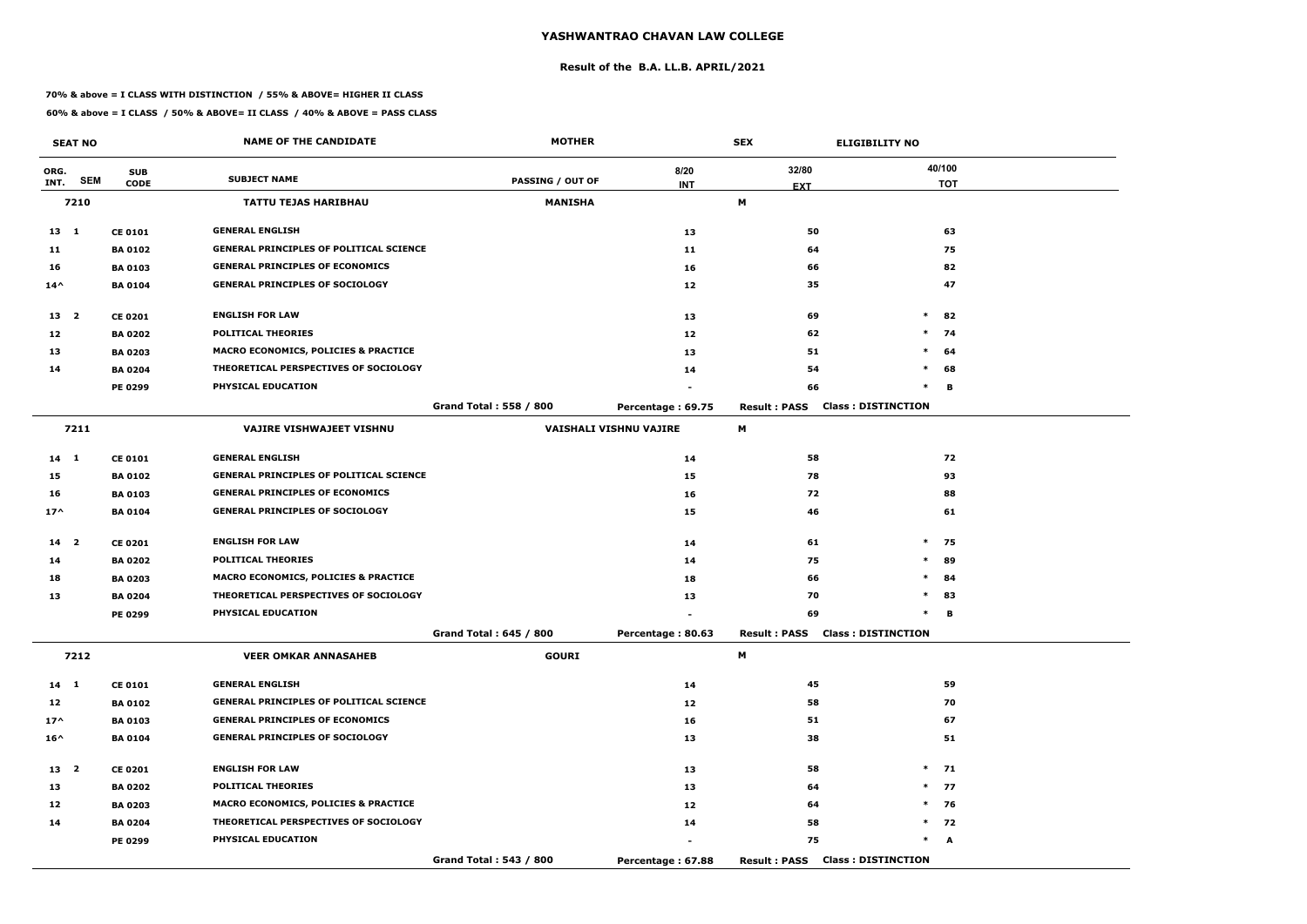# YASHWANTRAO CHAVAN LAW COLLEGE

## Result of the B.A. LL.B. APRIL/2021

**70% & above = I CLASS WITH DISTINCTION / 55% & ABOVE= HIGHER II CLASS**

**60% & above = I CLASS / 50% & ABOVE= II CLASS / 40% & ABOVE = PASS CLASS**

| SEAT NO | | | NAME OF THE CANDIDATE | MOTHER | | SEX | ELIGIBILITY NO |
|---|---|---|---|---|---|---|---|
| ORG. INT. | SEM | SUB CODE | SUBJECT NAME | PASSING / OUT OF | 8/20 INT | 32/80 EXT | 40/100 TOT |
| 7210 | | | TATTU TEJAS HARIBHAU | MANISHA | | M | |
| 13 | 1 | CE 0101 | GENERAL ENGLISH | | 13 | 50 | 63 |
| 11 | | BA 0102 | GENERAL PRINCIPLES OF POLITICAL SCIENCE | | 11 | 64 | 75 |
| 16 | | BA 0103 | GENERAL PRINCIPLES OF ECONOMICS | | 16 | 66 | 82 |
| 14^ | | BA 0104 | GENERAL PRINCIPLES OF SOCIOLOGY | | 12 | 35 | 47 |
| 13 | 2 | CE 0201 | ENGLISH FOR LAW | | 13 | 69 | * 82 |
| 12 | | BA 0202 | POLITICAL THEORIES | | 12 | 62 | * 74 |
| 13 | | BA 0203 | MACRO ECONOMICS, POLICIES & PRACTICE | | 13 | 51 | * 64 |
| 14 | | BA 0204 | THEORETICAL PERSPECTIVES OF SOCIOLOGY | | 14 | 54 | * 68 |
| | | PE 0299 | PHYSICAL EDUCATION | | - | 66 | * B |
| | | | | Grand Total : 558 / 800 | Percentage : 69.75 | Result : PASS | Class : DISTINCTION |
| 7211 | | | VAJIRE VISHWAJEET VISHNU | VAISHALI VISHNU VAJIRE | | M | |
| 14 | 1 | CE 0101 | GENERAL ENGLISH | | 14 | 58 | 72 |
| 15 | | BA 0102 | GENERAL PRINCIPLES OF POLITICAL SCIENCE | | 15 | 78 | 93 |
| 16 | | BA 0103 | GENERAL PRINCIPLES OF ECONOMICS | | 16 | 72 | 88 |
| 17^ | | BA 0104 | GENERAL PRINCIPLES OF SOCIOLOGY | | 15 | 46 | 61 |
| 14 | 2 | CE 0201 | ENGLISH FOR LAW | | 14 | 61 | * 75 |
| 14 | | BA 0202 | POLITICAL THEORIES | | 14 | 75 | * 89 |
| 18 | | BA 0203 | MACRO ECONOMICS, POLICIES & PRACTICE | | 18 | 66 | * 84 |
| 13 | | BA 0204 | THEORETICAL PERSPECTIVES OF SOCIOLOGY | | 13 | 70 | * 83 |
| | | PE 0299 | PHYSICAL EDUCATION | | - | 69 | * B |
| | | | | Grand Total : 645 / 800 | Percentage : 80.63 | Result : PASS | Class : DISTINCTION |
| 7212 | | | VEER OMKAR ANNASAHEB | GOURI | | M | |
| 14 | 1 | CE 0101 | GENERAL ENGLISH | | 14 | 45 | 59 |
| 12 | | BA 0102 | GENERAL PRINCIPLES OF POLITICAL SCIENCE | | 12 | 58 | 70 |
| 17^ | | BA 0103 | GENERAL PRINCIPLES OF ECONOMICS | | 16 | 51 | 67 |
| 16^ | | BA 0104 | GENERAL PRINCIPLES OF SOCIOLOGY | | 13 | 38 | 51 |
| 13 | 2 | CE 0201 | ENGLISH FOR LAW | | 13 | 58 | * 71 |
| 13 | | BA 0202 | POLITICAL THEORIES | | 13 | 64 | * 77 |
| 12 | | BA 0203 | MACRO ECONOMICS, POLICIES & PRACTICE | | 12 | 64 | * 76 |
| 14 | | BA 0204 | THEORETICAL PERSPECTIVES OF SOCIOLOGY | | 14 | 58 | * 72 |
| | | PE 0299 | PHYSICAL EDUCATION | | - | 75 | * A |
| | | | | Grand Total : 543 / 800 | Percentage : 67.88 | Result : PASS | Class : DISTINCTION |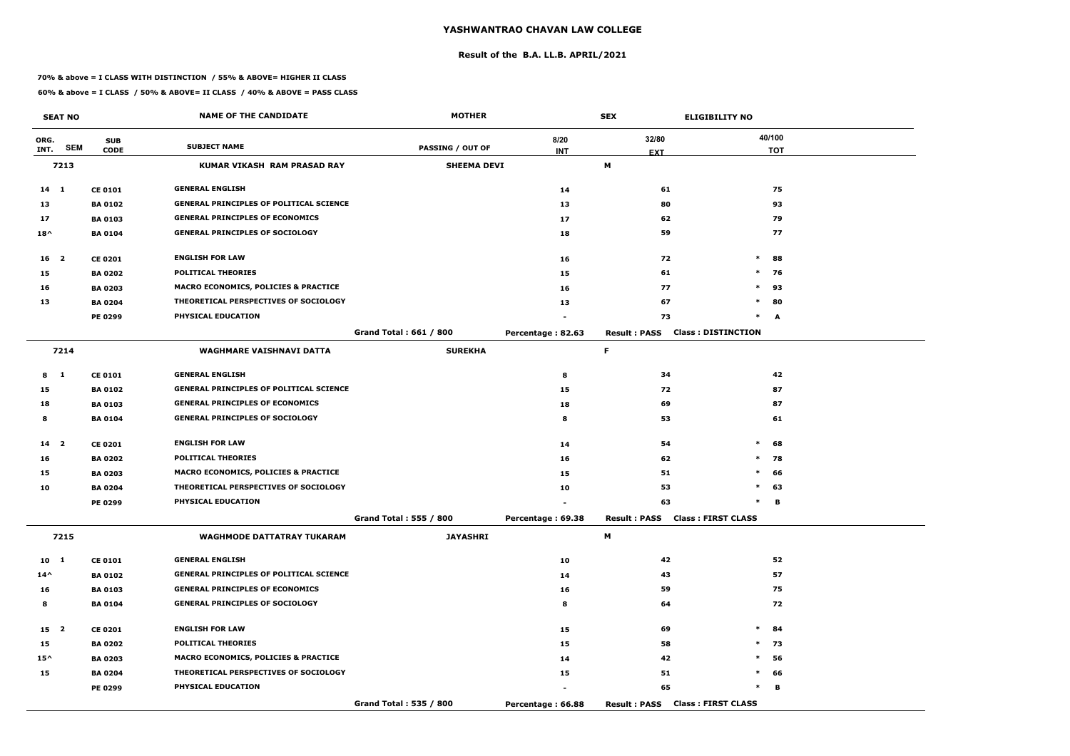# YASHWANTRAO CHAVAN LAW COLLEGE

## Result of the B.A. LL.B. APRIL/2021

**70% & above = I CLASS WITH DISTINCTION / 55% & ABOVE= HIGHER II CLASS**

**60% & above = I CLASS / 50% & ABOVE= II CLASS / 40% & ABOVE = PASS CLASS**

| SEAT NO | | | NAME OF THE CANDIDATE | MOTHER | | SEX | ELIGIBILITY NO | |
|---|---|---|---|---|---|---|---|---|
| ORG. INT. | SEM | SUB CODE | SUBJECT NAME | PASSING / OUT OF | 8/20 INT | 32/80 EXT | | 40/100 TOT |
| 7213 | | | KUMAR VIKASH RAM PRASAD RAY | SHEEMA DEVI | | M | | |
| 14 | 1 | CE 0101 | GENERAL ENGLISH | | 14 | 61 | | 75 |
| 13 | | BA 0102 | GENERAL PRINCIPLES OF POLITICAL SCIENCE | | 13 | 80 | | 93 |
| 17 | | BA 0103 | GENERAL PRINCIPLES OF ECONOMICS | | 17 | 62 | | 79 |
| 18^ | | BA 0104 | GENERAL PRINCIPLES OF SOCIOLOGY | | 18 | 59 | | 77 |
| 16 | 2 | CE 0201 | ENGLISH FOR LAW | | 16 | 72 | * | 88 |
| 15 | | BA 0202 | POLITICAL THEORIES | | 15 | 61 | * | 76 |
| 16 | | BA 0203 | MACRO ECONOMICS, POLICIES & PRACTICE | | 16 | 77 | * | 93 |
| 13 | | BA 0204 | THEORETICAL PERSPECTIVES OF SOCIOLOGY | | 13 | 67 | * | 80 |
| | | PE 0299 | PHYSICAL EDUCATION | | - | 73 | * | A |
| | | | | Grand Total : 661 / 800 | Percentage : 82.63 | Result : PASS | Class : DISTINCTION | |
| 7214 | | | WAGHMARE VAISHNAVI DATTA | SUREKHA | | F | | |
| 8 | 1 | CE 0101 | GENERAL ENGLISH | | 8 | 34 | | 42 |
| 15 | | BA 0102 | GENERAL PRINCIPLES OF POLITICAL SCIENCE | | 15 | 72 | | 87 |
| 18 | | BA 0103 | GENERAL PRINCIPLES OF ECONOMICS | | 18 | 69 | | 87 |
| 8 | | BA 0104 | GENERAL PRINCIPLES OF SOCIOLOGY | | 8 | 53 | | 61 |
| 14 | 2 | CE 0201 | ENGLISH FOR LAW | | 14 | 54 | * | 68 |
| 16 | | BA 0202 | POLITICAL THEORIES | | 16 | 62 | * | 78 |
| 15 | | BA 0203 | MACRO ECONOMICS, POLICIES & PRACTICE | | 15 | 51 | * | 66 |
| 10 | | BA 0204 | THEORETICAL PERSPECTIVES OF SOCIOLOGY | | 10 | 53 | * | 63 |
| | | PE 0299 | PHYSICAL EDUCATION | | - | 63 | * | B |
| | | | | Grand Total : 555 / 800 | Percentage : 69.38 | Result : PASS | Class : FIRST CLASS | |
| 7215 | | | WAGHMODE DATTATRAY TUKARAM | JAYASHRI | | M | | |
| 10 | 1 | CE 0101 | GENERAL ENGLISH | | 10 | 42 | | 52 |
| 14^ | | BA 0102 | GENERAL PRINCIPLES OF POLITICAL SCIENCE | | 14 | 43 | | 57 |
| 16 | | BA 0103 | GENERAL PRINCIPLES OF ECONOMICS | | 16 | 59 | | 75 |
| 8 | | BA 0104 | GENERAL PRINCIPLES OF SOCIOLOGY | | 8 | 64 | | 72 |
| 15 | 2 | CE 0201 | ENGLISH FOR LAW | | 15 | 69 | * | 84 |
| 15 | | BA 0202 | POLITICAL THEORIES | | 15 | 58 | * | 73 |
| 15^ | | BA 0203 | MACRO ECONOMICS, POLICIES & PRACTICE | | 14 | 42 | * | 56 |
| 15 | | BA 0204 | THEORETICAL PERSPECTIVES OF SOCIOLOGY | | 15 | 51 | * | 66 |
| | | PE 0299 | PHYSICAL EDUCATION | | - | 65 | * | B |
| | | | | Grand Total : 535 / 800 | Percentage : 66.88 | Result : PASS | Class : FIRST CLASS | |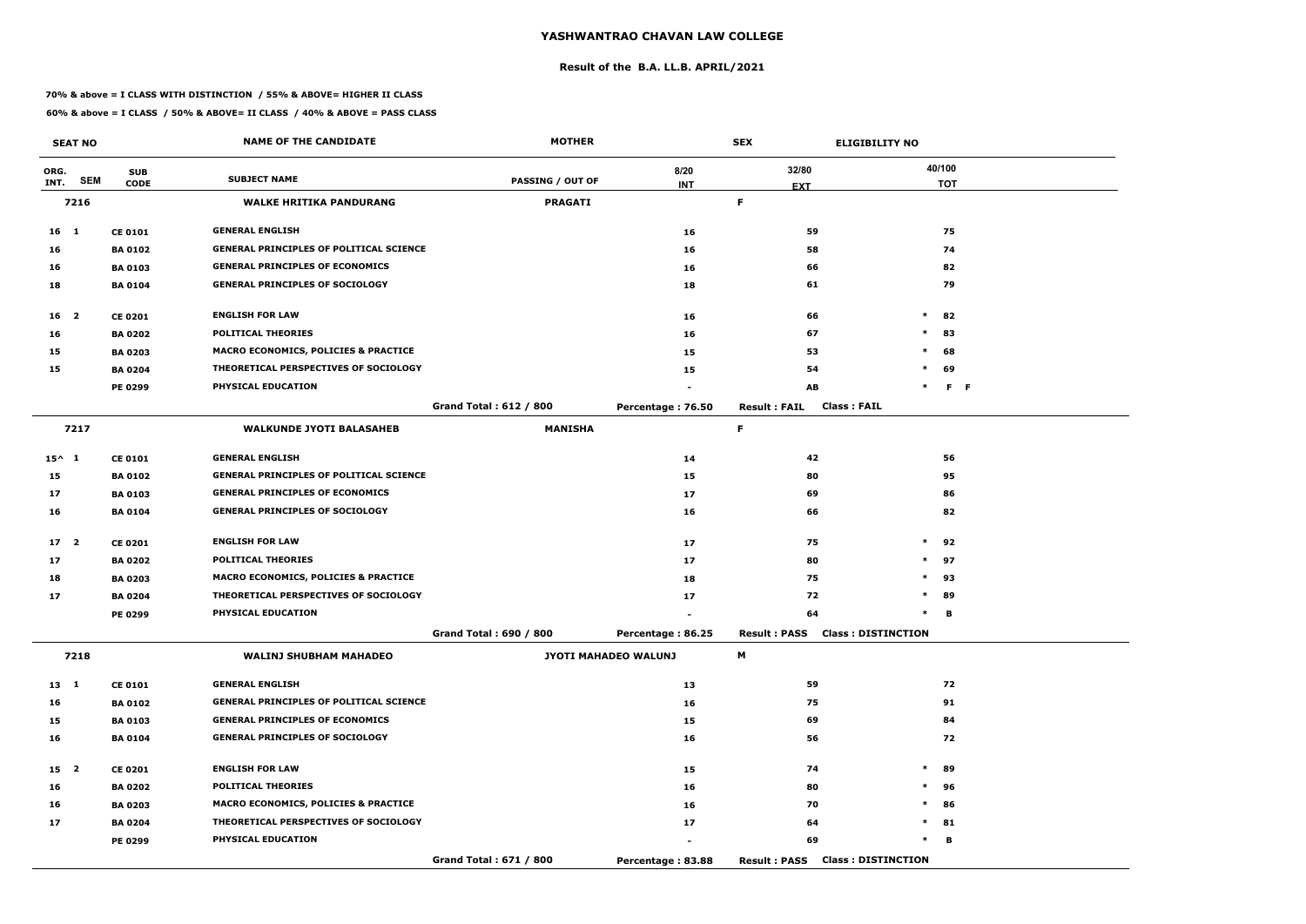# YASHWANTRAO CHAVAN LAW COLLEGE

## Result of the B.A. LL.B. APRIL/2021

**70% & above = I CLASS WITH DISTINCTION / 55% & ABOVE= HIGHER II CLASS**

**60% & above = I CLASS / 50% & ABOVE= II CLASS / 40% & ABOVE = PASS CLASS**

| SEAT NO | | | NAME OF THE CANDIDATE | MOTHER | | SEX | ELIGIBILITY NO |
|---|---|---|---|---|---|---|---|
| ORG. INT. | SEM | SUB CODE | SUBJECT NAME | PASSING / OUT OF | 8/20 INT | 32/80 EXT | 40/100 TOT |
| 7216 | | | WALKE HRITIKA PANDURANG | PRAGATI | | F | |
| 16 | 1 | CE 0101 | GENERAL ENGLISH | | 16 | 59 | 75 |
| 16 | | BA 0102 | GENERAL PRINCIPLES OF POLITICAL SCIENCE | | 16 | 58 | 74 |
| 16 | | BA 0103 | GENERAL PRINCIPLES OF ECONOMICS | | 16 | 66 | 82 |
| 18 | | BA 0104 | GENERAL PRINCIPLES OF SOCIOLOGY | | 18 | 61 | 79 |
| 16 | 2 | CE 0201 | ENGLISH FOR LAW | | 16 | 66 | * 82 |
| 16 | | BA 0202 | POLITICAL THEORIES | | 16 | 67 | * 83 |
| 15 | | BA 0203 | MACRO ECONOMICS, POLICIES & PRACTICE | | 15 | 53 | * 68 |
| 15 | | BA 0204 | THEORETICAL PERSPECTIVES OF SOCIOLOGY | | 15 | 54 | * 69 |
| | | PE 0299 | PHYSICAL EDUCATION | | - | AB | * F F |
| | | | | Grand Total : 612 / 800 | Percentage : 76.50 | Result : FAIL | Class : FAIL |
| 7217 | | | WALKUNDE JYOTI BALASAHEB | MANISHA | | F | |
| 15^ | 1 | CE 0101 | GENERAL ENGLISH | | 14 | 42 | 56 |
| 15 | | BA 0102 | GENERAL PRINCIPLES OF POLITICAL SCIENCE | | 15 | 80 | 95 |
| 17 | | BA 0103 | GENERAL PRINCIPLES OF ECONOMICS | | 17 | 69 | 86 |
| 16 | | BA 0104 | GENERAL PRINCIPLES OF SOCIOLOGY | | 16 | 66 | 82 |
| 17 | 2 | CE 0201 | ENGLISH FOR LAW | | 17 | 75 | * 92 |
| 17 | | BA 0202 | POLITICAL THEORIES | | 17 | 80 | * 97 |
| 18 | | BA 0203 | MACRO ECONOMICS, POLICIES & PRACTICE | | 18 | 75 | * 93 |
| 17 | | BA 0204 | THEORETICAL PERSPECTIVES OF SOCIOLOGY | | 17 | 72 | * 89 |
| | | PE 0299 | PHYSICAL EDUCATION | | - | 64 | * B |
| | | | | Grand Total : 690 / 800 | Percentage : 86.25 | Result : PASS | Class : DISTINCTION |
| 7218 | | | WALINJ SHUBHAM MAHADEO | JYOTI MAHADEO WALUNJ | | M | |
| 13 | 1 | CE 0101 | GENERAL ENGLISH | | 13 | 59 | 72 |
| 16 | | BA 0102 | GENERAL PRINCIPLES OF POLITICAL SCIENCE | | 16 | 75 | 91 |
| 15 | | BA 0103 | GENERAL PRINCIPLES OF ECONOMICS | | 15 | 69 | 84 |
| 16 | | BA 0104 | GENERAL PRINCIPLES OF SOCIOLOGY | | 16 | 56 | 72 |
| 15 | 2 | CE 0201 | ENGLISH FOR LAW | | 15 | 74 | * 89 |
| 16 | | BA 0202 | POLITICAL THEORIES | | 16 | 80 | * 96 |
| 16 | | BA 0203 | MACRO ECONOMICS, POLICIES & PRACTICE | | 16 | 70 | * 86 |
| 17 | | BA 0204 | THEORETICAL PERSPECTIVES OF SOCIOLOGY | | 17 | 64 | * 81 |
| | | PE 0299 | PHYSICAL EDUCATION | | - | 69 | * B |
| | | | | Grand Total : 671 / 800 | Percentage : 83.88 | Result : PASS | Class : DISTINCTION |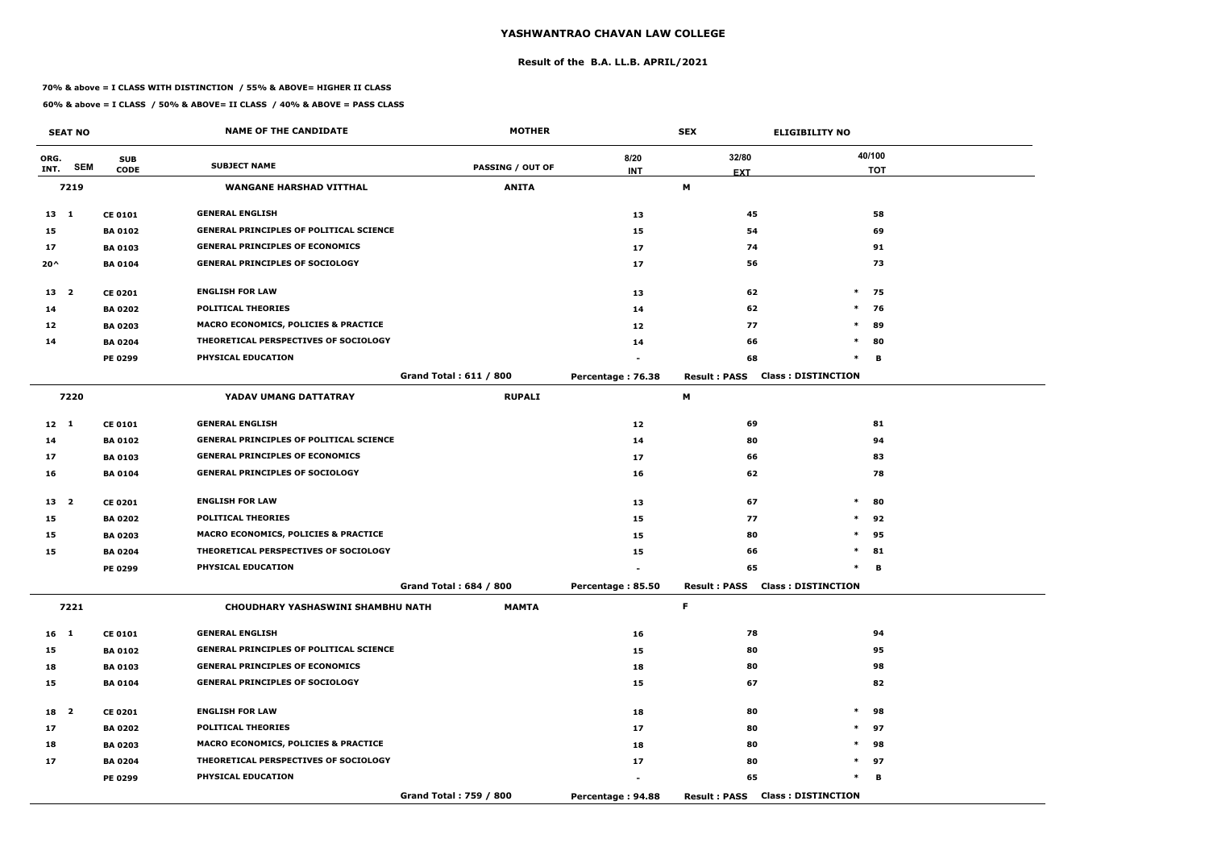# YASHWANTRAO CHAVAN LAW COLLEGE

## Result of the B.A. LL.B. APRIL/2021

**70% & above = I CLASS WITH DISTINCTION / 55% & ABOVE= HIGHER II CLASS**

**60% & above = I CLASS / 50% & ABOVE= II CLASS / 40% & ABOVE = PASS CLASS**

| SEAT NO | | | NAME OF THE CANDIDATE | MOTHER | SEX | | ELIGIBILITY NO |
|---|---|---|---|---|---|---|---|
| ORG. INT. | SEM | SUB CODE | SUBJECT NAME | PASSING / OUT OF | 8/20 INT | 32/80 EXT | 40/100 TOT |
| **7219** | | | **WANGANE HARSHAD VITTHAL** | **ANITA** | **M** | | |
| 13 | 1 | CE 0101 | GENERAL ENGLISH | | 13 | 45 | 58 |
| 15 | | BA 0102 | GENERAL PRINCIPLES OF POLITICAL SCIENCE | | 15 | 54 | 69 |
| 17 | | BA 0103 | GENERAL PRINCIPLES OF ECONOMICS | | 17 | 74 | 91 |
| 20^ | | BA 0104 | GENERAL PRINCIPLES OF SOCIOLOGY | | 17 | 56 | 73 |
| 13 | 2 | CE 0201 | ENGLISH FOR LAW | | 13 | 62 | * 75 |
| 14 | | BA 0202 | POLITICAL THEORIES | | 14 | 62 | * 76 |
| 12 | | BA 0203 | MACRO ECONOMICS, POLICIES & PRACTICE | | 12 | 77 | * 89 |
| 14 | | BA 0204 | THEORETICAL PERSPECTIVES OF SOCIOLOGY | | 14 | 66 | * 80 |
| | | PE 0299 | PHYSICAL EDUCATION | | - | 68 | * B |
| | | | | Grand Total : 611 / 800 | Percentage : 76.38 | Result : PASS | Class : DISTINCTION |
| **7220** | | | **YADAV UMANG DATTATRAY** | **RUPALI** | **M** | | |
| 12 | 1 | CE 0101 | GENERAL ENGLISH | | 12 | 69 | 81 |
| 14 | | BA 0102 | GENERAL PRINCIPLES OF POLITICAL SCIENCE | | 14 | 80 | 94 |
| 17 | | BA 0103 | GENERAL PRINCIPLES OF ECONOMICS | | 17 | 66 | 83 |
| 16 | | BA 0104 | GENERAL PRINCIPLES OF SOCIOLOGY | | 16 | 62 | 78 |
| 13 | 2 | CE 0201 | ENGLISH FOR LAW | | 13 | 67 | * 80 |
| 15 | | BA 0202 | POLITICAL THEORIES | | 15 | 77 | * 92 |
| 15 | | BA 0203 | MACRO ECONOMICS, POLICIES & PRACTICE | | 15 | 80 | * 95 |
| 15 | | BA 0204 | THEORETICAL PERSPECTIVES OF SOCIOLOGY | | 15 | 66 | * 81 |
| | | PE 0299 | PHYSICAL EDUCATION | | - | 65 | * B |
| | | | | Grand Total : 684 / 800 | Percentage : 85.50 | Result : PASS | Class : DISTINCTION |
| **7221** | | | **CHOUDHARY YASHASWINI SHAMBHU NATH** | **MAMTA** | **F** | | |
| 16 | 1 | CE 0101 | GENERAL ENGLISH | | 16 | 78 | 94 |
| 15 | | BA 0102 | GENERAL PRINCIPLES OF POLITICAL SCIENCE | | 15 | 80 | 95 |
| 18 | | BA 0103 | GENERAL PRINCIPLES OF ECONOMICS | | 18 | 80 | 98 |
| 15 | | BA 0104 | GENERAL PRINCIPLES OF SOCIOLOGY | | 15 | 67 | 82 |
| 18 | 2 | CE 0201 | ENGLISH FOR LAW | | 18 | 80 | * 98 |
| 17 | | BA 0202 | POLITICAL THEORIES | | 17 | 80 | * 97 |
| 18 | | BA 0203 | MACRO ECONOMICS, POLICIES & PRACTICE | | 18 | 80 | * 98 |
| 17 | | BA 0204 | THEORETICAL PERSPECTIVES OF SOCIOLOGY | | 17 | 80 | * 97 |
| | | PE 0299 | PHYSICAL EDUCATION | | - | 65 | * B |
| | | | | Grand Total : 759 / 800 | Percentage : 94.88 | Result : PASS | Class : DISTINCTION |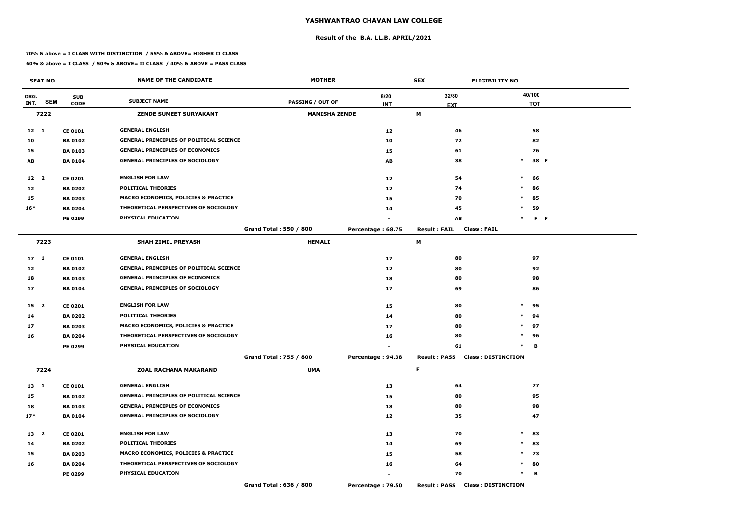# YASHWANTRAO CHAVAN LAW COLLEGE

## Result of the B.A. LL.B. APRIL/2021

**70% & above = I CLASS WITH DISTINCTION / 55% & ABOVE= HIGHER II CLASS**

**60% & above = I CLASS / 50% & ABOVE= II CLASS / 40% & ABOVE = PASS CLASS**

| SEAT NO | | | NAME OF THE CANDIDATE | MOTHER | SEX | | ELIGIBILITY NO | |
|---|---|---|---|---|---|---|---|---|
| ORG. INT. | SEM | SUB CODE | SUBJECT NAME | PASSING / OUT OF | 8/20 INT | 32/80 EXT | | 40/100 TOT |
| 7222 | | | ZENDE SUMEET SURYAKANT | MANISHA ZENDE | M | | | |
| 12 | 1 | CE 0101 | GENERAL ENGLISH | | 12 | 46 | | 58 |
| 10 | | BA 0102 | GENERAL PRINCIPLES OF POLITICAL SCIENCE | | 10 | 72 | | 82 |
| 15 | | BA 0103 | GENERAL PRINCIPLES OF ECONOMICS | | 15 | 61 | | 76 |
| AB | | BA 0104 | GENERAL PRINCIPLES OF SOCIOLOGY | | AB | 38 | * | 38 F |
| 12 | 2 | CE 0201 | ENGLISH FOR LAW | | 12 | 54 | * | 66 |
| 12 | | BA 0202 | POLITICAL THEORIES | | 12 | 74 | * | 86 |
| 15 | | BA 0203 | MACRO ECONOMICS, POLICIES & PRACTICE | | 15 | 70 | * | 85 |
| 16^ | | BA 0204 | THEORETICAL PERSPECTIVES OF SOCIOLOGY | | 14 | 45 | * | 59 |
| | | PE 0299 | PHYSICAL EDUCATION | | - | AB | * | F F |
| | | | | Grand Total : 550 / 800 | Percentage : 68.75 | Result : FAIL | Class : FAIL | |
| 7223 | | | SHAH ZIMIL PREYASH | HEMALI | M | | | |
| 17 | 1 | CE 0101 | GENERAL ENGLISH | | 17 | 80 | | 97 |
| 12 | | BA 0102 | GENERAL PRINCIPLES OF POLITICAL SCIENCE | | 12 | 80 | | 92 |
| 18 | | BA 0103 | GENERAL PRINCIPLES OF ECONOMICS | | 18 | 80 | | 98 |
| 17 | | BA 0104 | GENERAL PRINCIPLES OF SOCIOLOGY | | 17 | 69 | | 86 |
| 15 | 2 | CE 0201 | ENGLISH FOR LAW | | 15 | 80 | * | 95 |
| 14 | | BA 0202 | POLITICAL THEORIES | | 14 | 80 | * | 94 |
| 17 | | BA 0203 | MACRO ECONOMICS, POLICIES & PRACTICE | | 17 | 80 | * | 97 |
| 16 | | BA 0204 | THEORETICAL PERSPECTIVES OF SOCIOLOGY | | 16 | 80 | * | 96 |
| | | PE 0299 | PHYSICAL EDUCATION | | - | 61 | * | B |
| | | | | Grand Total : 755 / 800 | Percentage : 94.38 | Result : PASS | Class : DISTINCTION | |
| 7224 | | | ZOAL RACHANA MAKARAND | UMA | F | | | |
| 13 | 1 | CE 0101 | GENERAL ENGLISH | | 13 | 64 | | 77 |
| 15 | | BA 0102 | GENERAL PRINCIPLES OF POLITICAL SCIENCE | | 15 | 80 | | 95 |
| 18 | | BA 0103 | GENERAL PRINCIPLES OF ECONOMICS | | 18 | 80 | | 98 |
| 17^ | | BA 0104 | GENERAL PRINCIPLES OF SOCIOLOGY | | 12 | 35 | | 47 |
| 13 | 2 | CE 0201 | ENGLISH FOR LAW | | 13 | 70 | * | 83 |
| 14 | | BA 0202 | POLITICAL THEORIES | | 14 | 69 | * | 83 |
| 15 | | BA 0203 | MACRO ECONOMICS, POLICIES & PRACTICE | | 15 | 58 | * | 73 |
| 16 | | BA 0204 | THEORETICAL PERSPECTIVES OF SOCIOLOGY | | 16 | 64 | * | 80 |
| | | PE 0299 | PHYSICAL EDUCATION | | - | 70 | * | B |
| | | | | Grand Total : 636 / 800 | Percentage : 79.50 | Result : PASS | Class : DISTINCTION | |